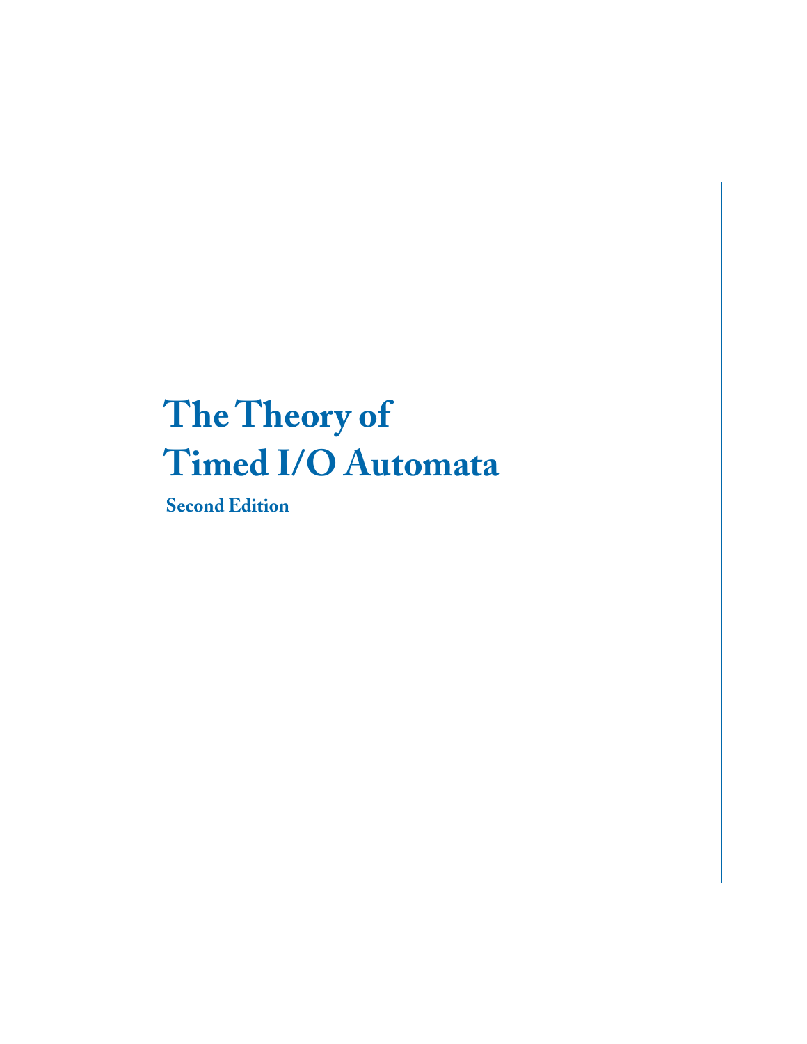# The Theory of Timed I/O Automata

**Second Edition**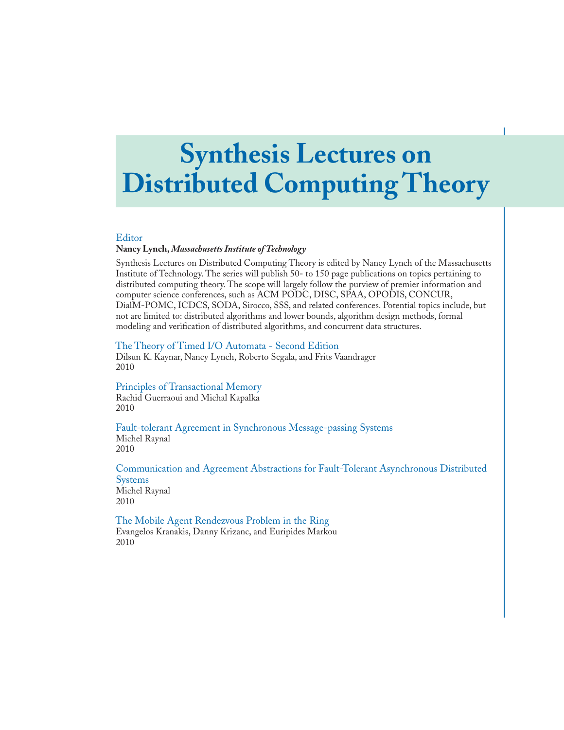# Synthesis Lectures on Distributed Computing Theory

## Editor

**Nancy Lynch,** ***Massachusetts Institute of Technology***

Synthesis Lectures on Distributed Computing Theory is edited by Nancy Lynch of the Massachusetts Institute of Technology. The series will publish 50- to 150 page publications on topics pertaining to distributed computing theory. The scope will largely follow the purview of premier information and computer science conferences, such as ACM PODC, DISC, SPAA, OPODIS, CONCUR, DialM-POMC, ICDCS, SODA, Sirocco, SSS, and related conferences. Potential topics include, but not are limited to: distributed algorithms and lower bounds, algorithm design methods, formal modeling and verification of distributed algorithms, and concurrent data structures.

The Theory of Timed I/O Automata - Second Edition
Dilsun K. Kaynar, Nancy Lynch, Roberto Segala, and Frits Vaandrager
2010

Principles of Transactional Memory
Rachid Guerraoui and Michal Kapalka
2010

Fault-tolerant Agreement in Synchronous Message-passing Systems
Michel Raynal
2010

Communication and Agreement Abstractions for Fault-Tolerant Asynchronous Distributed Systems
Michel Raynal
2010

The Mobile Agent Rendezvous Problem in the Ring
Evangelos Kranakis, Danny Krizanc, and Euripides Markou
2010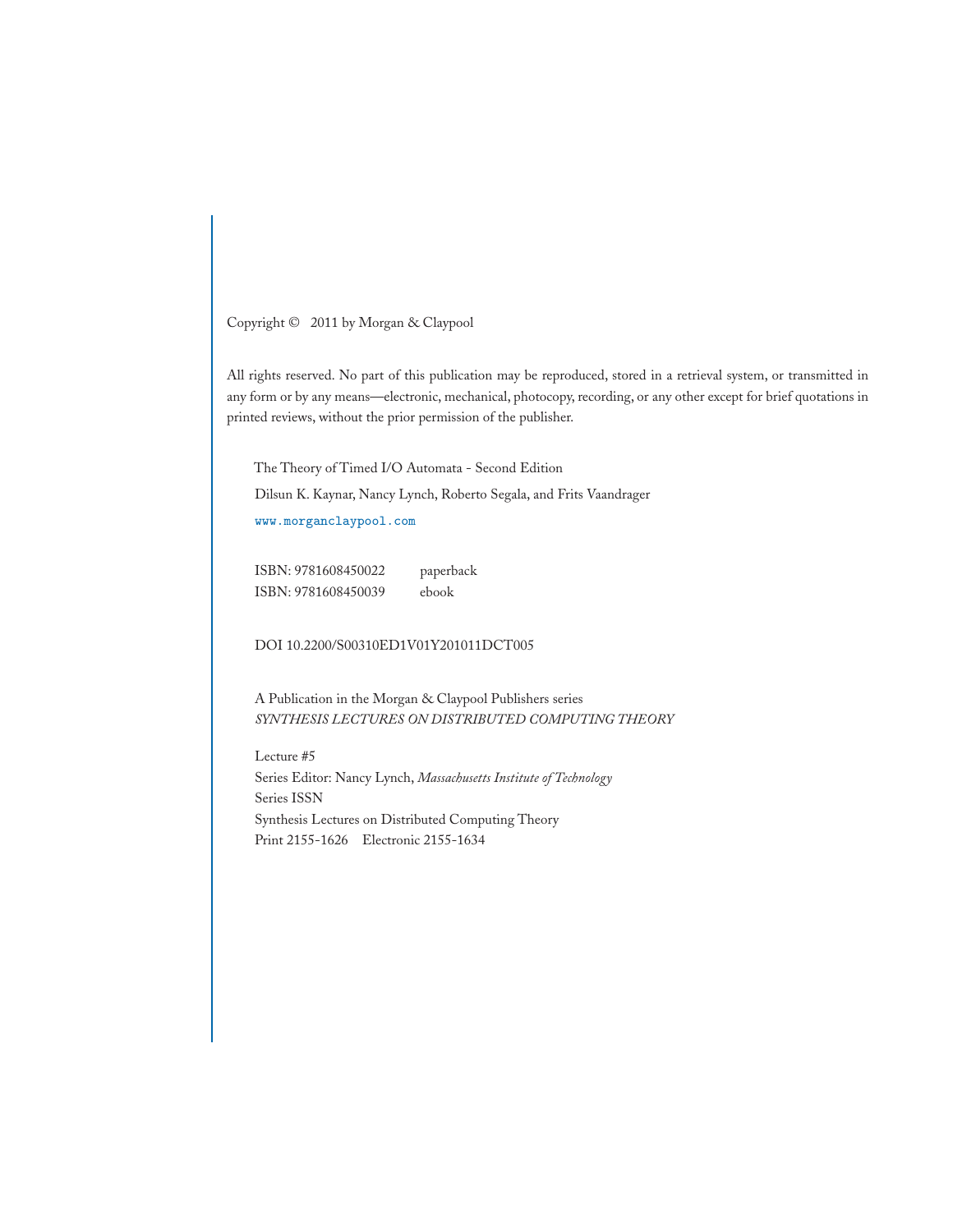Copyright © 2011 by Morgan & Claypool

All rights reserved. No part of this publication may be reproduced, stored in a retrieval system, or transmitted in any form or by any means—electronic, mechanical, photocopy, recording, or any other except for brief quotations in printed reviews, without the prior permission of the publisher.

The Theory of Timed I/O Automata - Second Edition

Dilsun K. Kaynar, Nancy Lynch, Roberto Segala, and Frits Vaandrager

www.morganclaypool.com

ISBN: 9781608450022 paperback
ISBN: 9781608450039 ebook

DOI 10.2200/S00310ED1V01Y201011DCT005

A Publication in the Morgan & Claypool Publishers series
*SYNTHESIS LECTURES ON DISTRIBUTED COMPUTING THEORY*

Lecture #5
Series Editor: Nancy Lynch, *Massachusetts Institute of Technology*
Series ISSN
Synthesis Lectures on Distributed Computing Theory
Print 2155-1626 Electronic 2155-1634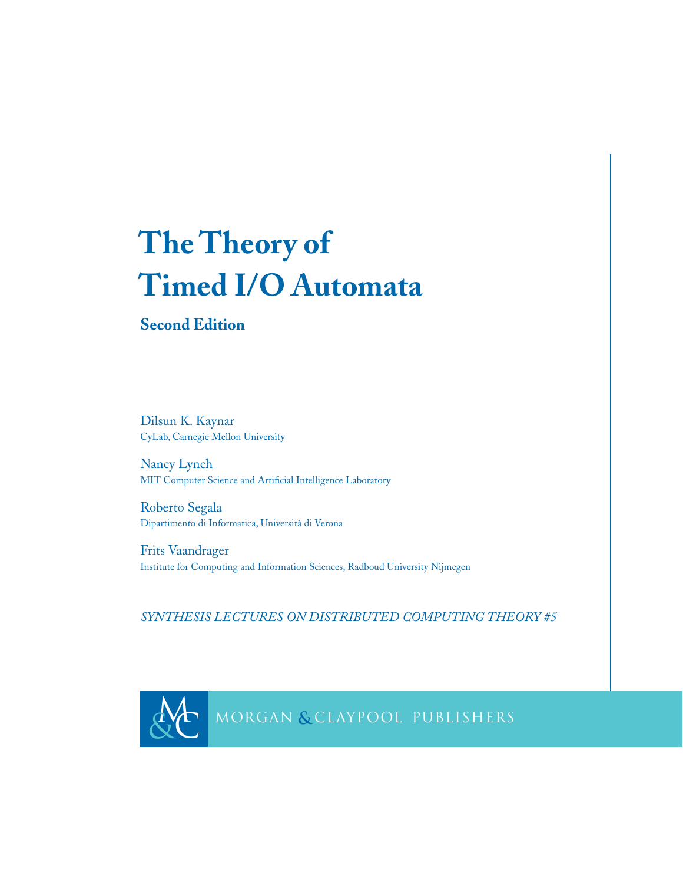# The Theory of Timed I/O Automata

## Second Edition

Dilsun K. Kaynar
CyLab, Carnegie Mellon University

Nancy Lynch
MIT Computer Science and Artificial Intelligence Laboratory

Roberto Segala
Dipartimento di Informatica, Università di Verona

Frits Vaandrager
Institute for Computing and Information Sciences, Radboud University Nijmegen

*SYNTHESIS LECTURES ON DISTRIBUTED COMPUTING THEORY #5*

MORGAN & CLAYPOOL PUBLISHERS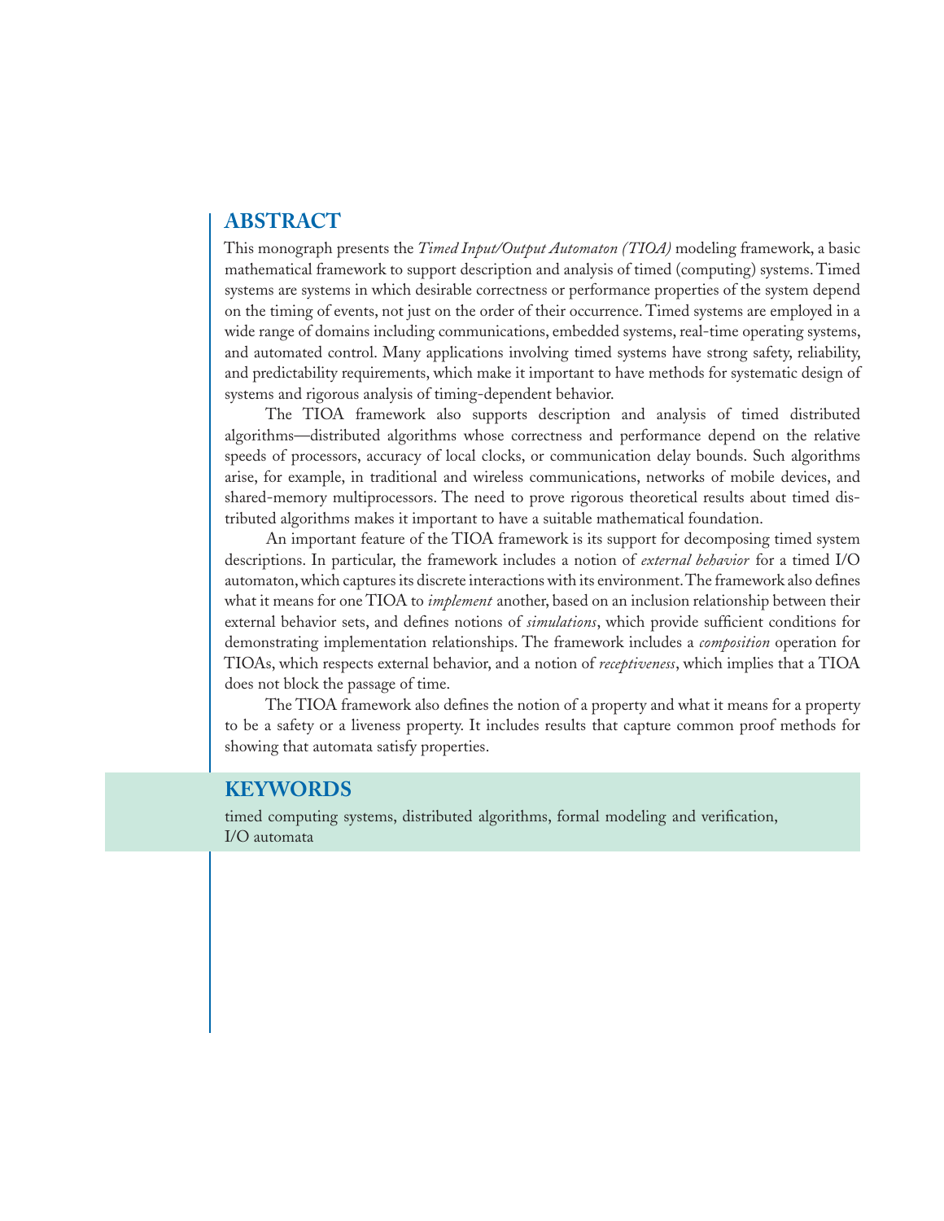## ABSTRACT

This monograph presents the *Timed Input/Output Automaton (TIOA)* modeling framework, a basic mathematical framework to support description and analysis of timed (computing) systems. Timed systems are systems in which desirable correctness or performance properties of the system depend on the timing of events, not just on the order of their occurrence. Timed systems are employed in a wide range of domains including communications, embedded systems, real-time operating systems, and automated control. Many applications involving timed systems have strong safety, reliability, and predictability requirements, which make it important to have methods for systematic design of systems and rigorous analysis of timing-dependent behavior.

The TIOA framework also supports description and analysis of timed distributed algorithms—distributed algorithms whose correctness and performance depend on the relative speeds of processors, accuracy of local clocks, or communication delay bounds. Such algorithms arise, for example, in traditional and wireless communications, networks of mobile devices, and shared-memory multiprocessors. The need to prove rigorous theoretical results about timed distributed algorithms makes it important to have a suitable mathematical foundation.

An important feature of the TIOA framework is its support for decomposing timed system descriptions. In particular, the framework includes a notion of *external behavior* for a timed I/O automaton, which captures its discrete interactions with its environment. The framework also defines what it means for one TIOA to *implement* another, based on an inclusion relationship between their external behavior sets, and defines notions of *simulations*, which provide sufficient conditions for demonstrating implementation relationships. The framework includes a *composition* operation for TIOAs, which respects external behavior, and a notion of *receptiveness*, which implies that a TIOA does not block the passage of time.

The TIOA framework also defines the notion of a property and what it means for a property to be a safety or a liveness property. It includes results that capture common proof methods for showing that automata satisfy properties.

## KEYWORDS

timed computing systems, distributed algorithms, formal modeling and verification, I/O automata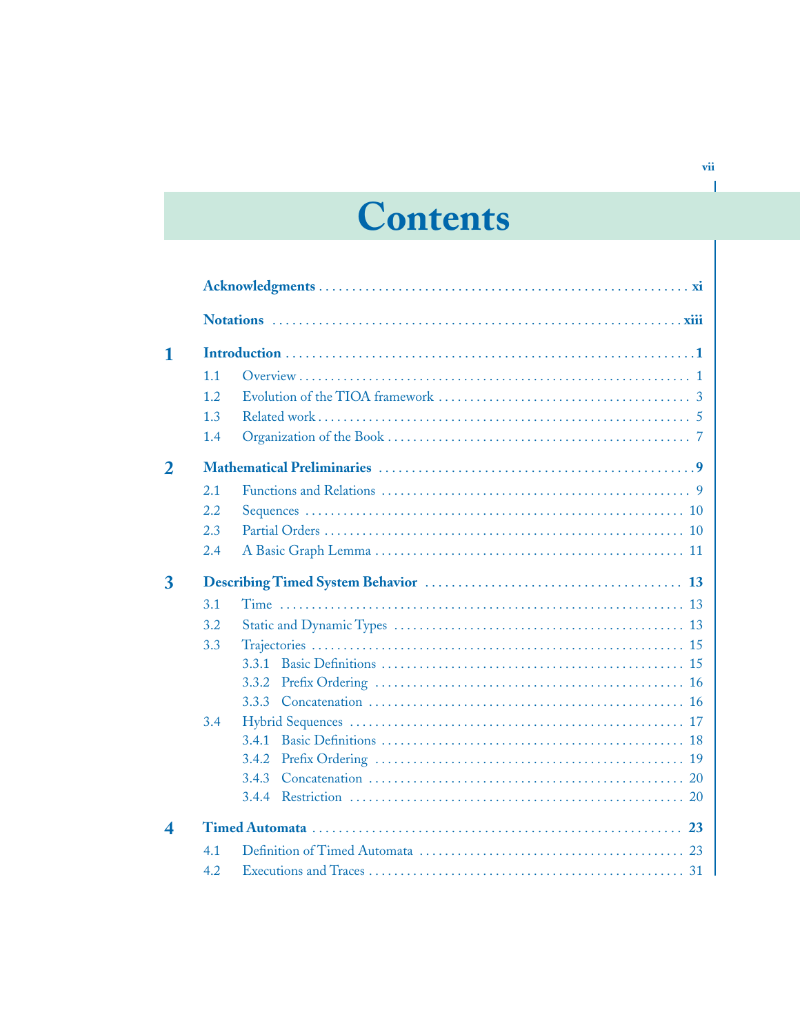# Contents

**Acknowledgments** . . . . . . . . . . . . . . . . . . . . . . . . . . . . . . . . . . . . . . . . **xi**

**Notations** . . . . . . . . . . . . . . . . . . . . . . . . . . . . . . . . . . . . . . . . **xiii**

**1 Introduction** . . . . . . . . . . . . . . . . . . . . . . . . . . . . . . . . . . . . . . . . **1**

- 1.1 Overview . . . . . . . . . . . . . . . . . . . . . . . . . . . . . . . . . . . . . . . . 1
- 1.2 Evolution of the TIOA framework . . . . . . . . . . . . . . . . . . . . . . . . 3
- 1.3 Related work . . . . . . . . . . . . . . . . . . . . . . . . . . . . . . . . . . . . 5
- 1.4 Organization of the Book . . . . . . . . . . . . . . . . . . . . . . . . . . . . . . 7

**2 Mathematical Preliminaries** . . . . . . . . . . . . . . . . . . . . . . . . . . . . **9**

- 2.1 Functions and Relations . . . . . . . . . . . . . . . . . . . . . . . . . . . . . . 9
- 2.2 Sequences . . . . . . . . . . . . . . . . . . . . . . . . . . . . . . . . . . . . . . . . 10
- 2.3 Partial Orders . . . . . . . . . . . . . . . . . . . . . . . . . . . . . . . . . . . . 10
- 2.4 A Basic Graph Lemma . . . . . . . . . . . . . . . . . . . . . . . . . . . . . . . 11

**3 Describing Timed System Behavior** . . . . . . . . . . . . . . . . . . . . . . . **13**

- 3.1 Time . . . . . . . . . . . . . . . . . . . . . . . . . . . . . . . . . . . . . . . . . . 13
- 3.2 Static and Dynamic Types . . . . . . . . . . . . . . . . . . . . . . . . . . . . . 13
- 3.3 Trajectories . . . . . . . . . . . . . . . . . . . . . . . . . . . . . . . . . . . . . 15
  - 3.3.1 Basic Definitions . . . . . . . . . . . . . . . . . . . . . . . . . . . . . . 15
  - 3.3.2 Prefix Ordering . . . . . . . . . . . . . . . . . . . . . . . . . . . . . . . 16
  - 3.3.3 Concatenation . . . . . . . . . . . . . . . . . . . . . . . . . . . . . . . . 16
- 3.4 Hybrid Sequences . . . . . . . . . . . . . . . . . . . . . . . . . . . . . . . . . 17
  - 3.4.1 Basic Definitions . . . . . . . . . . . . . . . . . . . . . . . . . . . . . . 18
  - 3.4.2 Prefix Ordering . . . . . . . . . . . . . . . . . . . . . . . . . . . . . . . 19
  - 3.4.3 Concatenation . . . . . . . . . . . . . . . . . . . . . . . . . . . . . . . . 20
  - 3.4.4 Restriction . . . . . . . . . . . . . . . . . . . . . . . . . . . . . . . . . 20

**4 Timed Automata** . . . . . . . . . . . . . . . . . . . . . . . . . . . . . . . . . . . **23**

- 4.1 Definition of Timed Automata . . . . . . . . . . . . . . . . . . . . . . . . . . 23
- 4.2 Executions and Traces . . . . . . . . . . . . . . . . . . . . . . . . . . . . . . . 31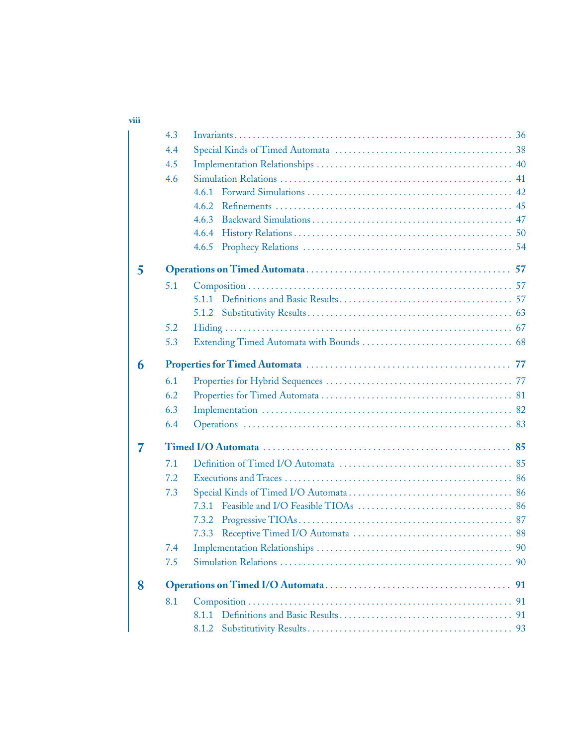4.3 Invariants . . . . . . . . . . 36
4.4 Special Kinds of Timed Automata . . . . . . . . . . 38
4.5 Implementation Relationships . . . . . . . . . . 40
4.6 Simulation Relations . . . . . . . . . . 41
4.6.1 Forward Simulations . . . . . . . . . . 42
4.6.2 Refinements . . . . . . . . . . 45
4.6.3 Backward Simulations . . . . . . . . . . 47
4.6.4 History Relations . . . . . . . . . . 50
4.6.5 Prophecy Relations . . . . . . . . . . 54

**5 Operations on Timed Automata . . . . . . . . . . 57**

5.1 Composition . . . . . . . . . . 57
5.1.1 Definitions and Basic Results . . . . . . . . . . 57
5.1.2 Substitutivity Results . . . . . . . . . . 63
5.2 Hiding . . . . . . . . . . 67
5.3 Extending Timed Automata with Bounds . . . . . . . . . . 68

**6 Properties for Timed Automata . . . . . . . . . . 77**

6.1 Properties for Hybrid Sequences . . . . . . . . . . 77
6.2 Properties for Timed Automata . . . . . . . . . . 81
6.3 Implementation . . . . . . . . . . 82
6.4 Operations . . . . . . . . . . 83

**7 Timed I/O Automata . . . . . . . . . . 85**

7.1 Definition of Timed I/O Automata . . . . . . . . . . 85
7.2 Executions and Traces . . . . . . . . . . 86
7.3 Special Kinds of Timed I/O Automata . . . . . . . . . . 86
7.3.1 Feasible and I/O Feasible TIOAs . . . . . . . . . . 86
7.3.2 Progressive TIOAs . . . . . . . . . . 87
7.3.3 Receptive Timed I/O Automata . . . . . . . . . . 88
7.4 Implementation Relationships . . . . . . . . . . 90
7.5 Simulation Relations . . . . . . . . . . 90

**8 Operations on Timed I/O Automata . . . . . . . . . . 91**

8.1 Composition . . . . . . . . . . 91
8.1.1 Definitions and Basic Results . . . . . . . . . . 91
8.1.2 Substitutivity Results . . . . . . . . . . 93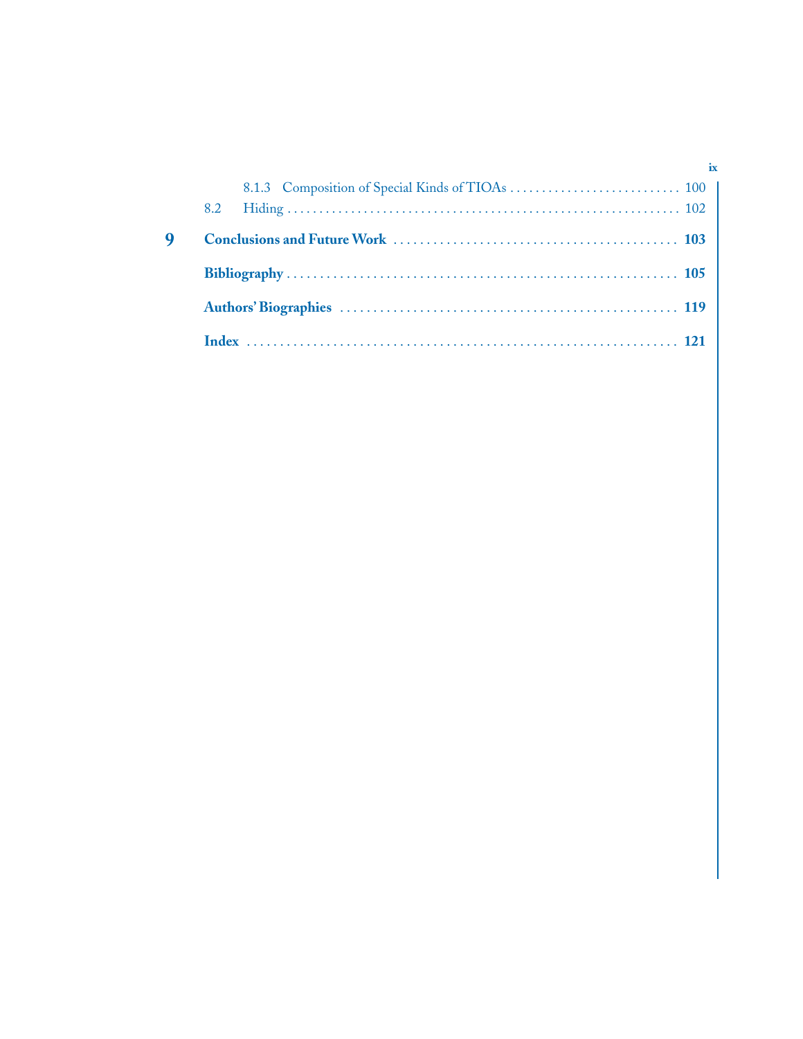8.1.3 Composition of Special Kinds of TIOAs . . . . . . . . . . . . . . . . . . . . . . . . . . . 100

8.2 Hiding . . . . . . . . . . . . . . . . . . . . . . . . . . . . . . . . . . . . . . . . . . . . . . . . . . . . . . . . . . . . . . 102

**9 Conclusions and Future Work . . . . . . . . . . . . . . . . . . . . . . . . . . . . . . . . . . . . . . . . . . . 103**

**Bibliography . . . . . . . . . . . . . . . . . . . . . . . . . . . . . . . . . . . . . . . . . . . . . . . . . . . . . . . . . . . 105**

**Authors' Biographies . . . . . . . . . . . . . . . . . . . . . . . . . . . . . . . . . . . . . . . . . . . . . . . . . . . 119**

**Index . . . . . . . . . . . . . . . . . . . . . . . . . . . . . . . . . . . . . . . . . . . . . . . . . . . . . . . . . . . . . . . . . 121**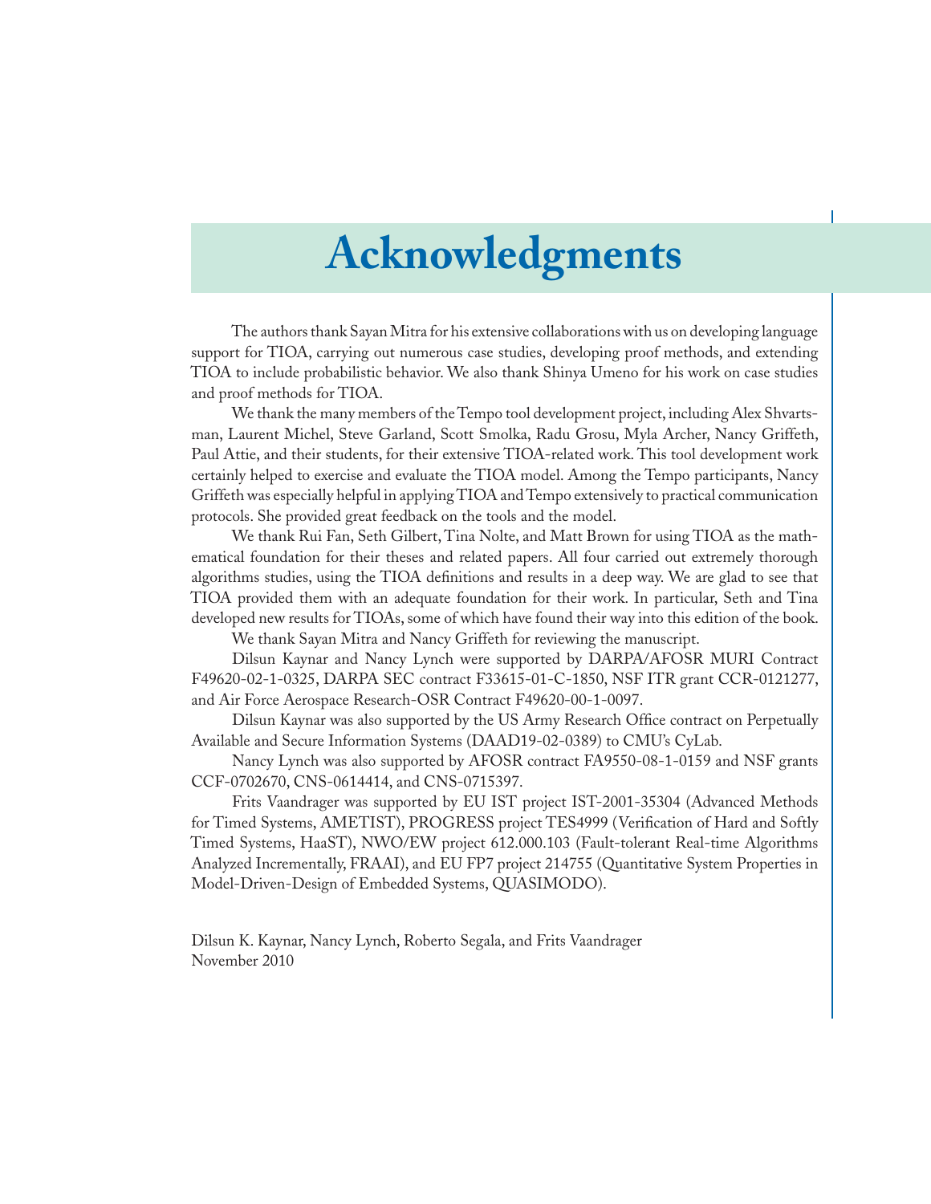# Acknowledgments

The authors thank Sayan Mitra for his extensive collaborations with us on developing language support for TIOA, carrying out numerous case studies, developing proof methods, and extending TIOA to include probabilistic behavior. We also thank Shinya Umeno for his work on case studies and proof methods for TIOA.

We thank the many members of the Tempo tool development project, including Alex Shvartsman, Laurent Michel, Steve Garland, Scott Smolka, Radu Grosu, Myla Archer, Nancy Griffeth, Paul Attie, and their students, for their extensive TIOA-related work. This tool development work certainly helped to exercise and evaluate the TIOA model. Among the Tempo participants, Nancy Griffeth was especially helpful in applying TIOA and Tempo extensively to practical communication protocols. She provided great feedback on the tools and the model.

We thank Rui Fan, Seth Gilbert, Tina Nolte, and Matt Brown for using TIOA as the mathematical foundation for their theses and related papers. All four carried out extremely thorough algorithms studies, using the TIOA definitions and results in a deep way. We are glad to see that TIOA provided them with an adequate foundation for their work. In particular, Seth and Tina developed new results for TIOAs, some of which have found their way into this edition of the book.

We thank Sayan Mitra and Nancy Griffeth for reviewing the manuscript.

Dilsun Kaynar and Nancy Lynch were supported by DARPA/AFOSR MURI Contract F49620-02-1-0325, DARPA SEC contract F33615-01-C-1850, NSF ITR grant CCR-0121277, and Air Force Aerospace Research-OSR Contract F49620-00-1-0097.

Dilsun Kaynar was also supported by the US Army Research Office contract on Perpetually Available and Secure Information Systems (DAAD19-02-0389) to CMU's CyLab.

Nancy Lynch was also supported by AFOSR contract FA9550-08-1-0159 and NSF grants CCF-0702670, CNS-0614414, and CNS-0715397.

Frits Vaandrager was supported by EU IST project IST-2001-35304 (Advanced Methods for Timed Systems, AMETIST), PROGRESS project TES4999 (Verification of Hard and Softly Timed Systems, HaaST), NWO/EW project 612.000.103 (Fault-tolerant Real-time Algorithms Analyzed Incrementally, FRAAI), and EU FP7 project 214755 (Quantitative System Properties in Model-Driven-Design of Embedded Systems, QUASIMODO).

Dilsun K. Kaynar, Nancy Lynch, Roberto Segala, and Frits Vaandrager
November 2010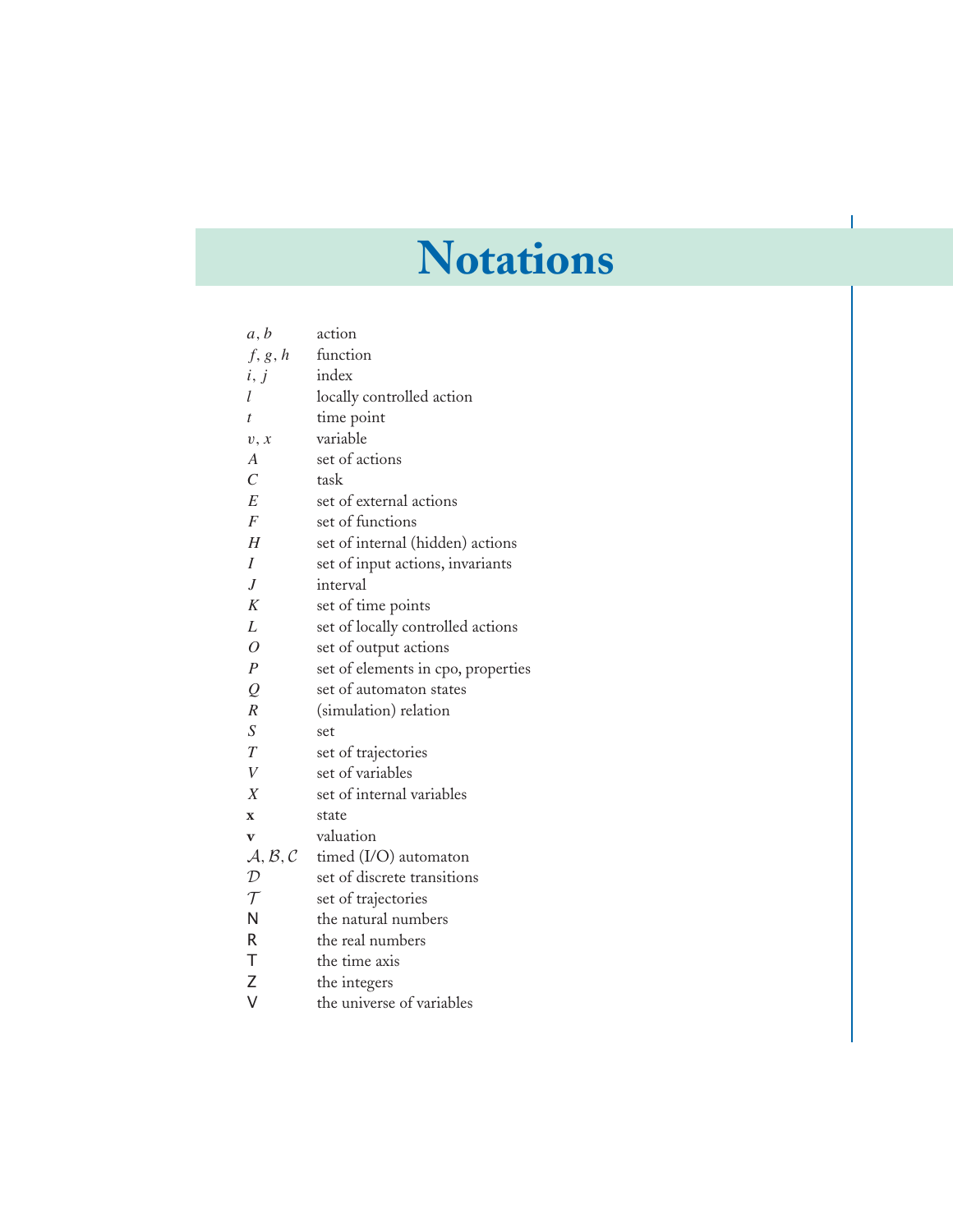# Notations

| | |
|---|---|
| $a, b$ | action |
| $f, g, h$ | function |
| $i, j$ | index |
| $l$ | locally controlled action |
| $t$ | time point |
| $v, x$ | variable |
| $A$ | set of actions |
| $C$ | task |
| $E$ | set of external actions |
| $F$ | set of functions |
| $H$ | set of internal (hidden) actions |
| $I$ | set of input actions, invariants |
| $J$ | interval |
| $K$ | set of time points |
| $L$ | set of locally controlled actions |
| $O$ | set of output actions |
| $P$ | set of elements in cpo, properties |
| $Q$ | set of automaton states |
| $R$ | (simulation) relation |
| $S$ | set |
| $T$ | set of trajectories |
| $V$ | set of variables |
| $X$ | set of internal variables |
| $\mathbf{x}$ | state |
| $\mathbf{v}$ | valuation |
| $\mathcal{A}, \mathcal{B}, \mathcal{C}$ | timed (I/O) automaton |
| $\mathcal{D}$ | set of discrete transitions |
| $\mathcal{T}$ | set of trajectories |
| $\mathsf{N}$ | the natural numbers |
| $\mathsf{R}$ | the real numbers |
| $\mathsf{T}$ | the time axis |
| $\mathsf{Z}$ | the integers |
| $\mathsf{V}$ | the universe of variables |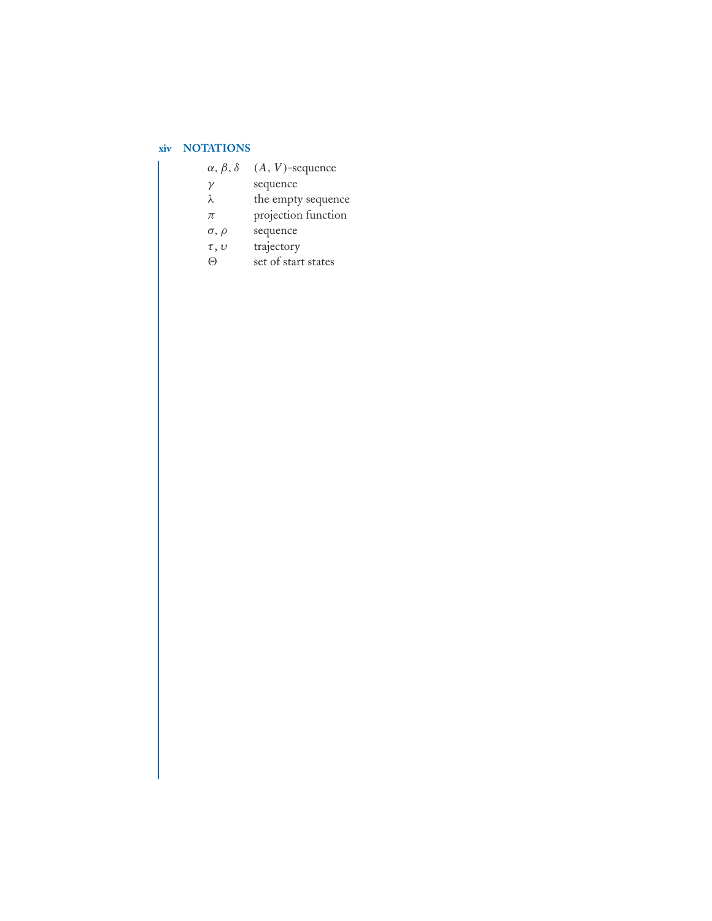| | |
|---|---|
| $\alpha, \beta, \delta$ | $(A, V)$-sequence |
| $\gamma$ | sequence |
| $\lambda$ | the empty sequence |
| $\pi$ | projection function |
| $\sigma, \rho$ | sequence |
| $\tau, \upsilon$ | trajectory |
| $\Theta$ | set of start states |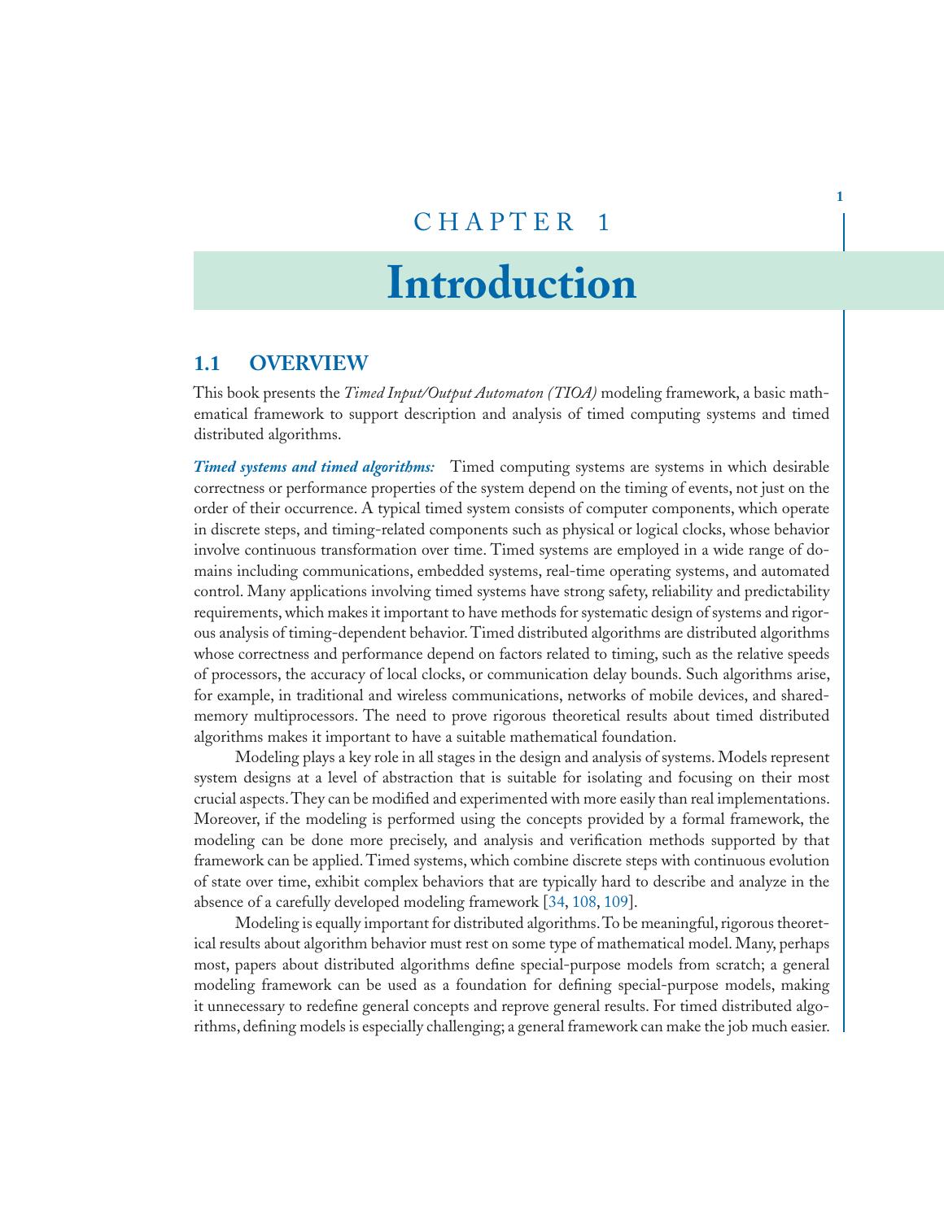# CHAPTER 1

# Introduction

## 1.1 OVERVIEW

This book presents the *Timed Input/Output Automaton (TIOA)* modeling framework, a basic mathematical framework to support description and analysis of timed computing systems and timed distributed algorithms.

***Timed systems and timed algorithms:*** Timed computing systems are systems in which desirable correctness or performance properties of the system depend on the timing of events, not just on the order of their occurrence. A typical timed system consists of computer components, which operate in discrete steps, and timing-related components such as physical or logical clocks, whose behavior involve continuous transformation over time. Timed systems are employed in a wide range of domains including communications, embedded systems, real-time operating systems, and automated control. Many applications involving timed systems have strong safety, reliability and predictability requirements, which makes it important to have methods for systematic design of systems and rigorous analysis of timing-dependent behavior. Timed distributed algorithms are distributed algorithms whose correctness and performance depend on factors related to timing, such as the relative speeds of processors, the accuracy of local clocks, or communication delay bounds. Such algorithms arise, for example, in traditional and wireless communications, networks of mobile devices, and shared-memory multiprocessors. The need to prove rigorous theoretical results about timed distributed algorithms makes it important to have a suitable mathematical foundation.

Modeling plays a key role in all stages in the design and analysis of systems. Models represent system designs at a level of abstraction that is suitable for isolating and focusing on their most crucial aspects. They can be modified and experimented with more easily than real implementations. Moreover, if the modeling is performed using the concepts provided by a formal framework, the modeling can be done more precisely, and analysis and verification methods supported by that framework can be applied. Timed systems, which combine discrete steps with continuous evolution of state over time, exhibit complex behaviors that are typically hard to describe and analyze in the absence of a carefully developed modeling framework [34, 108, 109].

Modeling is equally important for distributed algorithms. To be meaningful, rigorous theoretical results about algorithm behavior must rest on some type of mathematical model. Many, perhaps most, papers about distributed algorithms define special-purpose models from scratch; a general modeling framework can be used as a foundation for defining special-purpose models, making it unnecessary to redefine general concepts and reprove general results. For timed distributed algorithms, defining models is especially challenging; a general framework can make the job much easier.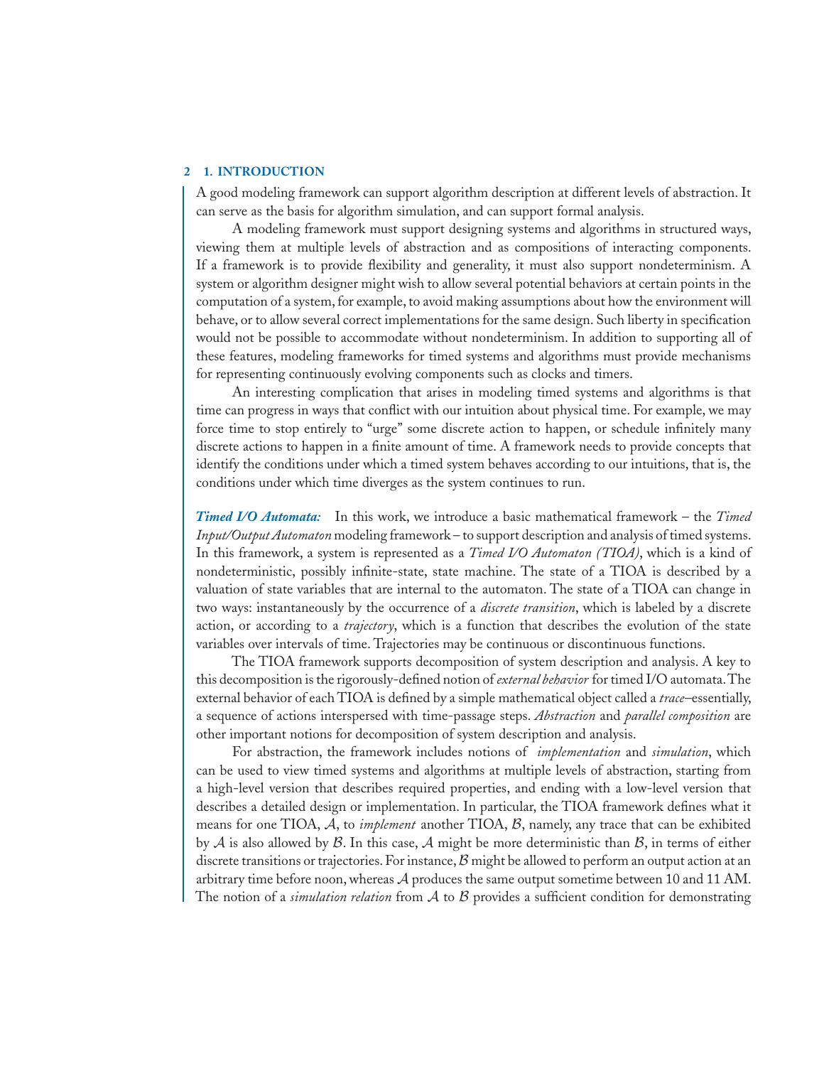A good modeling framework can support algorithm description at different levels of abstraction. It can serve as the basis for algorithm simulation, and can support formal analysis.

A modeling framework must support designing systems and algorithms in structured ways, viewing them at multiple levels of abstraction and as compositions of interacting components. If a framework is to provide flexibility and generality, it must also support nondeterminism. A system or algorithm designer might wish to allow several potential behaviors at certain points in the computation of a system, for example, to avoid making assumptions about how the environment will behave, or to allow several correct implementations for the same design. Such liberty in specification would not be possible to accommodate without nondeterminism. In addition to supporting all of these features, modeling frameworks for timed systems and algorithms must provide mechanisms for representing continuously evolving components such as clocks and timers.

An interesting complication that arises in modeling timed systems and algorithms is that time can progress in ways that conflict with our intuition about physical time. For example, we may force time to stop entirely to "urge" some discrete action to happen, or schedule infinitely many discrete actions to happen in a finite amount of time. A framework needs to provide concepts that identify the conditions under which a timed system behaves according to our intuitions, that is, the conditions under which time diverges as the system continues to run.

***Timed I/O Automata:*** In this work, we introduce a basic mathematical framework – the *Timed Input/Output Automaton* modeling framework – to support description and analysis of timed systems. In this framework, a system is represented as a *Timed I/O Automaton (TIOA)*, which is a kind of nondeterministic, possibly infinite-state, state machine. The state of a TIOA is described by a valuation of state variables that are internal to the automaton. The state of a TIOA can change in two ways: instantaneously by the occurrence of a *discrete transition*, which is labeled by a discrete action, or according to a *trajectory*, which is a function that describes the evolution of the state variables over intervals of time. Trajectories may be continuous or discontinuous functions.

The TIOA framework supports decomposition of system description and analysis. A key to this decomposition is the rigorously-defined notion of *external behavior* for timed I/O automata. The external behavior of each TIOA is defined by a simple mathematical object called a *trace*–essentially, a sequence of actions interspersed with time-passage steps. *Abstraction* and *parallel composition* are other important notions for decomposition of system description and analysis.

For abstraction, the framework includes notions of *implementation* and *simulation*, which can be used to view timed systems and algorithms at multiple levels of abstraction, starting from a high-level version that describes required properties, and ending with a low-level version that describes a detailed design or implementation. In particular, the TIOA framework defines what it means for one TIOA, $\mathcal{A}$, to *implement* another TIOA, $\mathcal{B}$, namely, any trace that can be exhibited by $\mathcal{A}$ is also allowed by $\mathcal{B}$. In this case, $\mathcal{A}$ might be more deterministic than $\mathcal{B}$, in terms of either discrete transitions or trajectories. For instance, $\mathcal{B}$ might be allowed to perform an output action at an arbitrary time before noon, whereas $\mathcal{A}$ produces the same output sometime between 10 and 11 AM. The notion of a *simulation relation* from $\mathcal{A}$ to $\mathcal{B}$ provides a sufficient condition for demonstrating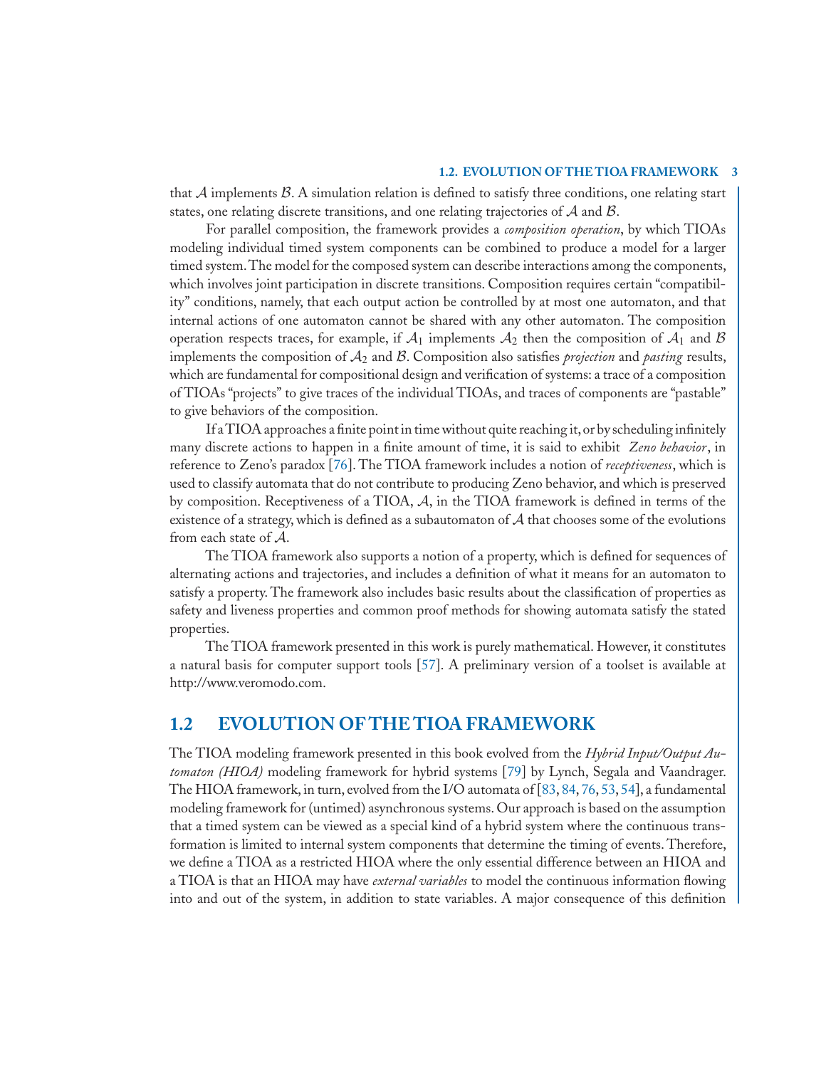that $\mathcal{A}$ implements $\mathcal{B}$. A simulation relation is defined to satisfy three conditions, one relating start states, one relating discrete transitions, and one relating trajectories of $\mathcal{A}$ and $\mathcal{B}$.

For parallel composition, the framework provides a *composition operation*, by which TIOAs modeling individual timed system components can be combined to produce a model for a larger timed system. The model for the composed system can describe interactions among the components, which involves joint participation in discrete transitions. Composition requires certain "compatibility" conditions, namely, that each output action be controlled by at most one automaton, and that internal actions of one automaton cannot be shared with any other automaton. The composition operation respects traces, for example, if $\mathcal{A}_1$ implements $\mathcal{A}_2$ then the composition of $\mathcal{A}_1$ and $\mathcal{B}$ implements the composition of $\mathcal{A}_2$ and $\mathcal{B}$. Composition also satisfies *projection* and *pasting* results, which are fundamental for compositional design and verification of systems: a trace of a composition of TIOAs "projects" to give traces of the individual TIOAs, and traces of components are "pastable" to give behaviors of the composition.

If a TIOA approaches a finite point in time without quite reaching it, or by scheduling infinitely many discrete actions to happen in a finite amount of time, it is said to exhibit *Zeno behavior*, in reference to Zeno's paradox [76]. The TIOA framework includes a notion of *receptiveness*, which is used to classify automata that do not contribute to producing Zeno behavior, and which is preserved by composition. Receptiveness of a TIOA, $\mathcal{A}$, in the TIOA framework is defined in terms of the existence of a strategy, which is defined as a subautomaton of $\mathcal{A}$ that chooses some of the evolutions from each state of $\mathcal{A}$.

The TIOA framework also supports a notion of a property, which is defined for sequences of alternating actions and trajectories, and includes a definition of what it means for an automaton to satisfy a property. The framework also includes basic results about the classification of properties as safety and liveness properties and common proof methods for showing automata satisfy the stated properties.

The TIOA framework presented in this work is purely mathematical. However, it constitutes a natural basis for computer support tools [57]. A preliminary version of a toolset is available at http://www.veromodo.com.

## 1.2 EVOLUTION OF THE TIOA FRAMEWORK

The TIOA modeling framework presented in this book evolved from the *Hybrid Input/Output Automaton (HIOA)* modeling framework for hybrid systems [79] by Lynch, Segala and Vaandrager. The HIOA framework, in turn, evolved from the I/O automata of [83, 84, 76, 53, 54], a fundamental modeling framework for (untimed) asynchronous systems. Our approach is based on the assumption that a timed system can be viewed as a special kind of a hybrid system where the continuous transformation is limited to internal system components that determine the timing of events. Therefore, we define a TIOA as a restricted HIOA where the only essential difference between an HIOA and a TIOA is that an HIOA may have *external variables* to model the continuous information flowing into and out of the system, in addition to state variables. A major consequence of this definition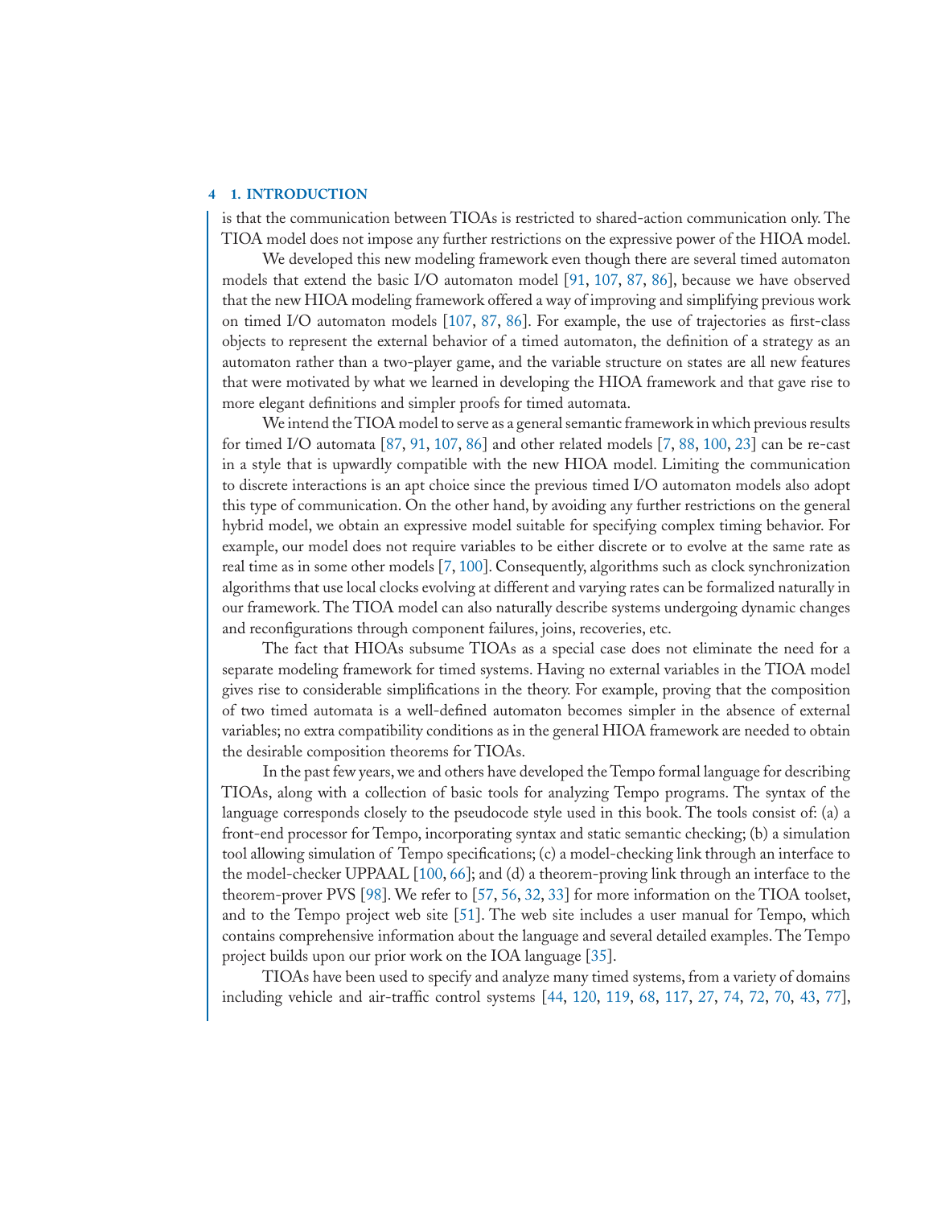is that the communication between TIOAs is restricted to shared-action communication only. The TIOA model does not impose any further restrictions on the expressive power of the HIOA model.

We developed this new modeling framework even though there are several timed automaton models that extend the basic I/O automaton model [91, 107, 87, 86], because we have observed that the new HIOA modeling framework offered a way of improving and simplifying previous work on timed I/O automaton models [107, 87, 86]. For example, the use of trajectories as first-class objects to represent the external behavior of a timed automaton, the definition of a strategy as an automaton rather than a two-player game, and the variable structure on states are all new features that were motivated by what we learned in developing the HIOA framework and that gave rise to more elegant definitions and simpler proofs for timed automata.

We intend the TIOA model to serve as a general semantic framework in which previous results for timed I/O automata [87, 91, 107, 86] and other related models [7, 88, 100, 23] can be re-cast in a style that is upwardly compatible with the new HIOA model. Limiting the communication to discrete interactions is an apt choice since the previous timed I/O automaton models also adopt this type of communication. On the other hand, by avoiding any further restrictions on the general hybrid model, we obtain an expressive model suitable for specifying complex timing behavior. For example, our model does not require variables to be either discrete or to evolve at the same rate as real time as in some other models [7, 100]. Consequently, algorithms such as clock synchronization algorithms that use local clocks evolving at different and varying rates can be formalized naturally in our framework. The TIOA model can also naturally describe systems undergoing dynamic changes and reconfigurations through component failures, joins, recoveries, etc.

The fact that HIOAs subsume TIOAs as a special case does not eliminate the need for a separate modeling framework for timed systems. Having no external variables in the TIOA model gives rise to considerable simplifications in the theory. For example, proving that the composition of two timed automata is a well-defined automaton becomes simpler in the absence of external variables; no extra compatibility conditions as in the general HIOA framework are needed to obtain the desirable composition theorems for TIOAs.

In the past few years, we and others have developed the Tempo formal language for describing TIOAs, along with a collection of basic tools for analyzing Tempo programs. The syntax of the language corresponds closely to the pseudocode style used in this book. The tools consist of: (a) a front-end processor for Tempo, incorporating syntax and static semantic checking; (b) a simulation tool allowing simulation of Tempo specifications; (c) a model-checking link through an interface to the model-checker UPPAAL [100, 66]; and (d) a theorem-proving link through an interface to the theorem-prover PVS [98]. We refer to [57, 56, 32, 33] for more information on the TIOA toolset, and to the Tempo project web site [51]. The web site includes a user manual for Tempo, which contains comprehensive information about the language and several detailed examples. The Tempo project builds upon our prior work on the IOA language [35].

TIOAs have been used to specify and analyze many timed systems, from a variety of domains including vehicle and air-traffic control systems [44, 120, 119, 68, 117, 27, 74, 72, 70, 43, 77],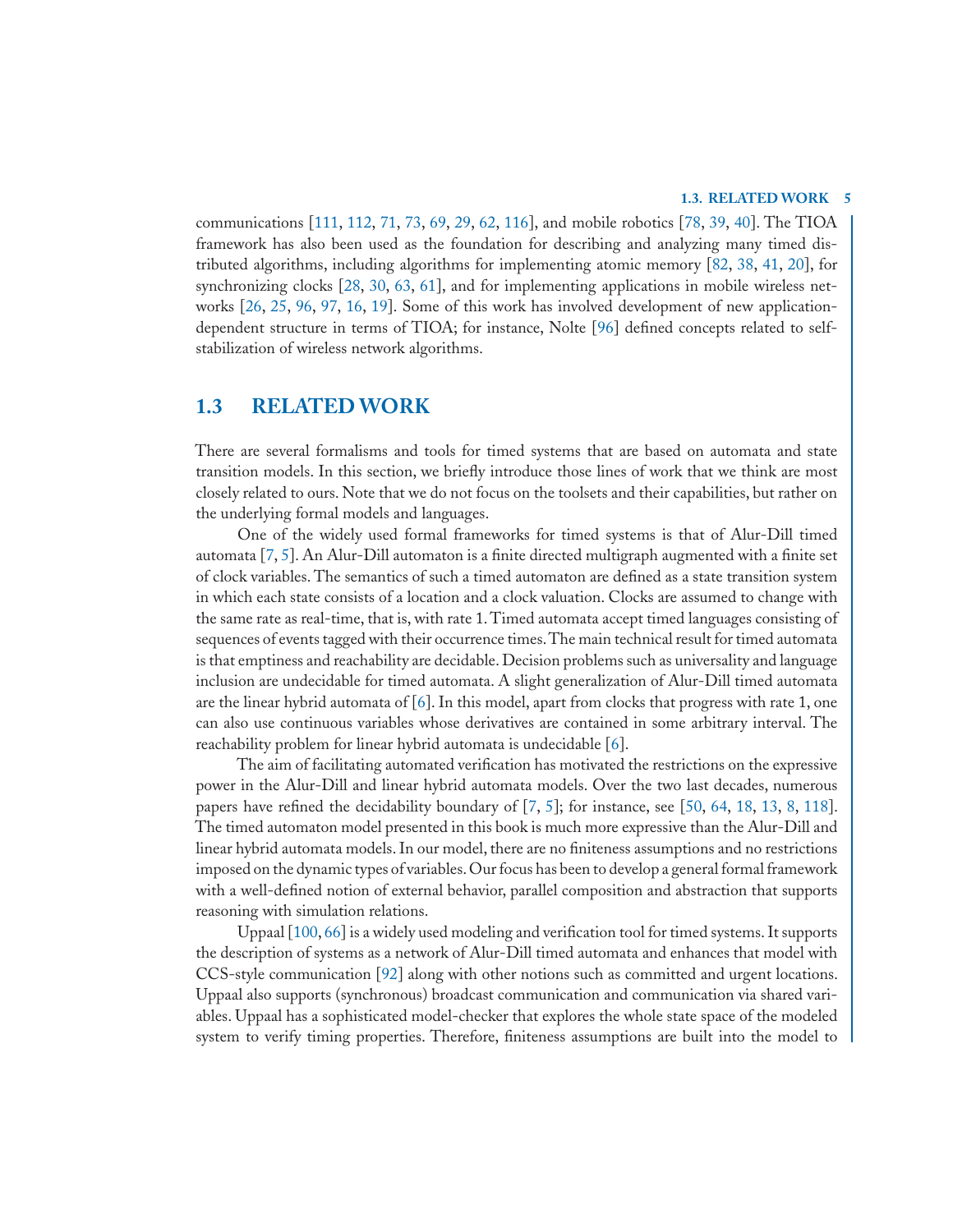communications [111, 112, 71, 73, 69, 29, 62, 116], and mobile robotics [78, 39, 40]. The TIOA framework has also been used as the foundation for describing and analyzing many timed distributed algorithms, including algorithms for implementing atomic memory [82, 38, 41, 20], for synchronizing clocks [28, 30, 63, 61], and for implementing applications in mobile wireless networks [26, 25, 96, 97, 16, 19]. Some of this work has involved development of new application-dependent structure in terms of TIOA; for instance, Nolte [96] defined concepts related to self-stabilization of wireless network algorithms.

## 1.3 RELATED WORK

There are several formalisms and tools for timed systems that are based on automata and state transition models. In this section, we briefly introduce those lines of work that we think are most closely related to ours. Note that we do not focus on the toolsets and their capabilities, but rather on the underlying formal models and languages.

One of the widely used formal frameworks for timed systems is that of Alur-Dill timed automata [7, 5]. An Alur-Dill automaton is a finite directed multigraph augmented with a finite set of clock variables. The semantics of such a timed automaton are defined as a state transition system in which each state consists of a location and a clock valuation. Clocks are assumed to change with the same rate as real-time, that is, with rate 1. Timed automata accept timed languages consisting of sequences of events tagged with their occurrence times. The main technical result for timed automata is that emptiness and reachability are decidable. Decision problems such as universality and language inclusion are undecidable for timed automata. A slight generalization of Alur-Dill timed automata are the linear hybrid automata of [6]. In this model, apart from clocks that progress with rate 1, one can also use continuous variables whose derivatives are contained in some arbitrary interval. The reachability problem for linear hybrid automata is undecidable [6].

The aim of facilitating automated verification has motivated the restrictions on the expressive power in the Alur-Dill and linear hybrid automata models. Over the two last decades, numerous papers have refined the decidability boundary of [7, 5]; for instance, see [50, 64, 18, 13, 8, 118]. The timed automaton model presented in this book is much more expressive than the Alur-Dill and linear hybrid automata models. In our model, there are no finiteness assumptions and no restrictions imposed on the dynamic types of variables. Our focus has been to develop a general formal framework with a well-defined notion of external behavior, parallel composition and abstraction that supports reasoning with simulation relations.

Uppaal [100, 66] is a widely used modeling and verification tool for timed systems. It supports the description of systems as a network of Alur-Dill timed automata and enhances that model with CCS-style communication [92] along with other notions such as committed and urgent locations. Uppaal also supports (synchronous) broadcast communication and communication via shared variables. Uppaal has a sophisticated model-checker that explores the whole state space of the modeled system to verify timing properties. Therefore, finiteness assumptions are built into the model to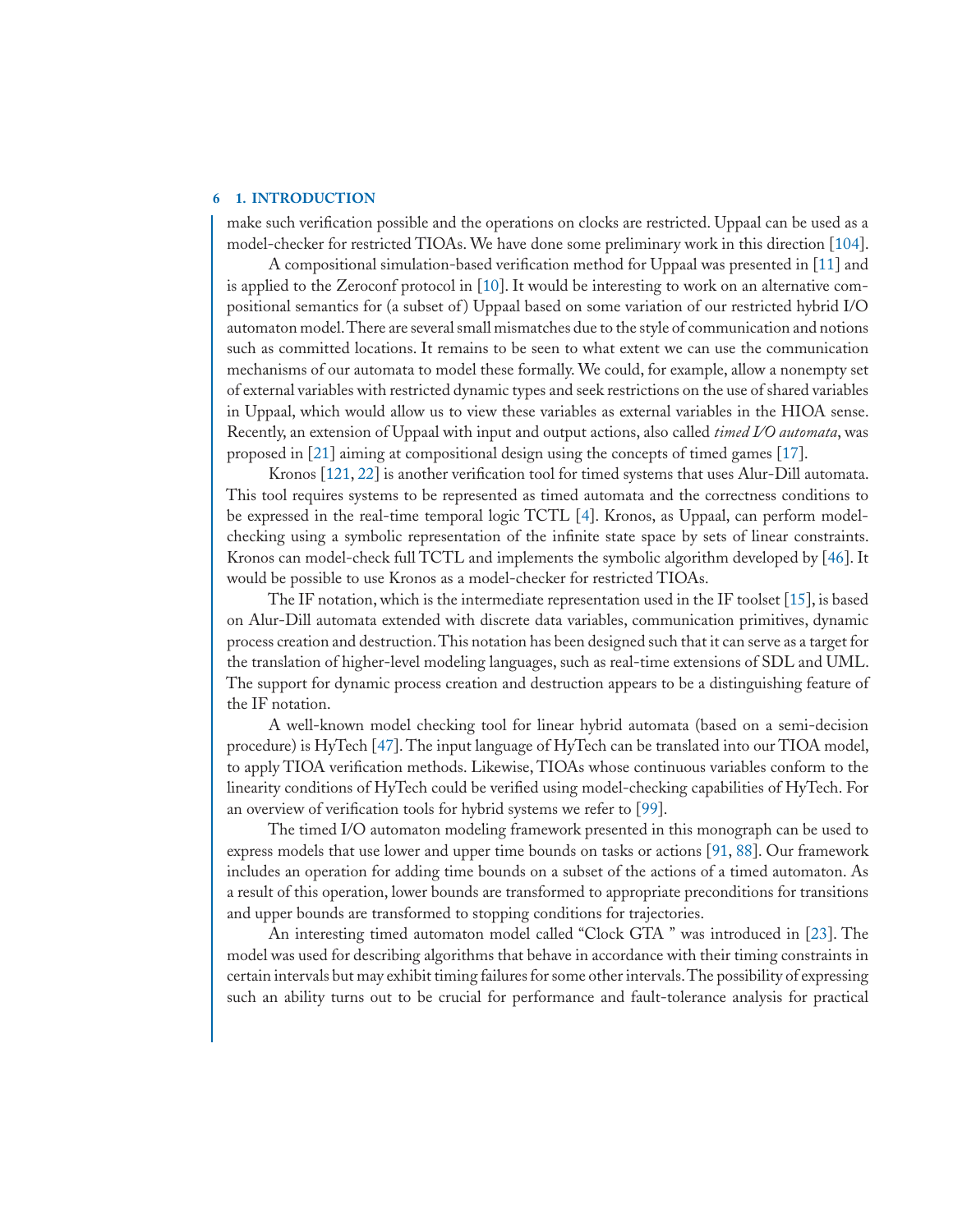make such verification possible and the operations on clocks are restricted. Uppaal can be used as a model-checker for restricted TIOAs. We have done some preliminary work in this direction [104].

A compositional simulation-based verification method for Uppaal was presented in [11] and is applied to the Zeroconf protocol in [10]. It would be interesting to work on an alternative compositional semantics for (a subset of) Uppaal based on some variation of our restricted hybrid I/O automaton model. There are several small mismatches due to the style of communication and notions such as committed locations. It remains to be seen to what extent we can use the communication mechanisms of our automata to model these formally. We could, for example, allow a nonempty set of external variables with restricted dynamic types and seek restrictions on the use of shared variables in Uppaal, which would allow us to view these variables as external variables in the HIOA sense. Recently, an extension of Uppaal with input and output actions, also called *timed I/O automata*, was proposed in [21] aiming at compositional design using the concepts of timed games [17].

Kronos [121, 22] is another verification tool for timed systems that uses Alur-Dill automata. This tool requires systems to be represented as timed automata and the correctness conditions to be expressed in the real-time temporal logic TCTL [4]. Kronos, as Uppaal, can perform model-checking using a symbolic representation of the infinite state space by sets of linear constraints. Kronos can model-check full TCTL and implements the symbolic algorithm developed by [46]. It would be possible to use Kronos as a model-checker for restricted TIOAs.

The IF notation, which is the intermediate representation used in the IF toolset [15], is based on Alur-Dill automata extended with discrete data variables, communication primitives, dynamic process creation and destruction. This notation has been designed such that it can serve as a target for the translation of higher-level modeling languages, such as real-time extensions of SDL and UML. The support for dynamic process creation and destruction appears to be a distinguishing feature of the IF notation.

A well-known model checking tool for linear hybrid automata (based on a semi-decision procedure) is HyTech [47]. The input language of HyTech can be translated into our TIOA model, to apply TIOA verification methods. Likewise, TIOAs whose continuous variables conform to the linearity conditions of HyTech could be verified using model-checking capabilities of HyTech. For an overview of verification tools for hybrid systems we refer to [99].

The timed I/O automaton modeling framework presented in this monograph can be used to express models that use lower and upper time bounds on tasks or actions [91, 88]. Our framework includes an operation for adding time bounds on a subset of the actions of a timed automaton. As a result of this operation, lower bounds are transformed to appropriate preconditions for transitions and upper bounds are transformed to stopping conditions for trajectories.

An interesting timed automaton model called "Clock GTA " was introduced in [23]. The model was used for describing algorithms that behave in accordance with their timing constraints in certain intervals but may exhibit timing failures for some other intervals. The possibility of expressing such an ability turns out to be crucial for performance and fault-tolerance analysis for practical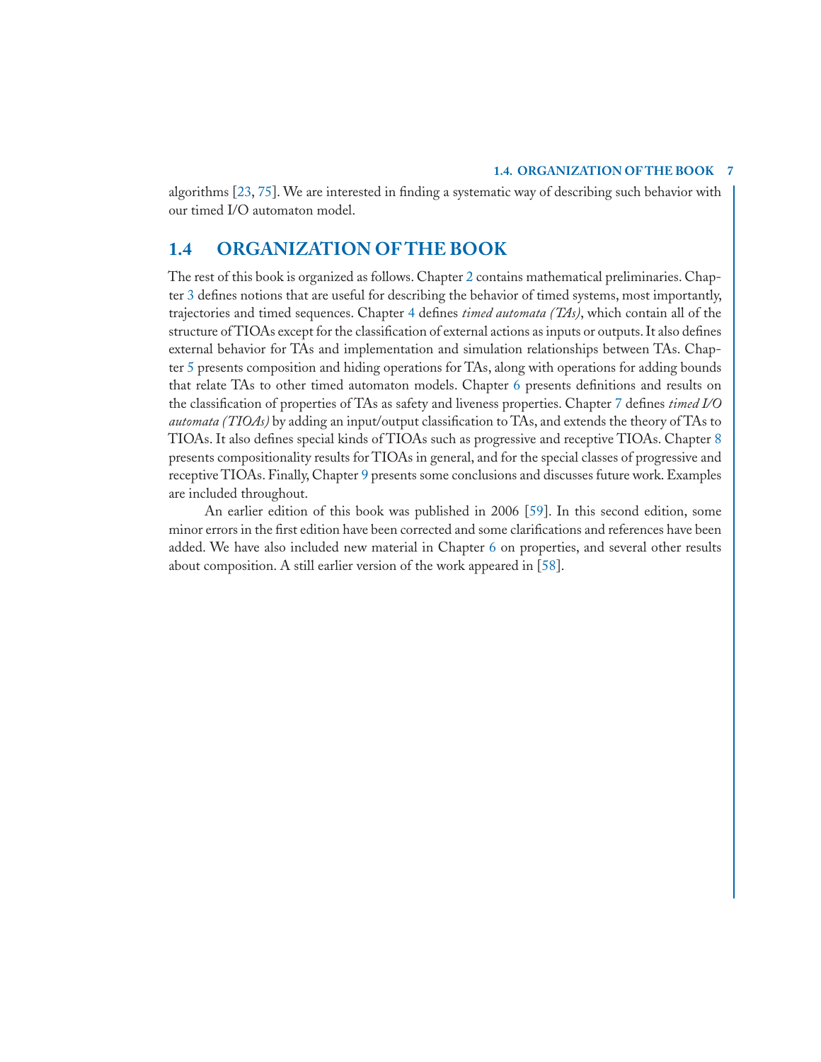algorithms [23, 75]. We are interested in finding a systematic way of describing such behavior with our timed I/O automaton model.

## 1.4 ORGANIZATION OF THE BOOK

The rest of this book is organized as follows. Chapter 2 contains mathematical preliminaries. Chapter 3 defines notions that are useful for describing the behavior of timed systems, most importantly, trajectories and timed sequences. Chapter 4 defines *timed automata (TAs)*, which contain all of the structure of TIOAs except for the classification of external actions as inputs or outputs. It also defines external behavior for TAs and implementation and simulation relationships between TAs. Chapter 5 presents composition and hiding operations for TAs, along with operations for adding bounds that relate TAs to other timed automaton models. Chapter 6 presents definitions and results on the classification of properties of TAs as safety and liveness properties. Chapter 7 defines *timed I/O automata (TIOAs)* by adding an input/output classification to TAs, and extends the theory of TAs to TIOAs. It also defines special kinds of TIOAs such as progressive and receptive TIOAs. Chapter 8 presents compositionality results for TIOAs in general, and for the special classes of progressive and receptive TIOAs. Finally, Chapter 9 presents some conclusions and discusses future work. Examples are included throughout.

An earlier edition of this book was published in 2006 [59]. In this second edition, some minor errors in the first edition have been corrected and some clarifications and references have been added. We have also included new material in Chapter 6 on properties, and several other results about composition. A still earlier version of the work appeared in [58].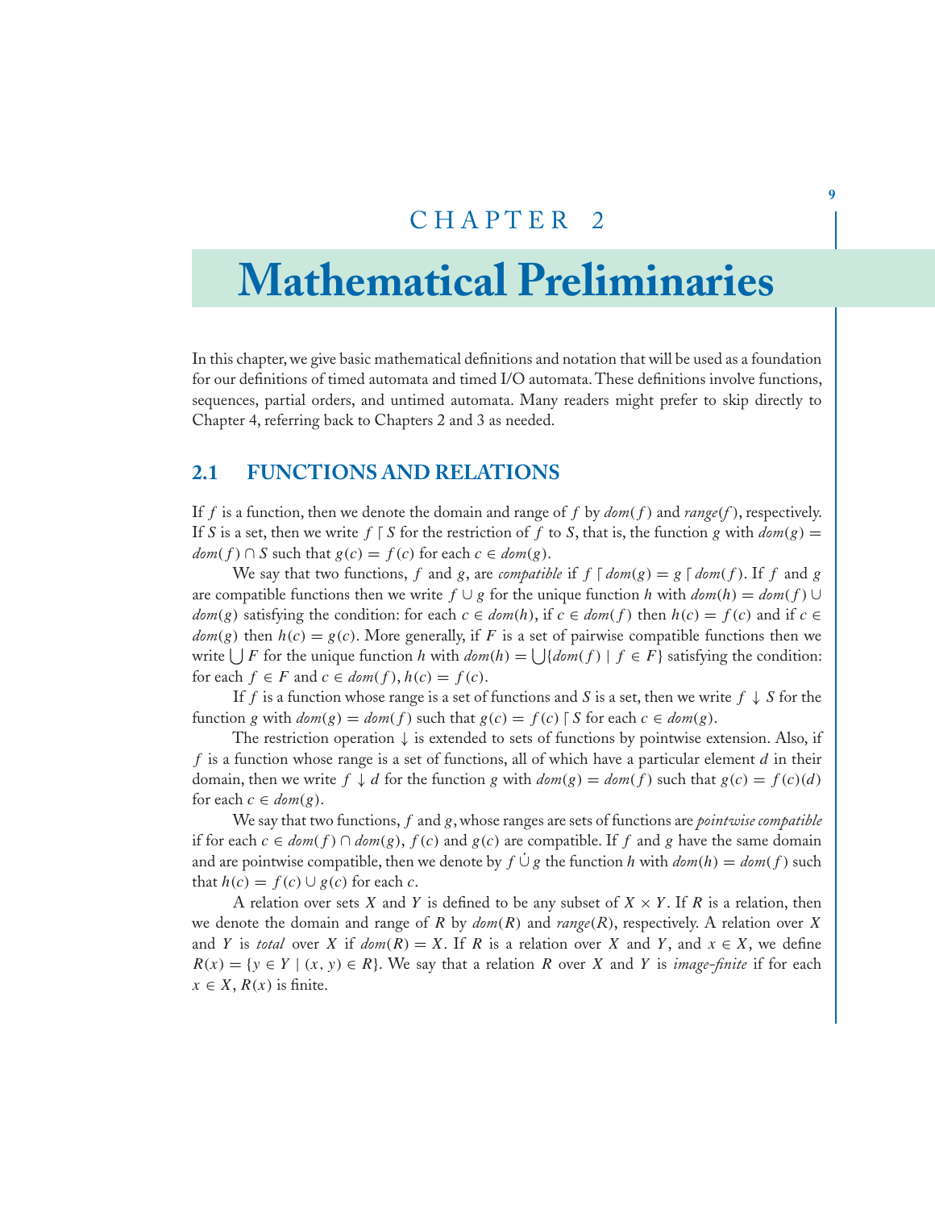# CHAPTER 2

# Mathematical Preliminaries

In this chapter, we give basic mathematical definitions and notation that will be used as a foundation for our definitions of timed automata and timed I/O automata. These definitions involve functions, sequences, partial orders, and untimed automata. Many readers might prefer to skip directly to Chapter 4, referring back to Chapters 2 and 3 as needed.

## 2.1 FUNCTIONS AND RELATIONS

If $f$ is a function, then we denote the domain and range of $f$ by $dom(f)$ and $range(f)$, respectively. If $S$ is a set, then we write $f \lceil S$ for the restriction of $f$ to $S$, that is, the function $g$ with $dom(g) = dom(f) \cap S$ such that $g(c) = f(c)$ for each $c \in dom(g)$.

We say that two functions, $f$ and $g$, are *compatible* if $f \lceil dom(g) = g \lceil dom(f)$. If $f$ and $g$ are compatible functions then we write $f \cup g$ for the unique function $h$ with $dom(h) = dom(f) \cup dom(g)$ satisfying the condition: for each $c \in dom(h)$, if $c \in dom(f)$ then $h(c) = f(c)$ and if $c \in dom(g)$ then $h(c) = g(c)$. More generally, if $F$ is a set of pairwise compatible functions then we write $\bigcup F$ for the unique function $h$ with $dom(h) = \bigcup\{dom(f) \mid f \in F\}$ satisfying the condition: for each $f \in F$ and $c \in dom(f)$, $h(c) = f(c)$.

If $f$ is a function whose range is a set of functions and $S$ is a set, then we write $f \downarrow S$ for the function $g$ with $dom(g) = dom(f)$ such that $g(c) = f(c) \lceil S$ for each $c \in dom(g)$.

The restriction operation $\downarrow$ is extended to sets of functions by pointwise extension. Also, if $f$ is a function whose range is a set of functions, all of which have a particular element $d$ in their domain, then we write $f \downarrow d$ for the function $g$ with $dom(g) = dom(f)$ such that $g(c) = f(c)(d)$ for each $c \in dom(g)$.

We say that two functions, $f$ and $g$, whose ranges are sets of functions are *pointwise compatible* if for each $c \in dom(f) \cap dom(g)$, $f(c)$ and $g(c)$ are compatible. If $f$ and $g$ have the same domain and are pointwise compatible, then we denote by $f \dot{\cup} g$ the function $h$ with $dom(h) = dom(f)$ such that $h(c) = f(c) \cup g(c)$ for each $c$.

A relation over sets $X$ and $Y$ is defined to be any subset of $X \times Y$. If $R$ is a relation, then we denote the domain and range of $R$ by $dom(R)$ and $range(R)$, respectively. A relation over $X$ and $Y$ is *total* over $X$ if $dom(R) = X$. If $R$ is a relation over $X$ and $Y$, and $x \in X$, we define $R(x) = \{y \in Y \mid (x, y) \in R\}$. We say that a relation $R$ over $X$ and $Y$ is *image-finite* if for each $x \in X$, $R(x)$ is finite.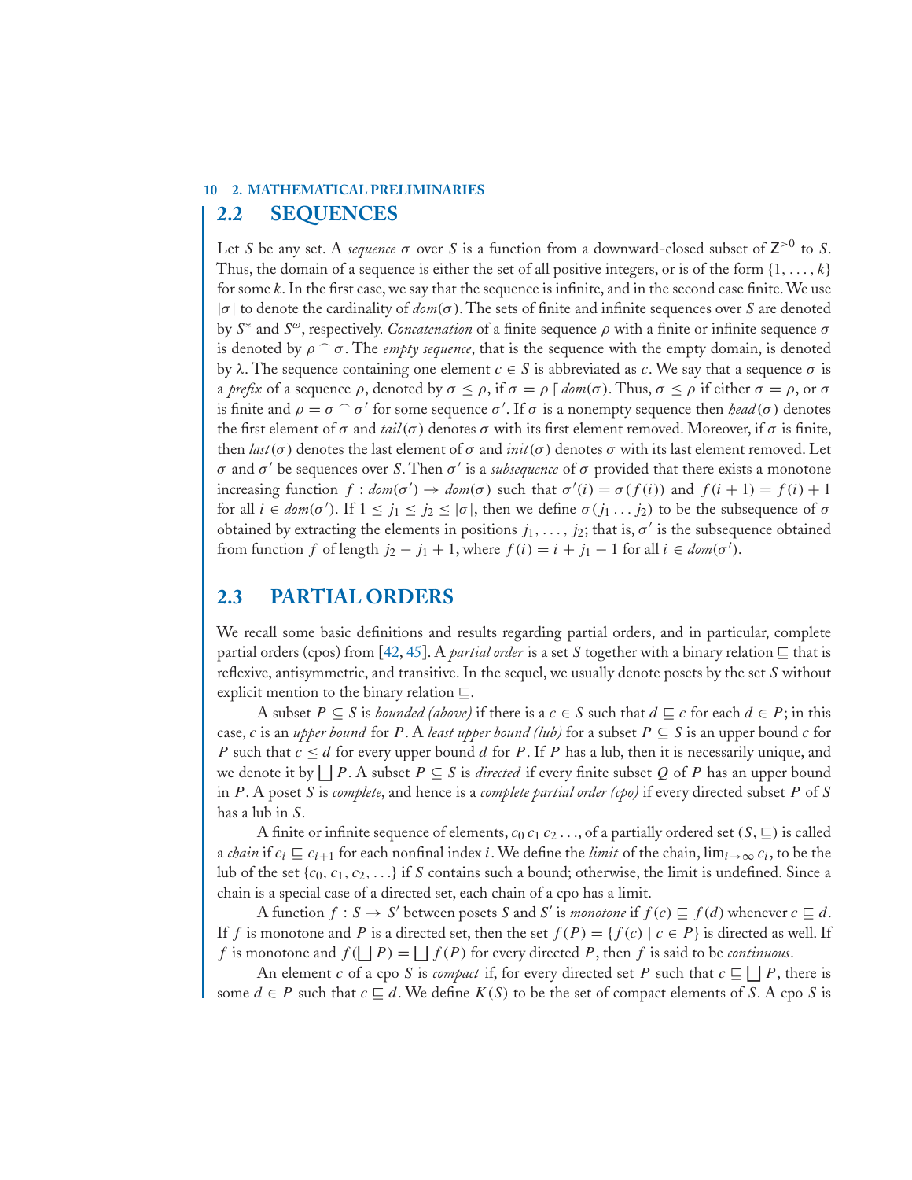## 2.2 SEQUENCES

Let $S$ be any set. A *sequence* $\sigma$ over $S$ is a function from a downward-closed subset of $\mathsf{Z}^{>0}$ to $S$. Thus, the domain of a sequence is either the set of all positive integers, or is of the form $\{1, \ldots, k\}$ for some $k$. In the first case, we say that the sequence is infinite, and in the second case finite. We use $|\sigma|$ to denote the cardinality of $dom(\sigma)$. The sets of finite and infinite sequences over $S$ are denoted by $S^*$ and $S^\omega$, respectively. *Concatenation* of a finite sequence $\rho$ with a finite or infinite sequence $\sigma$ is denoted by $\rho \frown \sigma$. The *empty sequence*, that is the sequence with the empty domain, is denoted by $\lambda$. The sequence containing one element $c \in S$ is abbreviated as $c$. We say that a sequence $\sigma$ is a *prefix* of a sequence $\rho$, denoted by $\sigma \leq \rho$, if $\sigma = \rho \lceil dom(\sigma)$. Thus, $\sigma \leq \rho$ if either $\sigma = \rho$, or $\sigma$ is finite and $\rho = \sigma \frown \sigma'$ for some sequence $\sigma'$. If $\sigma$ is a nonempty sequence then $head(\sigma)$ denotes the first element of $\sigma$ and $tail(\sigma)$ denotes $\sigma$ with its first element removed. Moreover, if $\sigma$ is finite, then $last(\sigma)$ denotes the last element of $\sigma$ and $init(\sigma)$ denotes $\sigma$ with its last element removed. Let $\sigma$ and $\sigma'$ be sequences over $S$. Then $\sigma'$ is a *subsequence* of $\sigma$ provided that there exists a monotone increasing function $f : dom(\sigma') \to dom(\sigma)$ such that $\sigma'(i) = \sigma(f(i))$ and $f(i+1) = f(i) + 1$ for all $i \in dom(\sigma')$. If $1 \leq j_1 \leq j_2 \leq |\sigma|$, then we define $\sigma(j_1 \ldots j_2)$ to be the subsequence of $\sigma$ obtained by extracting the elements in positions $j_1, \ldots, j_2$; that is, $\sigma'$ is the subsequence obtained from function $f$ of length $j_2 - j_1 + 1$, where $f(i) = i + j_1 - 1$ for all $i \in dom(\sigma')$.

## 2.3 PARTIAL ORDERS

We recall some basic definitions and results regarding partial orders, and in particular, complete partial orders (cpos) from [42, 45]. A *partial order* is a set $S$ together with a binary relation $\sqsubseteq$ that is reflexive, antisymmetric, and transitive. In the sequel, we usually denote posets by the set $S$ without explicit mention to the binary relation $\sqsubseteq$.

A subset $P \subseteq S$ is *bounded (above)* if there is a $c \in S$ such that $d \sqsubseteq c$ for each $d \in P$; in this case, $c$ is an *upper bound* for $P$. A *least upper bound (lub)* for a subset $P \subseteq S$ is an upper bound $c$ for $P$ such that $c \leq d$ for every upper bound $d$ for $P$. If $P$ has a lub, then it is necessarily unique, and we denote it by $\bigsqcup P$. A subset $P \subseteq S$ is *directed* if every finite subset $Q$ of $P$ has an upper bound in $P$. A poset $S$ is *complete*, and hence is a *complete partial order (cpo)* if every directed subset $P$ of $S$ has a lub in $S$.

A finite or infinite sequence of elements, $c_0\, c_1\, c_2 \ldots$, of a partially ordered set $(S, \sqsubseteq)$ is called a *chain* if $c_i \sqsubseteq c_{i+1}$ for each nonfinal index $i$. We define the *limit* of the chain, $\lim_{i\to\infty} c_i$, to be the lub of the set $\{c_0, c_1, c_2, \ldots\}$ if $S$ contains such a bound; otherwise, the limit is undefined. Since a chain is a special case of a directed set, each chain of a cpo has a limit.

A function $f : S \to S'$ between posets $S$ and $S'$ is *monotone* if $f(c) \sqsubseteq f(d)$ whenever $c \sqsubseteq d$. If $f$ is monotone and $P$ is a directed set, then the set $f(P) = \{f(c) \mid c \in P\}$ is directed as well. If $f$ is monotone and $f(\bigsqcup P) = \bigsqcup f(P)$ for every directed $P$, then $f$ is said to be *continuous*.

An element $c$ of a cpo $S$ is *compact* if, for every directed set $P$ such that $c \sqsubseteq \bigsqcup P$, there is some $d \in P$ such that $c \sqsubseteq d$. We define $K(S)$ to be the set of compact elements of $S$. A cpo $S$ is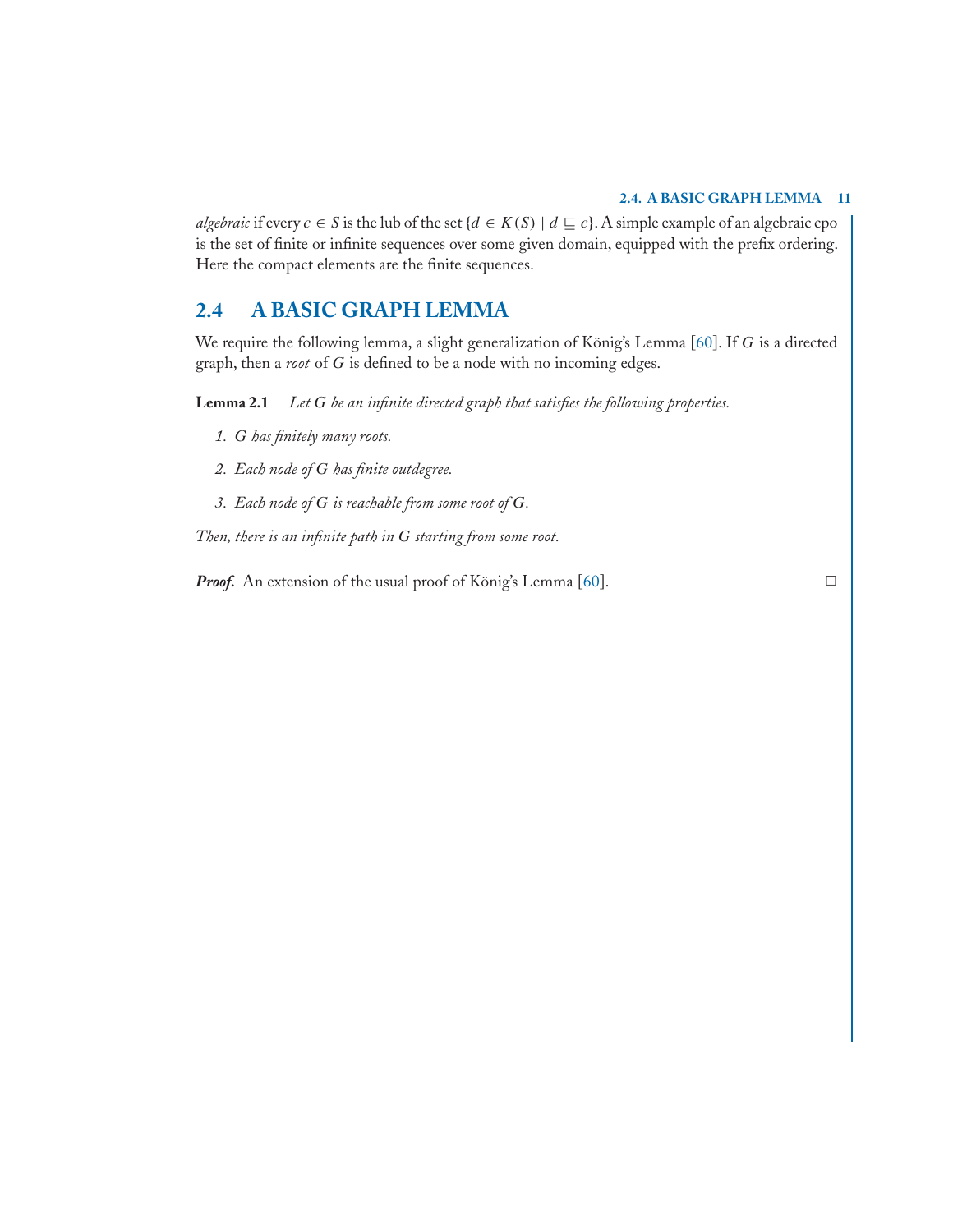*algebraic* if every $c \in S$ is the lub of the set $\{d \in K(S) \mid d \sqsubseteq c\}$. A simple example of an algebraic cpo is the set of finite or infinite sequences over some given domain, equipped with the prefix ordering. Here the compact elements are the finite sequences.

## 2.4 A BASIC GRAPH LEMMA

We require the following lemma, a slight generalization of König's Lemma [60]. If $G$ is a directed graph, then a *root* of $G$ is defined to be a node with no incoming edges.

**Lemma 2.1** *Let $G$ be an infinite directed graph that satisfies the following properties.*

1. *$G$ has finitely many roots.*
2. *Each node of $G$ has finite outdegree.*
3. *Each node of $G$ is reachable from some root of $G$.*

*Then, there is an infinite path in $G$ starting from some root.*

***Proof.*** An extension of the usual proof of König's Lemma [60]. □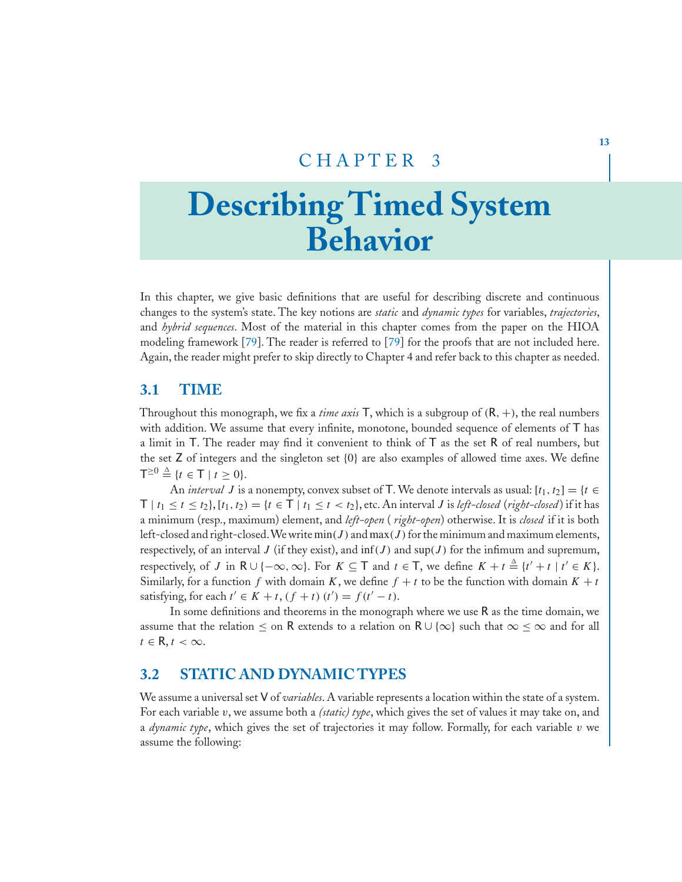# CHAPTER 3

# Describing Timed System Behavior

In this chapter, we give basic definitions that are useful for describing discrete and continuous changes to the system's state. The key notions are *static* and *dynamic types* for variables, *trajectories*, and *hybrid sequences*. Most of the material in this chapter comes from the paper on the HIOA modeling framework [79]. The reader is referred to [79] for the proofs that are not included here. Again, the reader might prefer to skip directly to Chapter 4 and refer back to this chapter as needed.

## 3.1 TIME

Throughout this monograph, we fix a *time axis* $\mathsf{T}$, which is a subgroup of $(\mathsf{R}, +)$, the real numbers with addition. We assume that every infinite, monotone, bounded sequence of elements of $\mathsf{T}$ has a limit in $\mathsf{T}$. The reader may find it convenient to think of $\mathsf{T}$ as the set $\mathsf{R}$ of real numbers, but the set $\mathsf{Z}$ of integers and the singleton set $\{0\}$ are also examples of allowed time axes. We define $\mathsf{T}^{\geq 0} \triangleq \{t \in \mathsf{T} \mid t \geq 0\}$.

An *interval* $J$ is a nonempty, convex subset of $\mathsf{T}$. We denote intervals as usual: $[t_1, t_2] = \{t \in \mathsf{T} \mid t_1 \leq t \leq t_2\}$, $[t_1, t_2) = \{t \in \mathsf{T} \mid t_1 \leq t < t_2\}$, etc. An interval $J$ is *left-closed* (*right-closed*) if it has a minimum (resp., maximum) element, and *left-open* ( *right-open*) otherwise. It is *closed* if it is both left-closed and right-closed. We write $\min(J)$ and $\max(J)$ for the minimum and maximum elements, respectively, of an interval $J$ (if they exist), and $\inf(J)$ and $\sup(J)$ for the infimum and supremum, respectively, of $J$ in $\mathsf{R} \cup \{-\infty, \infty\}$. For $K \subseteq \mathsf{T}$ and $t \in \mathsf{T}$, we define $K + t \triangleq \{t' + t \mid t' \in K\}$. Similarly, for a function $f$ with domain $K$, we define $f + t$ to be the function with domain $K + t$ satisfying, for each $t' \in K + t$, $(f + t)(t') = f(t' - t)$.

In some definitions and theorems in the monograph where we use $\mathsf{R}$ as the time domain, we assume that the relation $\leq$ on $\mathsf{R}$ extends to a relation on $\mathsf{R} \cup \{\infty\}$ such that $\infty \leq \infty$ and for all $t \in \mathsf{R}$, $t < \infty$.

## 3.2 STATIC AND DYNAMIC TYPES

We assume a universal set $\mathsf{V}$ of *variables*. A variable represents a location within the state of a system. For each variable $v$, we assume both a *(static) type*, which gives the set of values it may take on, and a *dynamic type*, which gives the set of trajectories it may follow. Formally, for each variable $v$ we assume the following: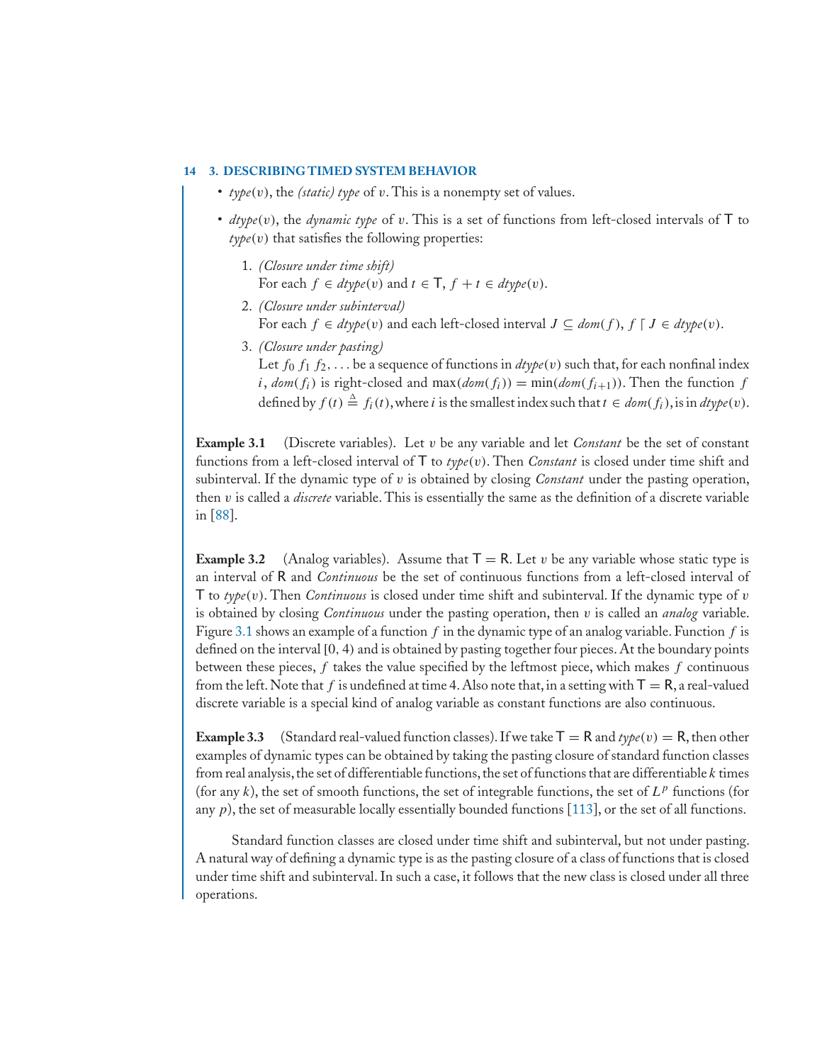- *type*($v$), the *(static) type* of $v$. This is a nonempty set of values.

- *dtype*($v$), the *dynamic type* of $v$. This is a set of functions from left-closed intervals of $\mathsf{T}$ to *type*($v$) that satisfies the following properties:

  1. *(Closure under time shift)*
     For each $f \in \mathit{dtype}(v)$ and $t \in \mathsf{T}$, $f + t \in \mathit{dtype}(v)$.

  2. *(Closure under subinterval)*
     For each $f \in \mathit{dtype}(v)$ and each left-closed interval $J \subseteq \mathit{dom}(f)$, $f \lceil J \in \mathit{dtype}(v)$.

  3. *(Closure under pasting)*
     Let $f_0\ f_1\ f_2, \ldots$ be a sequence of functions in $\mathit{dtype}(v)$ such that, for each nonfinal index $i$, $\mathit{dom}(f_i)$ is right-closed and $\max(\mathit{dom}(f_i)) = \min(\mathit{dom}(f_{i+1}))$. Then the function $f$ defined by $f(t) \triangleq f_i(t)$, where $i$ is the smallest index such that $t \in \mathit{dom}(f_i)$, is in $\mathit{dtype}(v)$.

**Example 3.1** (Discrete variables). Let $v$ be any variable and let *Constant* be the set of constant functions from a left-closed interval of $\mathsf{T}$ to *type*($v$). Then *Constant* is closed under time shift and subinterval. If the dynamic type of $v$ is obtained by closing *Constant* under the pasting operation, then $v$ is called a *discrete* variable. This is essentially the same as the definition of a discrete variable in [88].

**Example 3.2** (Analog variables). Assume that $\mathsf{T} = \mathsf{R}$. Let $v$ be any variable whose static type is an interval of $\mathsf{R}$ and *Continuous* be the set of continuous functions from a left-closed interval of $\mathsf{T}$ to *type*($v$). Then *Continuous* is closed under time shift and subinterval. If the dynamic type of $v$ is obtained by closing *Continuous* under the pasting operation, then $v$ is called an *analog* variable. Figure 3.1 shows an example of a function $f$ in the dynamic type of an analog variable. Function $f$ is defined on the interval $[0, 4)$ and is obtained by pasting together four pieces. At the boundary points between these pieces, $f$ takes the value specified by the leftmost piece, which makes $f$ continuous from the left. Note that $f$ is undefined at time 4. Also note that, in a setting with $\mathsf{T} = \mathsf{R}$, a real-valued discrete variable is a special kind of analog variable as constant functions are also continuous.

**Example 3.3** (Standard real-valued function classes). If we take $\mathsf{T} = \mathsf{R}$ and *type*($v$) $= \mathsf{R}$, then other examples of dynamic types can be obtained by taking the pasting closure of standard function classes from real analysis, the set of differentiable functions, the set of functions that are differentiable $k$ times (for any $k$), the set of smooth functions, the set of integrable functions, the set of $L^p$ functions (for any $p$), the set of measurable locally essentially bounded functions [113], or the set of all functions.

Standard function classes are closed under time shift and subinterval, but not under pasting. A natural way of defining a dynamic type is as the pasting closure of a class of functions that is closed under time shift and subinterval. In such a case, it follows that the new class is closed under all three operations.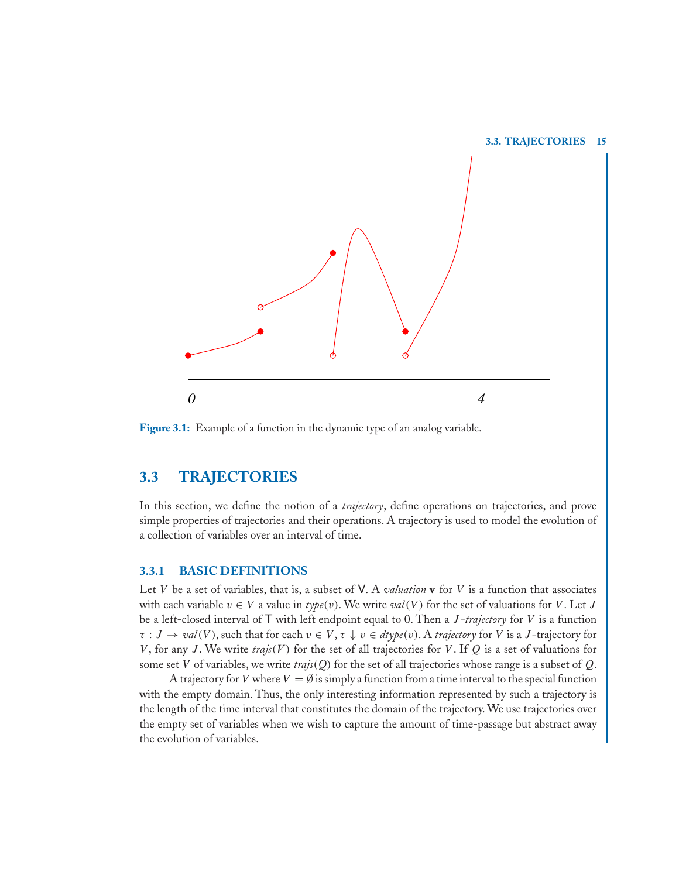Figure 3.1: Example of a function in the dynamic type of an analog variable.

## 3.3 TRAJECTORIES

In this section, we define the notion of a *trajectory*, define operations on trajectories, and prove simple properties of trajectories and their operations. A trajectory is used to model the evolution of a collection of variables over an interval of time.

### 3.3.1 BASIC DEFINITIONS

Let $V$ be a set of variables, that is, a subset of $\mathsf{V}$. A *valuation* $\mathbf{v}$ for $V$ is a function that associates with each variable $v \in V$ a value in $type(v)$. We write $val(V)$ for the set of valuations for $V$. Let $J$ be a left-closed interval of $\mathsf{T}$ with left endpoint equal to 0. Then a $J$-*trajectory* for $V$ is a function $\tau : J \to val(V)$, such that for each $v \in V$, $\tau \downarrow v \in dtype(v)$. A *trajectory* for $V$ is a $J$-trajectory for $V$, for any $J$. We write $trajs(V)$ for the set of all trajectories for $V$. If $Q$ is a set of valuations for some set $V$ of variables, we write $trajs(Q)$ for the set of all trajectories whose range is a subset of $Q$.

A trajectory for $V$ where $V = \emptyset$ is simply a function from a time interval to the special function with the empty domain. Thus, the only interesting information represented by such a trajectory is the length of the time interval that constitutes the domain of the trajectory. We use trajectories over the empty set of variables when we wish to capture the amount of time-passage but abstract away the evolution of variables.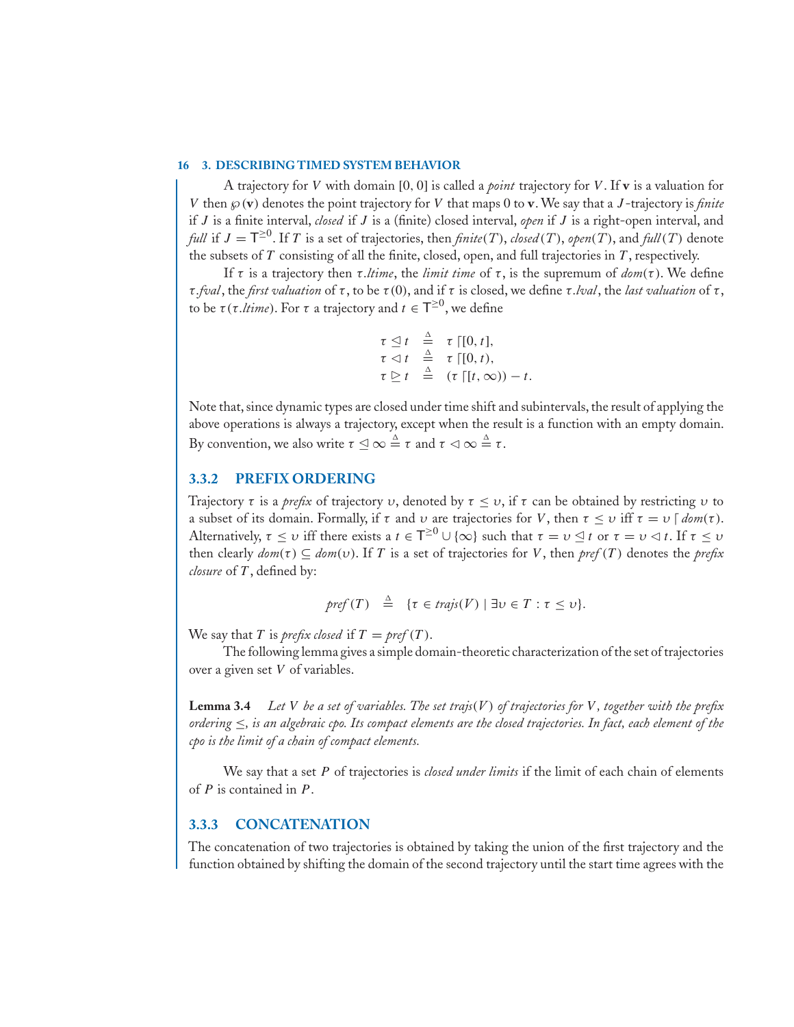A trajectory for $V$ with domain $[0, 0]$ is called a *point* trajectory for $V$. If $\mathbf{v}$ is a valuation for $V$ then $\wp(\mathbf{v})$ denotes the point trajectory for $V$ that maps 0 to $\mathbf{v}$. We say that a $J$-trajectory is *finite* if $J$ is a finite interval, *closed* if $J$ is a (finite) closed interval, *open* if $J$ is a right-open interval, and *full* if $J = \mathsf{T}^{\geq 0}$. If $T$ is a set of trajectories, then $\mathit{finite}(T)$, $\mathit{closed}(T)$, $\mathit{open}(T)$, and $\mathit{full}(T)$ denote the subsets of $T$ consisting of all the finite, closed, open, and full trajectories in $T$, respectively.

If $\tau$ is a trajectory then $\tau.\mathit{ltime}$, the *limit time* of $\tau$, is the supremum of $\mathit{dom}(\tau)$. We define $\tau.\mathit{fval}$, the *first valuation* of $\tau$, to be $\tau(0)$, and if $\tau$ is closed, we define $\tau.\mathit{lval}$, the *last valuation* of $\tau$, to be $\tau(\tau.\mathit{ltime})$. For $\tau$ a trajectory and $t \in \mathsf{T}^{\geq 0}$, we define

$$
\begin{aligned}
\tau \trianglelefteq t &\stackrel{\Delta}{=} \tau\lceil[0, t], \\
\tau \vartriangleleft t &\stackrel{\Delta}{=} \tau\lceil[0, t), \\
\tau \trianglerighteq t &\stackrel{\Delta}{=} (\tau\lceil[t, \infty)) - t.
\end{aligned}
$$

Note that, since dynamic types are closed under time shift and subintervals, the result of applying the above operations is always a trajectory, except when the result is a function with an empty domain. By convention, we also write $\tau \trianglelefteq \infty \stackrel{\Delta}{=} \tau$ and $\tau \vartriangleleft \infty \stackrel{\Delta}{=} \tau$.

### 3.3.2 PREFIX ORDERING

Trajectory $\tau$ is a *prefix* of trajectory $\upsilon$, denoted by $\tau \leq \upsilon$, if $\tau$ can be obtained by restricting $\upsilon$ to a subset of its domain. Formally, if $\tau$ and $\upsilon$ are trajectories for $V$, then $\tau \leq \upsilon$ iff $\tau = \upsilon \lceil \mathit{dom}(\tau)$. Alternatively, $\tau \leq \upsilon$ iff there exists a $t \in \mathsf{T}^{\geq 0} \cup \{\infty\}$ such that $\tau = \upsilon \trianglelefteq t$ or $\tau = \upsilon \vartriangleleft t$. If $\tau \leq \upsilon$ then clearly $\mathit{dom}(\tau) \subseteq \mathit{dom}(\upsilon)$. If $T$ is a set of trajectories for $V$, then $\mathit{pref}(T)$ denotes the *prefix closure* of $T$, defined by:

$$
\mathit{pref}(T) \stackrel{\Delta}{=} \{\tau \in \mathit{trajs}(V) \mid \exists \upsilon \in T : \tau \leq \upsilon\}.
$$

We say that $T$ is *prefix closed* if $T = \mathit{pref}(T)$.

The following lemma gives a simple domain-theoretic characterization of the set of trajectories over a given set $V$ of variables.

**Lemma 3.4** *Let $V$ be a set of variables. The set $\mathit{trajs}(V)$ of trajectories for $V$, together with the prefix ordering $\leq$, is an algebraic cpo. Its compact elements are the closed trajectories. In fact, each element of the cpo is the limit of a chain of compact elements.*

We say that a set $P$ of trajectories is *closed under limits* if the limit of each chain of elements of $P$ is contained in $P$.

### 3.3.3 CONCATENATION

The concatenation of two trajectories is obtained by taking the union of the first trajectory and the function obtained by shifting the domain of the second trajectory until the start time agrees with the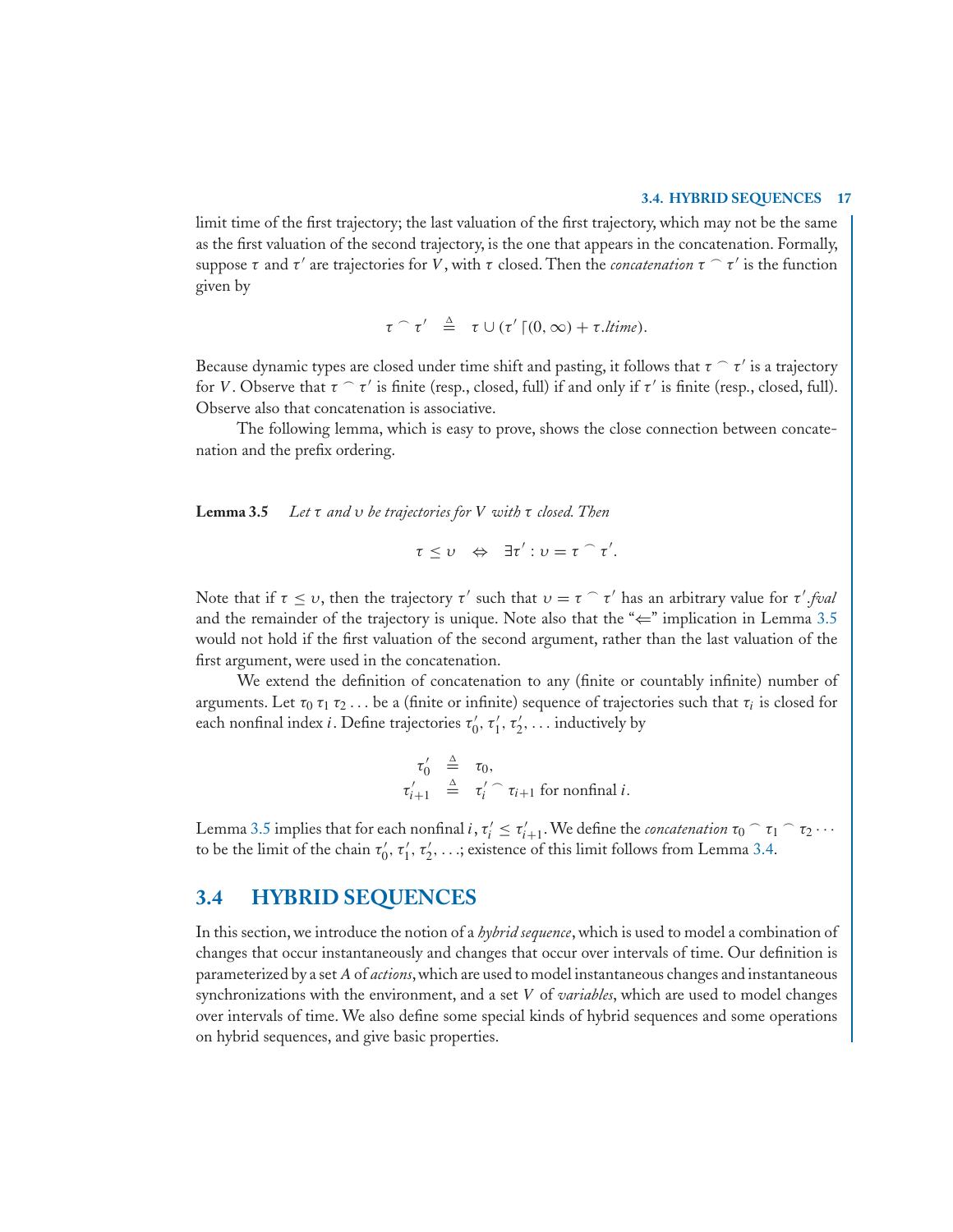limit time of the first trajectory; the last valuation of the first trajectory, which may not be the same as the first valuation of the second trajectory, is the one that appears in the concatenation. Formally, suppose $\tau$ and $\tau'$ are trajectories for $V$, with $\tau$ closed. Then the *concatenation* $\tau \frown \tau'$ is the function given by

$$\tau \frown \tau' \quad \stackrel{\Delta}{=} \quad \tau \cup (\tau' \lceil (0, \infty) + \tau.ltime).$$

Because dynamic types are closed under time shift and pasting, it follows that $\tau \frown \tau'$ is a trajectory for $V$. Observe that $\tau \frown \tau'$ is finite (resp., closed, full) if and only if $\tau'$ is finite (resp., closed, full). Observe also that concatenation is associative.

The following lemma, which is easy to prove, shows the close connection between concatenation and the prefix ordering.

**Lemma 3.5** *Let $\tau$ and $\upsilon$ be trajectories for $V$ with $\tau$ closed. Then*

$$\tau \leq \upsilon \quad \Leftrightarrow \quad \exists \tau' : \upsilon = \tau \frown \tau'.$$

Note that if $\tau \leq \upsilon$, then the trajectory $\tau'$ such that $\upsilon = \tau \frown \tau'$ has an arbitrary value for $\tau'.fval$ and the remainder of the trajectory is unique. Note also that the "$\Leftarrow$" implication in Lemma 3.5 would not hold if the first valuation of the second argument, rather than the last valuation of the first argument, were used in the concatenation.

We extend the definition of concatenation to any (finite or countably infinite) number of arguments. Let $\tau_0\, \tau_1\, \tau_2 \ldots$ be a (finite or infinite) sequence of trajectories such that $\tau_i$ is closed for each nonfinal index $i$. Define trajectories $\tau'_0, \tau'_1, \tau'_2, \ldots$ inductively by

$$\begin{aligned} \tau'_0 &\stackrel{\Delta}{=} \tau_0, \\ \tau'_{i+1} &\stackrel{\Delta}{=} \tau'_i \frown \tau_{i+1} \text{ for nonfinal } i. \end{aligned}$$

Lemma 3.5 implies that for each nonfinal $i$, $\tau'_i \leq \tau'_{i+1}$. We define the *concatenation* $\tau_0 \frown \tau_1 \frown \tau_2 \cdots$ to be the limit of the chain $\tau'_0, \tau'_1, \tau'_2, \ldots$; existence of this limit follows from Lemma 3.4.

## 3.4 HYBRID SEQUENCES

In this section, we introduce the notion of a *hybrid sequence*, which is used to model a combination of changes that occur instantaneously and changes that occur over intervals of time. Our definition is parameterized by a set $A$ of *actions*, which are used to model instantaneous changes and instantaneous synchronizations with the environment, and a set $V$ of *variables*, which are used to model changes over intervals of time. We also define some special kinds of hybrid sequences and some operations on hybrid sequences, and give basic properties.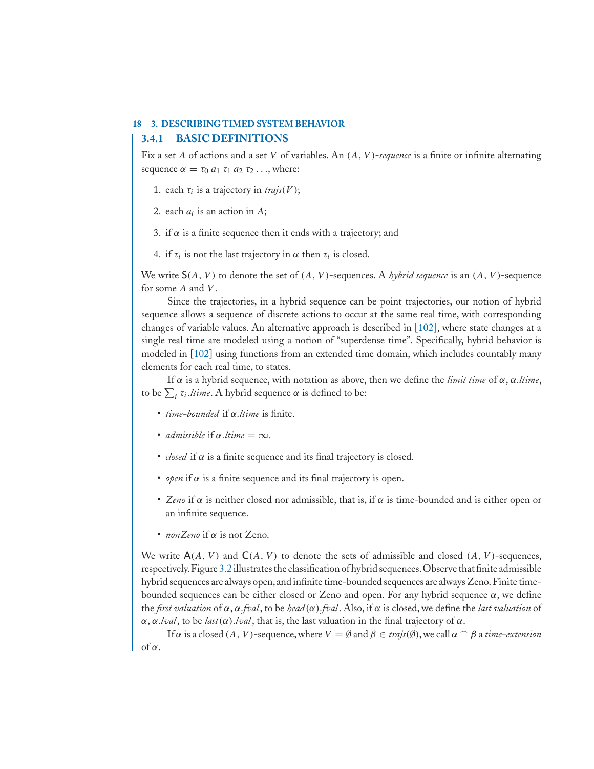### 3.4.1 BASIC DEFINITIONS

Fix a set $A$ of actions and a set $V$ of variables. An $(A, V)$-*sequence* is a finite or infinite alternating sequence $\alpha = \tau_0\, a_1\, \tau_1\, a_2\, \tau_2 \ldots$, where:

1. each $\tau_i$ is a trajectory in $trajs(V)$;
2. each $a_i$ is an action in $A$;
3. if $\alpha$ is a finite sequence then it ends with a trajectory; and
4. if $\tau_i$ is not the last trajectory in $\alpha$ then $\tau_i$ is closed.

We write $\mathsf{S}(A, V)$ to denote the set of $(A, V)$-sequences. A *hybrid sequence* is an $(A, V)$-sequence for some $A$ and $V$.

Since the trajectories, in a hybrid sequence can be point trajectories, our notion of hybrid sequence allows a sequence of discrete actions to occur at the same real time, with corresponding changes of variable values. An alternative approach is described in [102], where state changes at a single real time are modeled using a notion of "superdense time". Specifically, hybrid behavior is modeled in [102] using functions from an extended time domain, which includes countably many elements for each real time, to states.

If $\alpha$ is a hybrid sequence, with notation as above, then we define the *limit time* of $\alpha$, $\alpha.ltime$, to be $\sum_i \tau_i.ltime$. A hybrid sequence $\alpha$ is defined to be:

- *time-bounded* if $\alpha.ltime$ is finite.
- *admissible* if $\alpha.ltime = \infty$.
- *closed* if $\alpha$ is a finite sequence and its final trajectory is closed.
- *open* if $\alpha$ is a finite sequence and its final trajectory is open.
- *Zeno* if $\alpha$ is neither closed nor admissible, that is, if $\alpha$ is time-bounded and is either open or an infinite sequence.
- *nonZeno* if $\alpha$ is not Zeno.

We write $\mathsf{A}(A, V)$ and $\mathsf{C}(A, V)$ to denote the sets of admissible and closed $(A, V)$-sequences, respectively. Figure 3.2 illustrates the classification of hybrid sequences. Observe that finite admissible hybrid sequences are always open, and infinite time-bounded sequences are always Zeno. Finite time-bounded sequences can be either closed or Zeno and open. For any hybrid sequence $\alpha$, we define the *first valuation* of $\alpha$, $\alpha.fval$, to be $head(\alpha).fval$. Also, if $\alpha$ is closed, we define the *last valuation* of $\alpha$, $\alpha.lval$, to be $last(\alpha).lval$, that is, the last valuation in the final trajectory of $\alpha$.

If $\alpha$ is a closed $(A, V)$-sequence, where $V = \emptyset$ and $\beta \in trajs(\emptyset)$, we call $\alpha \frown \beta$ a *time-extension* of $\alpha$.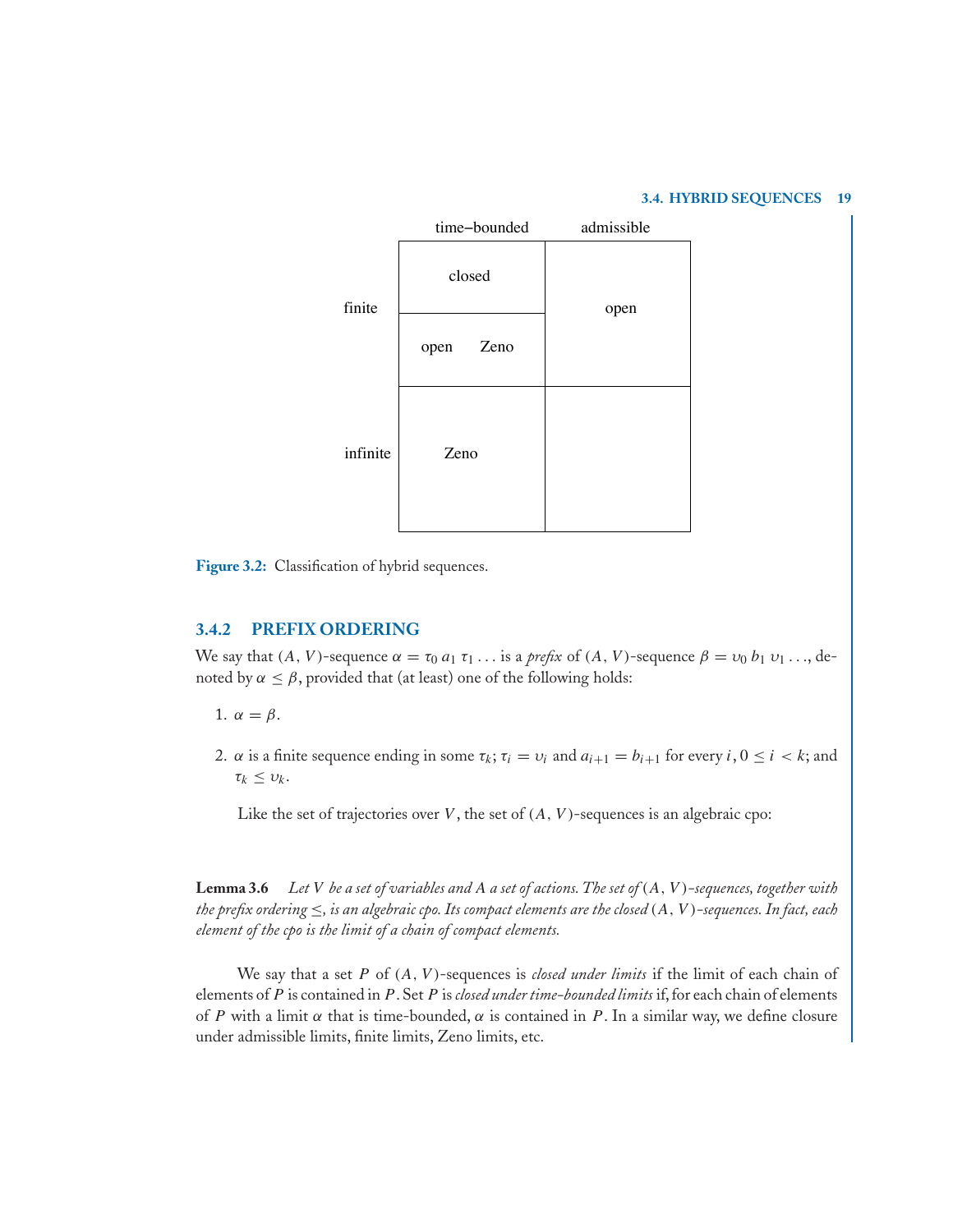| | time–bounded | admissible |
|---|---|---|
| finite | closed | open |
| | open Zeno | |
| infinite | Zeno | |

**Figure 3.2:** Classification of hybrid sequences.

### 3.4.2 PREFIX ORDERING

We say that $(A, V)$-sequence $\alpha = \tau_0\, a_1\, \tau_1 \ldots$ is a *prefix* of $(A, V)$-sequence $\beta = \upsilon_0\, b_1\, \upsilon_1 \ldots$, denoted by $\alpha \leq \beta$, provided that (at least) one of the following holds:

1. $\alpha = \beta$.
2. $\alpha$ is a finite sequence ending in some $\tau_k$; $\tau_i = \upsilon_i$ and $a_{i+1} = b_{i+1}$ for every $i$, $0 \leq i < k$; and $\tau_k \leq \upsilon_k$.

Like the set of trajectories over $V$, the set of $(A, V)$-sequences is an algebraic cpo:

**Lemma 3.6** *Let $V$ be a set of variables and $A$ a set of actions. The set of $(A, V)$-sequences, together with the prefix ordering $\leq$, is an algebraic cpo. Its compact elements are the closed $(A, V)$-sequences. In fact, each element of the cpo is the limit of a chain of compact elements.*

We say that a set $P$ of $(A, V)$-sequences is *closed under limits* if the limit of each chain of elements of $P$ is contained in $P$. Set $P$ is *closed under time-bounded limits* if, for each chain of elements of $P$ with a limit $\alpha$ that is time-bounded, $\alpha$ is contained in $P$. In a similar way, we define closure under admissible limits, finite limits, Zeno limits, etc.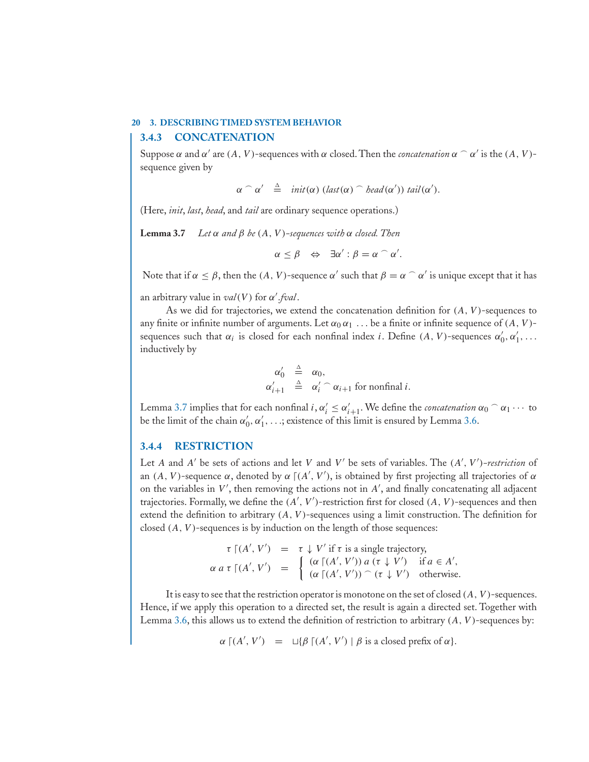### 3.4.3 CONCATENATION

Suppose $\alpha$ and $\alpha'$ are $(A, V)$-sequences with $\alpha$ closed. Then the *concatenation* $\alpha \frown \alpha'$ is the $(A, V)$-sequence given by

$$\alpha \frown \alpha' \quad \stackrel{\Delta}{=} \quad \mathit{init}(\alpha)\ (\mathit{last}(\alpha) \frown \mathit{head}(\alpha'))\ \mathit{tail}(\alpha').$$

(Here, *init*, *last*, *head*, and *tail* are ordinary sequence operations.)

**Lemma 3.7** *Let $\alpha$ and $\beta$ be $(A, V)$-sequences with $\alpha$ closed. Then*

$$\alpha \leq \beta \quad \Leftrightarrow \quad \exists \alpha' : \beta = \alpha \frown \alpha'.$$

Note that if $\alpha \leq \beta$, then the $(A, V)$-sequence $\alpha'$ such that $\beta = \alpha \frown \alpha'$ is unique except that it has an arbitrary value in $\mathit{val}(V)$ for $\alpha'.\mathit{fval}$.

As we did for trajectories, we extend the concatenation definition for $(A, V)$-sequences to any finite or infinite number of arguments. Let $\alpha_0\, \alpha_1\, \ldots$ be a finite or infinite sequence of $(A, V)$-sequences such that $\alpha_i$ is closed for each nonfinal index $i$. Define $(A, V)$-sequences $\alpha'_0, \alpha'_1, \ldots$ inductively by

$$\begin{aligned} \alpha'_0 \quad &\stackrel{\Delta}{=} \quad \alpha_0, \\ \alpha'_{i+1} \quad &\stackrel{\Delta}{=} \quad \alpha'_i \frown \alpha_{i+1} \text{ for nonfinal } i. \end{aligned}$$

Lemma 3.7 implies that for each nonfinal $i$, $\alpha'_i \leq \alpha'_{i+1}$. We define the *concatenation* $\alpha_0 \frown \alpha_1 \cdots$ to be the limit of the chain $\alpha'_0, \alpha'_1, \ldots$; existence of this limit is ensured by Lemma 3.6.

### 3.4.4 RESTRICTION

Let $A$ and $A'$ be sets of actions and let $V$ and $V'$ be sets of variables. The $(A', V')$-*restriction* of an $(A, V)$-sequence $\alpha$, denoted by $\alpha \lceil (A', V')$, is obtained by first projecting all trajectories of $\alpha$ on the variables in $V'$, then removing the actions not in $A'$, and finally concatenating all adjacent trajectories. Formally, we define the $(A', V')$-restriction first for closed $(A, V)$-sequences and then extend the definition to arbitrary $(A, V)$-sequences using a limit construction. The definition for closed $(A, V)$-sequences is by induction on the length of those sequences:

$$\begin{aligned} \tau \lceil (A', V') \quad &= \quad \tau \downarrow V' \text{ if } \tau \text{ is a single trajectory,} \\ \alpha\ a\ \tau \lceil (A', V') \quad &= \quad \begin{cases} (\alpha \lceil (A', V'))\ a\ (\tau \downarrow V') & \text{if } a \in A', \\ (\alpha \lceil (A', V')) \frown (\tau \downarrow V') & \text{otherwise.} \end{cases} \end{aligned}$$

It is easy to see that the restriction operator is monotone on the set of closed $(A, V)$-sequences. Hence, if we apply this operation to a directed set, the result is again a directed set. Together with Lemma 3.6, this allows us to extend the definition of restriction to arbitrary $(A, V)$-sequences by:

$$\alpha \lceil (A', V') \quad = \quad \sqcup\{\beta \lceil (A', V') \mid \beta \text{ is a closed prefix of } \alpha\}.$$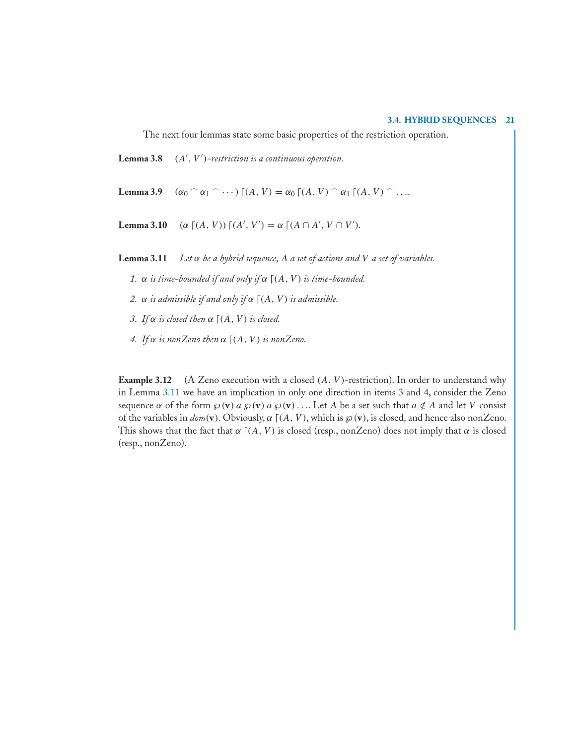The next four lemmas state some basic properties of the restriction operation.

**Lemma 3.8** *$(A', V')$-restriction is a continuous operation.*

**Lemma 3.9** $(\alpha_0 \frown \alpha_1 \frown \cdots) \lceil (A, V) = \alpha_0 \lceil (A, V) \frown \alpha_1 \lceil (A, V) \frown \ldots$.

**Lemma 3.10** $(\alpha \lceil (A, V)) \lceil (A', V') = \alpha \lceil (A \cap A', V \cap V')$.

**Lemma 3.11** *Let $\alpha$ be a hybrid sequence, $A$ a set of actions and $V$ a set of variables.*

1. *$\alpha$ is time-bounded if and only if $\alpha \lceil (A, V)$ is time-bounded.*
2. *$\alpha$ is admissible if and only if $\alpha \lceil (A, V)$ is admissible.*
3. *If $\alpha$ is closed then $\alpha \lceil (A, V)$ is closed.*
4. *If $\alpha$ is nonZeno then $\alpha \lceil (A, V)$ is nonZeno.*

**Example 3.12** (A Zeno execution with a closed $(A, V)$-restriction). In order to understand why in Lemma 3.11 we have an implication in only one direction in items 3 and 4, consider the Zeno sequence $\alpha$ of the form $\wp(\mathbf{v})\ a\ \wp(\mathbf{v})\ a\ \wp(\mathbf{v}) \ldots$. Let $A$ be a set such that $a \notin A$ and let $V$ consist of the variables in $dom(\mathbf{v})$. Obviously, $\alpha \lceil (A, V)$, which is $\wp(\mathbf{v})$, is closed, and hence also nonZeno. This shows that the fact that $\alpha \lceil (A, V)$ is closed (resp., nonZeno) does not imply that $\alpha$ is closed (resp., nonZeno).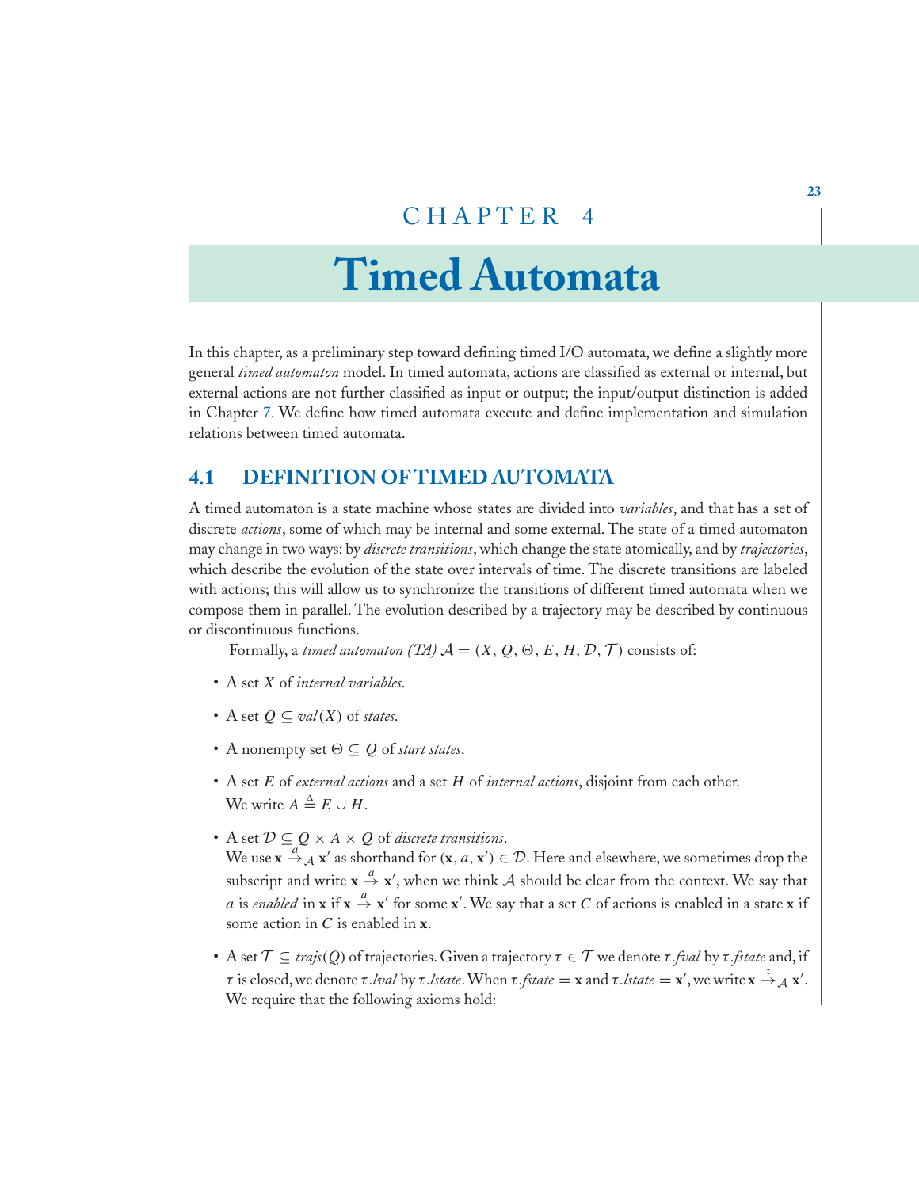# CHAPTER 4

# Timed Automata

In this chapter, as a preliminary step toward defining timed I/O automata, we define a slightly more general *timed automaton* model. In timed automata, actions are classified as external or internal, but external actions are not further classified as input or output; the input/output distinction is added in Chapter 7. We define how timed automata execute and define implementation and simulation relations between timed automata.

## 4.1 DEFINITION OF TIMED AUTOMATA

A timed automaton is a state machine whose states are divided into *variables*, and that has a set of discrete *actions*, some of which may be internal and some external. The state of a timed automaton may change in two ways: by *discrete transitions*, which change the state atomically, and by *trajectories*, which describe the evolution of the state over intervals of time. The discrete transitions are labeled with actions; this will allow us to synchronize the transitions of different timed automata when we compose them in parallel. The evolution described by a trajectory may be described by continuous or discontinuous functions.

Formally, a *timed automaton (TA)* $\mathcal{A} = (X, Q, \Theta, E, H, \mathcal{D}, \mathcal{T})$ consists of:

- A set $X$ of *internal variables*.
- A set $Q \subseteq val(X)$ of *states*.
- A nonempty set $\Theta \subseteq Q$ of *start states*.
- A set $E$ of *external actions* and a set $H$ of *internal actions*, disjoint from each other. We write $A \triangleq E \cup H$.
- A set $\mathcal{D} \subseteq Q \times A \times Q$ of *discrete transitions*. We use $\mathbf{x} \xrightarrow{a}_{\mathcal{A}} \mathbf{x}'$ as shorthand for $(\mathbf{x}, a, \mathbf{x}') \in \mathcal{D}$. Here and elsewhere, we sometimes drop the subscript and write $\mathbf{x} \xrightarrow{a} \mathbf{x}'$, when we think $\mathcal{A}$ should be clear from the context. We say that $a$ is *enabled* in $\mathbf{x}$ if $\mathbf{x} \xrightarrow{a} \mathbf{x}'$ for some $\mathbf{x}'$. We say that a set $C$ of actions is enabled in a state $\mathbf{x}$ if some action in $C$ is enabled in $\mathbf{x}$.
- A set $\mathcal{T} \subseteq trajs(Q)$ of trajectories. Given a trajectory $\tau \in \mathcal{T}$ we denote $\tau.fval$ by $\tau.fstate$ and, if $\tau$ is closed, we denote $\tau.lval$ by $\tau.lstate$. When $\tau.fstate = \mathbf{x}$ and $\tau.lstate = \mathbf{x}'$, we write $\mathbf{x} \xrightarrow{\tau}_{\mathcal{A}} \mathbf{x}'$. We require that the following axioms hold: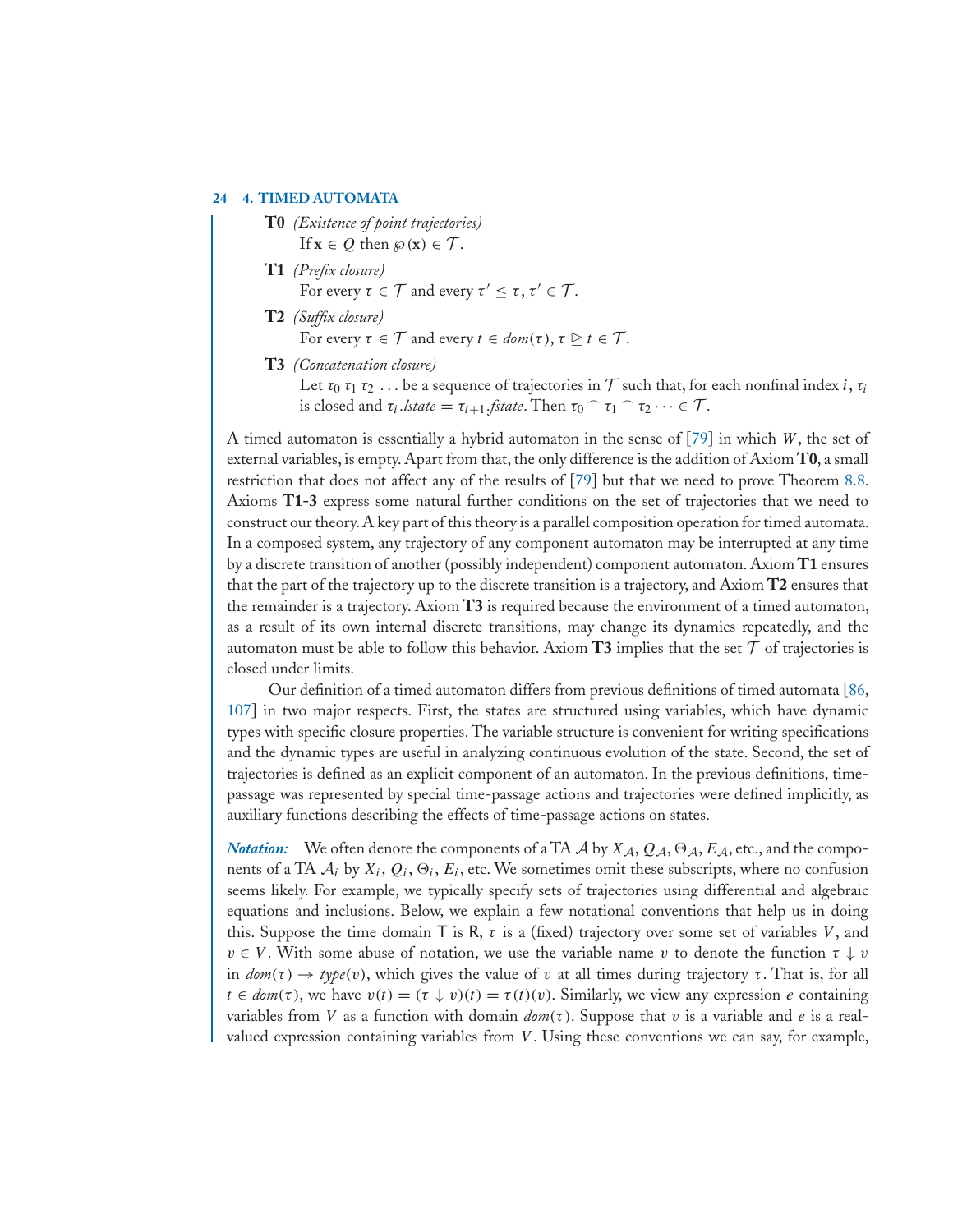**T0** *(Existence of point trajectories)*
If $\mathbf{x} \in Q$ then $\wp(\mathbf{x}) \in \mathcal{T}$.

**T1** *(Prefix closure)*
For every $\tau \in \mathcal{T}$ and every $\tau' \leq \tau$, $\tau' \in \mathcal{T}$.

**T2** *(Suffix closure)*
For every $\tau \in \mathcal{T}$ and every $t \in dom(\tau)$, $\tau \trianglerighteq t \in \mathcal{T}$.

**T3** *(Concatenation closure)*
Let $\tau_0\, \tau_1\, \tau_2 \ldots$ be a sequence of trajectories in $\mathcal{T}$ such that, for each nonfinal index $i$, $\tau_i$ is closed and $\tau_i.lstate = \tau_{i+1}.fstate$. Then $\tau_0 \frown \tau_1 \frown \tau_2 \cdots \in \mathcal{T}$.

A timed automaton is essentially a hybrid automaton in the sense of [79] in which $W$, the set of external variables, is empty. Apart from that, the only difference is the addition of Axiom **T0**, a small restriction that does not affect any of the results of [79] but that we need to prove Theorem 8.8. Axioms **T1**-**3** express some natural further conditions on the set of trajectories that we need to construct our theory. A key part of this theory is a parallel composition operation for timed automata. In a composed system, any trajectory of any component automaton may be interrupted at any time by a discrete transition of another (possibly independent) component automaton. Axiom **T1** ensures that the part of the trajectory up to the discrete transition is a trajectory, and Axiom **T2** ensures that the remainder is a trajectory. Axiom **T3** is required because the environment of a timed automaton, as a result of its own internal discrete transitions, may change its dynamics repeatedly, and the automaton must be able to follow this behavior. Axiom **T3** implies that the set $\mathcal{T}$ of trajectories is closed under limits.

Our definition of a timed automaton differs from previous definitions of timed automata [86, 107] in two major respects. First, the states are structured using variables, which have dynamic types with specific closure properties. The variable structure is convenient for writing specifications and the dynamic types are useful in analyzing continuous evolution of the state. Second, the set of trajectories is defined as an explicit component of an automaton. In the previous definitions, time-passage was represented by special time-passage actions and trajectories were defined implicitly, as auxiliary functions describing the effects of time-passage actions on states.

***Notation:*** We often denote the components of a TA $\mathcal{A}$ by $X_{\mathcal{A}}$, $Q_{\mathcal{A}}$, $\Theta_{\mathcal{A}}$, $E_{\mathcal{A}}$, etc., and the components of a TA $\mathcal{A}_i$ by $X_i$, $Q_i$, $\Theta_i$, $E_i$, etc. We sometimes omit these subscripts, where no confusion seems likely. For example, we typically specify sets of trajectories using differential and algebraic equations and inclusions. Below, we explain a few notational conventions that help us in doing this. Suppose the time domain $\mathsf{T}$ is $\mathsf{R}$, $\tau$ is a (fixed) trajectory over some set of variables $V$, and $v \in V$. With some abuse of notation, we use the variable name $v$ to denote the function $\tau \downarrow v$ in $dom(\tau) \to type(v)$, which gives the value of $v$ at all times during trajectory $\tau$. That is, for all $t \in dom(\tau)$, we have $v(t) = (\tau \downarrow v)(t) = \tau(t)(v)$. Similarly, we view any expression $e$ containing variables from $V$ as a function with domain $dom(\tau)$. Suppose that $v$ is a variable and $e$ is a real-valued expression containing variables from $V$. Using these conventions we can say, for example,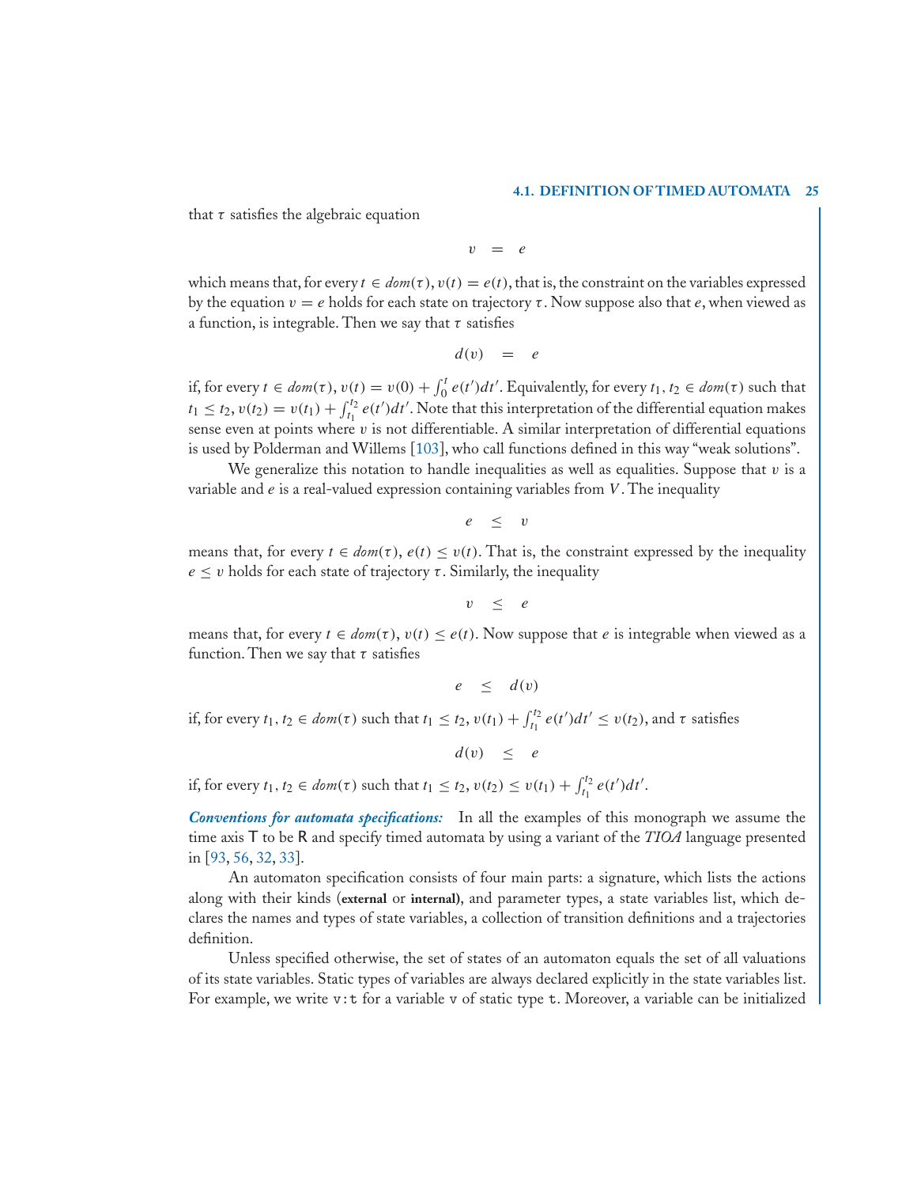that $\tau$ satisfies the algebraic equation

$$v \quad = \quad e$$

which means that, for every $t \in dom(\tau)$, $v(t) = e(t)$, that is, the constraint on the variables expressed by the equation $v = e$ holds for each state on trajectory $\tau$. Now suppose also that $e$, when viewed as a function, is integrable. Then we say that $\tau$ satisfies

$$d(v) \quad = \quad e$$

if, for every $t \in dom(\tau)$, $v(t) = v(0) + \int_0^t e(t')dt'$. Equivalently, for every $t_1, t_2 \in dom(\tau)$ such that $t_1 \leq t_2$, $v(t_2) = v(t_1) + \int_{t_1}^{t_2} e(t')dt'$. Note that this interpretation of the differential equation makes sense even at points where $v$ is not differentiable. A similar interpretation of differential equations is used by Polderman and Willems [103], who call functions defined in this way "weak solutions".

We generalize this notation to handle inequalities as well as equalities. Suppose that $v$ is a variable and $e$ is a real-valued expression containing variables from $V$. The inequality

$$e \quad \leq \quad v$$

means that, for every $t \in dom(\tau)$, $e(t) \leq v(t)$. That is, the constraint expressed by the inequality $e \leq v$ holds for each state of trajectory $\tau$. Similarly, the inequality

$$v \quad \leq \quad e$$

means that, for every $t \in dom(\tau)$, $v(t) \leq e(t)$. Now suppose that $e$ is integrable when viewed as a function. Then we say that $\tau$ satisfies

$$e \quad \leq \quad d(v)$$

if, for every $t_1, t_2 \in dom(\tau)$ such that $t_1 \leq t_2$, $v(t_1) + \int_{t_1}^{t_2} e(t')dt' \leq v(t_2)$, and $\tau$ satisfies

$$d(v) \quad \leq \quad e$$

if, for every $t_1, t_2 \in dom(\tau)$ such that $t_1 \leq t_2$, $v(t_2) \leq v(t_1) + \int_{t_1}^{t_2} e(t')dt'$.

***Conventions for automata specifications:*** In all the examples of this monograph we assume the time axis $\mathsf{T}$ to be $\mathsf{R}$ and specify timed automata by using a variant of the *TIOA* language presented in [93, 56, 32, 33].

An automaton specification consists of four main parts: a signature, which lists the actions along with their kinds (**external** or **internal**), and parameter types, a state variables list, which declares the names and types of state variables, a collection of transition definitions and a trajectories definition.

Unless specified otherwise, the set of states of an automaton equals the set of all valuations of its state variables. Static types of variables are always declared explicitly in the state variables list. For example, we write `v:t` for a variable `v` of static type `t`. Moreover, a variable can be initialized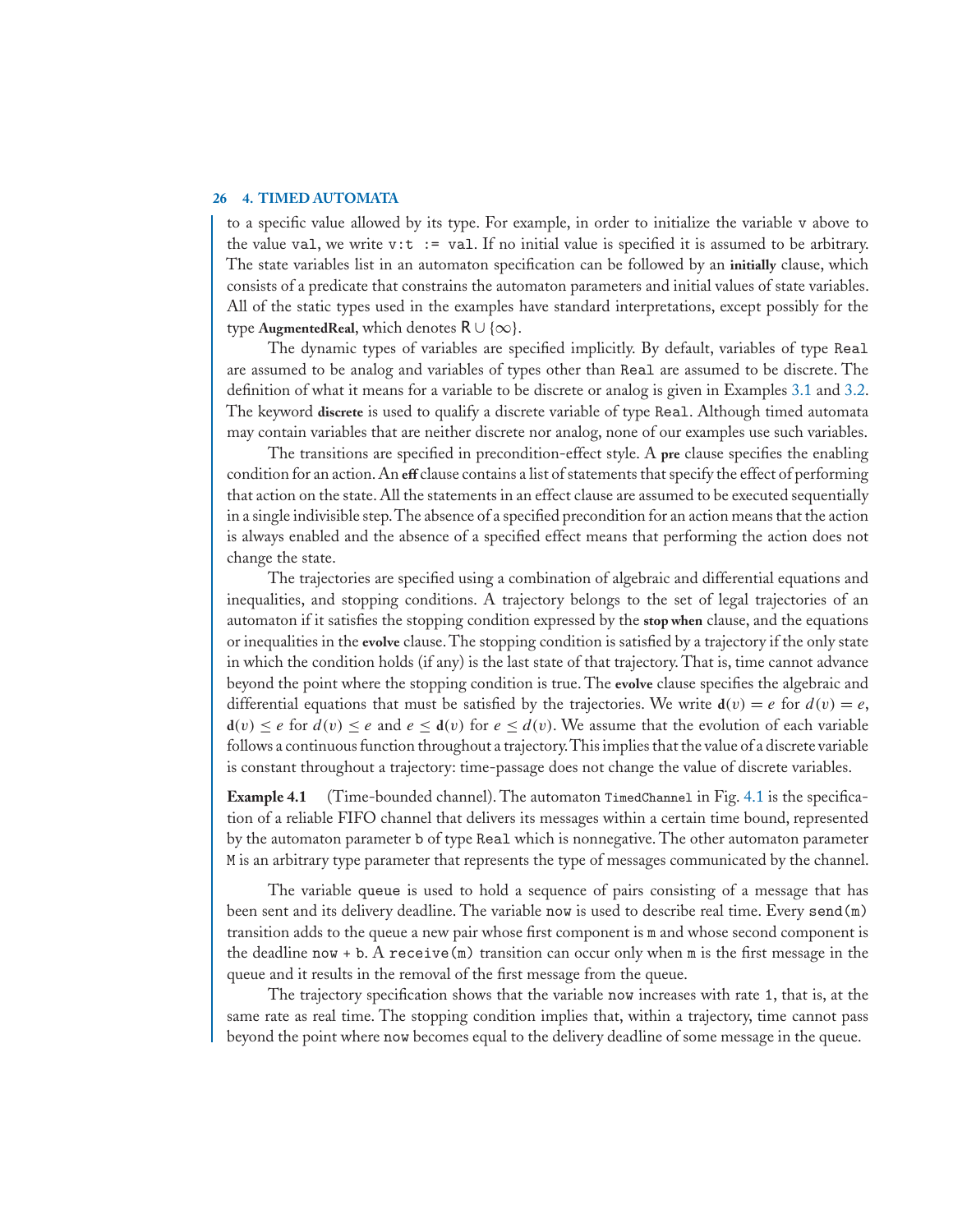to a specific value allowed by its type. For example, in order to initialize the variable `v` above to the value `val`, we write `v:t := val`. If no initial value is specified it is assumed to be arbitrary. The state variables list in an automaton specification can be followed by an **initially** clause, which consists of a predicate that constrains the automaton parameters and initial values of state variables. All of the static types used in the examples have standard interpretations, except possibly for the type **AugmentedReal**, which denotes $\mathsf{R} \cup \{\infty\}$.

The dynamic types of variables are specified implicitly. By default, variables of type `Real` are assumed to be analog and variables of types other than `Real` are assumed to be discrete. The definition of what it means for a variable to be discrete or analog is given in Examples 3.1 and 3.2. The keyword **discrete** is used to qualify a discrete variable of type `Real`. Although timed automata may contain variables that are neither discrete nor analog, none of our examples use such variables.

The transitions are specified in precondition-effect style. A **pre** clause specifies the enabling condition for an action. An **eff** clause contains a list of statements that specify the effect of performing that action on the state. All the statements in an effect clause are assumed to be executed sequentially in a single indivisible step. The absence of a specified precondition for an action means that the action is always enabled and the absence of a specified effect means that performing the action does not change the state.

The trajectories are specified using a combination of algebraic and differential equations and inequalities, and stopping conditions. A trajectory belongs to the set of legal trajectories of an automaton if it satisfies the stopping condition expressed by the **stop when** clause, and the equations or inequalities in the **evolve** clause. The stopping condition is satisfied by a trajectory if the only state in which the condition holds (if any) is the last state of that trajectory. That is, time cannot advance beyond the point where the stopping condition is true. The **evolve** clause specifies the algebraic and differential equations that must be satisfied by the trajectories. We write $\mathbf{d}(v) = e$ for $d(v) = e$, $\mathbf{d}(v) \leq e$ for $d(v) \leq e$ and $e \leq \mathbf{d}(v)$ for $e \leq d(v)$. We assume that the evolution of each variable follows a continuous function throughout a trajectory. This implies that the value of a discrete variable is constant throughout a trajectory: time-passage does not change the value of discrete variables.

**Example 4.1** (Time-bounded channel). The automaton `TimedChannel` in Fig. 4.1 is the specification of a reliable FIFO channel that delivers its messages within a certain time bound, represented by the automaton parameter `b` of type `Real` which is nonnegative. The other automaton parameter `M` is an arbitrary type parameter that represents the type of messages communicated by the channel.

The variable `queue` is used to hold a sequence of pairs consisting of a message that has been sent and its delivery deadline. The variable `now` is used to describe real time. Every `send(m)` transition adds to the queue a new pair whose first component is `m` and whose second component is the deadline `now + b`. A `receive(m)` transition can occur only when `m` is the first message in the queue and it results in the removal of the first message from the queue.

The trajectory specification shows that the variable `now` increases with rate 1, that is, at the same rate as real time. The stopping condition implies that, within a trajectory, time cannot pass beyond the point where `now` becomes equal to the delivery deadline of some message in the queue.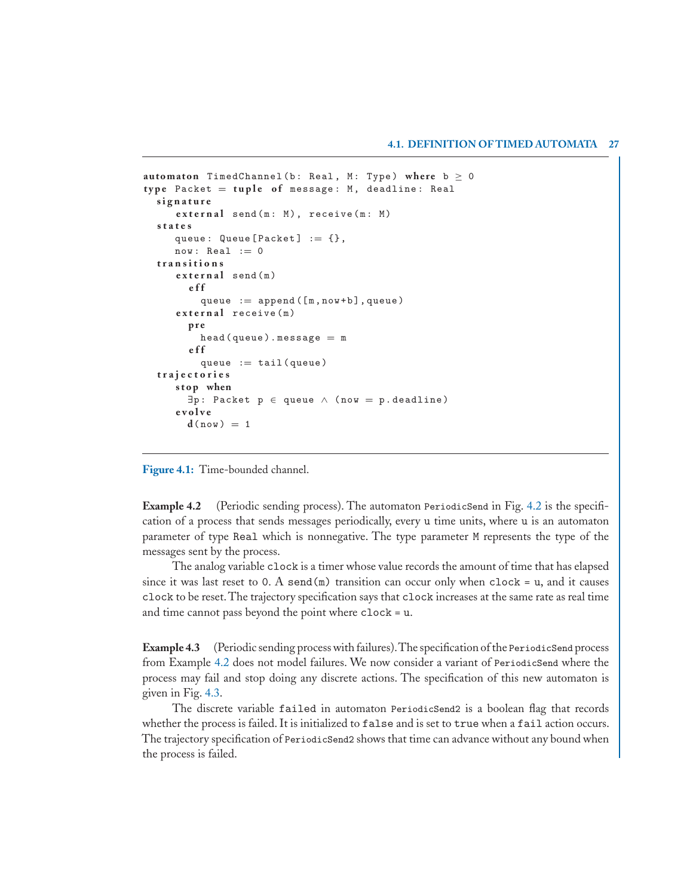```
automaton TimedChannel(b: Real, M: Type) where b ≥ 0
type Packet = tuple of message: M, deadline: Real
  signature
     external send(m: M), receive(m: M)
  states
     queue: Queue[Packet] := {},
     now: Real := 0
  transitions
     external send(m)
       eff
         queue := append([m,now+b],queue)
     external receive(m)
       pre
         head(queue).message = m
       eff
         queue := tail(queue)
  trajectories
     stop when
       ∃p: Packet p ∈ queue ∧ (now = p.deadline)
     evolve
       d(now) = 1
```

**Figure 4.1:** Time-bounded channel.

**Example 4.2** (Periodic sending process). The automaton `PeriodicSend` in Fig. 4.2 is the specification of a process that sends messages periodically, every `u` time units, where `u` is an automaton parameter of type `Real` which is nonnegative. The type parameter `M` represents the type of the messages sent by the process.

The analog variable `clock` is a timer whose value records the amount of time that has elapsed since it was last reset to `0`. A `send(m)` transition can occur only when `clock = u`, and it causes `clock` to be reset. The trajectory specification says that `clock` increases at the same rate as real time and time cannot pass beyond the point where `clock = u`.

**Example 4.3** (Periodic sending process with failures). The specification of the `PeriodicSend` process from Example 4.2 does not model failures. We now consider a variant of `PeriodicSend` where the process may fail and stop doing any discrete actions. The specification of this new automaton is given in Fig. 4.3.

The discrete variable `failed` in automaton `PeriodicSend2` is a boolean flag that records whether the process is failed. It is initialized to `false` and is set to `true` when a `fail` action occurs. The trajectory specification of `PeriodicSend2` shows that time can advance without any bound when the process is failed.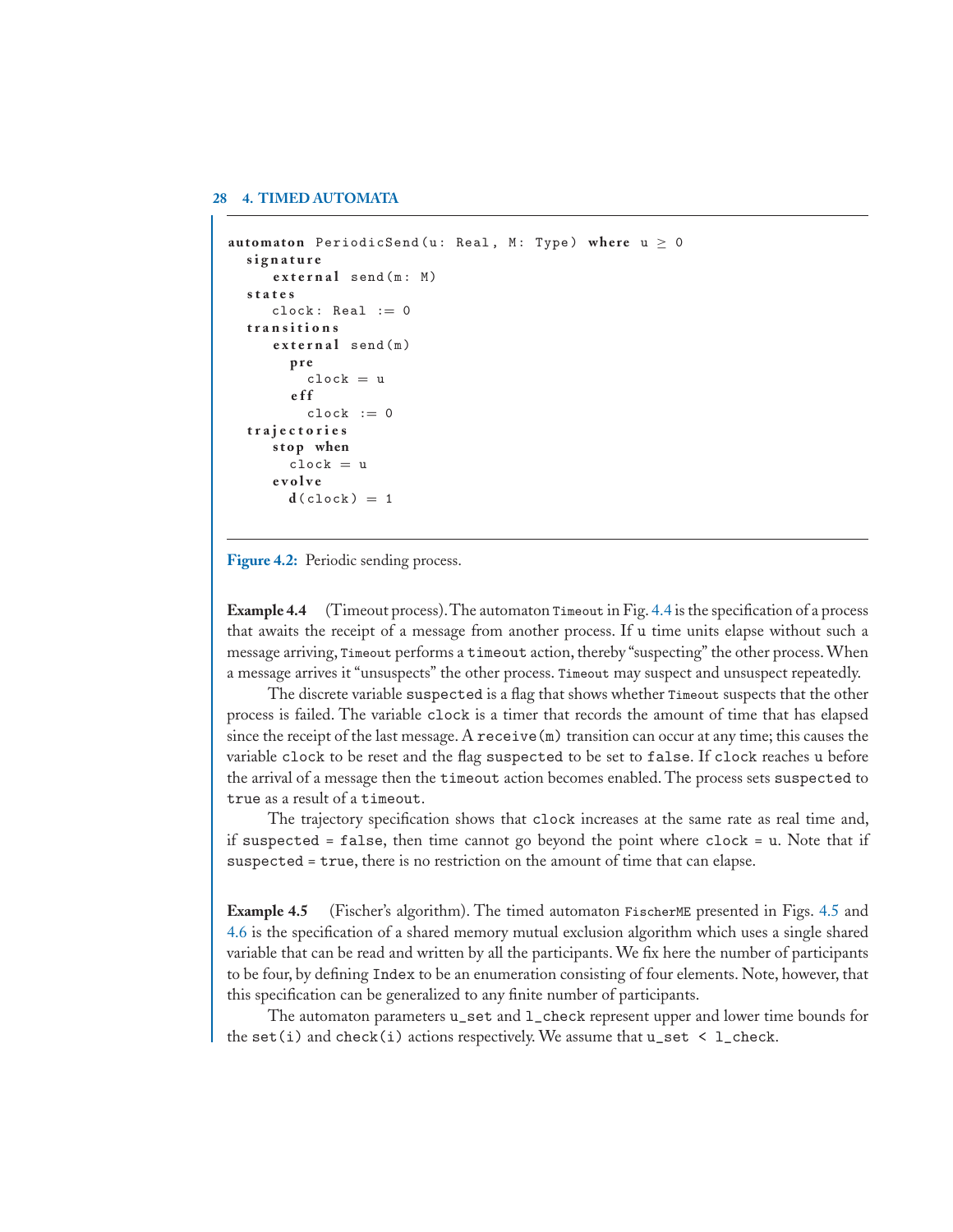```
automaton PeriodicSend(u: Real, M: Type) where u ≥ 0
  signature
    external send(m: M)
  states
    clock: Real := 0
  transitions
    external send(m)
      pre
        clock = u
      eff
        clock := 0
  trajectories
    stop when
      clock = u
    evolve
      d(clock) = 1
```

**Figure 4.2:** Periodic sending process.

**Example 4.4** (Timeout process). The automaton `Timeout` in Fig. 4.4 is the specification of a process that awaits the receipt of a message from another process. If `u` time units elapse without such a message arriving, `Timeout` performs a `timeout` action, thereby "suspecting" the other process. When a message arrives it "unsuspects" the other process. `Timeout` may suspect and unsuspect repeatedly.

The discrete variable `suspected` is a flag that shows whether `Timeout` suspects that the other process is failed. The variable `clock` is a timer that records the amount of time that has elapsed since the receipt of the last message. A `receive(m)` transition can occur at any time; this causes the variable `clock` to be reset and the flag `suspected` to be set to `false`. If `clock` reaches `u` before the arrival of a message then the `timeout` action becomes enabled. The process sets `suspected` to `true` as a result of a `timeout`.

The trajectory specification shows that `clock` increases at the same rate as real time and, if `suspected = false`, then time cannot go beyond the point where `clock = u`. Note that if `suspected = true`, there is no restriction on the amount of time that can elapse.

**Example 4.5** (Fischer's algorithm). The timed automaton `FischerME` presented in Figs. 4.5 and 4.6 is the specification of a shared memory mutual exclusion algorithm which uses a single shared variable that can be read and written by all the participants. We fix here the number of participants to be four, by defining `Index` to be an enumeration consisting of four elements. Note, however, that this specification can be generalized to any finite number of participants.

The automaton parameters `u_set` and `l_check` represent upper and lower time bounds for the `set(i)` and `check(i)` actions respectively. We assume that `u_set < l_check`.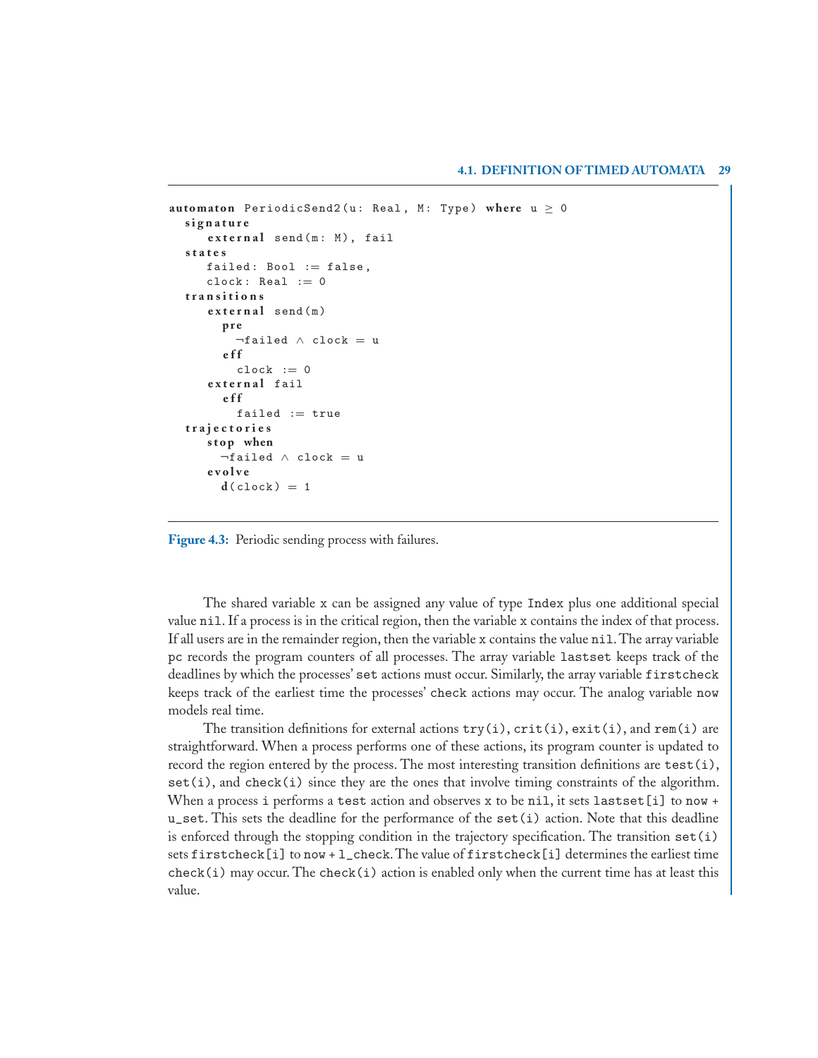```
automaton PeriodicSend2(u: Real, M: Type) where u ≥ 0
  signature
    external send(m: M), fail
  states
    failed: Bool := false,
    clock: Real := 0
  transitions
    external send(m)
      pre
        ¬failed ∧ clock = u
      eff
        clock := 0
    external fail
      eff
        failed := true
  trajectories
    stop when
      ¬failed ∧ clock = u
    evolve
      d(clock) = 1
```

**Figure 4.3:** Periodic sending process with failures.

The shared variable `x` can be assigned any value of type `Index` plus one additional special value `nil`. If a process is in the critical region, then the variable `x` contains the index of that process. If all users are in the remainder region, then the variable `x` contains the value `nil`. The array variable `pc` records the program counters of all processes. The array variable `lastset` keeps track of the deadlines by which the processes' `set` actions must occur. Similarly, the array variable `firstcheck` keeps track of the earliest time the processes' `check` actions may occur. The analog variable `now` models real time.

The transition definitions for external actions `try(i)`, `crit(i)`, `exit(i)`, and `rem(i)` are straightforward. When a process performs one of these actions, its program counter is updated to record the region entered by the process. The most interesting transition definitions are `test(i)`, `set(i)`, and `check(i)` since they are the ones that involve timing constraints of the algorithm. When a process `i` performs a `test` action and observes `x` to be `nil`, it sets `lastset[i]` to `now` + `u_set`. This sets the deadline for the performance of the `set(i)` action. Note that this deadline is enforced through the stopping condition in the trajectory specification. The transition `set(i)` sets `firstcheck[i]` to `now` + `l_check`. The value of `firstcheck[i]` determines the earliest time `check(i)` may occur. The `check(i)` action is enabled only when the current time has at least this value.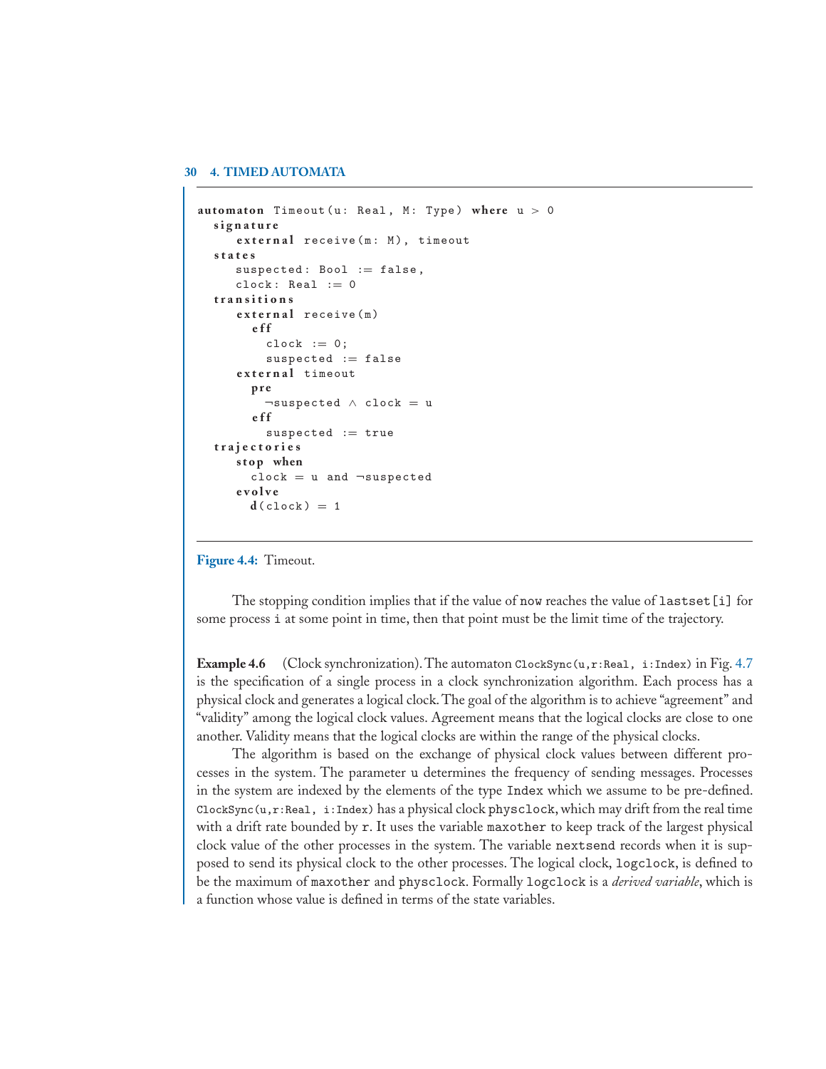```
automaton Timeout(u: Real, M: Type) where u > 0
  signature
    external receive(m: M), timeout
  states
    suspected: Bool := false,
    clock: Real := 0
  transitions
    external receive(m)
      eff
        clock := 0;
        suspected := false
    external timeout
      pre
        ¬suspected ∧ clock = u
      eff
        suspected := true
  trajectories
    stop when
      clock = u and ¬suspected
    evolve
      d(clock) = 1
```

**Figure 4.4:** Timeout.

The stopping condition implies that if the value of `now` reaches the value of `lastset[i]` for some process `i` at some point in time, then that point must be the limit time of the trajectory.

**Example 4.6** (Clock synchronization). The automaton `ClockSync(u,r:Real, i:Index)` in Fig. 4.7 is the specification of a single process in a clock synchronization algorithm. Each process has a physical clock and generates a logical clock. The goal of the algorithm is to achieve "agreement" and "validity" among the logical clock values. Agreement means that the logical clocks are close to one another. Validity means that the logical clocks are within the range of the physical clocks.

The algorithm is based on the exchange of physical clock values between different processes in the system. The parameter `u` determines the frequency of sending messages. Processes in the system are indexed by the elements of the type `Index` which we assume to be pre-defined. `ClockSync(u,r:Real, i:Index)` has a physical clock `physclock`, which may drift from the real time with a drift rate bounded by `r`. It uses the variable `maxother` to keep track of the largest physical clock value of the other processes in the system. The variable `nextsend` records when it is supposed to send its physical clock to the other processes. The logical clock, `logclock`, is defined to be the maximum of `maxother` and `physclock`. Formally `logclock` is a *derived variable*, which is a function whose value is defined in terms of the state variables.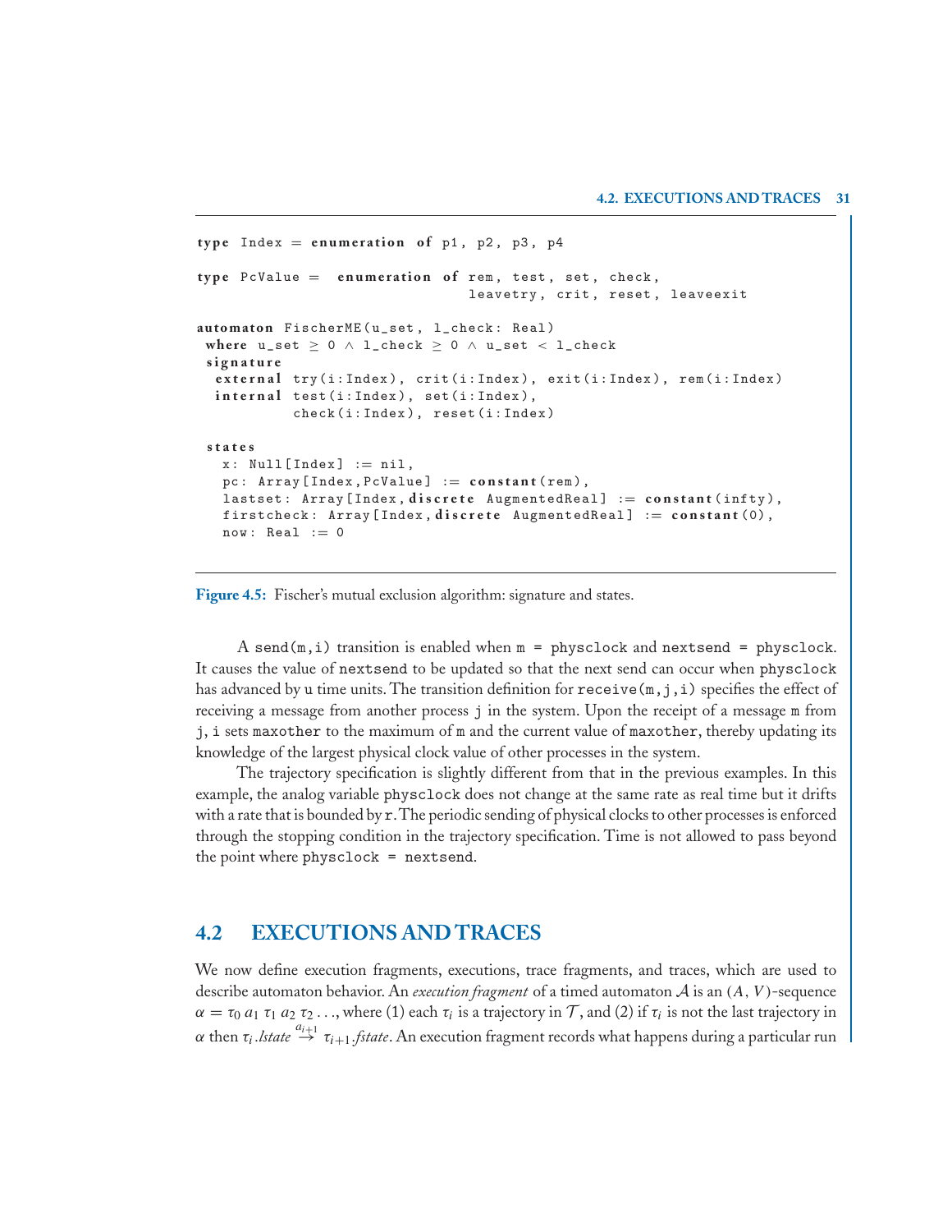```
type Index = enumeration of p1, p2, p3, p4

type PcValue =  enumeration of rem, test, set, check,
                               leavetry, crit, reset, leaveexit

automaton FischerME(u_set, l_check: Real)
 where u_set ≥ 0 ∧ l_check ≥ 0 ∧ u_set < l_check
 signature
  external try(i:Index), crit(i:Index), exit(i:Index), rem(i:Index)
  internal test(i:Index), set(i:Index),
           check(i:Index), reset(i:Index)

 states
   x: Null[Index] := nil,
   pc: Array[Index,PcValue] := constant(rem),
   lastset: Array[Index,discrete AugmentedReal] := constant(infty),
   firstcheck: Array[Index,discrete AugmentedReal] := constant(0),
   now: Real := 0
```

**Figure 4.5:** Fischer's mutual exclusion algorithm: signature and states.

A `send(m,i)` transition is enabled when `m = physclock` and `nextsend = physclock`. It causes the value of `nextsend` to be updated so that the next send can occur when `physclock` has advanced by `u` time units. The transition definition for `receive(m,j,i)` specifies the effect of receiving a message from another process `j` in the system. Upon the receipt of a message `m` from `j`, `i` sets `maxother` to the maximum of `m` and the current value of `maxother`, thereby updating its knowledge of the largest physical clock value of other processes in the system.

The trajectory specification is slightly different from that in the previous examples. In this example, the analog variable `physclock` does not change at the same rate as real time but it drifts with a rate that is bounded by `r`. The periodic sending of physical clocks to other processes is enforced through the stopping condition in the trajectory specification. Time is not allowed to pass beyond the point where `physclock = nextsend`.

## 4.2 EXECUTIONS AND TRACES

We now define execution fragments, executions, trace fragments, and traces, which are used to describe automaton behavior. An *execution fragment* of a timed automaton $\mathcal{A}$ is an $(A, V)$-sequence $\alpha = \tau_0\, a_1\, \tau_1\, a_2\, \tau_2 \ldots$, where (1) each $\tau_i$ is a trajectory in $\mathcal{T}$, and (2) if $\tau_i$ is not the last trajectory in $\alpha$ then $\tau_i.\mathit{lstate} \stackrel{a_{i+1}}{\rightarrow} \tau_{i+1}.\mathit{fstate}$. An execution fragment records what happens during a particular run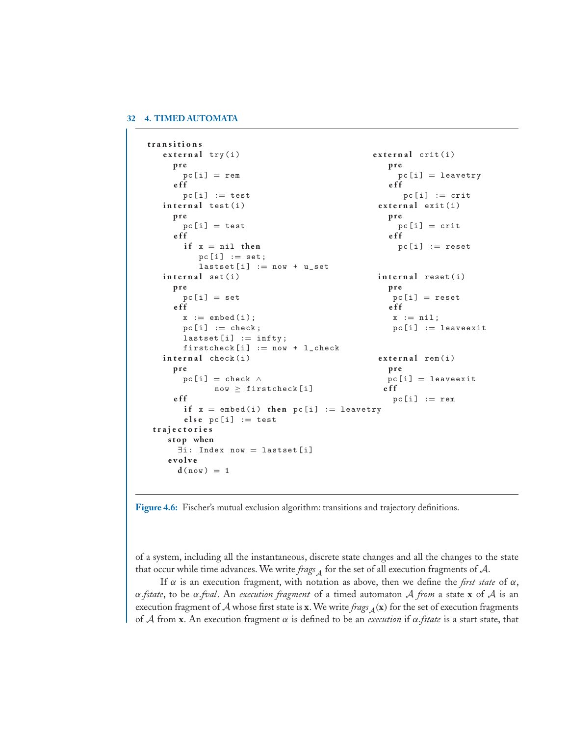```
transitions
  external try(i)
    pre
      pc[i] = rem
    eff
      pc[i] := test
  internal test(i)
    pre
      pc[i] = test
    eff
      if x = nil then
         pc[i] := set;
         lastset[i] := now + u_set
  internal set(i)
    pre
      pc[i] = set
    eff
      x := embed(i);
      pc[i] := check;
      lastset[i] := infty;
      firstcheck[i] := now + l_check
  internal check(i)
    pre
      pc[i] = check ∧
            now ≥ firstcheck[i]
    eff
      if x = embed(i) then pc[i] := leavetry
      else pc[i] := test

  external crit(i)
    pre
      pc[i] = leavetry
    eff
      pc[i] := crit
  external exit(i)
    pre
      pc[i] = crit
    eff
      pc[i] := reset

  internal reset(i)
    pre
      pc[i] = reset
    eff
      x := nil;
      pc[i] := leaveexit

  external rem(i)
    pre
      pc[i] = leaveexit
    eff
      pc[i] := rem
trajectories
  stop when
    ∃i: Index now = lastset[i]
  evolve
    d(now) = 1
```

**Figure 4.6:** Fischer's mutual exclusion algorithm: transitions and trajectory definitions.

of a system, including all the instantaneous, discrete state changes and all the changes to the state that occur while time advances. We write $\mathit{frags}_{\mathcal{A}}$ for the set of all execution fragments of $\mathcal{A}$.

If $\alpha$ is an execution fragment, with notation as above, then we define the *first state* of $\alpha$, $\alpha.\mathit{fstate}$, to be $\alpha.\mathit{fval}$. An *execution fragment* of a timed automaton $\mathcal{A}$ *from* a state $\mathbf{x}$ of $\mathcal{A}$ is an execution fragment of $\mathcal{A}$ whose first state is $\mathbf{x}$. We write $\mathit{frags}_{\mathcal{A}}(\mathbf{x})$ for the set of execution fragments of $\mathcal{A}$ from $\mathbf{x}$. An execution fragment $\alpha$ is defined to be an *execution* if $\alpha.\mathit{fstate}$ is a start state, that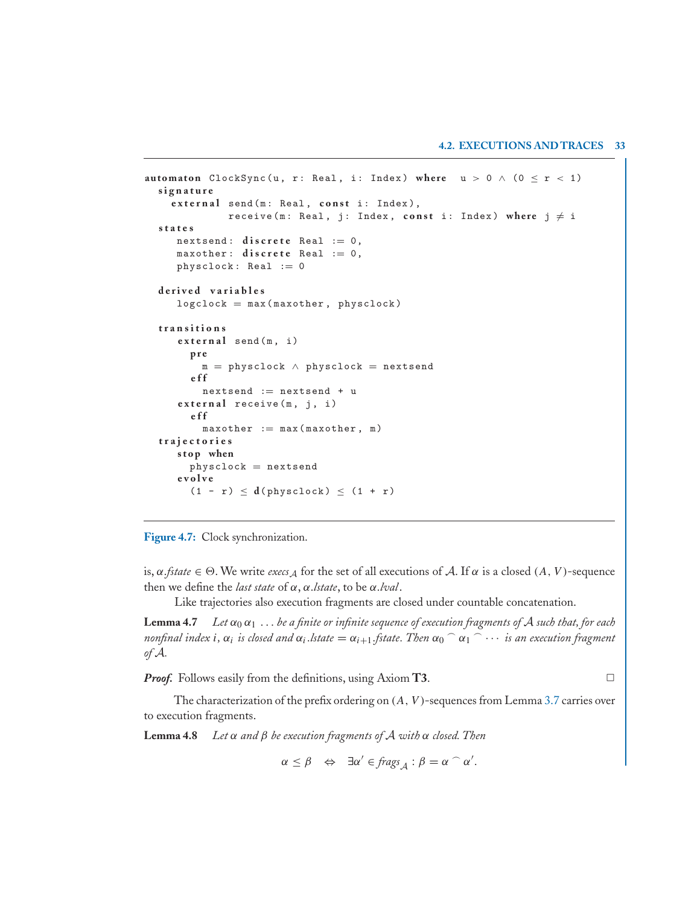```
automaton ClockSync(u, r: Real, i: Index) where  u > 0 ∧ (0 ≤ r < 1)
  signature
    external send(m: Real, const i: Index),
             receive(m: Real, j: Index, const i: Index) where j ≠ i
  states
     nextsend: discrete Real := 0,
     maxother: discrete Real := 0,
     physclock: Real := 0

  derived variables
     logclock = max(maxother, physclock)

  transitions
     external send(m, i)
       pre
         m = physclock ∧ physclock = nextsend
       eff
         nextsend := nextsend + u
     external receive(m, j, i)
       eff
         maxother := max(maxother, m)
  trajectories
     stop when
       physclock = nextsend
     evolve
       (1 - r) ≤ d(physclock) ≤ (1 + r)
```

**Figure 4.7:** Clock synchronization.

is, $\alpha.\mathit{fstate} \in \Theta$. We write $\mathit{execs}_{\mathcal{A}}$ for the set of all executions of $\mathcal{A}$. If $\alpha$ is a closed $(A, V)$-sequence then we define the *last state* of $\alpha$, $\alpha.\mathit{lstate}$, to be $\alpha.\mathit{lval}$.

Like trajectories also execution fragments are closed under countable concatenation.

**Lemma 4.7** *Let $\alpha_0\, \alpha_1\, \ldots$ be a finite or infinite sequence of execution fragments of $\mathcal{A}$ such that, for each nonfinal index $i$, $\alpha_i$ is closed and $\alpha_i.\mathit{lstate} = \alpha_{i+1}.\mathit{fstate}$. Then $\alpha_0 \frown \alpha_1 \frown \cdots$ is an execution fragment of $\mathcal{A}$.*

***Proof.*** Follows easily from the definitions, using Axiom **T3**. □

The characterization of the prefix ordering on $(A, V)$-sequences from Lemma 3.7 carries over to execution fragments.

**Lemma 4.8** *Let $\alpha$ and $\beta$ be execution fragments of $\mathcal{A}$ with $\alpha$ closed. Then*

$$\alpha \leq \beta \quad \Leftrightarrow \quad \exists \alpha' \in \mathit{frags}_{\mathcal{A}} : \beta = \alpha \frown \alpha'.$$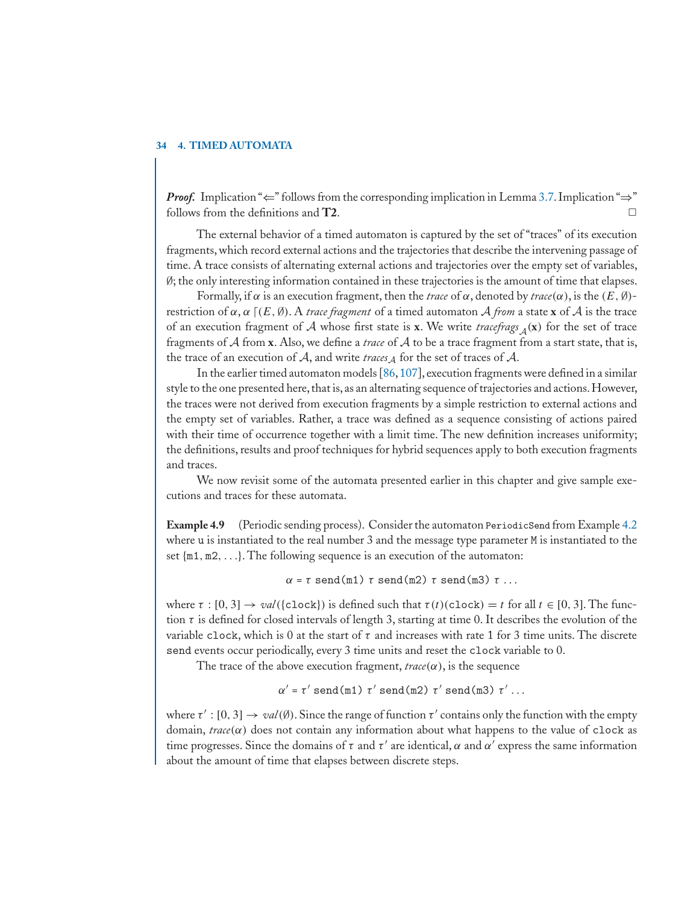***Proof.*** Implication "⇐" follows from the corresponding implication in Lemma 3.7. Implication "⇒" follows from the definitions and **T2**. □

The external behavior of a timed automaton is captured by the set of "traces" of its execution fragments, which record external actions and the trajectories that describe the intervening passage of time. A trace consists of alternating external actions and trajectories over the empty set of variables, $\emptyset$; the only interesting information contained in these trajectories is the amount of time that elapses.

Formally, if $\alpha$ is an execution fragment, then the *trace* of $\alpha$, denoted by $trace(\alpha)$, is the $(E, \emptyset)$-restriction of $\alpha$, $\alpha \lceil (E, \emptyset)$. A *trace fragment* of a timed automaton $\mathcal{A}$ *from* a state $\mathbf{x}$ of $\mathcal{A}$ is the trace of an execution fragment of $\mathcal{A}$ whose first state is $\mathbf{x}$. We write $tracefrags_{\mathcal{A}}(\mathbf{x})$ for the set of trace fragments of $\mathcal{A}$ from $\mathbf{x}$. Also, we define a *trace* of $\mathcal{A}$ to be a trace fragment from a start state, that is, the trace of an execution of $\mathcal{A}$, and write $traces_{\mathcal{A}}$ for the set of traces of $\mathcal{A}$.

In the earlier timed automaton models [86, 107], execution fragments were defined in a similar style to the one presented here, that is, as an alternating sequence of trajectories and actions. However, the traces were not derived from execution fragments by a simple restriction to external actions and the empty set of variables. Rather, a trace was defined as a sequence consisting of actions paired with their time of occurrence together with a limit time. The new definition increases uniformity; the definitions, results and proof techniques for hybrid sequences apply to both execution fragments and traces.

We now revisit some of the automata presented earlier in this chapter and give sample executions and traces for these automata.

**Example 4.9** (Periodic sending process). Consider the automaton `PeriodicSend` from Example 4.2 where `u` is instantiated to the real number 3 and the message type parameter `M` is instantiated to the set {`m1`, `m2`, ...}. The following sequence is an execution of the automaton:

$$\alpha = \tau \ \texttt{send(m1)} \ \tau \ \texttt{send(m2)} \ \tau \ \texttt{send(m3)} \ \tau \ \ldots$$

where $\tau : [0, 3] \rightarrow val(\{\texttt{clock}\})$ is defined such that $\tau(t)(\texttt{clock}) = t$ for all $t \in [0, 3]$. The function $\tau$ is defined for closed intervals of length 3, starting at time 0. It describes the evolution of the variable `clock`, which is 0 at the start of $\tau$ and increases with rate 1 for 3 time units. The discrete `send` events occur periodically, every 3 time units and reset the `clock` variable to 0.

The trace of the above execution fragment, $trace(\alpha)$, is the sequence

$$\alpha' = \tau' \ \texttt{send(m1)} \ \tau' \ \texttt{send(m2)} \ \tau' \ \texttt{send(m3)} \ \tau' \ldots$$

where $\tau' : [0, 3] \rightarrow val(\emptyset)$. Since the range of function $\tau'$ contains only the function with the empty domain, $trace(\alpha)$ does not contain any information about what happens to the value of `clock` as time progresses. Since the domains of $\tau$ and $\tau'$ are identical, $\alpha$ and $\alpha'$ express the same information about the amount of time that elapses between discrete steps.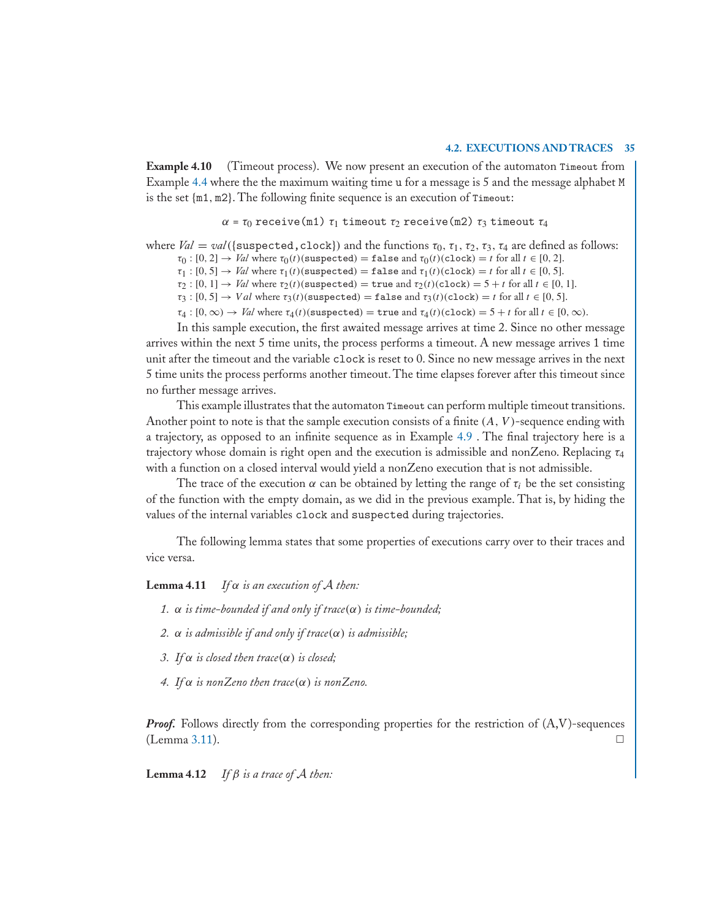**Example 4.10** (Timeout process). We now present an execution of the automaton `Timeout` from Example 4.4 where the the maximum waiting time `u` for a message is 5 and the message alphabet `M` is the set $\{\texttt{m1}, \texttt{m2}\}$. The following finite sequence is an execution of `Timeout`:

$$\alpha = \tau_0 \;\texttt{receive(m1)}\; \tau_1 \;\texttt{timeout}\; \tau_2 \;\texttt{receive(m2)}\; \tau_3 \;\texttt{timeout}\; \tau_4$$

where $Val = val(\{\texttt{suspected}, \texttt{clock}\})$ and the functions $\tau_0, \tau_1, \tau_2, \tau_3, \tau_4$ are defined as follows:

$\tau_0 : [0, 2] \to Val$ where $\tau_0(t)(\texttt{suspected}) = \texttt{false}$ and $\tau_0(t)(\texttt{clock}) = t$ for all $t \in [0, 2]$.
$\tau_1 : [0, 5] \to Val$ where $\tau_1(t)(\texttt{suspected}) = \texttt{false}$ and $\tau_1(t)(\texttt{clock}) = t$ for all $t \in [0, 5]$.
$\tau_2 : [0, 1] \to Val$ where $\tau_2(t)(\texttt{suspected}) = \texttt{true}$ and $\tau_2(t)(\texttt{clock}) = 5 + t$ for all $t \in [0, 1]$.
$\tau_3 : [0, 5] \to Val$ where $\tau_3(t)(\texttt{suspected}) = \texttt{false}$ and $\tau_3(t)(\texttt{clock}) = t$ for all $t \in [0, 5]$.
$\tau_4 : [0, \infty) \to Val$ where $\tau_4(t)(\texttt{suspected}) = \texttt{true}$ and $\tau_4(t)(\texttt{clock}) = 5 + t$ for all $t \in [0, \infty)$.

In this sample execution, the first awaited message arrives at time 2. Since no other message arrives within the next 5 time units, the process performs a timeout. A new message arrives 1 time unit after the timeout and the variable `clock` is reset to 0. Since no new message arrives in the next 5 time units the process performs another timeout. The time elapses forever after this timeout since no further message arrives.

This example illustrates that the automaton `Timeout` can perform multiple timeout transitions. Another point to note is that the sample execution consists of a finite $(A, V)$-sequence ending with a trajectory, as opposed to an infinite sequence as in Example 4.9 . The final trajectory here is a trajectory whose domain is right open and the execution is admissible and nonZeno. Replacing $\tau_4$ with a function on a closed interval would yield a nonZeno execution that is not admissible.

The trace of the execution $\alpha$ can be obtained by letting the range of $\tau_i$ be the set consisting of the function with the empty domain, as we did in the previous example. That is, by hiding the values of the internal variables `clock` and `suspected` during trajectories.

The following lemma states that some properties of executions carry over to their traces and vice versa.

**Lemma 4.11** *If $\alpha$ is an execution of $\mathcal{A}$ then:*

1. *$\alpha$ is time-bounded if and only if trace$(\alpha)$ is time-bounded;*
2. *$\alpha$ is admissible if and only if trace$(\alpha)$ is admissible;*
3. *If $\alpha$ is closed then trace$(\alpha)$ is closed;*
4. *If $\alpha$ is nonZeno then trace$(\alpha)$ is nonZeno.*

***Proof.*** Follows directly from the corresponding properties for the restriction of (A,V)-sequences (Lemma 3.11). □

**Lemma 4.12** *If $\beta$ is a trace of $\mathcal{A}$ then:*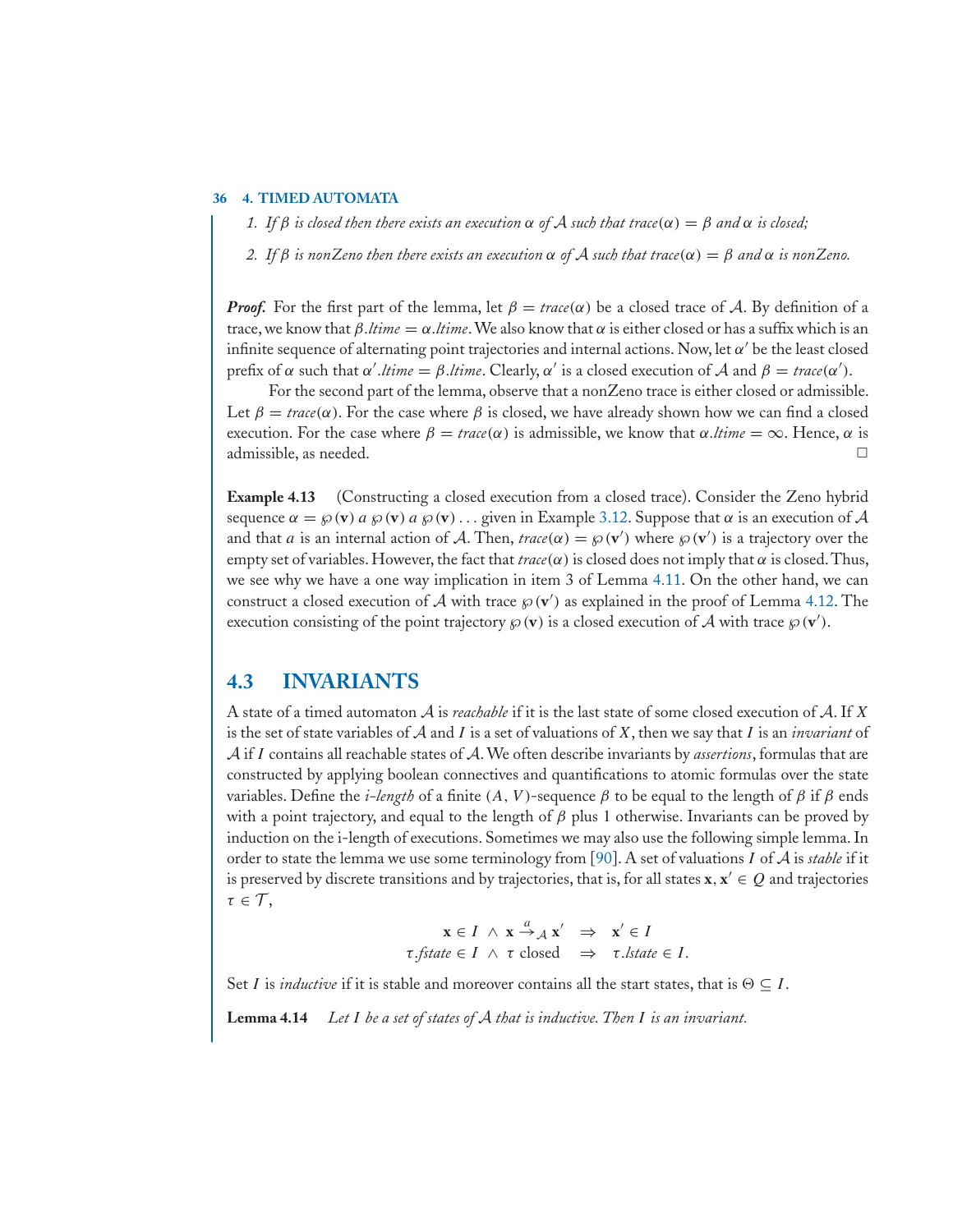1. *If $\beta$ is closed then there exists an execution $\alpha$ of $\mathcal{A}$ such that $trace(\alpha) = \beta$ and $\alpha$ is closed;*

2. *If $\beta$ is nonZeno then there exists an execution $\alpha$ of $\mathcal{A}$ such that $trace(\alpha) = \beta$ and $\alpha$ is nonZeno.*

***Proof.*** For the first part of the lemma, let $\beta = trace(\alpha)$ be a closed trace of $\mathcal{A}$. By definition of a trace, we know that $\beta.ltime = \alpha.ltime$. We also know that $\alpha$ is either closed or has a suffix which is an infinite sequence of alternating point trajectories and internal actions. Now, let $\alpha'$ be the least closed prefix of $\alpha$ such that $\alpha'.ltime = \beta.ltime$. Clearly, $\alpha'$ is a closed execution of $\mathcal{A}$ and $\beta = trace(\alpha')$.

For the second part of the lemma, observe that a nonZeno trace is either closed or admissible. Let $\beta = trace(\alpha)$. For the case where $\beta$ is closed, we have already shown how we can find a closed execution. For the case where $\beta = trace(\alpha)$ is admissible, we know that $\alpha.ltime = \infty$. Hence, $\alpha$ is admissible, as needed. □

**Example 4.13** (Constructing a closed execution from a closed trace). Consider the Zeno hybrid sequence $\alpha = \wp(\mathbf{v})\ a\ \wp(\mathbf{v})\ a\ \wp(\mathbf{v}) \ldots$ given in Example 3.12. Suppose that $\alpha$ is an execution of $\mathcal{A}$ and that $a$ is an internal action of $\mathcal{A}$. Then, $trace(\alpha) = \wp(\mathbf{v}')$ where $\wp(\mathbf{v}')$ is a trajectory over the empty set of variables. However, the fact that $trace(\alpha)$ is closed does not imply that $\alpha$ is closed. Thus, we see why we have a one way implication in item 3 of Lemma 4.11. On the other hand, we can construct a closed execution of $\mathcal{A}$ with trace $\wp(\mathbf{v}')$ as explained in the proof of Lemma 4.12. The execution consisting of the point trajectory $\wp(\mathbf{v})$ is a closed execution of $\mathcal{A}$ with trace $\wp(\mathbf{v}')$.

## 4.3 INVARIANTS

A state of a timed automaton $\mathcal{A}$ is *reachable* if it is the last state of some closed execution of $\mathcal{A}$. If $X$ is the set of state variables of $\mathcal{A}$ and $I$ is a set of valuations of $X$, then we say that $I$ is an *invariant* of $\mathcal{A}$ if $I$ contains all reachable states of $\mathcal{A}$. We often describe invariants by *assertions*, formulas that are constructed by applying boolean connectives and quantifications to atomic formulas over the state variables. Define the *i-length* of a finite $(A, V)$-sequence $\beta$ to be equal to the length of $\beta$ if $\beta$ ends with a point trajectory, and equal to the length of $\beta$ plus 1 otherwise. Invariants can be proved by induction on the i-length of executions. Sometimes we may also use the following simple lemma. In order to state the lemma we use some terminology from [90]. A set of valuations $I$ of $\mathcal{A}$ is *stable* if it is preserved by discrete transitions and by trajectories, that is, for all states $\mathbf{x}, \mathbf{x}' \in Q$ and trajectories $\tau \in \mathcal{T}$,

$$\mathbf{x} \in I \ \wedge\ \mathbf{x} \xrightarrow{a}_{\mathcal{A}} \mathbf{x}' \ \Rightarrow\ \mathbf{x}' \in I$$

$$\tau.fstate \in I \ \wedge\ \tau \text{ closed } \ \Rightarrow\ \tau.lstate \in I.$$

Set $I$ is *inductive* if it is stable and moreover contains all the start states, that is $\Theta \subseteq I$.

**Lemma 4.14** *Let $I$ be a set of states of $\mathcal{A}$ that is inductive. Then $I$ is an invariant.*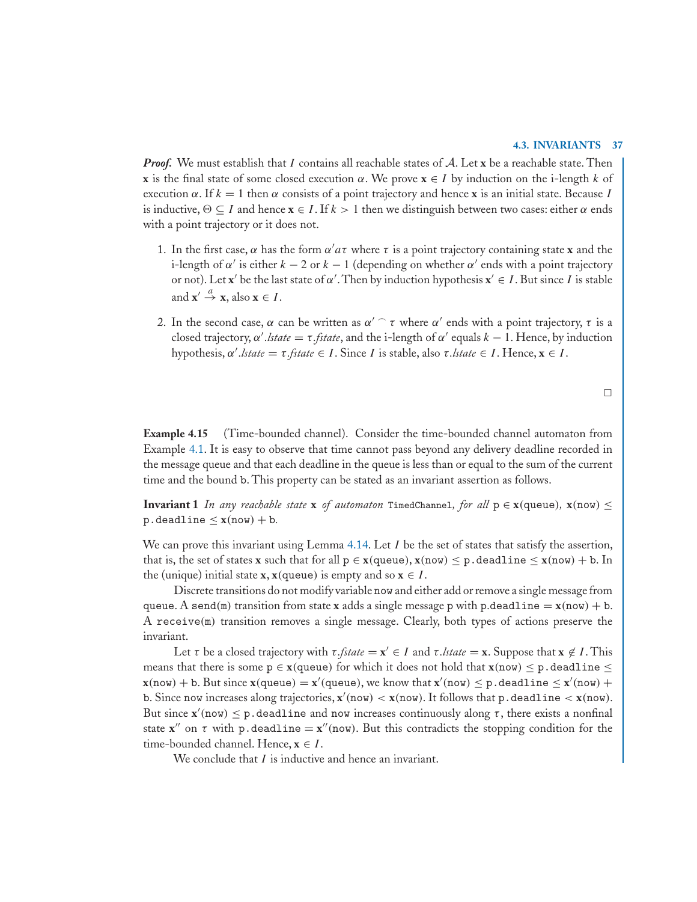***Proof.*** We must establish that $I$ contains all reachable states of $\mathcal{A}$. Let $\mathbf{x}$ be a reachable state. Then $\mathbf{x}$ is the final state of some closed execution $\alpha$. We prove $\mathbf{x} \in I$ by induction on the i-length $k$ of execution $\alpha$. If $k = 1$ then $\alpha$ consists of a point trajectory and hence $\mathbf{x}$ is an initial state. Because $I$ is inductive, $\Theta \subseteq I$ and hence $\mathbf{x} \in I$. If $k > 1$ then we distinguish between two cases: either $\alpha$ ends with a point trajectory or it does not.

1. In the first case, $\alpha$ has the form $\alpha' a \tau$ where $\tau$ is a point trajectory containing state $\mathbf{x}$ and the i-length of $\alpha'$ is either $k-2$ or $k-1$ (depending on whether $\alpha'$ ends with a point trajectory or not). Let $\mathbf{x}'$ be the last state of $\alpha'$. Then by induction hypothesis $\mathbf{x}' \in I$. But since $I$ is stable and $\mathbf{x}' \xrightarrow{a} \mathbf{x}$, also $\mathbf{x} \in I$.

2. In the second case, $\alpha$ can be written as $\alpha' \frown \tau$ where $\alpha'$ ends with a point trajectory, $\tau$ is a closed trajectory, $\alpha'.\mathit{lstate} = \tau.\mathit{fstate}$, and the i-length of $\alpha'$ equals $k-1$. Hence, by induction hypothesis, $\alpha'.\mathit{lstate} = \tau.\mathit{fstate} \in I$. Since $I$ is stable, also $\tau.\mathit{lstate} \in I$. Hence, $\mathbf{x} \in I$.

□

**Example 4.15** (Time-bounded channel). Consider the time-bounded channel automaton from Example 4.1. It is easy to observe that time cannot pass beyond any delivery deadline recorded in the message queue and that each deadline in the queue is less than or equal to the sum of the current time and the bound b. This property can be stated as an invariant assertion as follows.

**Invariant 1** *In any reachable state* $\mathbf{x}$ *of automaton* `TimedChannel`*, for all* $\mathtt{p} \in \mathbf{x}(\mathtt{queue})$*,* $\mathbf{x}(\mathtt{now}) \leq \mathtt{p.deadline} \leq \mathbf{x}(\mathtt{now}) + \mathtt{b}$*.*

We can prove this invariant using Lemma 4.14. Let $I$ be the set of states that satisfy the assertion, that is, the set of states $\mathbf{x}$ such that for all $\mathtt{p} \in \mathbf{x}(\mathtt{queue})$, $\mathbf{x}(\mathtt{now}) \leq \mathtt{p.deadline} \leq \mathbf{x}(\mathtt{now}) + \mathtt{b}$. In the (unique) initial state $\mathbf{x}$, $\mathbf{x}(\mathtt{queue})$ is empty and so $\mathbf{x} \in I$.

Discrete transitions do not modify variable `now` and either add or remove a single message from `queue`. A `send(m)` transition from state $\mathbf{x}$ adds a single message `p` with $\mathtt{p.deadline} = \mathbf{x}(\mathtt{now}) + \mathtt{b}$. A `receive(m)` transition removes a single message. Clearly, both types of actions preserve the invariant.

Let $\tau$ be a closed trajectory with $\tau.\mathit{fstate} = \mathbf{x}' \in I$ and $\tau.\mathit{lstate} = \mathbf{x}$. Suppose that $\mathbf{x} \notin I$. This means that there is some $\mathtt{p} \in \mathbf{x}(\mathtt{queue})$ for which it does not hold that $\mathbf{x}(\mathtt{now}) \leq \mathtt{p.deadline} \leq \mathbf{x}(\mathtt{now}) + \mathtt{b}$. But since $\mathbf{x}(\mathtt{queue}) = \mathbf{x}'(\mathtt{queue})$, we know that $\mathbf{x}'(\mathtt{now}) \leq \mathtt{p.deadline} \leq \mathbf{x}'(\mathtt{now}) + \mathtt{b}$. Since `now` increases along trajectories, $\mathbf{x}'(\mathtt{now}) < \mathbf{x}(\mathtt{now})$. It follows that $\mathtt{p.deadline} < \mathbf{x}(\mathtt{now})$. But since $\mathbf{x}'(\mathtt{now}) \leq \mathtt{p.deadline}$ and `now` increases continuously along $\tau$, there exists a nonfinal state $\mathbf{x}''$ on $\tau$ with $\mathtt{p.deadline} = \mathbf{x}''(\mathtt{now})$. But this contradicts the stopping condition for the time-bounded channel. Hence, $\mathbf{x} \in I$.

We conclude that $I$ is inductive and hence an invariant.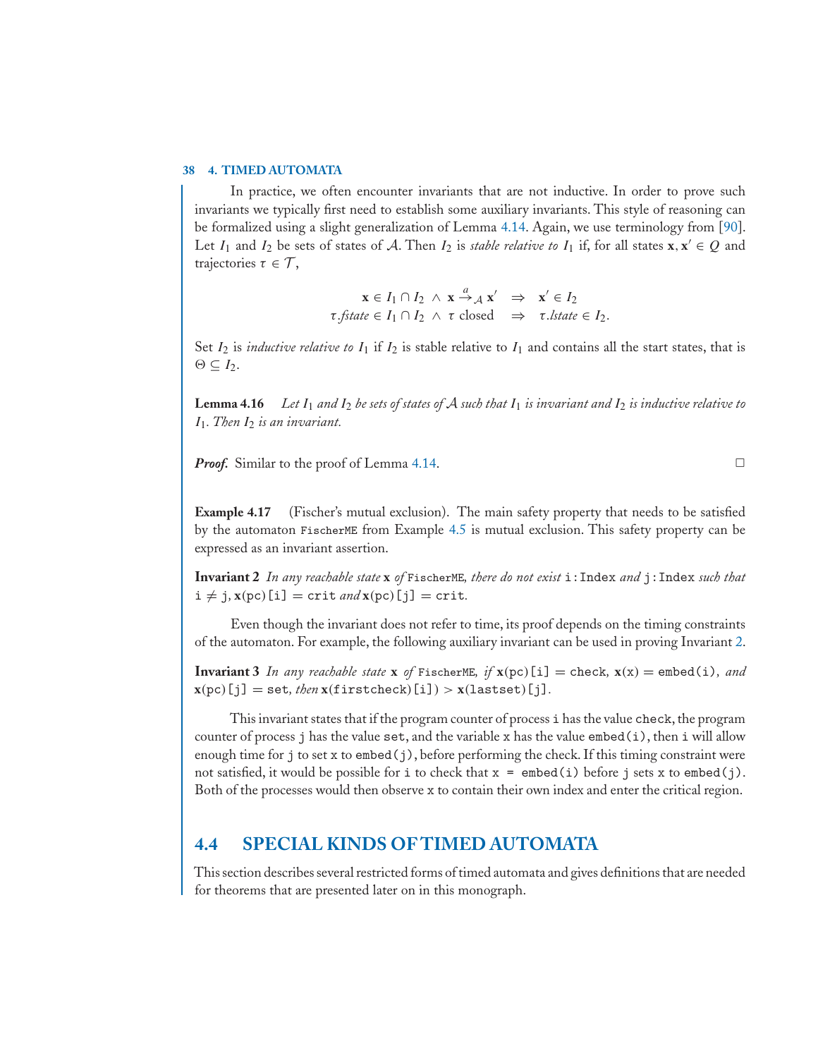In practice, we often encounter invariants that are not inductive. In order to prove such invariants we typically first need to establish some auxiliary invariants. This style of reasoning can be formalized using a slight generalization of Lemma 4.14. Again, we use terminology from [90]. Let $I_1$ and $I_2$ be sets of states of $\mathcal{A}$. Then $I_2$ is *stable relative to* $I_1$ if, for all states $\mathbf{x}, \mathbf{x}' \in Q$ and trajectories $\tau \in \mathcal{T}$,

$$\mathbf{x} \in I_1 \cap I_2 \;\wedge\; \mathbf{x} \xrightarrow{a}_{\mathcal{A}} \mathbf{x}' \quad \Rightarrow \quad \mathbf{x}' \in I_2$$
$$\tau.\mathit{fstate} \in I_1 \cap I_2 \;\wedge\; \tau \text{ closed} \quad \Rightarrow \quad \tau.\mathit{lstate} \in I_2.$$

Set $I_2$ is *inductive relative to* $I_1$ if $I_2$ is stable relative to $I_1$ and contains all the start states, that is $\Theta \subseteq I_2$.

**Lemma 4.16** *Let $I_1$ and $I_2$ be sets of states of $\mathcal{A}$ such that $I_1$ is invariant and $I_2$ is inductive relative to $I_1$. Then $I_2$ is an invariant.*

***Proof.*** Similar to the proof of Lemma 4.14. □

**Example 4.17** (Fischer's mutual exclusion). The main safety property that needs to be satisfied by the automaton `FischerME` from Example 4.5 is mutual exclusion. This safety property can be expressed as an invariant assertion.

**Invariant 2** *In any reachable state* $\mathbf{x}$ *of* `FischerME`*, there do not exist* `i:Index` *and* `j:Index` *such that* `i` $\neq$ `j`, $\mathbf{x}$(`pc`)`[i]` = `crit` *and* $\mathbf{x}$(`pc`)`[j]` = `crit`.

Even though the invariant does not refer to time, its proof depends on the timing constraints of the automaton. For example, the following auxiliary invariant can be used in proving Invariant 2.

**Invariant 3** *In any reachable state* $\mathbf{x}$ *of* `FischerME`*, if* $\mathbf{x}$(`pc`)`[i]` = `check`, $\mathbf{x}$(`x`) = `embed(i)`*, and* $\mathbf{x}$(`pc`)`[j]` = `set`*, then* $\mathbf{x}$(`firstcheck`)`[i]`) > $\mathbf{x}$(`lastset`)`[j]`.

This invariant states that if the program counter of process `i` has the value `check`, the program counter of process `j` has the value `set`, and the variable `x` has the value `embed(i)`, then `i` will allow enough time for `j` to set `x` to `embed(j)`, before performing the check. If this timing constraint were not satisfied, it would be possible for `i` to check that `x = embed(i)` before `j` sets `x` to `embed(j)`. Both of the processes would then observe `x` to contain their own index and enter the critical region.

## 4.4 SPECIAL KINDS OF TIMED AUTOMATA

This section describes several restricted forms of timed automata and gives definitions that are needed for theorems that are presented later on in this monograph.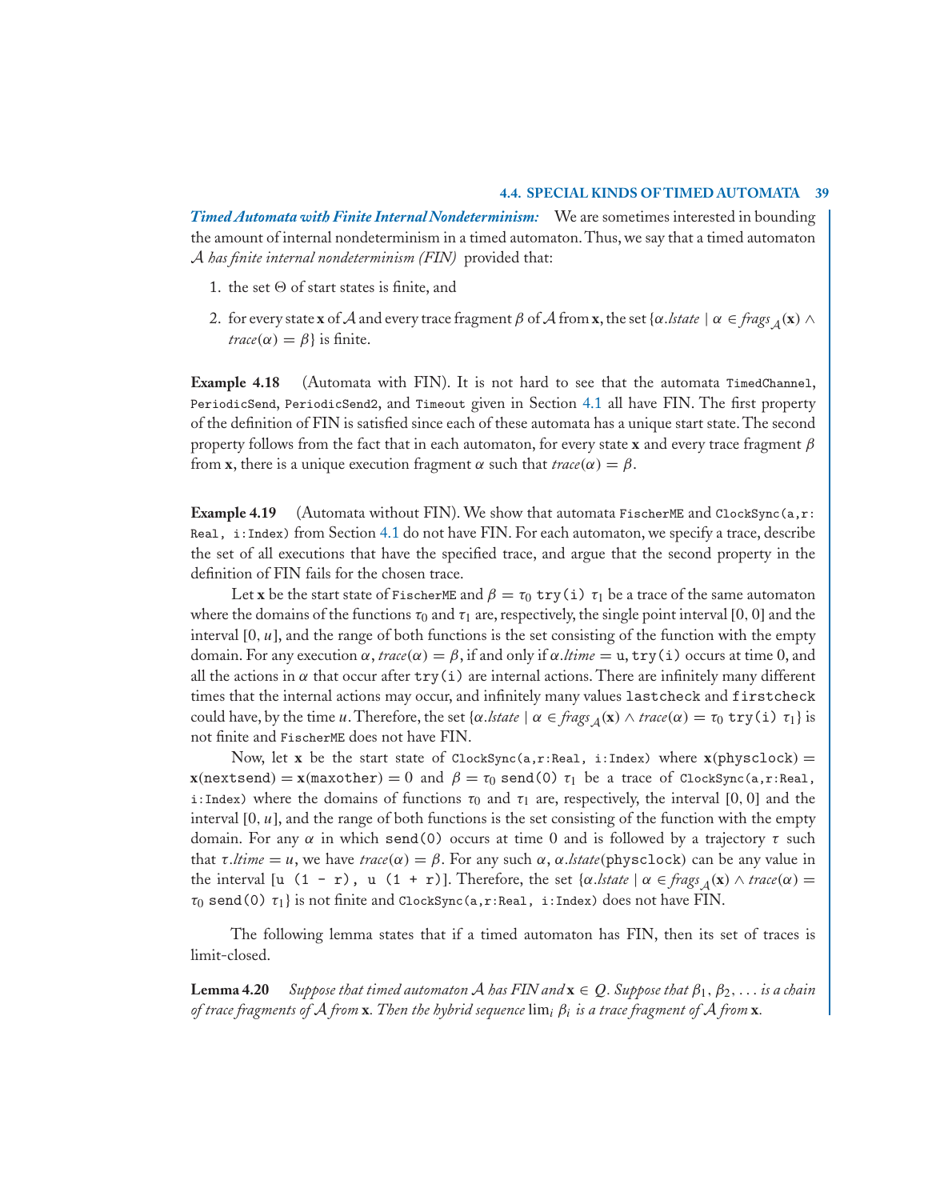***Timed Automata with Finite Internal Nondeterminism:*** We are sometimes interested in bounding the amount of internal nondeterminism in a timed automaton. Thus, we say that a timed automaton $\mathcal{A}$ *has finite internal nondeterminism (FIN)* provided that:

1. the set $\Theta$ of start states is finite, and
2. for every state $\mathbf{x}$ of $\mathcal{A}$ and every trace fragment $\beta$ of $\mathcal{A}$ from $\mathbf{x}$, the set $\{\alpha.\mathit{lstate} \mid \alpha \in \mathit{frags}_{\mathcal{A}}(\mathbf{x}) \wedge \mathit{trace}(\alpha) = \beta\}$ is finite.

**Example 4.18** (Automata with FIN). It is not hard to see that the automata `TimedChannel`, `PeriodicSend`, `PeriodicSend2`, and `Timeout` given in Section 4.1 all have FIN. The first property of the definition of FIN is satisfied since each of these automata has a unique start state. The second property follows from the fact that in each automaton, for every state $\mathbf{x}$ and every trace fragment $\beta$ from $\mathbf{x}$, there is a unique execution fragment $\alpha$ such that $\mathit{trace}(\alpha) = \beta$.

**Example 4.19** (Automata without FIN). We show that automata `FischerME` and `ClockSync(a,r:Real, i:Index)` from Section 4.1 do not have FIN. For each automaton, we specify a trace, describe the set of all executions that have the specified trace, and argue that the second property in the definition of FIN fails for the chosen trace.

Let $\mathbf{x}$ be the start state of `FischerME` and $\beta = \tau_0$ `try(i)` $\tau_1$ be a trace of the same automaton where the domains of the functions $\tau_0$ and $\tau_1$ are, respectively, the single point interval $[0, 0]$ and the interval $[0, u]$, and the range of both functions is the set consisting of the function with the empty domain. For any execution $\alpha$, $\mathit{trace}(\alpha) = \beta$, if and only if $\alpha.\mathit{ltime} =$ `u`, `try(i)` occurs at time 0, and all the actions in $\alpha$ that occur after `try(i)` are internal actions. There are infinitely many different times that the internal actions may occur, and infinitely many values `lastcheck` and `firstcheck` could have, by the time $u$. Therefore, the set $\{\alpha.\mathit{lstate} \mid \alpha \in \mathit{frags}_{\mathcal{A}}(\mathbf{x}) \wedge \mathit{trace}(\alpha) = \tau_0$ `try(i)` $\tau_1\}$ is not finite and `FischerME` does not have FIN.

Now, let $\mathbf{x}$ be the start state of `ClockSync(a,r:Real, i:Index)` where $\mathbf{x}(\texttt{physclock}) = \mathbf{x}(\texttt{nextsend}) = \mathbf{x}(\texttt{maxother}) = 0$ and $\beta = \tau_0$ `send(0)` $\tau_1$ be a trace of `ClockSync(a,r:Real, i:Index)` where the domains of functions $\tau_0$ and $\tau_1$ are, respectively, the interval $[0, 0]$ and the interval $[0, u]$, and the range of both functions is the set consisting of the function with the empty domain. For any $\alpha$ in which `send(0)` occurs at time 0 and is followed by a trajectory $\tau$ such that $\tau.\mathit{ltime} = u$, we have $\mathit{trace}(\alpha) = \beta$. For any such $\alpha$, $\alpha.\mathit{lstate}(\texttt{physclock})$ can be any value in the interval `[u (1 - r), u (1 + r)]`. Therefore, the set $\{\alpha.\mathit{lstate} \mid \alpha \in \mathit{frags}_{\mathcal{A}}(\mathbf{x}) \wedge \mathit{trace}(\alpha) = \tau_0$ `send(0)` $\tau_1\}$ is not finite and `ClockSync(a,r:Real, i:Index)` does not have FIN.

The following lemma states that if a timed automaton has FIN, then its set of traces is limit-closed.

**Lemma 4.20** *Suppose that timed automaton $\mathcal{A}$ has FIN and $\mathbf{x} \in Q$. Suppose that $\beta_1, \beta_2, \ldots$ is a chain of trace fragments of $\mathcal{A}$ from $\mathbf{x}$. Then the hybrid sequence $\lim_i \beta_i$ is a trace fragment of $\mathcal{A}$ from $\mathbf{x}$.*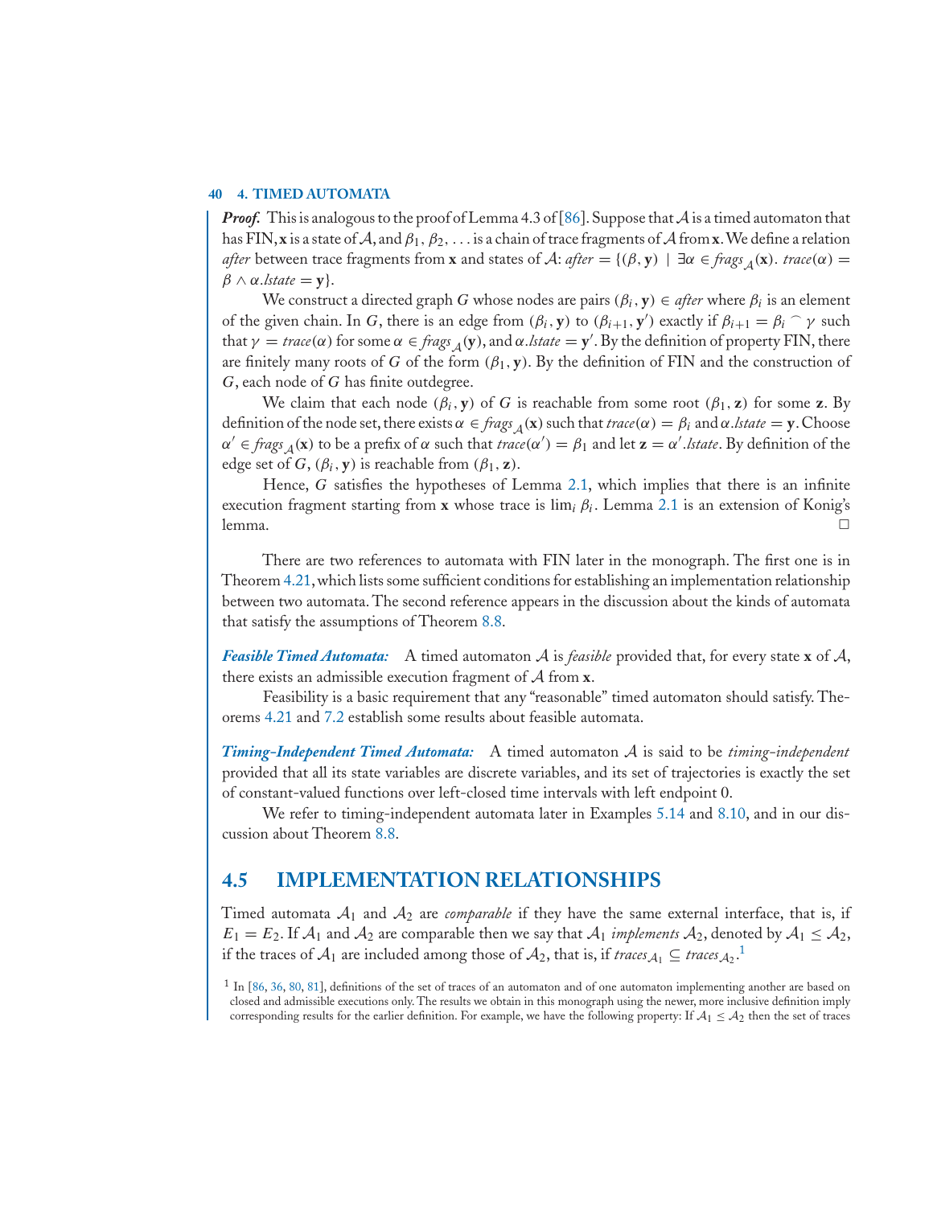***Proof.*** This is analogous to the proof of Lemma 4.3 of [86]. Suppose that $\mathcal{A}$ is a timed automaton that has FIN, $\mathbf{x}$ is a state of $\mathcal{A}$, and $\beta_1, \beta_2, \ldots$ is a chain of trace fragments of $\mathcal{A}$ from $\mathbf{x}$. We define a relation *after* between trace fragments from $\mathbf{x}$ and states of $\mathcal{A}$: $\mathit{after} = \{(\beta, \mathbf{y}) \mid \exists \alpha \in \mathit{frags}_{\mathcal{A}}(\mathbf{x}).\ \mathit{trace}(\alpha) = \beta \wedge \alpha.\mathit{lstate} = \mathbf{y}\}$.

We construct a directed graph $G$ whose nodes are pairs $(\beta_i, \mathbf{y}) \in \mathit{after}$ where $\beta_i$ is an element of the given chain. In $G$, there is an edge from $(\beta_i, \mathbf{y})$ to $(\beta_{i+1}, \mathbf{y}')$ exactly if $\beta_{i+1} = \beta_i \frown \gamma$ such that $\gamma = \mathit{trace}(\alpha)$ for some $\alpha \in \mathit{frags}_{\mathcal{A}}(\mathbf{y})$, and $\alpha.\mathit{lstate} = \mathbf{y}'$. By the definition of property FIN, there are finitely many roots of $G$ of the form $(\beta_1, \mathbf{y})$. By the definition of FIN and the construction of $G$, each node of $G$ has finite outdegree.

We claim that each node $(\beta_i, \mathbf{y})$ of $G$ is reachable from some root $(\beta_1, \mathbf{z})$ for some $\mathbf{z}$. By definition of the node set, there exists $\alpha \in \mathit{frags}_{\mathcal{A}}(\mathbf{x})$ such that $\mathit{trace}(\alpha) = \beta_i$ and $\alpha.\mathit{lstate} = \mathbf{y}$. Choose $\alpha' \in \mathit{frags}_{\mathcal{A}}(\mathbf{x})$ to be a prefix of $\alpha$ such that $\mathit{trace}(\alpha') = \beta_1$ and let $\mathbf{z} = \alpha'.\mathit{lstate}$. By definition of the edge set of $G$, $(\beta_i, \mathbf{y})$ is reachable from $(\beta_1, \mathbf{z})$.

Hence, $G$ satisfies the hypotheses of Lemma 2.1, which implies that there is an infinite execution fragment starting from $\mathbf{x}$ whose trace is $\lim_i \beta_i$. Lemma 2.1 is an extension of Konig's lemma. □

There are two references to automata with FIN later in the monograph. The first one is in Theorem 4.21, which lists some sufficient conditions for establishing an implementation relationship between two automata. The second reference appears in the discussion about the kinds of automata that satisfy the assumptions of Theorem 8.8.

***Feasible Timed Automata:*** A timed automaton $\mathcal{A}$ is *feasible* provided that, for every state $\mathbf{x}$ of $\mathcal{A}$, there exists an admissible execution fragment of $\mathcal{A}$ from $\mathbf{x}$.

Feasibility is a basic requirement that any "reasonable" timed automaton should satisfy. Theorems 4.21 and 7.2 establish some results about feasible automata.

***Timing-Independent Timed Automata:*** A timed automaton $\mathcal{A}$ is said to be *timing-independent* provided that all its state variables are discrete variables, and its set of trajectories is exactly the set of constant-valued functions over left-closed time intervals with left endpoint 0.

We refer to timing-independent automata later in Examples 5.14 and 8.10, and in our discussion about Theorem 8.8.

## 4.5 IMPLEMENTATION RELATIONSHIPS

Timed automata $\mathcal{A}_1$ and $\mathcal{A}_2$ are *comparable* if they have the same external interface, that is, if $E_1 = E_2$. If $\mathcal{A}_1$ and $\mathcal{A}_2$ are comparable then we say that $\mathcal{A}_1$ *implements* $\mathcal{A}_2$, denoted by $\mathcal{A}_1 \leq \mathcal{A}_2$, if the traces of $\mathcal{A}_1$ are included among those of $\mathcal{A}_2$, that is, if $\mathit{traces}_{\mathcal{A}_1} \subseteq \mathit{traces}_{\mathcal{A}_2}$.[1]

[1] In [86, 36, 80, 81], definitions of the set of traces of an automaton and of one automaton implementing another are based on closed and admissible executions only. The results we obtain in this monograph using the newer, more inclusive definition imply corresponding results for the earlier definition. For example, we have the following property: If $\mathcal{A}_1 \leq \mathcal{A}_2$ then the set of traces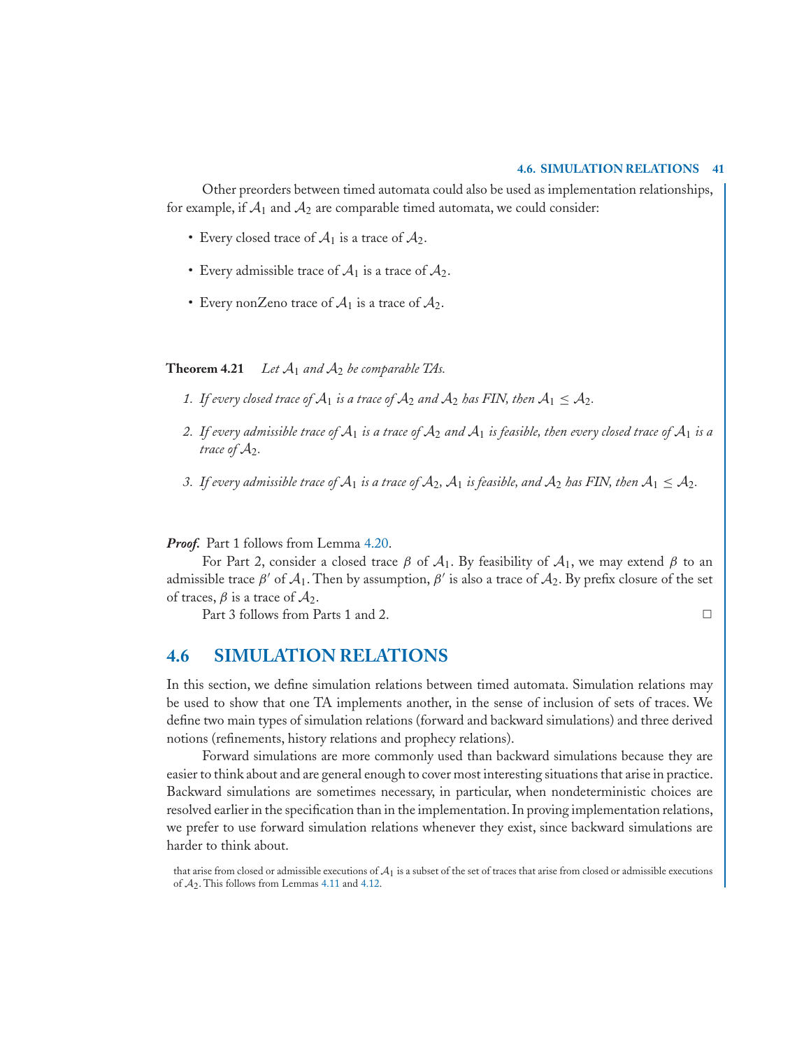Other preorders between timed automata could also be used as implementation relationships, for example, if $\mathcal{A}_1$ and $\mathcal{A}_2$ are comparable timed automata, we could consider:

- Every closed trace of $\mathcal{A}_1$ is a trace of $\mathcal{A}_2$.
- Every admissible trace of $\mathcal{A}_1$ is a trace of $\mathcal{A}_2$.
- Every nonZeno trace of $\mathcal{A}_1$ is a trace of $\mathcal{A}_2$.

**Theorem 4.21** *Let $\mathcal{A}_1$ and $\mathcal{A}_2$ be comparable TAs.*

1. *If every closed trace of $\mathcal{A}_1$ is a trace of $\mathcal{A}_2$ and $\mathcal{A}_2$ has FIN, then $\mathcal{A}_1 \leq \mathcal{A}_2$.*
2. *If every admissible trace of $\mathcal{A}_1$ is a trace of $\mathcal{A}_2$ and $\mathcal{A}_1$ is feasible, then every closed trace of $\mathcal{A}_1$ is a trace of $\mathcal{A}_2$.*
3. *If every admissible trace of $\mathcal{A}_1$ is a trace of $\mathcal{A}_2$, $\mathcal{A}_1$ is feasible, and $\mathcal{A}_2$ has FIN, then $\mathcal{A}_1 \leq \mathcal{A}_2$.*

***Proof.*** Part 1 follows from Lemma 4.20.

For Part 2, consider a closed trace $\beta$ of $\mathcal{A}_1$. By feasibility of $\mathcal{A}_1$, we may extend $\beta$ to an admissible trace $\beta'$ of $\mathcal{A}_1$. Then by assumption, $\beta'$ is also a trace of $\mathcal{A}_2$. By prefix closure of the set of traces, $\beta$ is a trace of $\mathcal{A}_2$.

Part 3 follows from Parts 1 and 2. □

## 4.6 SIMULATION RELATIONS

In this section, we define simulation relations between timed automata. Simulation relations may be used to show that one TA implements another, in the sense of inclusion of sets of traces. We define two main types of simulation relations (forward and backward simulations) and three derived notions (refinements, history relations and prophecy relations).

Forward simulations are more commonly used than backward simulations because they are easier to think about and are general enough to cover most interesting situations that arise in practice. Backward simulations are sometimes necessary, in particular, when nondeterministic choices are resolved earlier in the specification than in the implementation. In proving implementation relations, we prefer to use forward simulation relations whenever they exist, since backward simulations are harder to think about.

that arise from closed or admissible executions of $\mathcal{A}_1$ is a subset of the set of traces that arise from closed or admissible executions of $\mathcal{A}_2$. This follows from Lemmas 4.11 and 4.12.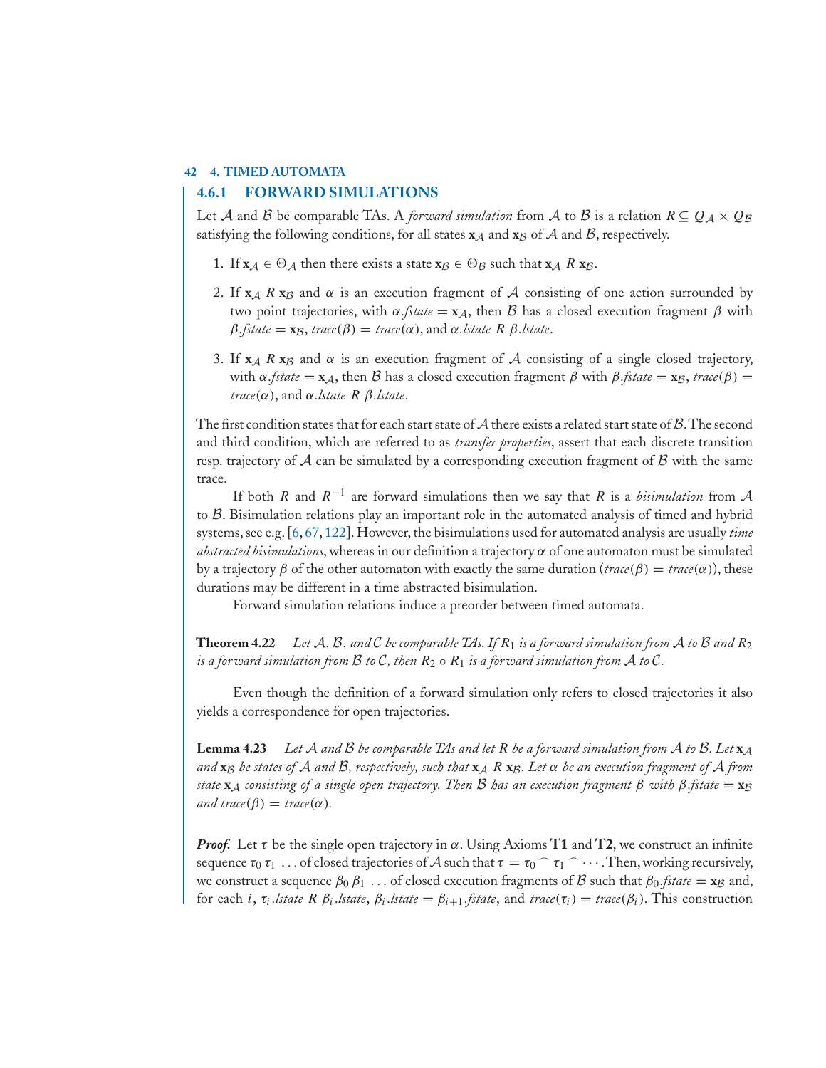### 4.6.1 FORWARD SIMULATIONS

Let $\mathcal{A}$ and $\mathcal{B}$ be comparable TAs. A *forward simulation* from $\mathcal{A}$ to $\mathcal{B}$ is a relation $R \subseteq Q_{\mathcal{A}} \times Q_{\mathcal{B}}$ satisfying the following conditions, for all states $\mathbf{x}_{\mathcal{A}}$ and $\mathbf{x}_{\mathcal{B}}$ of $\mathcal{A}$ and $\mathcal{B}$, respectively.

1. If $\mathbf{x}_{\mathcal{A}} \in \Theta_{\mathcal{A}}$ then there exists a state $\mathbf{x}_{\mathcal{B}} \in \Theta_{\mathcal{B}}$ such that $\mathbf{x}_{\mathcal{A}}\ R\ \mathbf{x}_{\mathcal{B}}$.

2. If $\mathbf{x}_{\mathcal{A}}\ R\ \mathbf{x}_{\mathcal{B}}$ and $\alpha$ is an execution fragment of $\mathcal{A}$ consisting of one action surrounded by two point trajectories, with $\alpha.\mathit{fstate} = \mathbf{x}_{\mathcal{A}}$, then $\mathcal{B}$ has a closed execution fragment $\beta$ with $\beta.\mathit{fstate} = \mathbf{x}_{\mathcal{B}}$, $\mathit{trace}(\beta) = \mathit{trace}(\alpha)$, and $\alpha.\mathit{lstate}\ R\ \beta.\mathit{lstate}$.

3. If $\mathbf{x}_{\mathcal{A}}\ R\ \mathbf{x}_{\mathcal{B}}$ and $\alpha$ is an execution fragment of $\mathcal{A}$ consisting of a single closed trajectory, with $\alpha.\mathit{fstate} = \mathbf{x}_{\mathcal{A}}$, then $\mathcal{B}$ has a closed execution fragment $\beta$ with $\beta.\mathit{fstate} = \mathbf{x}_{\mathcal{B}}$, $\mathit{trace}(\beta) = \mathit{trace}(\alpha)$, and $\alpha.\mathit{lstate}\ R\ \beta.\mathit{lstate}$.

The first condition states that for each start state of $\mathcal{A}$ there exists a related start state of $\mathcal{B}$. The second and third condition, which are referred to as *transfer properties*, assert that each discrete transition resp. trajectory of $\mathcal{A}$ can be simulated by a corresponding execution fragment of $\mathcal{B}$ with the same trace.

If both $R$ and $R^{-1}$ are forward simulations then we say that $R$ is a *bisimulation* from $\mathcal{A}$ to $\mathcal{B}$. Bisimulation relations play an important role in the automated analysis of timed and hybrid systems, see e.g. [6, 67, 122]. However, the bisimulations used for automated analysis are usually *time abstracted bisimulations*, whereas in our definition a trajectory $\alpha$ of one automaton must be simulated by a trajectory $\beta$ of the other automaton with exactly the same duration ($\mathit{trace}(\beta) = \mathit{trace}(\alpha)$), these durations may be different in a time abstracted bisimulation.

Forward simulation relations induce a preorder between timed automata.

**Theorem 4.22** *Let $\mathcal{A}$, $\mathcal{B}$, and $\mathcal{C}$ be comparable TAs. If $R_1$ is a forward simulation from $\mathcal{A}$ to $\mathcal{B}$ and $R_2$ is a forward simulation from $\mathcal{B}$ to $\mathcal{C}$, then $R_2 \circ R_1$ is a forward simulation from $\mathcal{A}$ to $\mathcal{C}$.*

Even though the definition of a forward simulation only refers to closed trajectories it also yields a correspondence for open trajectories.

**Lemma 4.23** *Let $\mathcal{A}$ and $\mathcal{B}$ be comparable TAs and let $R$ be a forward simulation from $\mathcal{A}$ to $\mathcal{B}$. Let $\mathbf{x}_{\mathcal{A}}$ and $\mathbf{x}_{\mathcal{B}}$ be states of $\mathcal{A}$ and $\mathcal{B}$, respectively, such that $\mathbf{x}_{\mathcal{A}}\ R\ \mathbf{x}_{\mathcal{B}}$. Let $\alpha$ be an execution fragment of $\mathcal{A}$ from state $\mathbf{x}_{\mathcal{A}}$ consisting of a single open trajectory. Then $\mathcal{B}$ has an execution fragment $\beta$ with $\beta.\mathit{fstate} = \mathbf{x}_{\mathcal{B}}$ and $\mathit{trace}(\beta) = \mathit{trace}(\alpha)$.*

***Proof.*** Let $\tau$ be the single open trajectory in $\alpha$. Using Axioms **T1** and **T2**, we construct an infinite sequence $\tau_0\, \tau_1\, \ldots$ of closed trajectories of $\mathcal{A}$ such that $\tau = \tau_0 \frown \tau_1 \frown \cdots$. Then, working recursively, we construct a sequence $\beta_0\, \beta_1\, \ldots$ of closed execution fragments of $\mathcal{B}$ such that $\beta_0.\mathit{fstate} = \mathbf{x}_{\mathcal{B}}$ and, for each $i$, $\tau_i.\mathit{lstate}\ R\ \beta_i.\mathit{lstate}$, $\beta_i.\mathit{lstate} = \beta_{i+1}.\mathit{fstate}$, and $\mathit{trace}(\tau_i) = \mathit{trace}(\beta_i)$. This construction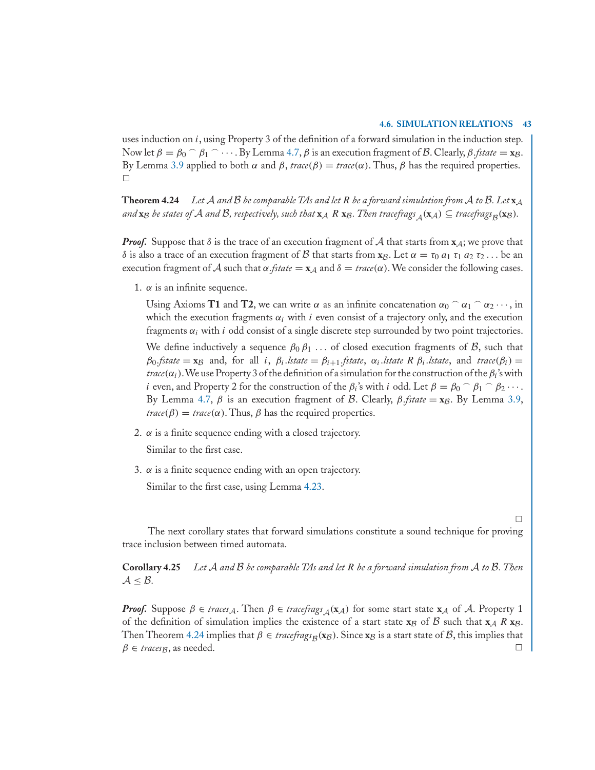uses induction on $i$, using Property 3 of the definition of a forward simulation in the induction step. Now let $\beta = \beta_0 \frown \beta_1 \frown \cdots$. By Lemma 4.7, $\beta$ is an execution fragment of $\mathcal{B}$. Clearly, $\beta.fstate = \mathbf{x}_\mathcal{B}$. By Lemma 3.9 applied to both $\alpha$ and $\beta$, $trace(\beta) = trace(\alpha)$. Thus, $\beta$ has the required properties. □

**Theorem 4.24** *Let $\mathcal{A}$ and $\mathcal{B}$ be comparable TAs and let $R$ be a forward simulation from $\mathcal{A}$ to $\mathcal{B}$. Let $\mathbf{x}_\mathcal{A}$ and $\mathbf{x}_\mathcal{B}$ be states of $\mathcal{A}$ and $\mathcal{B}$, respectively, such that $\mathbf{x}_\mathcal{A}\ R\ \mathbf{x}_\mathcal{B}$. Then $tracefrags_\mathcal{A}(\mathbf{x}_\mathcal{A}) \subseteq tracefrags_\mathcal{B}(\mathbf{x}_\mathcal{B})$.*

***Proof.*** Suppose that $\delta$ is the trace of an execution fragment of $\mathcal{A}$ that starts from $\mathbf{x}_\mathcal{A}$; we prove that $\delta$ is also a trace of an execution fragment of $\mathcal{B}$ that starts from $\mathbf{x}_\mathcal{B}$. Let $\alpha = \tau_0\, a_1\, \tau_1\, a_2\, \tau_2 \ldots$ be an execution fragment of $\mathcal{A}$ such that $\alpha.fstate = \mathbf{x}_\mathcal{A}$ and $\delta = trace(\alpha)$. We consider the following cases.

1. $\alpha$ is an infinite sequence.

   Using Axioms **T1** and **T2**, we can write $\alpha$ as an infinite concatenation $\alpha_0 \frown \alpha_1 \frown \alpha_2 \cdots$, in which the execution fragments $\alpha_i$ with $i$ even consist of a trajectory only, and the execution fragments $\alpha_i$ with $i$ odd consist of a single discrete step surrounded by two point trajectories.

   We define inductively a sequence $\beta_0\, \beta_1\, \ldots$ of closed execution fragments of $\mathcal{B}$, such that $\beta_0.fstate = \mathbf{x}_\mathcal{B}$ and, for all $i$, $\beta_i.lstate = \beta_{i+1}.fstate$, $\alpha_i.lstate\ R\ \beta_i.lstate$, and $trace(\beta_i) = trace(\alpha_i)$. We use Property 3 of the definition of a simulation for the construction of the $\beta_i$'s with $i$ even, and Property 2 for the construction of the $\beta_i$'s with $i$ odd. Let $\beta = \beta_0 \frown \beta_1 \frown \beta_2 \cdots$. By Lemma 4.7, $\beta$ is an execution fragment of $\mathcal{B}$. Clearly, $\beta.fstate = \mathbf{x}_\mathcal{B}$. By Lemma 3.9, $trace(\beta) = trace(\alpha)$. Thus, $\beta$ has the required properties.

2. $\alpha$ is a finite sequence ending with a closed trajectory.

   Similar to the first case.

3. $\alpha$ is a finite sequence ending with an open trajectory.

   Similar to the first case, using Lemma 4.23.

□

The next corollary states that forward simulations constitute a sound technique for proving trace inclusion between timed automata.

**Corollary 4.25** *Let $\mathcal{A}$ and $\mathcal{B}$ be comparable TAs and let $R$ be a forward simulation from $\mathcal{A}$ to $\mathcal{B}$. Then $\mathcal{A} \leq \mathcal{B}$.*

***Proof.*** Suppose $\beta \in traces_\mathcal{A}$. Then $\beta \in tracefrags_\mathcal{A}(\mathbf{x}_\mathcal{A})$ for some start state $\mathbf{x}_\mathcal{A}$ of $\mathcal{A}$. Property 1 of the definition of simulation implies the existence of a start state $\mathbf{x}_\mathcal{B}$ of $\mathcal{B}$ such that $\mathbf{x}_\mathcal{A}\ R\ \mathbf{x}_\mathcal{B}$. Then Theorem 4.24 implies that $\beta \in tracefrags_\mathcal{B}(\mathbf{x}_\mathcal{B})$. Since $\mathbf{x}_\mathcal{B}$ is a start state of $\mathcal{B}$, this implies that $\beta \in traces_\mathcal{B}$, as needed. □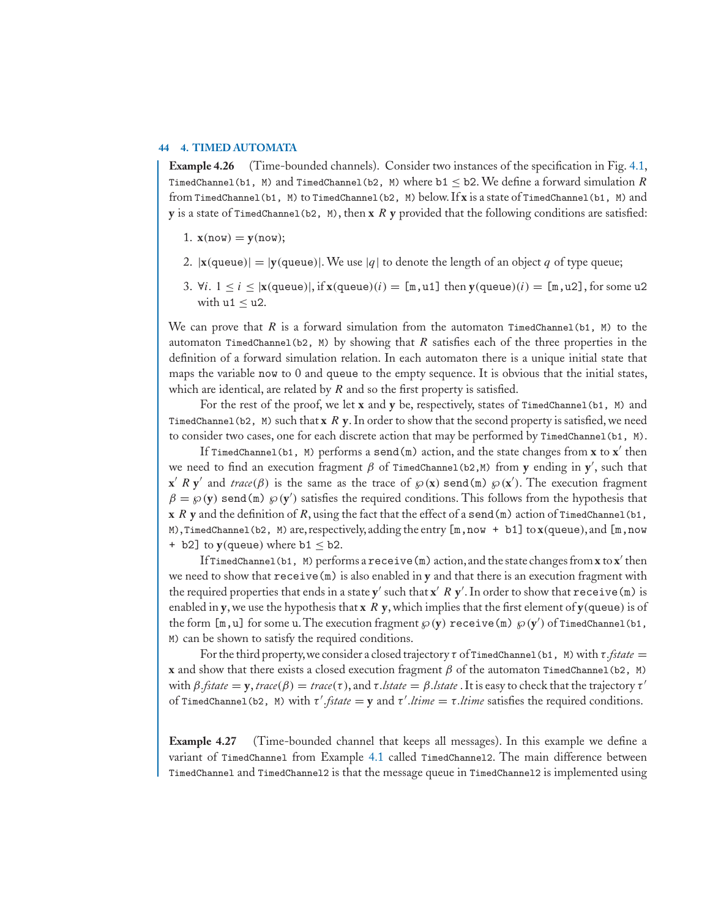**Example 4.26** (Time-bounded channels). Consider two instances of the specification in Fig. 4.1, `TimedChannel(b1, M)` and `TimedChannel(b2, M)` where $\mathtt{b1} \leq \mathtt{b2}$. We define a forward simulation $R$ from `TimedChannel(b1, M)` to `TimedChannel(b2, M)` below. If $\mathbf{x}$ is a state of `TimedChannel(b1, M)` and $\mathbf{y}$ is a state of `TimedChannel(b2, M)`, then $\mathbf{x}\ R\ \mathbf{y}$ provided that the following conditions are satisfied:

1. $\mathbf{x}(\mathtt{now}) = \mathbf{y}(\mathtt{now})$;
2. $|\mathbf{x}(\mathtt{queue})| = |\mathbf{y}(\mathtt{queue})|$. We use $|q|$ to denote the length of an object $q$ of type queue;
3. $\forall i.\ 1 \leq i \leq |\mathbf{x}(\mathtt{queue})|$, if $\mathbf{x}(\mathtt{queue})(i) = [\mathtt{m},\mathtt{u1}]$ then $\mathbf{y}(\mathtt{queue})(i) = [\mathtt{m},\mathtt{u2}]$, for some u2 with $\mathtt{u1} \leq \mathtt{u2}$.

We can prove that $R$ is a forward simulation from the automaton `TimedChannel(b1, M)` to the automaton `TimedChannel(b2, M)` by showing that $R$ satisfies each of the three properties in the definition of a forward simulation relation. In each automaton there is a unique initial state that maps the variable `now` to 0 and `queue` to the empty sequence. It is obvious that the initial states, which are identical, are related by $R$ and so the first property is satisfied.

For the rest of the proof, we let $\mathbf{x}$ and $\mathbf{y}$ be, respectively, states of `TimedChannel(b1, M)` and `TimedChannel(b2, M)` such that $\mathbf{x}\ R\ \mathbf{y}$. In order to show that the second property is satisfied, we need to consider two cases, one for each discrete action that may be performed by `TimedChannel(b1, M)`.

If `TimedChannel(b1, M)` performs a `send(m)` action, and the state changes from $\mathbf{x}$ to $\mathbf{x}'$ then we need to find an execution fragment $\beta$ of `TimedChannel(b2,M)` from $\mathbf{y}$ ending in $\mathbf{y}'$, such that $\mathbf{x}'\ R\ \mathbf{y}'$ and $\mathit{trace}(\beta)$ is the same as the trace of $\wp(\mathbf{x})$ `send(m)` $\wp(\mathbf{x}')$. The execution fragment $\beta = \wp(\mathbf{y})$ `send(m)` $\wp(\mathbf{y}')$ satisfies the required conditions. This follows from the hypothesis that $\mathbf{x}\ R\ \mathbf{y}$ and the definition of $R$, using the fact that the effect of a `send(m)` action of `TimedChannel(b1, M)`, `TimedChannel(b2, M)` are, respectively, adding the entry `[m,now + b1]` to $\mathbf{x}(\mathtt{queue})$, and `[m,now + b2]` to $\mathbf{y}(\mathtt{queue})$ where $\mathtt{b1} \leq \mathtt{b2}$.

If `TimedChannel(b1, M)` performs a `receive(m)` action, and the state changes from $\mathbf{x}$ to $\mathbf{x}'$ then we need to show that `receive(m)` is also enabled in $\mathbf{y}$ and that there is an execution fragment with the required properties that ends in a state $\mathbf{y}'$ such that $\mathbf{x}'\ R\ \mathbf{y}'$. In order to show that `receive(m)` is enabled in $\mathbf{y}$, we use the hypothesis that $\mathbf{x}\ R\ \mathbf{y}$, which implies that the first element of $\mathbf{y}(\mathtt{queue})$ is of the form `[m,u]` for some u. The execution fragment $\wp(\mathbf{y})$ `receive(m)` $\wp(\mathbf{y}')$ of `TimedChannel(b1, M)` can be shown to satisfy the required conditions.

For the third property, we consider a closed trajectory $\tau$ of `TimedChannel(b1, M)` with $\tau.\mathit{fstate} = \mathbf{x}$ and show that there exists a closed execution fragment $\beta$ of the automaton `TimedChannel(b2, M)` with $\beta.\mathit{fstate} = \mathbf{y}$, $\mathit{trace}(\beta) = \mathit{trace}(\tau)$, and $\tau.\mathit{lstate} = \beta.\mathit{lstate}$ . It is easy to check that the trajectory $\tau'$ of `TimedChannel(b2, M)` with $\tau'.\mathit{fstate} = \mathbf{y}$ and $\tau'.\mathit{ltime} = \tau.\mathit{ltime}$ satisfies the required conditions.

**Example 4.27** (Time-bounded channel that keeps all messages). In this example we define a variant of `TimedChannel` from Example 4.1 called `TimedChannel2`. The main difference between `TimedChannel` and `TimedChannel2` is that the message queue in `TimedChannel2` is implemented using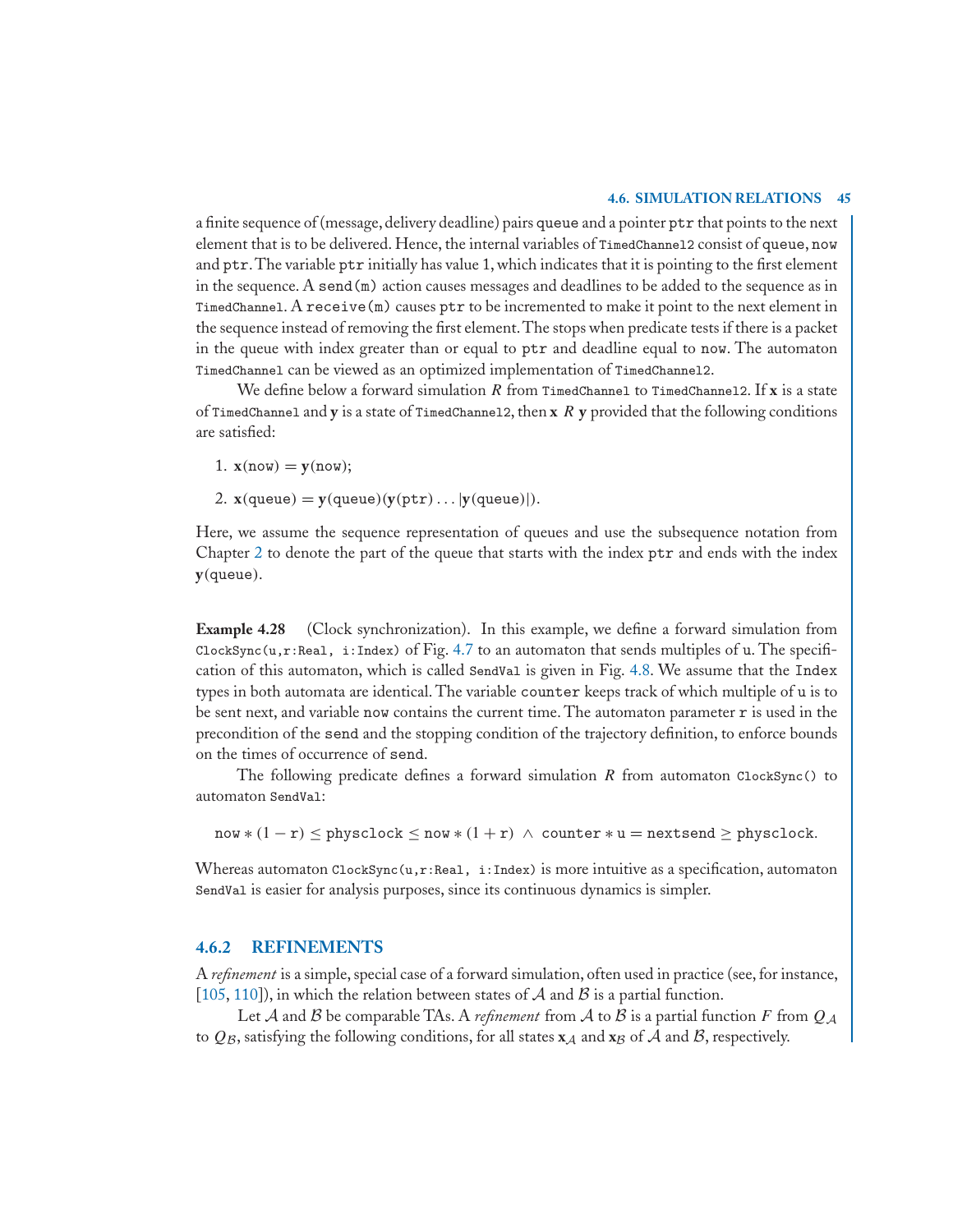a finite sequence of (message, delivery deadline) pairs `queue` and a pointer `ptr` that points to the next element that is to be delivered. Hence, the internal variables of `TimedChannel2` consist of `queue`, `now` and `ptr`. The variable `ptr` initially has value 1, which indicates that it is pointing to the first element in the sequence. A `send(m)` action causes messages and deadlines to be added to the sequence as in `TimedChannel`. A `receive(m)` causes `ptr` to be incremented to make it point to the next element in the sequence instead of removing the first element. The stops when predicate tests if there is a packet in the queue with index greater than or equal to `ptr` and deadline equal to `now`. The automaton `TimedChannel` can be viewed as an optimized implementation of `TimedChannel2`.

We define below a forward simulation $R$ from `TimedChannel` to `TimedChannel2`. If $\mathbf{x}$ is a state of `TimedChannel` and $\mathbf{y}$ is a state of `TimedChannel2`, then $\mathbf{x}\ R\ \mathbf{y}$ provided that the following conditions are satisfied:

1. $\mathbf{x}(\texttt{now}) = \mathbf{y}(\texttt{now})$;
2. $\mathbf{x}(\texttt{queue}) = \mathbf{y}(\texttt{queue})(\mathbf{y}(\texttt{ptr}) \ldots |\mathbf{y}(\texttt{queue})|)$.

Here, we assume the sequence representation of queues and use the subsequence notation from Chapter 2 to denote the part of the queue that starts with the index `ptr` and ends with the index $\mathbf{y}(\texttt{queue})$.

**Example 4.28** (Clock synchronization). In this example, we define a forward simulation from `ClockSync(u,r:Real, i:Index)` of Fig. 4.7 to an automaton that sends multiples of `u`. The specification of this automaton, which is called `SendVal` is given in Fig. 4.8. We assume that the `Index` types in both automata are identical. The variable `counter` keeps track of which multiple of `u` is to be sent next, and variable `now` contains the current time. The automaton parameter `r` is used in the precondition of the `send` and the stopping condition of the trajectory definition, to enforce bounds on the times of occurrence of `send`.

The following predicate defines a forward simulation $R$ from automaton `ClockSync()` to automaton `SendVal`:

$$\texttt{now} * (1 - \texttt{r}) \leq \texttt{physclock} \leq \texttt{now} * (1 + \texttt{r}) \ \wedge\ \texttt{counter} * \texttt{u} = \texttt{nextsend} \geq \texttt{physclock}.$$

Whereas automaton `ClockSync(u,r:Real, i:Index)` is more intuitive as a specification, automaton `SendVal` is easier for analysis purposes, since its continuous dynamics is simpler.

### 4.6.2 REFINEMENTS

A *refinement* is a simple, special case of a forward simulation, often used in practice (see, for instance, [105, 110]), in which the relation between states of $\mathcal{A}$ and $\mathcal{B}$ is a partial function.

Let $\mathcal{A}$ and $\mathcal{B}$ be comparable TAs. A *refinement* from $\mathcal{A}$ to $\mathcal{B}$ is a partial function $F$ from $Q_{\mathcal{A}}$ to $Q_{\mathcal{B}}$, satisfying the following conditions, for all states $\mathbf{x}_{\mathcal{A}}$ and $\mathbf{x}_{\mathcal{B}}$ of $\mathcal{A}$ and $\mathcal{B}$, respectively.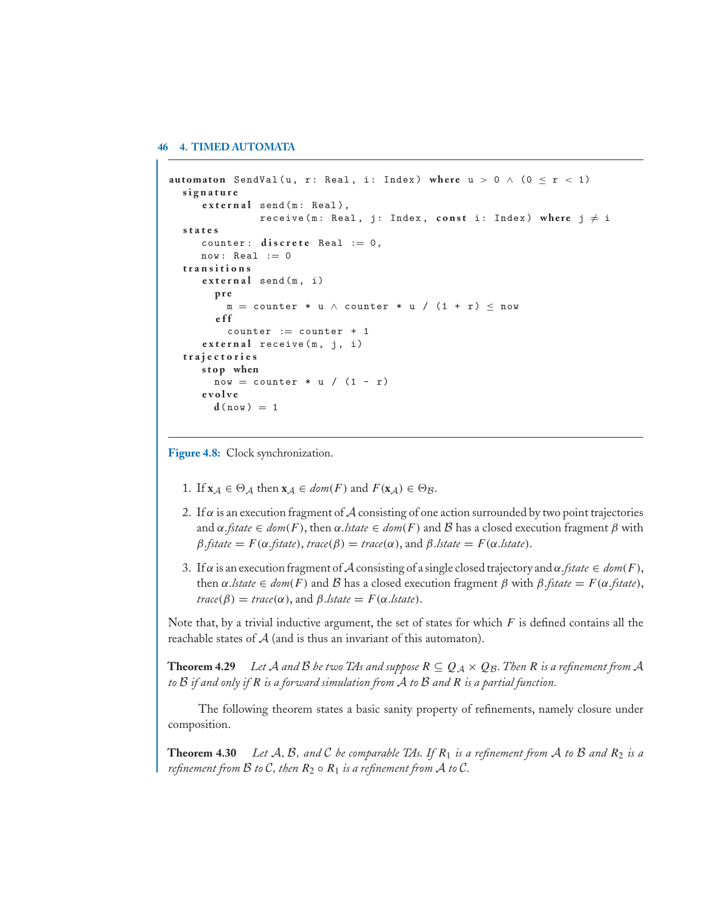```
automaton SendVal(u, r: Real, i: Index) where u > 0 ∧ (0 ≤ r < 1)
  signature
    external send(m: Real),
             receive(m: Real, j: Index, const i: Index) where j ≠ i
  states
    counter: discrete Real := 0,
    now: Real := 0
  transitions
    external send(m, i)
      pre
        m = counter * u ∧ counter * u / (1 + r) ≤ now
      eff
        counter := counter + 1
    external receive(m, j, i)
  trajectories
    stop when
      now = counter * u / (1 - r)
    evolve
      d(now) = 1
```

**Figure 4.8:** Clock synchronization.

1. If $\mathbf{x}_\mathcal{A} \in \Theta_\mathcal{A}$ then $\mathbf{x}_\mathcal{A} \in dom(F)$ and $F(\mathbf{x}_\mathcal{A}) \in \Theta_\mathcal{B}$.
2. If $\alpha$ is an execution fragment of $\mathcal{A}$ consisting of one action surrounded by two point trajectories and $\alpha.fstate \in dom(F)$, then $\alpha.lstate \in dom(F)$ and $\mathcal{B}$ has a closed execution fragment $\beta$ with $\beta.fstate = F(\alpha.fstate)$, $trace(\beta) = trace(\alpha)$, and $\beta.lstate = F(\alpha.lstate)$.
3. If $\alpha$ is an execution fragment of $\mathcal{A}$ consisting of a single closed trajectory and $\alpha.fstate \in dom(F)$, then $\alpha.lstate \in dom(F)$ and $\mathcal{B}$ has a closed execution fragment $\beta$ with $\beta.fstate = F(\alpha.fstate)$, $trace(\beta) = trace(\alpha)$, and $\beta.lstate = F(\alpha.lstate)$.

Note that, by a trivial inductive argument, the set of states for which $F$ is defined contains all the reachable states of $\mathcal{A}$ (and is thus an invariant of this automaton).

**Theorem 4.29** *Let $\mathcal{A}$ and $\mathcal{B}$ be two TAs and suppose $R \subseteq Q_\mathcal{A} \times Q_\mathcal{B}$. Then $R$ is a refinement from $\mathcal{A}$ to $\mathcal{B}$ if and only if $R$ is a forward simulation from $\mathcal{A}$ to $\mathcal{B}$ and $R$ is a partial function.*

The following theorem states a basic sanity property of refinements, namely closure under composition.

**Theorem 4.30** *Let $\mathcal{A}$, $\mathcal{B}$, and $\mathcal{C}$ be comparable TAs. If $R_1$ is a refinement from $\mathcal{A}$ to $\mathcal{B}$ and $R_2$ is a refinement from $\mathcal{B}$ to $\mathcal{C}$, then $R_2 \circ R_1$ is a refinement from $\mathcal{A}$ to $\mathcal{C}$.*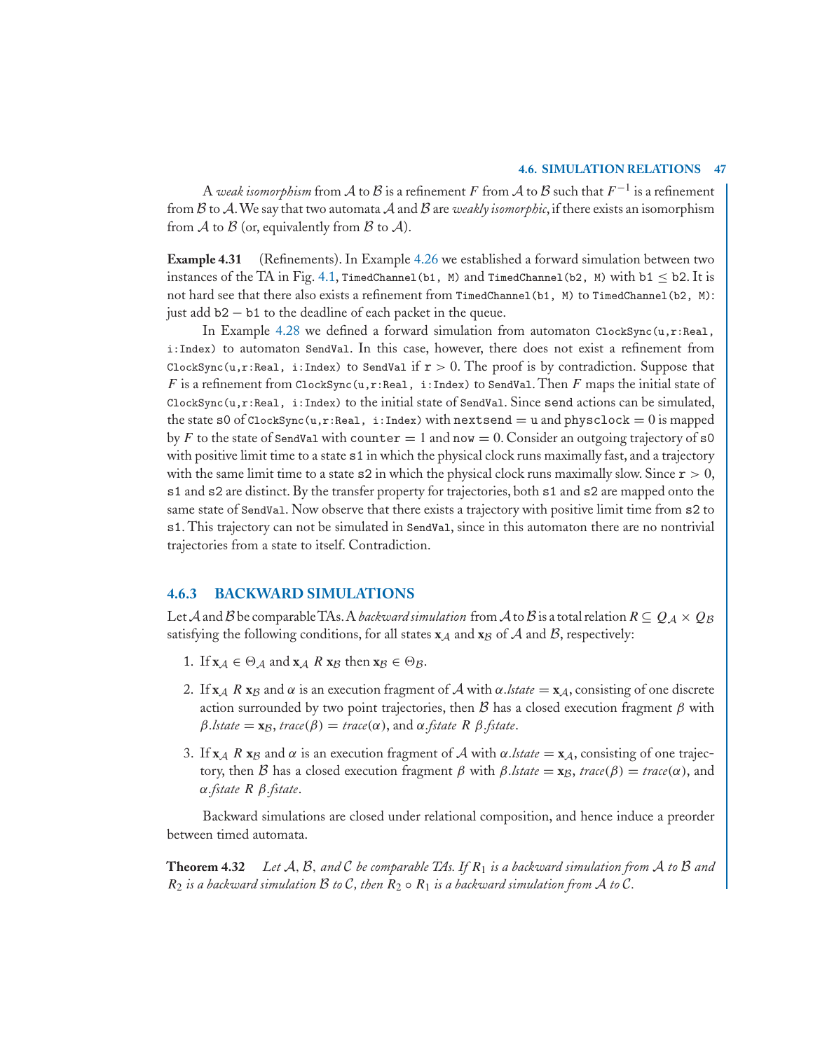A *weak isomorphism* from $\mathcal{A}$ to $\mathcal{B}$ is a refinement $F$ from $\mathcal{A}$ to $\mathcal{B}$ such that $F^{-1}$ is a refinement from $\mathcal{B}$ to $\mathcal{A}$. We say that two automata $\mathcal{A}$ and $\mathcal{B}$ are *weakly isomorphic*, if there exists an isomorphism from $\mathcal{A}$ to $\mathcal{B}$ (or, equivalently from $\mathcal{B}$ to $\mathcal{A}$).

**Example 4.31** (Refinements). In Example 4.26 we established a forward simulation between two instances of the TA in Fig. 4.1, `TimedChannel(b1, M)` and `TimedChannel(b2, M)` with $\texttt{b1} \leq \texttt{b2}$. It is not hard see that there also exists a refinement from `TimedChannel(b1, M)` to `TimedChannel(b2, M)`: just add $\texttt{b2} - \texttt{b1}$ to the deadline of each packet in the queue.

In Example 4.28 we defined a forward simulation from automaton `ClockSync(u,r:Real, i:Index)` to automaton `SendVal`. In this case, however, there does not exist a refinement from `ClockSync(u,r:Real, i:Index)` to `SendVal` if $\texttt{r} > 0$. The proof is by contradiction. Suppose that $F$ is a refinement from `ClockSync(u,r:Real, i:Index)` to `SendVal`. Then $F$ maps the initial state of `ClockSync(u,r:Real, i:Index)` to the initial state of `SendVal`. Since `send` actions can be simulated, the state `s0` of `ClockSync(u,r:Real, i:Index)` with $\texttt{nextsend} = \texttt{u}$ and $\texttt{physclock} = 0$ is mapped by $F$ to the state of `SendVal` with $\texttt{counter} = 1$ and $\texttt{now} = 0$. Consider an outgoing trajectory of `s0` with positive limit time to a state `s1` in which the physical clock runs maximally fast, and a trajectory with the same limit time to a state `s2` in which the physical clock runs maximally slow. Since $\texttt{r} > 0$, `s1` and `s2` are distinct. By the transfer property for trajectories, both `s1` and `s2` are mapped onto the same state of `SendVal`. Now observe that there exists a trajectory with positive limit time from `s2` to `s1`. This trajectory can not be simulated in `SendVal`, since in this automaton there are no nontrivial trajectories from a state to itself. Contradiction.

### 4.6.3 BACKWARD SIMULATIONS

Let $\mathcal{A}$ and $\mathcal{B}$ be comparable TAs. A *backward simulation* from $\mathcal{A}$ to $\mathcal{B}$ is a total relation $R \subseteq Q_{\mathcal{A}} \times Q_{\mathcal{B}}$ satisfying the following conditions, for all states $\mathbf{x}_{\mathcal{A}}$ and $\mathbf{x}_{\mathcal{B}}$ of $\mathcal{A}$ and $\mathcal{B}$, respectively:

1. If $\mathbf{x}_{\mathcal{A}} \in \Theta_{\mathcal{A}}$ and $\mathbf{x}_{\mathcal{A}}\ R\ \mathbf{x}_{\mathcal{B}}$ then $\mathbf{x}_{\mathcal{B}} \in \Theta_{\mathcal{B}}$.

2. If $\mathbf{x}_{\mathcal{A}}\ R\ \mathbf{x}_{\mathcal{B}}$ and $\alpha$ is an execution fragment of $\mathcal{A}$ with $\alpha.lstate = \mathbf{x}_{\mathcal{A}}$, consisting of one discrete action surrounded by two point trajectories, then $\mathcal{B}$ has a closed execution fragment $\beta$ with $\beta.lstate = \mathbf{x}_{\mathcal{B}}$, $trace(\beta) = trace(\alpha)$, and $\alpha.fstate\ R\ \beta.fstate$.

3. If $\mathbf{x}_{\mathcal{A}}\ R\ \mathbf{x}_{\mathcal{B}}$ and $\alpha$ is an execution fragment of $\mathcal{A}$ with $\alpha.lstate = \mathbf{x}_{\mathcal{A}}$, consisting of one trajectory, then $\mathcal{B}$ has a closed execution fragment $\beta$ with $\beta.lstate = \mathbf{x}_{\mathcal{B}}$, $trace(\beta) = trace(\alpha)$, and $\alpha.fstate\ R\ \beta.fstate$.

Backward simulations are closed under relational composition, and hence induce a preorder between timed automata.

**Theorem 4.32** *Let $\mathcal{A}$, $\mathcal{B}$, and $\mathcal{C}$ be comparable TAs. If $R_1$ is a backward simulation from $\mathcal{A}$ to $\mathcal{B}$ and $R_2$ is a backward simulation $\mathcal{B}$ to $\mathcal{C}$, then $R_2 \circ R_1$ is a backward simulation from $\mathcal{A}$ to $\mathcal{C}$.*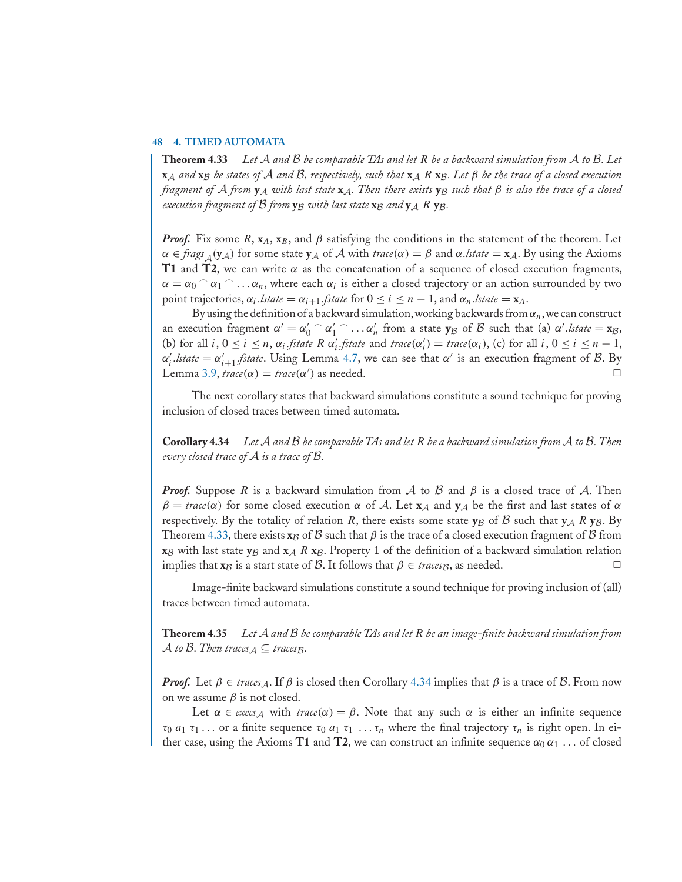**Theorem 4.33** *Let $\mathcal{A}$ and $\mathcal{B}$ be comparable TAs and let $R$ be a backward simulation from $\mathcal{A}$ to $\mathcal{B}$. Let $\mathbf{x}_\mathcal{A}$ and $\mathbf{x}_\mathcal{B}$ be states of $\mathcal{A}$ and $\mathcal{B}$, respectively, such that $\mathbf{x}_\mathcal{A}\ R\ \mathbf{x}_\mathcal{B}$. Let $\beta$ be the trace of a closed execution fragment of $\mathcal{A}$ from $\mathbf{y}_\mathcal{A}$ with last state $\mathbf{x}_\mathcal{A}$. Then there exists $\mathbf{y}_\mathcal{B}$ such that $\beta$ is also the trace of a closed execution fragment of $\mathcal{B}$ from $\mathbf{y}_\mathcal{B}$ with last state $\mathbf{x}_\mathcal{B}$ and $\mathbf{y}_\mathcal{A}\ R\ \mathbf{y}_\mathcal{B}$.*

***Proof.*** Fix some $R$, $\mathbf{x}_A$, $\mathbf{x}_B$, and $\beta$ satisfying the conditions in the statement of the theorem. Let $\alpha \in \mathit{frags}_\mathcal{A}(\mathbf{y}_\mathcal{A})$ for some state $\mathbf{y}_\mathcal{A}$ of $\mathcal{A}$ with $\mathit{trace}(\alpha) = \beta$ and $\alpha.\mathit{lstate} = \mathbf{x}_\mathcal{A}$. By using the Axioms **T1** and **T2**, we can write $\alpha$ as the concatenation of a sequence of closed execution fragments, $\alpha = \alpha_0 \frown \alpha_1 \frown \ldots \alpha_n$, where each $\alpha_i$ is either a closed trajectory or an action surrounded by two point trajectories, $\alpha_i.\mathit{lstate} = \alpha_{i+1}.\mathit{fstate}$ for $0 \leq i \leq n-1$, and $\alpha_n.\mathit{lstate} = \mathbf{x}_\mathcal{A}$.

By using the definition of a backward simulation, working backwards from $\alpha_n$, we can construct an execution fragment $\alpha' = \alpha'_0 \frown \alpha'_1 \frown \ldots \alpha'_n$ from a state $\mathbf{y}_\mathcal{B}$ of $\mathcal{B}$ such that (a) $\alpha'.\mathit{lstate} = \mathbf{x}_\mathcal{B}$, (b) for all $i$, $0 \leq i \leq n$, $\alpha_i.\mathit{fstate}\ R\ \alpha'_i.\mathit{fstate}$ and $\mathit{trace}(\alpha'_i) = \mathit{trace}(\alpha_i)$, (c) for all $i$, $0 \leq i \leq n-1$, $\alpha'_i.\mathit{lstate} = \alpha'_{i+1}.\mathit{fstate}$. Using Lemma 4.7, we can see that $\alpha'$ is an execution fragment of $\mathcal{B}$. By Lemma 3.9, $\mathit{trace}(\alpha) = \mathit{trace}(\alpha')$ as needed. □

The next corollary states that backward simulations constitute a sound technique for proving inclusion of closed traces between timed automata.

**Corollary 4.34** *Let $\mathcal{A}$ and $\mathcal{B}$ be comparable TAs and let $R$ be a backward simulation from $\mathcal{A}$ to $\mathcal{B}$. Then every closed trace of $\mathcal{A}$ is a trace of $\mathcal{B}$.*

***Proof.*** Suppose $R$ is a backward simulation from $\mathcal{A}$ to $\mathcal{B}$ and $\beta$ is a closed trace of $\mathcal{A}$. Then $\beta = \mathit{trace}(\alpha)$ for some closed execution $\alpha$ of $\mathcal{A}$. Let $\mathbf{x}_\mathcal{A}$ and $\mathbf{y}_\mathcal{A}$ be the first and last states of $\alpha$ respectively. By the totality of relation $R$, there exists some state $\mathbf{y}_\mathcal{B}$ of $\mathcal{B}$ such that $\mathbf{y}_\mathcal{A}\ R\ \mathbf{y}_\mathcal{B}$. By Theorem 4.33, there exists $\mathbf{x}_\mathcal{B}$ of $\mathcal{B}$ such that $\beta$ is the trace of a closed execution fragment of $\mathcal{B}$ from $\mathbf{x}_\mathcal{B}$ with last state $\mathbf{y}_\mathcal{B}$ and $\mathbf{x}_\mathcal{A}\ R\ \mathbf{x}_\mathcal{B}$. Property 1 of the definition of a backward simulation relation implies that $\mathbf{x}_\mathcal{B}$ is a start state of $\mathcal{B}$. It follows that $\beta \in \mathit{traces}_\mathcal{B}$, as needed. □

Image-finite backward simulations constitute a sound technique for proving inclusion of (all) traces between timed automata.

**Theorem 4.35** *Let $\mathcal{A}$ and $\mathcal{B}$ be comparable TAs and let $R$ be an image-finite backward simulation from $\mathcal{A}$ to $\mathcal{B}$. Then $\mathit{traces}_\mathcal{A} \subseteq \mathit{traces}_\mathcal{B}$.*

***Proof.*** Let $\beta \in \mathit{traces}_\mathcal{A}$. If $\beta$ is closed then Corollary 4.34 implies that $\beta$ is a trace of $\mathcal{B}$. From now on we assume $\beta$ is not closed.

Let $\alpha \in \mathit{execs}_\mathcal{A}$ with $\mathit{trace}(\alpha) = \beta$. Note that any such $\alpha$ is either an infinite sequence $\tau_0\ a_1\ \tau_1 \ldots$ or a finite sequence $\tau_0\ a_1\ \tau_1\ \ldots \tau_n$ where the final trajectory $\tau_n$ is right open. In either case, using the Axioms **T1** and **T2**, we can construct an infinite sequence $\alpha_0\, \alpha_1\ \ldots$ of closed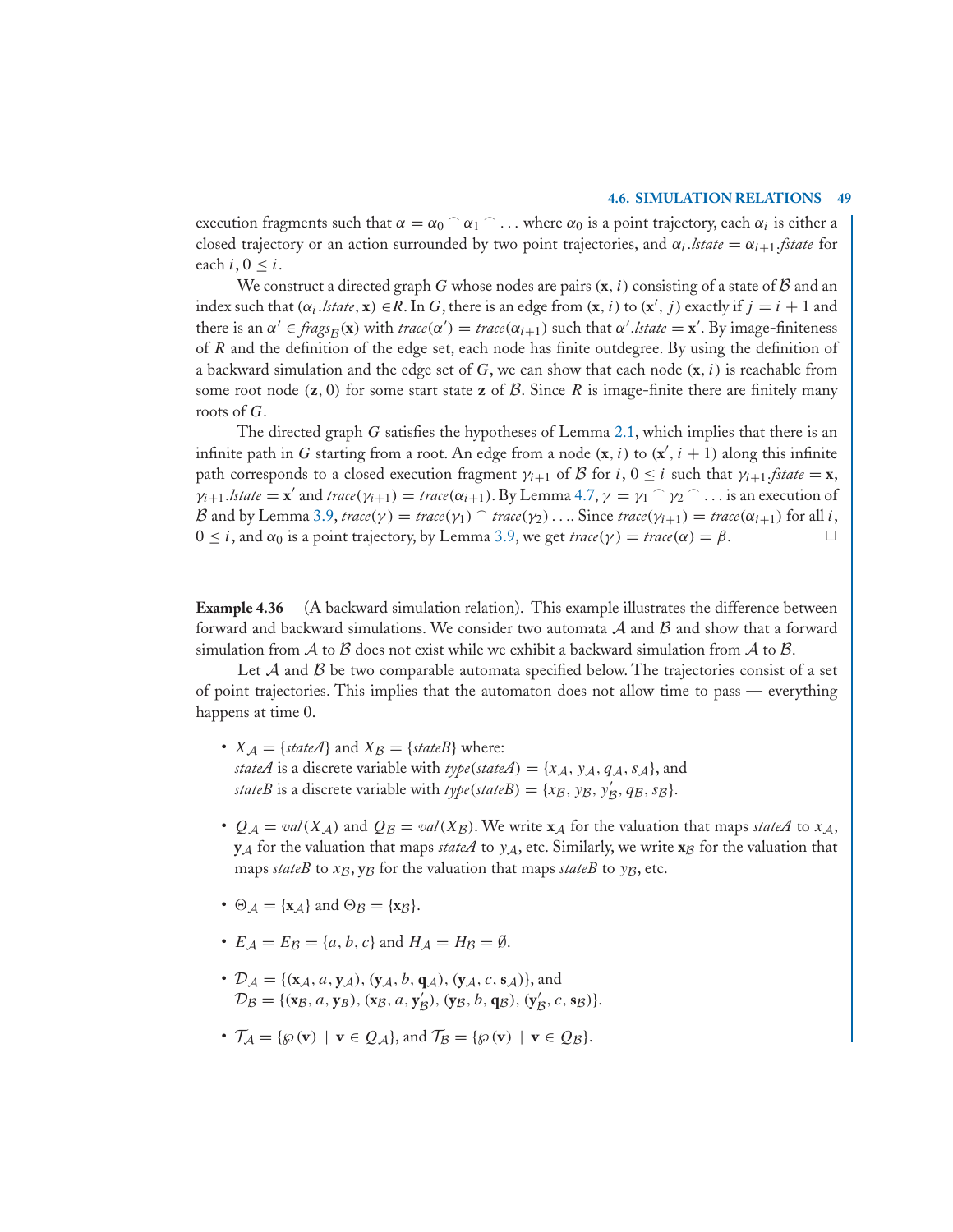execution fragments such that $\alpha = \alpha_0 \frown \alpha_1 \frown \ldots$ where $\alpha_0$ is a point trajectory, each $\alpha_i$ is either a closed trajectory or an action surrounded by two point trajectories, and $\alpha_i.lstate = \alpha_{i+1}.fstate$ for each $i, 0 \leq i$.

We construct a directed graph $G$ whose nodes are pairs $(\mathbf{x}, i)$ consisting of a state of $\mathcal{B}$ and an index such that $(\alpha_i.lstate, \mathbf{x}) \in R$. In $G$, there is an edge from $(\mathbf{x}, i)$ to $(\mathbf{x}', j)$ exactly if $j = i + 1$ and there is an $\alpha' \in frags_{\mathcal{B}}(\mathbf{x})$ with $trace(\alpha') = trace(\alpha_{i+1})$ such that $\alpha'.lstate = \mathbf{x}'$. By image-finiteness of $R$ and the definition of the edge set, each node has finite outdegree. By using the definition of a backward simulation and the edge set of $G$, we can show that each node $(\mathbf{x}, i)$ is reachable from some root node $(\mathbf{z}, 0)$ for some start state $\mathbf{z}$ of $\mathcal{B}$. Since $R$ is image-finite there are finitely many roots of $G$.

The directed graph $G$ satisfies the hypotheses of Lemma 2.1, which implies that there is an infinite path in $G$ starting from a root. An edge from a node $(\mathbf{x}, i)$ to $(\mathbf{x}', i + 1)$ along this infinite path corresponds to a closed execution fragment $\gamma_{i+1}$ of $\mathcal{B}$ for $i, 0 \leq i$ such that $\gamma_{i+1}.fstate = \mathbf{x}$, $\gamma_{i+1}.lstate = \mathbf{x}'$ and $trace(\gamma_{i+1}) = trace(\alpha_{i+1})$. By Lemma 4.7, $\gamma = \gamma_1 \frown \gamma_2 \frown \ldots$ is an execution of $\mathcal{B}$ and by Lemma 3.9, $trace(\gamma) = trace(\gamma_1) \frown trace(\gamma_2) \ldots$. Since $trace(\gamma_{i+1}) = trace(\alpha_{i+1})$ for all $i$, $0 \leq i$, and $\alpha_0$ is a point trajectory, by Lemma 3.9, we get $trace(\gamma) = trace(\alpha) = \beta$. $\square$

**Example 4.36** (A backward simulation relation). This example illustrates the difference between forward and backward simulations. We consider two automata $\mathcal{A}$ and $\mathcal{B}$ and show that a forward simulation from $\mathcal{A}$ to $\mathcal{B}$ does not exist while we exhibit a backward simulation from $\mathcal{A}$ to $\mathcal{B}$.

Let $\mathcal{A}$ and $\mathcal{B}$ be two comparable automata specified below. The trajectories consist of a set of point trajectories. This implies that the automaton does not allow time to pass — everything happens at time 0.

- $X_{\mathcal{A}} = \{stateA\}$ and $X_{\mathcal{B}} = \{stateB\}$ where:
  $stateA$ is a discrete variable with $type(stateA) = \{x_{\mathcal{A}}, y_{\mathcal{A}}, q_{\mathcal{A}}, s_{\mathcal{A}}\}$, and
  $stateB$ is a discrete variable with $type(stateB) = \{x_{\mathcal{B}}, y_{\mathcal{B}}, y'_{\mathcal{B}}, q_{\mathcal{B}}, s_{\mathcal{B}}\}$.
- $Q_{\mathcal{A}} = val(X_{\mathcal{A}})$ and $Q_{\mathcal{B}} = val(X_{\mathcal{B}})$. We write $\mathbf{x}_{\mathcal{A}}$ for the valuation that maps $stateA$ to $x_{\mathcal{A}}$, $\mathbf{y}_{\mathcal{A}}$ for the valuation that maps $stateA$ to $y_{\mathcal{A}}$, etc. Similarly, we write $\mathbf{x}_{\mathcal{B}}$ for the valuation that maps $stateB$ to $x_{\mathcal{B}}$, $\mathbf{y}_{\mathcal{B}}$ for the valuation that maps $stateB$ to $y_{\mathcal{B}}$, etc.
- $\Theta_{\mathcal{A}} = \{\mathbf{x}_{\mathcal{A}}\}$ and $\Theta_{\mathcal{B}} = \{\mathbf{x}_{\mathcal{B}}\}$.
- $E_{\mathcal{A}} = E_{\mathcal{B}} = \{a, b, c\}$ and $H_{\mathcal{A}} = H_{\mathcal{B}} = \emptyset$.
- $\mathcal{D}_{\mathcal{A}} = \{(\mathbf{x}_{\mathcal{A}}, a, \mathbf{y}_{\mathcal{A}}), (\mathbf{y}_{\mathcal{A}}, b, \mathbf{q}_{\mathcal{A}}), (\mathbf{y}_{\mathcal{A}}, c, \mathbf{s}_{\mathcal{A}})\}$, and
  $\mathcal{D}_{\mathcal{B}} = \{(\mathbf{x}_{\mathcal{B}}, a, \mathbf{y}_{\mathcal{B}}), (\mathbf{x}_{\mathcal{B}}, a, \mathbf{y}'_{\mathcal{B}}), (\mathbf{y}_{\mathcal{B}}, b, \mathbf{q}_{\mathcal{B}}), (\mathbf{y}'_{\mathcal{B}}, c, \mathbf{s}_{\mathcal{B}})\}$.
- $\mathcal{T}_{\mathcal{A}} = \{\wp(\mathbf{v}) \mid \mathbf{v} \in Q_{\mathcal{A}}\}$, and $\mathcal{T}_{\mathcal{B}} = \{\wp(\mathbf{v}) \mid \mathbf{v} \in Q_{\mathcal{B}}\}$.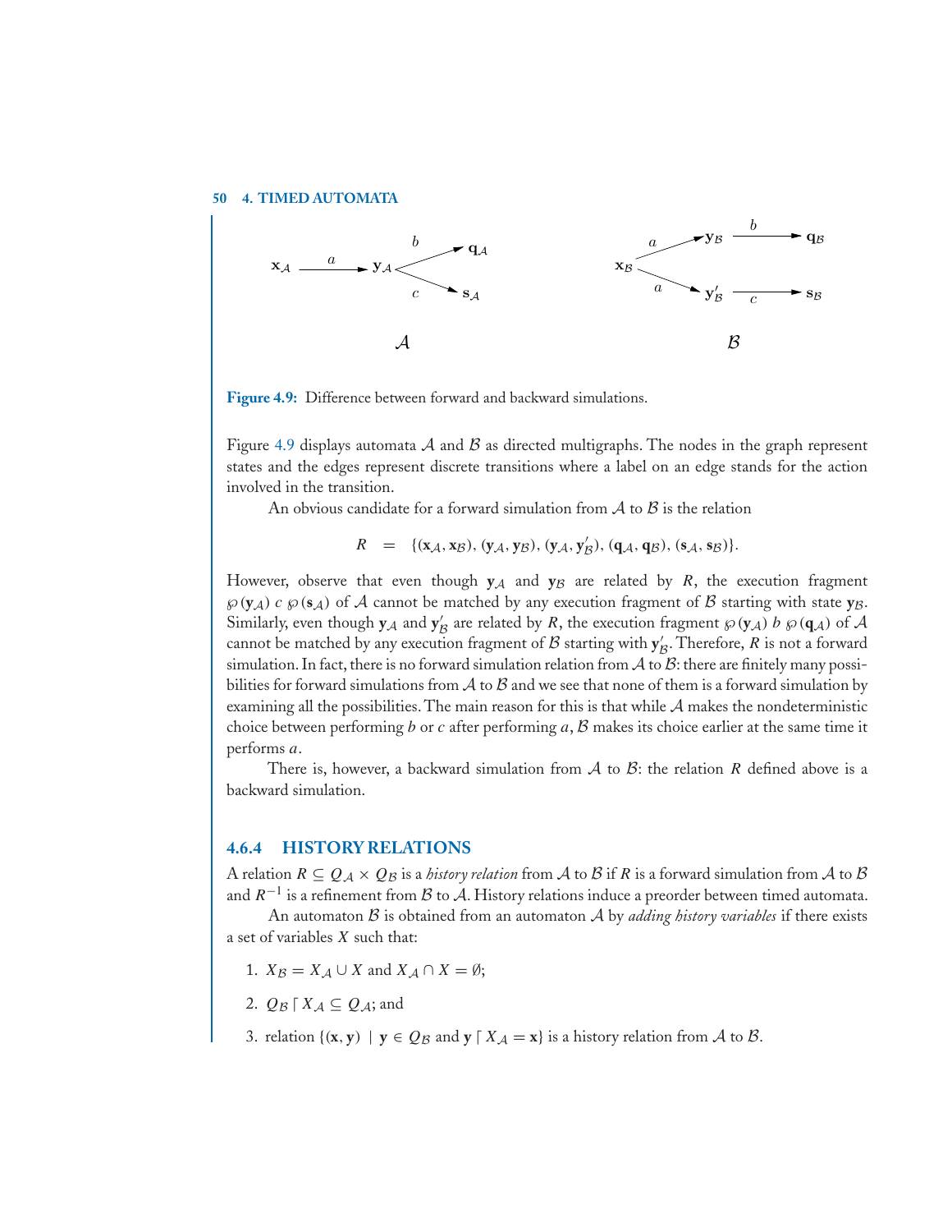Figure 4.9: Difference between forward and backward simulations.

Figure 4.9 displays automata $\mathcal{A}$ and $\mathcal{B}$ as directed multigraphs. The nodes in the graph represent states and the edges represent discrete transitions where a label on an edge stands for the action involved in the transition.

An obvious candidate for a forward simulation from $\mathcal{A}$ to $\mathcal{B}$ is the relation

$$R = \{(\mathbf{x}_{\mathcal{A}}, \mathbf{x}_{\mathcal{B}}), (\mathbf{y}_{\mathcal{A}}, \mathbf{y}_{\mathcal{B}}), (\mathbf{y}_{\mathcal{A}}, \mathbf{y}'_{\mathcal{B}}), (\mathbf{q}_{\mathcal{A}}, \mathbf{q}_{\mathcal{B}}), (\mathbf{s}_{\mathcal{A}}, \mathbf{s}_{\mathcal{B}})\}.$$

However, observe that even though $\mathbf{y}_{\mathcal{A}}$ and $\mathbf{y}_{\mathcal{B}}$ are related by $R$, the execution fragment $\wp(\mathbf{y}_{\mathcal{A}})\ c\ \wp(\mathbf{s}_{\mathcal{A}})$ of $\mathcal{A}$ cannot be matched by any execution fragment of $\mathcal{B}$ starting with state $\mathbf{y}_{\mathcal{B}}$. Similarly, even though $\mathbf{y}_{\mathcal{A}}$ and $\mathbf{y}'_{\mathcal{B}}$ are related by $R$, the execution fragment $\wp(\mathbf{y}_{\mathcal{A}})\ b\ \wp(\mathbf{q}_{\mathcal{A}})$ of $\mathcal{A}$ cannot be matched by any execution fragment of $\mathcal{B}$ starting with $\mathbf{y}'_{\mathcal{B}}$. Therefore, $R$ is not a forward simulation. In fact, there is no forward simulation relation from $\mathcal{A}$ to $\mathcal{B}$: there are finitely many possibilities for forward simulations from $\mathcal{A}$ to $\mathcal{B}$ and we see that none of them is a forward simulation by examining all the possibilities. The main reason for this is that while $\mathcal{A}$ makes the nondeterministic choice between performing $b$ or $c$ after performing $a$, $\mathcal{B}$ makes its choice earlier at the same time it performs $a$.

There is, however, a backward simulation from $\mathcal{A}$ to $\mathcal{B}$: the relation $R$ defined above is a backward simulation.

### 4.6.4 HISTORY RELATIONS

A relation $R \subseteq Q_{\mathcal{A}} \times Q_{\mathcal{B}}$ is a *history relation* from $\mathcal{A}$ to $\mathcal{B}$ if $R$ is a forward simulation from $\mathcal{A}$ to $\mathcal{B}$ and $R^{-1}$ is a refinement from $\mathcal{B}$ to $\mathcal{A}$. History relations induce a preorder between timed automata.

An automaton $\mathcal{B}$ is obtained from an automaton $\mathcal{A}$ by *adding history variables* if there exists a set of variables $X$ such that:

1. $X_{\mathcal{B}} = X_{\mathcal{A}} \cup X$ and $X_{\mathcal{A}} \cap X = \emptyset$;
2. $Q_{\mathcal{B}} \lceil X_{\mathcal{A}} \subseteq Q_{\mathcal{A}}$; and
3. relation $\{(\mathbf{x}, \mathbf{y}) \mid \mathbf{y} \in Q_{\mathcal{B}} \text{ and } \mathbf{y} \lceil X_{\mathcal{A}} = \mathbf{x}\}$ is a history relation from $\mathcal{A}$ to $\mathcal{B}$.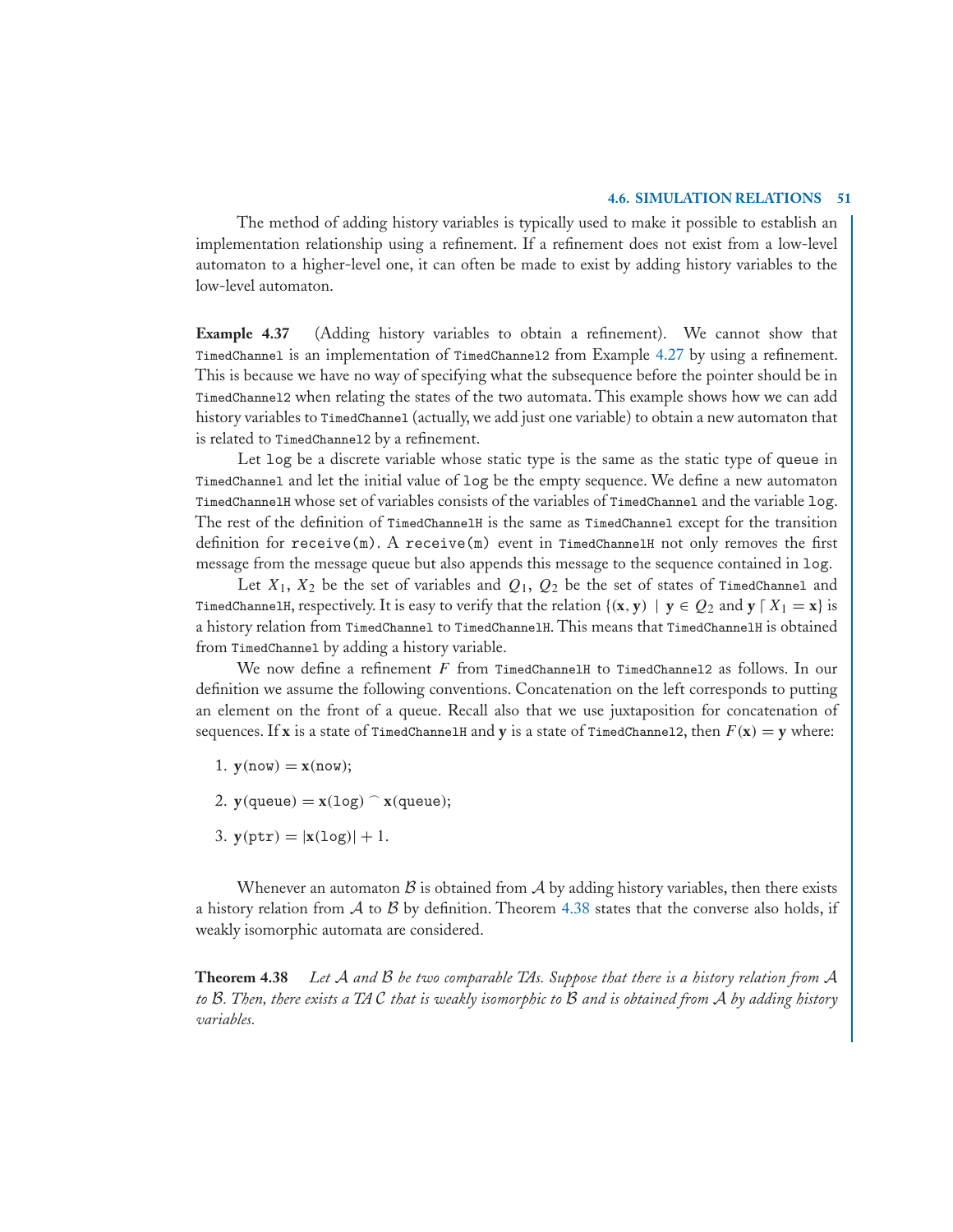The method of adding history variables is typically used to make it possible to establish an implementation relationship using a refinement. If a refinement does not exist from a low-level automaton to a higher-level one, it can often be made to exist by adding history variables to the low-level automaton.

**Example 4.37** (Adding history variables to obtain a refinement). We cannot show that `TimedChannel` is an implementation of `TimedChannel2` from Example 4.27 by using a refinement. This is because we have no way of specifying what the subsequence before the pointer should be in `TimedChannel2` when relating the states of the two automata. This example shows how we can add history variables to `TimedChannel` (actually, we add just one variable) to obtain a new automaton that is related to `TimedChannel2` by a refinement.

Let `log` be a discrete variable whose static type is the same as the static type of `queue` in `TimedChannel` and let the initial value of `log` be the empty sequence. We define a new automaton `TimedChannelH` whose set of variables consists of the variables of `TimedChannel` and the variable `log`. The rest of the definition of `TimedChannelH` is the same as `TimedChannel` except for the transition definition for `receive(m)`. A `receive(m)` event in `TimedChannelH` not only removes the first message from the message queue but also appends this message to the sequence contained in `log`.

Let $X_1$, $X_2$ be the set of variables and $Q_1$, $Q_2$ be the set of states of `TimedChannel` and `TimedChannelH`, respectively. It is easy to verify that the relation $\{(\mathbf{x}, \mathbf{y}) \mid \mathbf{y} \in Q_2 \text{ and } \mathbf{y} \lceil X_1 = \mathbf{x}\}$ is a history relation from `TimedChannel` to `TimedChannelH`. This means that `TimedChannelH` is obtained from `TimedChannel` by adding a history variable.

We now define a refinement $F$ from `TimedChannelH` to `TimedChannel2` as follows. In our definition we assume the following conventions. Concatenation on the left corresponds to putting an element on the front of a queue. Recall also that we use juxtaposition for concatenation of sequences. If $\mathbf{x}$ is a state of `TimedChannelH` and $\mathbf{y}$ is a state of `TimedChannel2`, then $F(\mathbf{x}) = \mathbf{y}$ where:

1. $\mathbf{y}(\texttt{now}) = \mathbf{x}(\texttt{now})$;
2. $\mathbf{y}(\texttt{queue}) = \mathbf{x}(\texttt{log}) \frown \mathbf{x}(\texttt{queue})$;
3. $\mathbf{y}(\texttt{ptr}) = |\mathbf{x}(\texttt{log})| + 1$.

Whenever an automaton $\mathcal{B}$ is obtained from $\mathcal{A}$ by adding history variables, then there exists a history relation from $\mathcal{A}$ to $\mathcal{B}$ by definition. Theorem 4.38 states that the converse also holds, if weakly isomorphic automata are considered.

**Theorem 4.38** *Let $\mathcal{A}$ and $\mathcal{B}$ be two comparable TAs. Suppose that there is a history relation from $\mathcal{A}$ to $\mathcal{B}$. Then, there exists a TA $\mathcal{C}$ that is weakly isomorphic to $\mathcal{B}$ and is obtained from $\mathcal{A}$ by adding history variables.*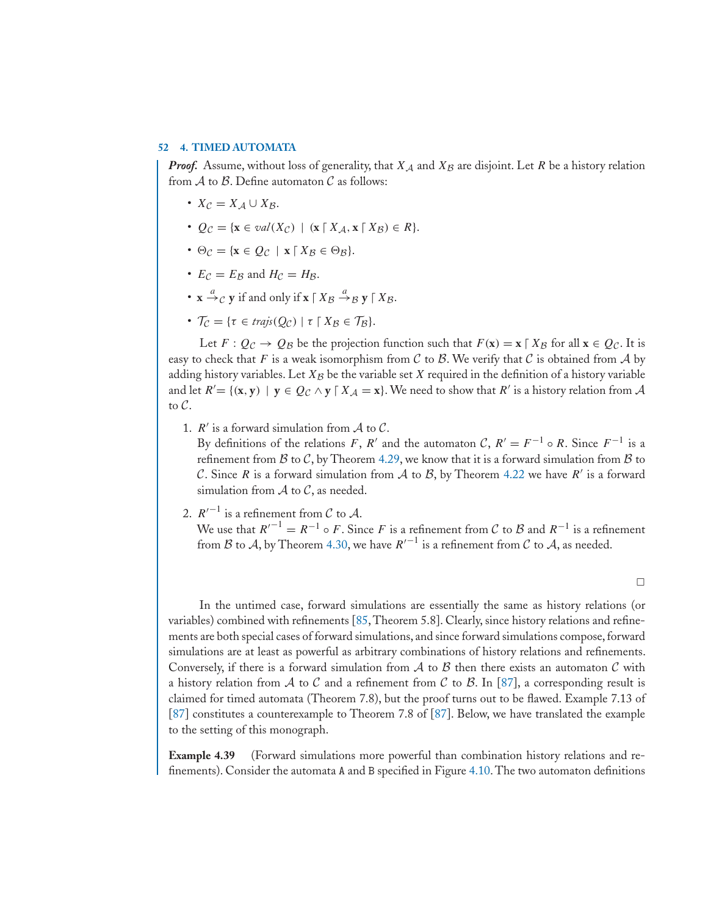***Proof.*** Assume, without loss of generality, that $X_{\mathcal{A}}$ and $X_{\mathcal{B}}$ are disjoint. Let $R$ be a history relation from $\mathcal{A}$ to $\mathcal{B}$. Define automaton $\mathcal{C}$ as follows:

- $X_{\mathcal{C}} = X_{\mathcal{A}} \cup X_{\mathcal{B}}$.
- $Q_{\mathcal{C}} = \{\mathbf{x} \in val(X_{\mathcal{C}}) \mid (\mathbf{x} \lceil X_{\mathcal{A}}, \mathbf{x} \lceil X_{\mathcal{B}}) \in R\}$.
- $\Theta_{\mathcal{C}} = \{\mathbf{x} \in Q_{\mathcal{C}} \mid \mathbf{x} \lceil X_{\mathcal{B}} \in \Theta_{\mathcal{B}}\}$.
- $E_{\mathcal{C}} = E_{\mathcal{B}}$ and $H_{\mathcal{C}} = H_{\mathcal{B}}$.
- $\mathbf{x} \xrightarrow{a}_{\mathcal{C}} \mathbf{y}$ if and only if $\mathbf{x} \lceil X_{\mathcal{B}} \xrightarrow{a}_{\mathcal{B}} \mathbf{y} \lceil X_{\mathcal{B}}$.
- $\mathcal{T}_{\mathcal{C}} = \{\tau \in trajs(Q_{\mathcal{C}}) \mid \tau \lceil X_{\mathcal{B}} \in \mathcal{T}_{\mathcal{B}}\}$.

Let $F : Q_{\mathcal{C}} \to Q_{\mathcal{B}}$ be the projection function such that $F(\mathbf{x}) = \mathbf{x} \lceil X_{\mathcal{B}}$ for all $\mathbf{x} \in Q_{\mathcal{C}}$. It is easy to check that $F$ is a weak isomorphism from $\mathcal{C}$ to $\mathcal{B}$. We verify that $\mathcal{C}$ is obtained from $\mathcal{A}$ by adding history variables. Let $X_{\mathcal{B}}$ be the variable set $X$ required in the definition of a history variable and let $R' = \{(\mathbf{x}, \mathbf{y}) \mid \mathbf{y} \in Q_{\mathcal{C}} \wedge \mathbf{y} \lceil X_{\mathcal{A}} = \mathbf{x}\}$. We need to show that $R'$ is a history relation from $\mathcal{A}$ to $\mathcal{C}$.

1. $R'$ is a forward simulation from $\mathcal{A}$ to $\mathcal{C}$.
   By definitions of the relations $F$, $R'$ and the automaton $\mathcal{C}$, $R' = F^{-1} \circ R$. Since $F^{-1}$ is a refinement from $\mathcal{B}$ to $\mathcal{C}$, by Theorem 4.29, we know that it is a forward simulation from $\mathcal{B}$ to $\mathcal{C}$. Since $R$ is a forward simulation from $\mathcal{A}$ to $\mathcal{B}$, by Theorem 4.22 we have $R'$ is a forward simulation from $\mathcal{A}$ to $\mathcal{C}$, as needed.

2. $R'^{-1}$ is a refinement from $\mathcal{C}$ to $\mathcal{A}$.
   We use that $R'^{-1} = R^{-1} \circ F$. Since $F$ is a refinement from $\mathcal{C}$ to $\mathcal{B}$ and $R^{-1}$ is a refinement from $\mathcal{B}$ to $\mathcal{A}$, by Theorem 4.30, we have $R'^{-1}$ is a refinement from $\mathcal{C}$ to $\mathcal{A}$, as needed.

□

In the untimed case, forward simulations are essentially the same as history relations (or variables) combined with refinements [85, Theorem 5.8]. Clearly, since history relations and refinements are both special cases of forward simulations, and since forward simulations compose, forward simulations are at least as powerful as arbitrary combinations of history relations and refinements. Conversely, if there is a forward simulation from $\mathcal{A}$ to $\mathcal{B}$ then there exists an automaton $\mathcal{C}$ with a history relation from $\mathcal{A}$ to $\mathcal{C}$ and a refinement from $\mathcal{C}$ to $\mathcal{B}$. In [87], a corresponding result is claimed for timed automata (Theorem 7.8), but the proof turns out to be flawed. Example 7.13 of [87] constitutes a counterexample to Theorem 7.8 of [87]. Below, we have translated the example to the setting of this monograph.

**Example 4.39** (Forward simulations more powerful than combination history relations and refinements). Consider the automata A and B specified in Figure 4.10. The two automaton definitions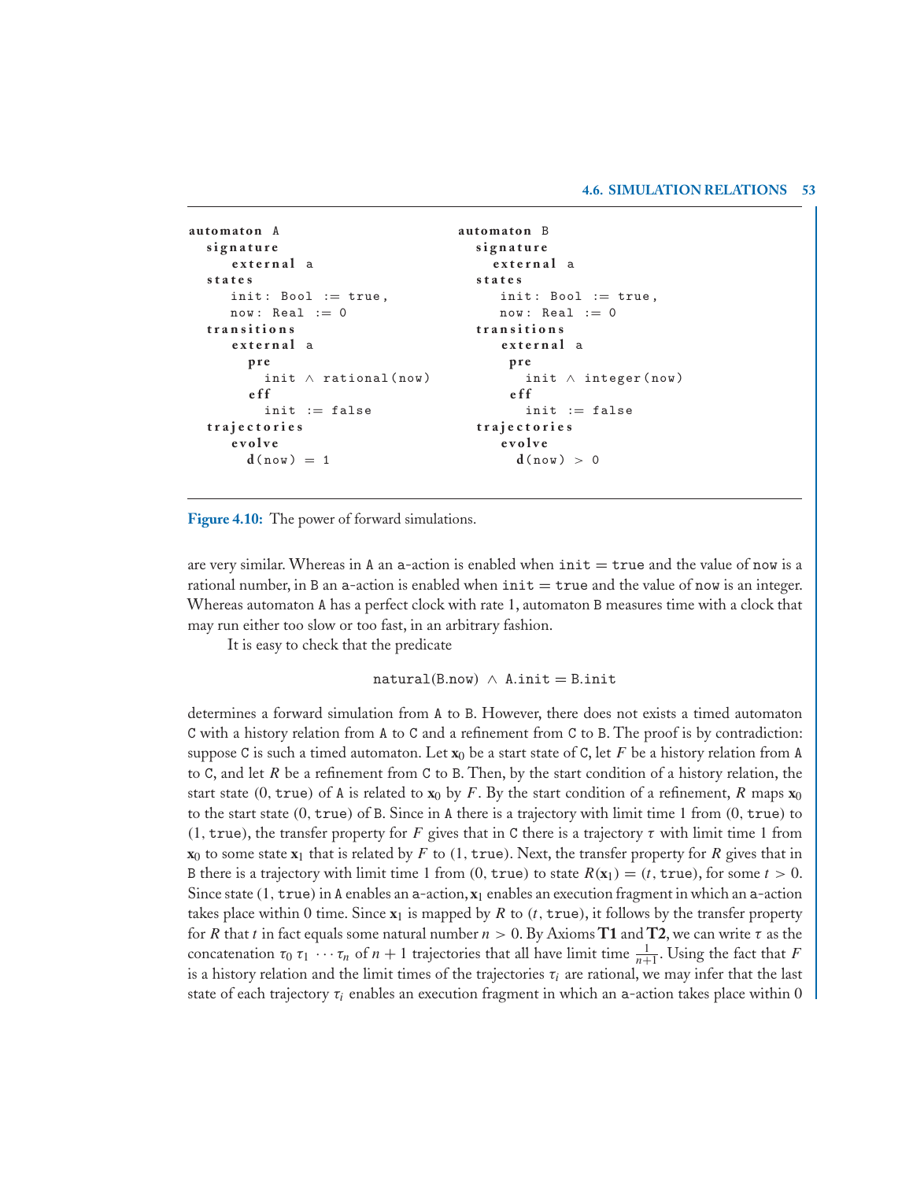```
automaton A
  signature
    external a
  states
    init: Bool := true,
    now: Real := 0
  transitions
    external a
      pre
        init ∧ rational(now)
      eff
        init := false
  trajectories
    evolve
      d(now) = 1
```

```
automaton B
  signature
    external a
  states
    init: Bool := true,
    now: Real := 0
  transitions
    external a
      pre
        init ∧ integer(now)
      eff
        init := false
  trajectories
    evolve
      d(now) > 0
```

**Figure 4.10:** The power of forward simulations.

are very similar. Whereas in A an a-action is enabled when init = true and the value of now is a rational number, in B an a-action is enabled when init = true and the value of now is an integer. Whereas automaton A has a perfect clock with rate 1, automaton B measures time with a clock that may run either too slow or too fast, in an arbitrary fashion.

It is easy to check that the predicate

$$\texttt{natural(B.now)} \wedge \texttt{A.init} = \texttt{B.init}$$

determines a forward simulation from A to B. However, there does not exists a timed automaton C with a history relation from A to C and a refinement from C to B. The proof is by contradiction: suppose C is such a timed automaton. Let $\mathbf{x}_0$ be a start state of C, let $F$ be a history relation from A to C, and let $R$ be a refinement from C to B. Then, by the start condition of a history relation, the start state $(0, \texttt{true})$ of A is related to $\mathbf{x}_0$ by $F$. By the start condition of a refinement, $R$ maps $\mathbf{x}_0$ to the start state $(0, \texttt{true})$ of B. Since in A there is a trajectory with limit time 1 from $(0, \texttt{true})$ to $(1, \texttt{true})$, the transfer property for $F$ gives that in C there is a trajectory $\tau$ with limit time 1 from $\mathbf{x}_0$ to some state $\mathbf{x}_1$ that is related by $F$ to $(1, \texttt{true})$. Next, the transfer property for $R$ gives that in B there is a trajectory with limit time 1 from $(0, \texttt{true})$ to state $R(\mathbf{x}_1) = (t, \texttt{true})$, for some $t > 0$. Since state $(1, \texttt{true})$ in A enables an a-action, $\mathbf{x}_1$ enables an execution fragment in which an a-action takes place within 0 time. Since $\mathbf{x}_1$ is mapped by $R$ to $(t, \texttt{true})$, it follows by the transfer property for $R$ that $t$ in fact equals some natural number $n > 0$. By Axioms **T1** and **T2**, we can write $\tau$ as the concatenation $\tau_0\ \tau_1\ \cdots \tau_n$ of $n + 1$ trajectories that all have limit time $\frac{1}{n+1}$. Using the fact that $F$ is a history relation and the limit times of the trajectories $\tau_i$ are rational, we may infer that the last state of each trajectory $\tau_i$ enables an execution fragment in which an a-action takes place within 0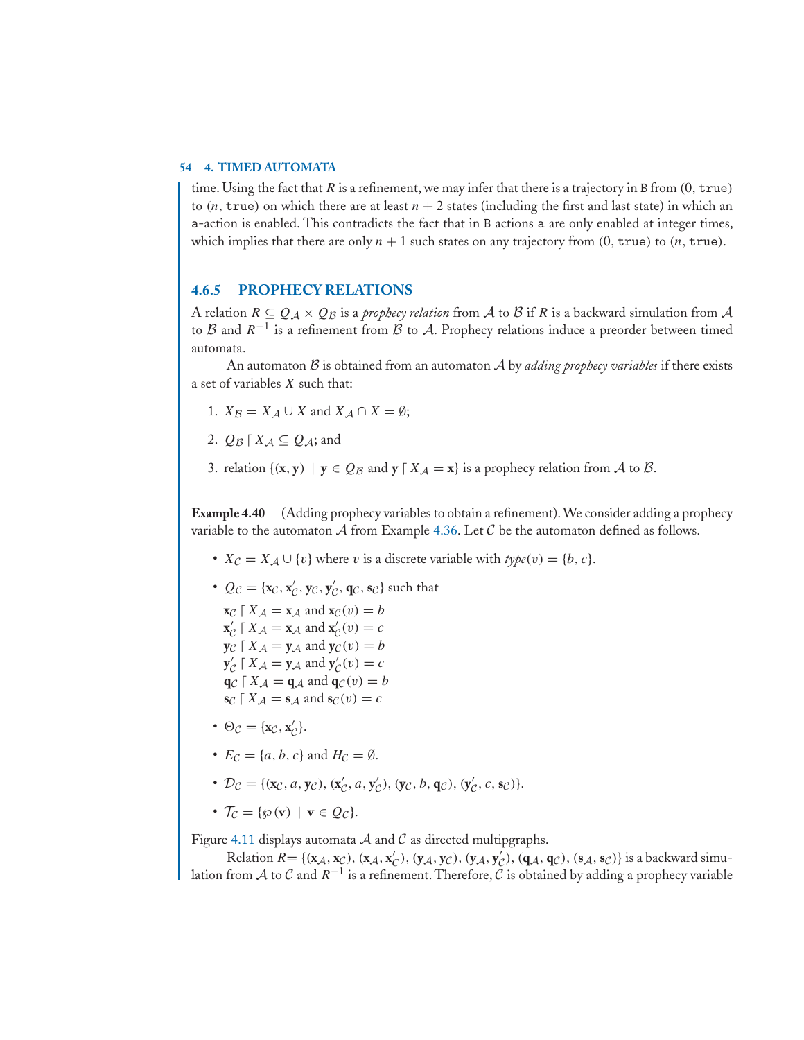time. Using the fact that $R$ is a refinement, we may infer that there is a trajectory in B from $(0, \texttt{true})$ to $(n, \texttt{true})$ on which there are at least $n + 2$ states (including the first and last state) in which an a-action is enabled. This contradicts the fact that in B actions a are only enabled at integer times, which implies that there are only $n + 1$ such states on any trajectory from $(0, \texttt{true})$ to $(n, \texttt{true})$.

### 4.6.5 PROPHECY RELATIONS

A relation $R \subseteq Q_{\mathcal{A}} \times Q_{\mathcal{B}}$ is a *prophecy relation* from $\mathcal{A}$ to $\mathcal{B}$ if $R$ is a backward simulation from $\mathcal{A}$ to $\mathcal{B}$ and $R^{-1}$ is a refinement from $\mathcal{B}$ to $\mathcal{A}$. Prophecy relations induce a preorder between timed automata.

An automaton $\mathcal{B}$ is obtained from an automaton $\mathcal{A}$ by *adding prophecy variables* if there exists a set of variables $X$ such that:

1. $X_{\mathcal{B}} = X_{\mathcal{A}} \cup X$ and $X_{\mathcal{A}} \cap X = \emptyset$;
2. $Q_{\mathcal{B}} \lceil X_{\mathcal{A}} \subseteq Q_{\mathcal{A}}$; and
3. relation $\{(\mathbf{x}, \mathbf{y}) \mid \mathbf{y} \in Q_{\mathcal{B}} \text{ and } \mathbf{y} \lceil X_{\mathcal{A}} = \mathbf{x}\}$ is a prophecy relation from $\mathcal{A}$ to $\mathcal{B}$.

**Example 4.40** (Adding prophecy variables to obtain a refinement). We consider adding a prophecy variable to the automaton $\mathcal{A}$ from Example 4.36. Let $\mathcal{C}$ be the automaton defined as follows.

- $X_{\mathcal{C}} = X_{\mathcal{A}} \cup \{v\}$ where $v$ is a discrete variable with $type(v) = \{b, c\}$.
- $Q_{\mathcal{C}} = \{\mathbf{x}_{\mathcal{C}}, \mathbf{x}'_{\mathcal{C}}, \mathbf{y}_{\mathcal{C}}, \mathbf{y}'_{\mathcal{C}}, \mathbf{q}_{\mathcal{C}}, \mathbf{s}_{\mathcal{C}}\}$ such that
  $\mathbf{x}_{\mathcal{C}} \lceil X_{\mathcal{A}} = \mathbf{x}_{\mathcal{A}}$ and $\mathbf{x}_{\mathcal{C}}(v) = b$
  $\mathbf{x}'_{\mathcal{C}} \lceil X_{\mathcal{A}} = \mathbf{x}_{\mathcal{A}}$ and $\mathbf{x}'_{\mathcal{C}}(v) = c$
  $\mathbf{y}_{\mathcal{C}} \lceil X_{\mathcal{A}} = \mathbf{y}_{\mathcal{A}}$ and $\mathbf{y}_{\mathcal{C}}(v) = b$
  $\mathbf{y}'_{\mathcal{C}} \lceil X_{\mathcal{A}} = \mathbf{y}_{\mathcal{A}}$ and $\mathbf{y}'_{\mathcal{C}}(v) = c$
  $\mathbf{q}_{\mathcal{C}} \lceil X_{\mathcal{A}} = \mathbf{q}_{\mathcal{A}}$ and $\mathbf{q}_{\mathcal{C}}(v) = b$
  $\mathbf{s}_{\mathcal{C}} \lceil X_{\mathcal{A}} = \mathbf{s}_{\mathcal{A}}$ and $\mathbf{s}_{\mathcal{C}}(v) = c$
- $\Theta_{\mathcal{C}} = \{\mathbf{x}_{\mathcal{C}}, \mathbf{x}'_{\mathcal{C}}\}$.
- $E_{\mathcal{C}} = \{a, b, c\}$ and $H_{\mathcal{C}} = \emptyset$.
- $\mathcal{D}_{\mathcal{C}} = \{(\mathbf{x}_{\mathcal{C}}, a, \mathbf{y}_{\mathcal{C}}), (\mathbf{x}'_{\mathcal{C}}, a, \mathbf{y}'_{\mathcal{C}}), (\mathbf{y}_{\mathcal{C}}, b, \mathbf{q}_{\mathcal{C}}), (\mathbf{y}'_{\mathcal{C}}, c, \mathbf{s}_{\mathcal{C}})\}$.
- $\mathcal{T}_{\mathcal{C}} = \{\wp(\mathbf{v}) \mid \mathbf{v} \in Q_{\mathcal{C}}\}$.

Figure 4.11 displays automata $\mathcal{A}$ and $\mathcal{C}$ as directed multipgraphs.

Relation $R = \{(\mathbf{x}_{\mathcal{A}}, \mathbf{x}_{\mathcal{C}}), (\mathbf{x}_{\mathcal{A}}, \mathbf{x}'_{\mathcal{C}}), (\mathbf{y}_{\mathcal{A}}, \mathbf{y}_{\mathcal{C}}), (\mathbf{y}_{\mathcal{A}}, \mathbf{y}'_{\mathcal{C}}), (\mathbf{q}_{\mathcal{A}}, \mathbf{q}_{\mathcal{C}}), (\mathbf{s}_{\mathcal{A}}, \mathbf{s}_{\mathcal{C}})\}$ is a backward simulation from $\mathcal{A}$ to $\mathcal{C}$ and $R^{-1}$ is a refinement. Therefore, $\mathcal{C}$ is obtained by adding a prophecy variable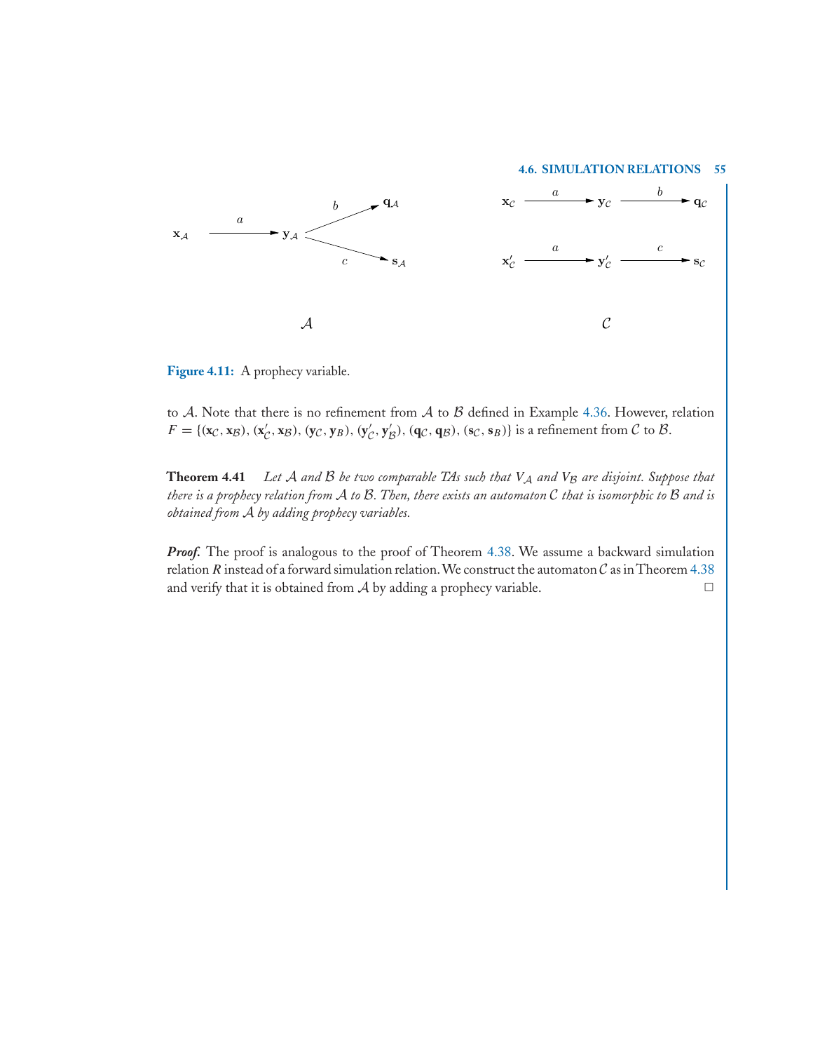Figure 4.11: A prophecy variable.

to $\mathcal{A}$. Note that there is no refinement from $\mathcal{A}$ to $\mathcal{B}$ defined in Example 4.36. However, relation $F = \{(\mathbf{x}_\mathcal{C}, \mathbf{x}_\mathcal{B}), (\mathbf{x}'_\mathcal{C}, \mathbf{x}_\mathcal{B}), (\mathbf{y}_\mathcal{C}, \mathbf{y}_B), (\mathbf{y}'_\mathcal{C}, \mathbf{y}'_\mathcal{B}), (\mathbf{q}_\mathcal{C}, \mathbf{q}_\mathcal{B}), (\mathbf{s}_\mathcal{C}, \mathbf{s}_B)\}$ is a refinement from $\mathcal{C}$ to $\mathcal{B}$.

**Theorem 4.41** *Let $\mathcal{A}$ and $\mathcal{B}$ be two comparable TAs such that $V_\mathcal{A}$ and $V_\mathcal{B}$ are disjoint. Suppose that there is a prophecy relation from $\mathcal{A}$ to $\mathcal{B}$. Then, there exists an automaton $\mathcal{C}$ that is isomorphic to $\mathcal{B}$ and is obtained from $\mathcal{A}$ by adding prophecy variables.*

***Proof.*** The proof is analogous to the proof of Theorem 4.38. We assume a backward simulation relation $R$ instead of a forward simulation relation. We construct the automaton $\mathcal{C}$ as in Theorem 4.38 and verify that it is obtained from $\mathcal{A}$ by adding a prophecy variable. □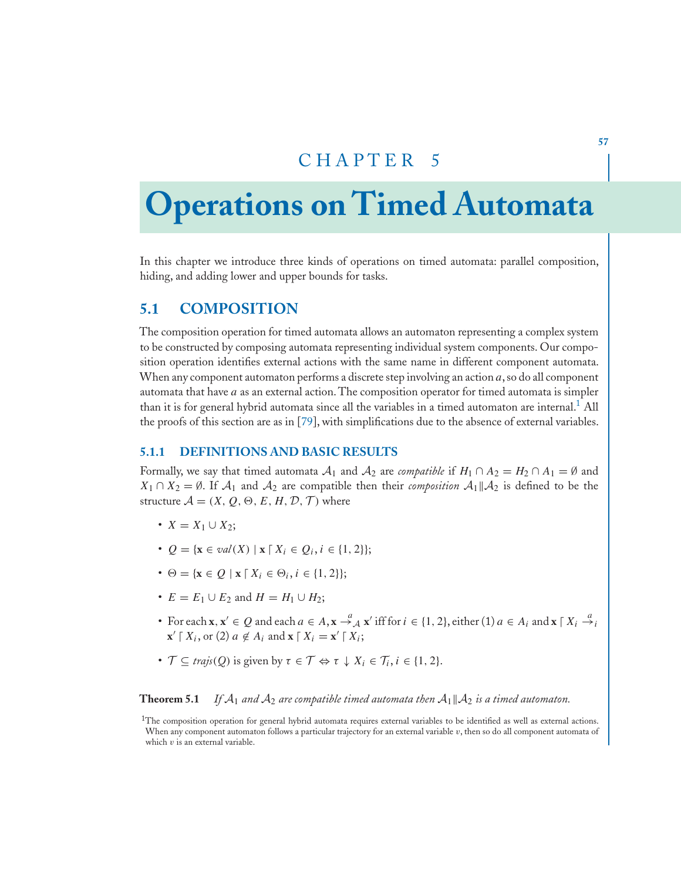# CHAPTER 5

# Operations on Timed Automata

In this chapter we introduce three kinds of operations on timed automata: parallel composition, hiding, and adding lower and upper bounds for tasks.

## 5.1 COMPOSITION

The composition operation for timed automata allows an automaton representing a complex system to be constructed by composing automata representing individual system components. Our composition operation identifies external actions with the same name in different component automata. When any component automaton performs a discrete step involving an action $a$, so do all component automata that have $a$ as an external action. The composition operator for timed automata is simpler than it is for general hybrid automata since all the variables in a timed automaton are internal.[1] All the proofs of this section are as in [79], with simplifications due to the absence of external variables.

### 5.1.1 DEFINITIONS AND BASIC RESULTS

Formally, we say that timed automata $\mathcal{A}_1$ and $\mathcal{A}_2$ are *compatible* if $H_1 \cap A_2 = H_2 \cap A_1 = \emptyset$ and $X_1 \cap X_2 = \emptyset$. If $\mathcal{A}_1$ and $\mathcal{A}_2$ are compatible then their *composition* $\mathcal{A}_1 \| \mathcal{A}_2$ is defined to be the structure $\mathcal{A} = (X, Q, \Theta, E, H, \mathcal{D}, \mathcal{T})$ where

- $X = X_1 \cup X_2$;
- $Q = \{\mathbf{x} \in val(X) \mid \mathbf{x} \lceil X_i \in Q_i, i \in \{1, 2\}\}$;
- $\Theta = \{\mathbf{x} \in Q \mid \mathbf{x} \lceil X_i \in \Theta_i, i \in \{1, 2\}\}$;
- $E = E_1 \cup E_2$ and $H = H_1 \cup H_2$;
- For each $\mathbf{x}, \mathbf{x}' \in Q$ and each $a \in A$, $\mathbf{x} \xrightarrow{a}_{\mathcal{A}} \mathbf{x}'$ iff for $i \in \{1, 2\}$, either (1) $a \in A_i$ and $\mathbf{x} \lceil X_i \xrightarrow{a}_i \mathbf{x}' \lceil X_i$, or (2) $a \notin A_i$ and $\mathbf{x} \lceil X_i = \mathbf{x}' \lceil X_i$;
- $\mathcal{T} \subseteq trajs(Q)$ is given by $\tau \in \mathcal{T} \Leftrightarrow \tau \downarrow X_i \in \mathcal{T}_i, i \in \{1, 2\}$.

**Theorem 5.1** *If $\mathcal{A}_1$ and $\mathcal{A}_2$ are compatible timed automata then $\mathcal{A}_1 \| \mathcal{A}_2$ is a timed automaton.*

[1] The composition operation for general hybrid automata requires external variables to be identified as well as external actions. When any component automaton follows a particular trajectory for an external variable $v$, then so do all component automata of which $v$ is an external variable.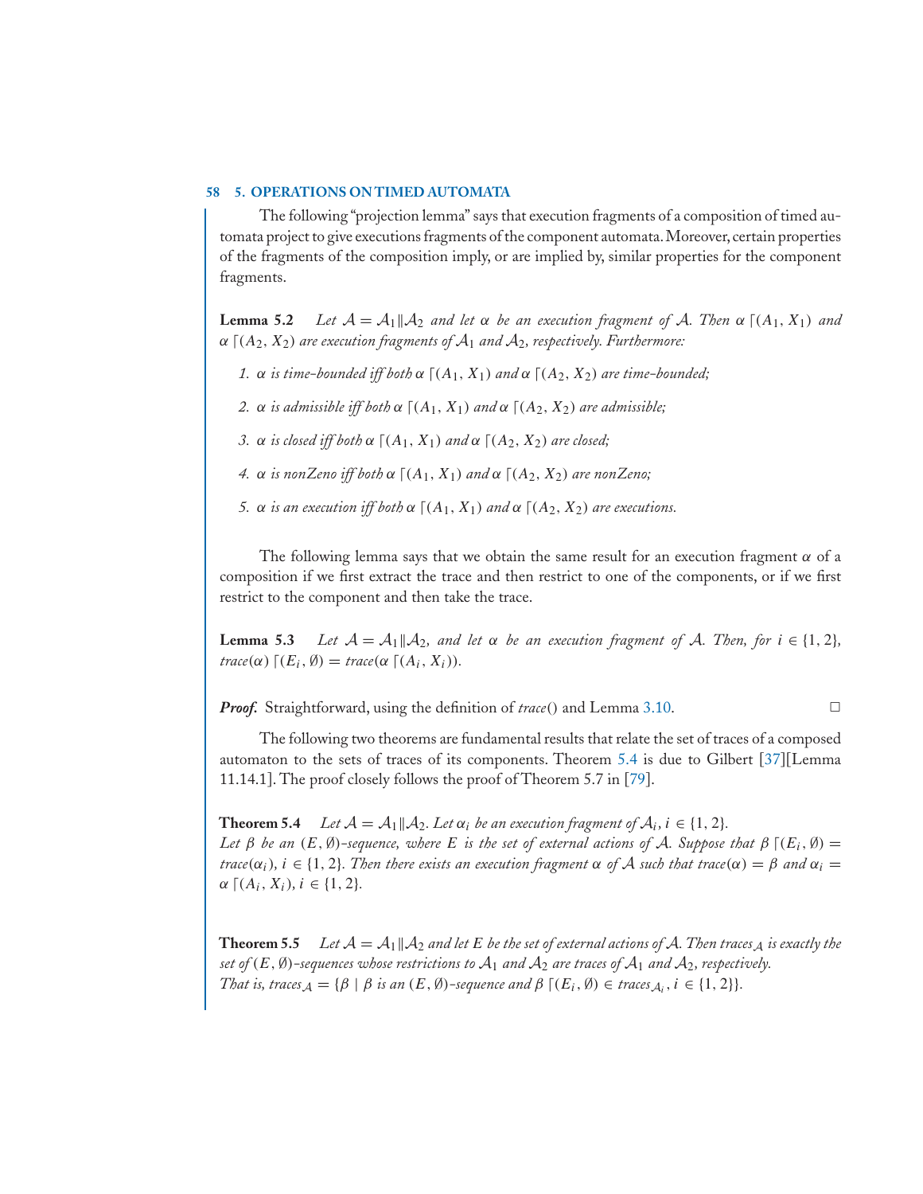The following "projection lemma" says that execution fragments of a composition of timed automata project to give executions fragments of the component automata. Moreover, certain properties of the fragments of the composition imply, or are implied by, similar properties for the component fragments.

**Lemma 5.2** *Let $\mathcal{A} = \mathcal{A}_1 \| \mathcal{A}_2$ and let $\alpha$ be an execution fragment of $\mathcal{A}$. Then $\alpha \lceil (A_1, X_1)$ and $\alpha \lceil (A_2, X_2)$ are execution fragments of $\mathcal{A}_1$ and $\mathcal{A}_2$, respectively. Furthermore:*

1. *$\alpha$ is time-bounded iff both $\alpha \lceil (A_1, X_1)$ and $\alpha \lceil (A_2, X_2)$ are time-bounded;*
2. *$\alpha$ is admissible iff both $\alpha \lceil (A_1, X_1)$ and $\alpha \lceil (A_2, X_2)$ are admissible;*
3. *$\alpha$ is closed iff both $\alpha \lceil (A_1, X_1)$ and $\alpha \lceil (A_2, X_2)$ are closed;*
4. *$\alpha$ is nonZeno iff both $\alpha \lceil (A_1, X_1)$ and $\alpha \lceil (A_2, X_2)$ are nonZeno;*
5. *$\alpha$ is an execution iff both $\alpha \lceil (A_1, X_1)$ and $\alpha \lceil (A_2, X_2)$ are executions.*

The following lemma says that we obtain the same result for an execution fragment $\alpha$ of a composition if we first extract the trace and then restrict to one of the components, or if we first restrict to the component and then take the trace.

**Lemma 5.3** *Let $\mathcal{A} = \mathcal{A}_1 \| \mathcal{A}_2$, and let $\alpha$ be an execution fragment of $\mathcal{A}$. Then, for $i \in \{1, 2\}$, $trace(\alpha) \lceil (E_i, \emptyset) = trace(\alpha \lceil (A_i, X_i))$.*

***Proof.*** Straightforward, using the definition of *trace*() and Lemma 3.10. □

The following two theorems are fundamental results that relate the set of traces of a composed automaton to the sets of traces of its components. Theorem 5.4 is due to Gilbert [37][Lemma 11.14.1]. The proof closely follows the proof of Theorem 5.7 in [79].

**Theorem 5.4** *Let $\mathcal{A} = \mathcal{A}_1 \| \mathcal{A}_2$. Let $\alpha_i$ be an execution fragment of $\mathcal{A}_i$, $i \in \{1, 2\}$. Let $\beta$ be an $(E, \emptyset)$-sequence, where $E$ is the set of external actions of $\mathcal{A}$. Suppose that $\beta \lceil (E_i, \emptyset) = trace(\alpha_i)$, $i \in \{1, 2\}$. Then there exists an execution fragment $\alpha$ of $\mathcal{A}$ such that $trace(\alpha) = \beta$ and $\alpha_i = \alpha \lceil (A_i, X_i)$, $i \in \{1, 2\}$.*

**Theorem 5.5** *Let $\mathcal{A} = \mathcal{A}_1 \| \mathcal{A}_2$ and let $E$ be the set of external actions of $\mathcal{A}$. Then $traces_{\mathcal{A}}$ is exactly the set of $(E, \emptyset)$-sequences whose restrictions to $\mathcal{A}_1$ and $\mathcal{A}_2$ are traces of $\mathcal{A}_1$ and $\mathcal{A}_2$, respectively. That is, $traces_{\mathcal{A}} = \{\beta \mid \beta \text{ is an } (E, \emptyset)\text{-sequence and } \beta \lceil (E_i, \emptyset) \in traces_{\mathcal{A}_i}, i \in \{1, 2\}\}$.*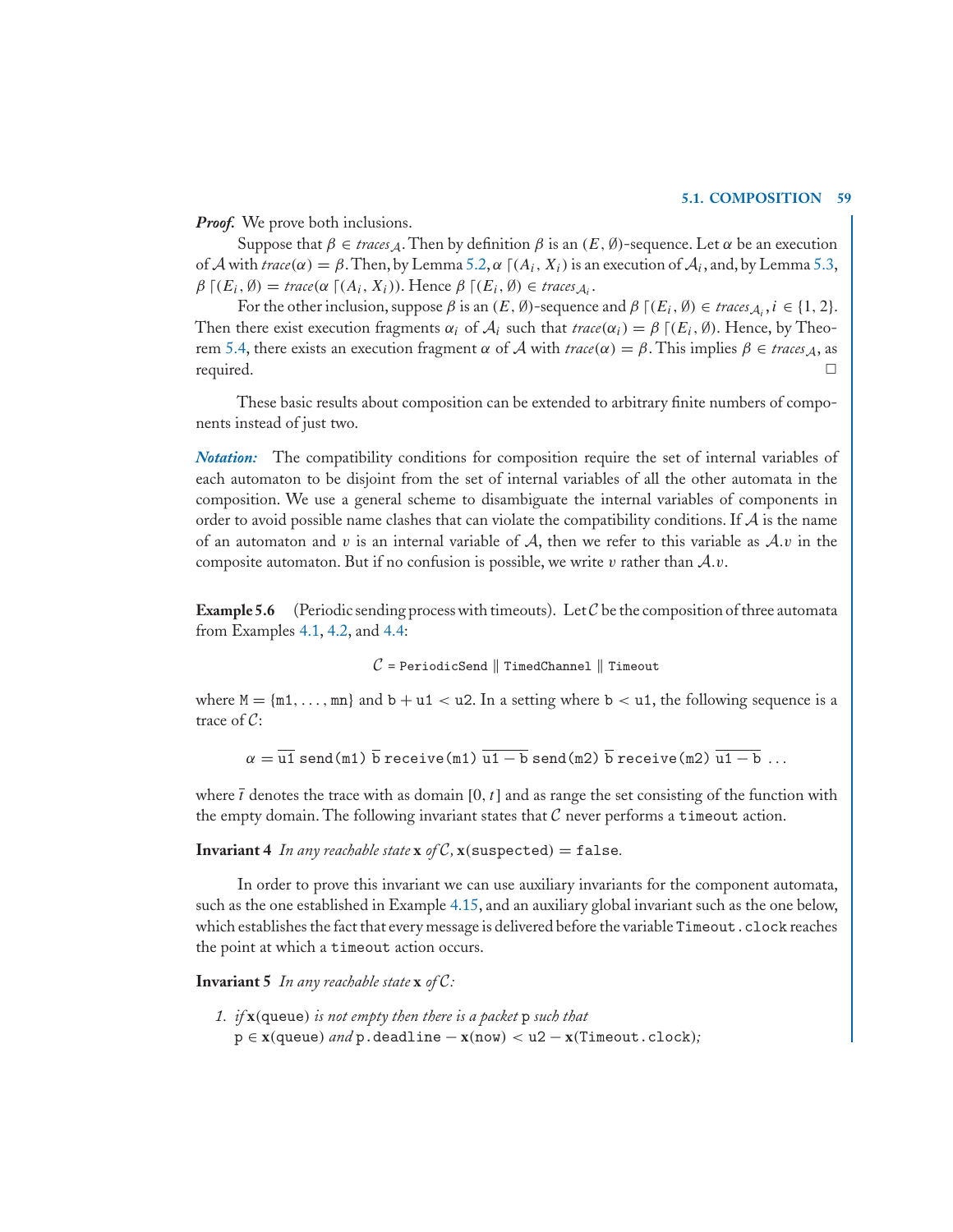***Proof.*** We prove both inclusions.

Suppose that $\beta \in traces_{\mathcal{A}}$. Then by definition $\beta$ is an $(E, \emptyset)$-sequence. Let $\alpha$ be an execution of $\mathcal{A}$ with $trace(\alpha) = \beta$. Then, by Lemma 5.2, $\alpha \lceil (A_i, X_i)$ is an execution of $\mathcal{A}_i$, and, by Lemma 5.3, $\beta \lceil (E_i, \emptyset) = trace(\alpha \lceil (A_i, X_i))$. Hence $\beta \lceil (E_i, \emptyset) \in traces_{\mathcal{A}_i}$.

For the other inclusion, suppose $\beta$ is an $(E, \emptyset)$-sequence and $\beta \lceil (E_i, \emptyset) \in traces_{\mathcal{A}_i}, i \in \{1, 2\}$. Then there exist execution fragments $\alpha_i$ of $\mathcal{A}_i$ such that $trace(\alpha_i) = \beta \lceil (E_i, \emptyset)$. Hence, by Theorem 5.4, there exists an execution fragment $\alpha$ of $\mathcal{A}$ with $trace(\alpha) = \beta$. This implies $\beta \in traces_{\mathcal{A}}$, as required. □

These basic results about composition can be extended to arbitrary finite numbers of components instead of just two.

***Notation:*** The compatibility conditions for composition require the set of internal variables of each automaton to be disjoint from the set of internal variables of all the other automata in the composition. We use a general scheme to disambiguate the internal variables of components in order to avoid possible name clashes that can violate the compatibility conditions. If $\mathcal{A}$ is the name of an automaton and $v$ is an internal variable of $\mathcal{A}$, then we refer to this variable as $\mathcal{A}.v$ in the composite automaton. But if no confusion is possible, we write $v$ rather than $\mathcal{A}.v$.

**Example 5.6** (Periodic sending process with timeouts). Let $\mathcal{C}$ be the composition of three automata from Examples 4.1, 4.2, and 4.4:

$$\mathcal{C} = \texttt{PeriodicSend} \parallel \texttt{TimedChannel} \parallel \texttt{Timeout}$$

where $\texttt{M} = \{\texttt{m1}, \ldots, \texttt{mn}\}$ and $\texttt{b} + \texttt{u1} < \texttt{u2}$. In a setting where $\texttt{b} < \texttt{u1}$, the following sequence is a trace of $\mathcal{C}$:

$$\alpha = \overline{\texttt{u1}}\ \texttt{send(m1)}\ \overline{\texttt{b}}\ \texttt{receive(m1)}\ \overline{\texttt{u1} - \texttt{b}}\ \texttt{send(m2)}\ \overline{\texttt{b}}\ \texttt{receive(m2)}\ \overline{\texttt{u1} - \texttt{b}}\ \ldots$$

where $\bar{t}$ denotes the trace with as domain $[0, t]$ and as range the set consisting of the function with the empty domain. The following invariant states that $\mathcal{C}$ never performs a `timeout` action.

**Invariant 4** *In any reachable state* $\mathbf{x}$ *of* $\mathcal{C}$, $\mathbf{x}(\texttt{suspected}) = \texttt{false}$.

In order to prove this invariant we can use auxiliary invariants for the component automata, such as the one established in Example 4.15, and an auxiliary global invariant such as the one below, which establishes the fact that every message is delivered before the variable `Timeout.clock` reaches the point at which a `timeout` action occurs.

**Invariant 5** *In any reachable state* $\mathbf{x}$ *of* $\mathcal{C}$*:*

1. *if* $\mathbf{x}(\texttt{queue})$ *is not empty then there is a packet* p *such that* $\texttt{p} \in \mathbf{x}(\texttt{queue})$ *and* $\texttt{p.deadline} - \mathbf{x}(\texttt{now}) < \texttt{u2} - \mathbf{x}(\texttt{Timeout.clock})$*;*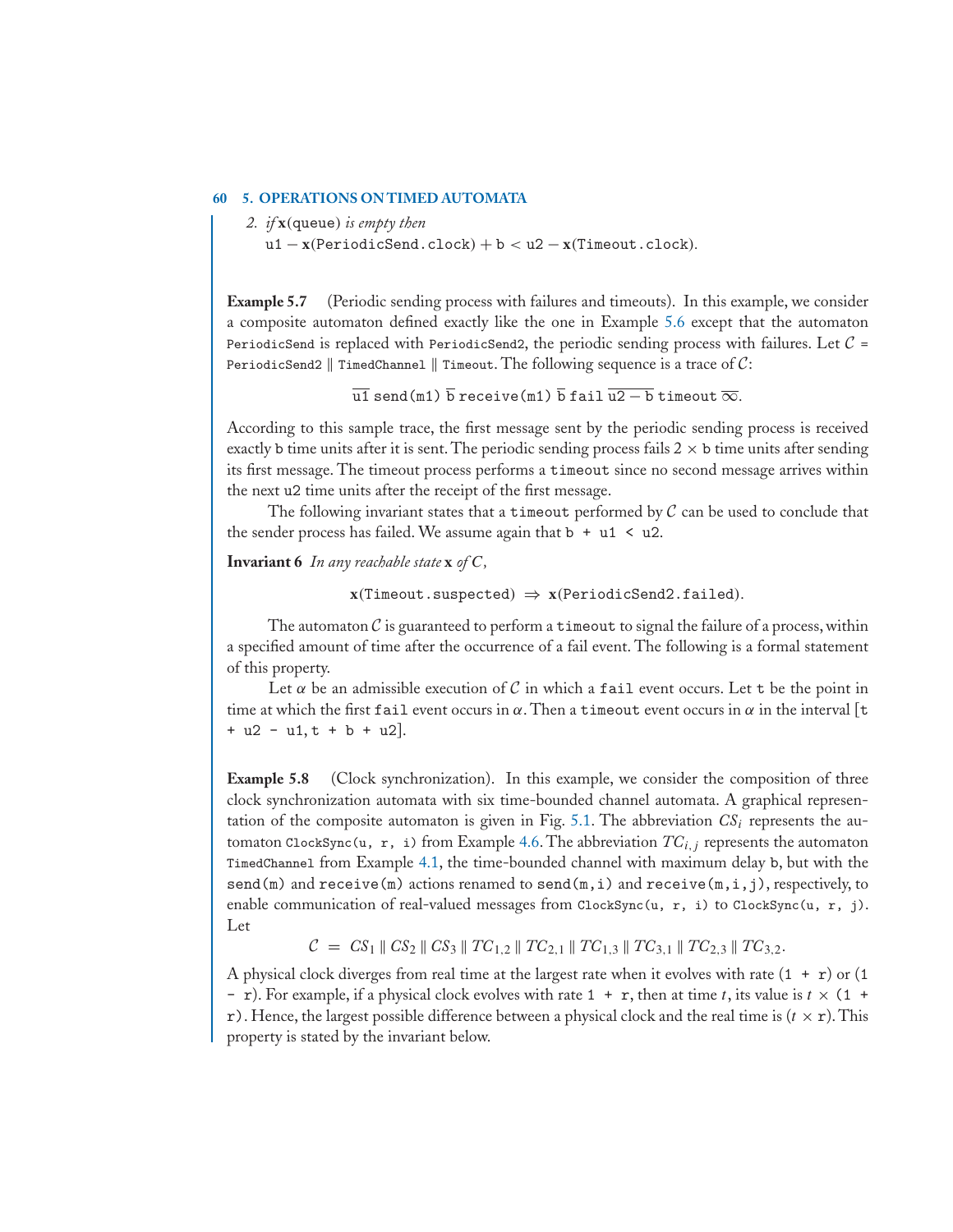2. *if* $\mathbf{x}$(queue) *is empty then*
   $\mathtt{u1} - \mathbf{x}(\mathtt{PeriodicSend.clock}) + \mathtt{b} < \mathtt{u2} - \mathbf{x}(\mathtt{Timeout.clock})$.

**Example 5.7** (Periodic sending process with failures and timeouts). In this example, we consider a composite automaton defined exactly like the one in Example 5.6 except that the automaton `PeriodicSend` is replaced with `PeriodicSend2`, the periodic sending process with failures. Let $\mathcal{C}$ = `PeriodicSend2` ∥ `TimedChannel` ∥ `Timeout`. The following sequence is a trace of $\mathcal{C}$:

$$\overline{\mathtt{u1}}\ \mathtt{send(m1)}\ \overline{\mathtt{b}}\ \mathtt{receive(m1)}\ \overline{\mathtt{b}}\ \mathtt{fail}\ \overline{\mathtt{u2}-\mathtt{b}}\ \mathtt{timeout}\ \overline{\infty}.$$

According to this sample trace, the first message sent by the periodic sending process is received exactly `b` time units after it is sent. The periodic sending process fails 2 × `b` time units after sending its first message. The timeout process performs a `timeout` since no second message arrives within the next `u2` time units after the receipt of the first message.

The following invariant states that a `timeout` performed by $\mathcal{C}$ can be used to conclude that the sender process has failed. We assume again that `b + u1 < u2`.

**Invariant 6** *In any reachable state* $\mathbf{x}$ *of* $\mathcal{C}$,

$$\mathbf{x}(\mathtt{Timeout.suspected}) \Rightarrow \mathbf{x}(\mathtt{PeriodicSend2.failed}).$$

The automaton $\mathcal{C}$ is guaranteed to perform a `timeout` to signal the failure of a process, within a specified amount of time after the occurrence of a fail event. The following is a formal statement of this property.

Let $\alpha$ be an admissible execution of $\mathcal{C}$ in which a `fail` event occurs. Let `t` be the point in time at which the first `fail` event occurs in $\alpha$. Then a `timeout` event occurs in $\alpha$ in the interval [`t + u2 - u1`, `t + b + u2`].

**Example 5.8** (Clock synchronization). In this example, we consider the composition of three clock synchronization automata with six time-bounded channel automata. A graphical representation of the composite automaton is given in Fig. 5.1. The abbreviation $CS_i$ represents the automaton `ClockSync(u, r, i)` from Example 4.6. The abbreviation $TC_{i,j}$ represents the automaton `TimedChannel` from Example 4.1, the time-bounded channel with maximum delay `b`, but with the `send(m)` and `receive(m)` actions renamed to `send(m,i)` and `receive(m,i,j)`, respectively, to enable communication of real-valued messages from `ClockSync(u, r, i)` to `ClockSync(u, r, j)`. Let

$$\mathcal{C} = CS_1 \parallel CS_2 \parallel CS_3 \parallel TC_{1,2} \parallel TC_{2,1} \parallel TC_{1,3} \parallel TC_{3,1} \parallel TC_{2,3} \parallel TC_{3,2}.$$

A physical clock diverges from real time at the largest rate when it evolves with rate `(1 + r)` or `(1 - r)`. For example, if a physical clock evolves with rate `1 + r`, then at time $t$, its value is $t$ × `(1 + r)`. Hence, the largest possible difference between a physical clock and the real time is ($t$ × `r`). This property is stated by the invariant below.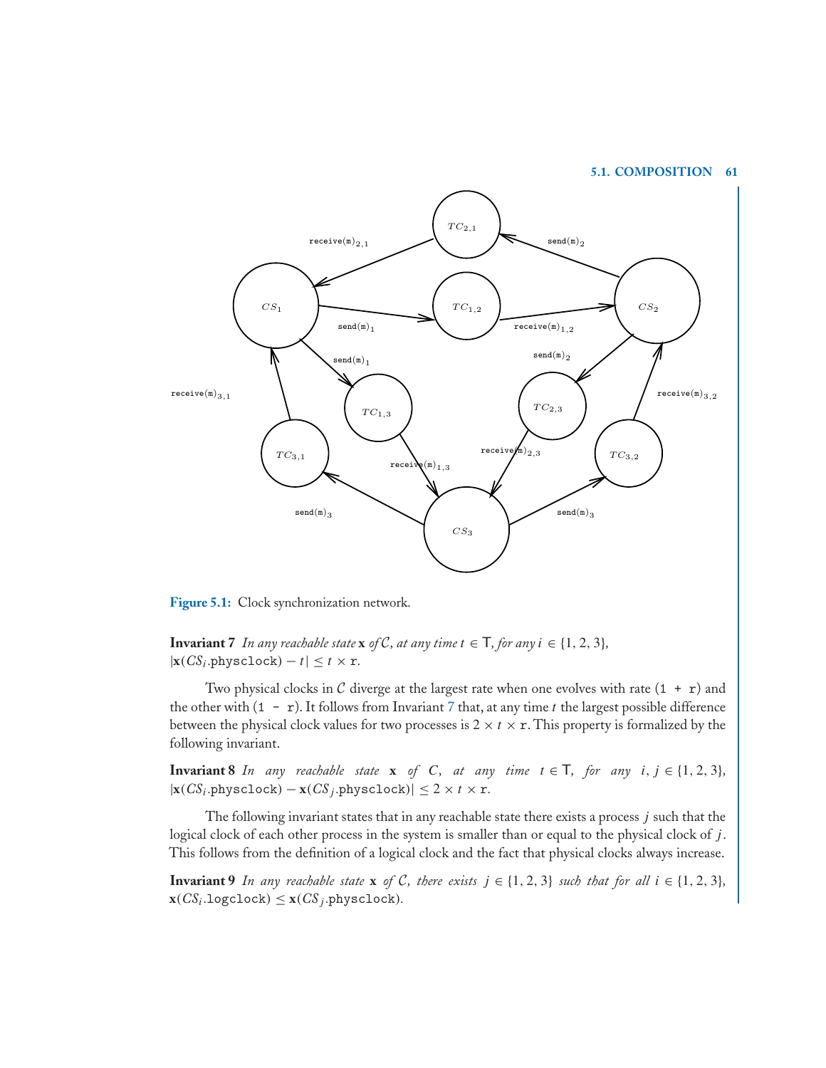Figure 5.1: Clock synchronization network.

**Invariant 7** *In any reachable state* $\mathbf{x}$ *of* $\mathcal{C}$*, at any time* $t \in \mathsf{T}$*, for any* $i \in \{1, 2, 3\}$*,* $|\mathbf{x}(CS_i.\texttt{physclock}) - t| \leq t \times \texttt{r}$.

Two physical clocks in $\mathcal{C}$ diverge at the largest rate when one evolves with rate `(1 + r)` and the other with `(1 - r)`. It follows from Invariant 7 that, at any time $t$ the largest possible difference between the physical clock values for two processes is $2 \times t \times \texttt{r}$. This property is formalized by the following invariant.

**Invariant 8** *In any reachable state* $\mathbf{x}$ *of* $C$*, at any time* $t \in \mathsf{T}$*, for any* $i, j \in \{1, 2, 3\}$*,* $|\mathbf{x}(CS_i.\texttt{physclock}) - \mathbf{x}(CS_j.\texttt{physclock})| \leq 2 \times t \times \texttt{r}$.

The following invariant states that in any reachable state there exists a process $j$ such that the logical clock of each other process in the system is smaller than or equal to the physical clock of $j$. This follows from the definition of a logical clock and the fact that physical clocks always increase.

**Invariant 9** *In any reachable state* $\mathbf{x}$ *of* $\mathcal{C}$*, there exists* $j \in \{1, 2, 3\}$ *such that for all* $i \in \{1, 2, 3\}$*,* $\mathbf{x}(CS_i.\texttt{logclock}) \leq \mathbf{x}(CS_j.\texttt{physclock})$.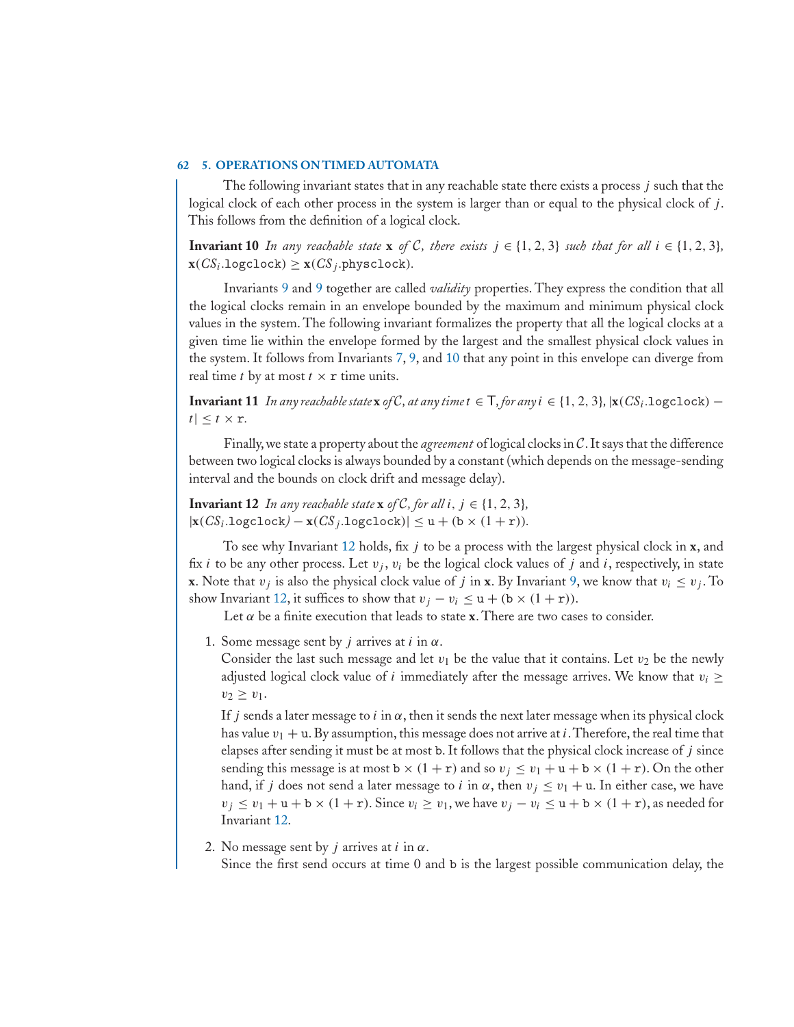The following invariant states that in any reachable state there exists a process $j$ such that the logical clock of each other process in the system is larger than or equal to the physical clock of $j$. This follows from the definition of a logical clock.

**Invariant 10** *In any reachable state* $\mathbf{x}$ *of* $\mathcal{C}$*, there exists* $j \in \{1, 2, 3\}$ *such that for all* $i \in \{1, 2, 3\}$*,* $\mathbf{x}(CS_i.\texttt{logclock}) \geq \mathbf{x}(CS_j.\texttt{physclock})$.

Invariants 9 and 9 together are called *validity* properties. They express the condition that all the logical clocks remain in an envelope bounded by the maximum and minimum physical clock values in the system. The following invariant formalizes the property that all the logical clocks at a given time lie within the envelope formed by the largest and the smallest physical clock values in the system. It follows from Invariants 7, 9, and 10 that any point in this envelope can diverge from real time $t$ by at most $t \times \texttt{r}$ time units.

**Invariant 11** *In any reachable state* $\mathbf{x}$ *of* $\mathcal{C}$*, at any time* $t \in \mathsf{T}$*, for any* $i \in \{1, 2, 3\}$*,* $|\mathbf{x}(CS_i.\texttt{logclock}) - t| \leq t \times \texttt{r}$.

Finally, we state a property about the *agreement* of logical clocks in $\mathcal{C}$. It says that the difference between two logical clocks is always bounded by a constant (which depends on the message-sending interval and the bounds on clock drift and message delay).

**Invariant 12** *In any reachable state* $\mathbf{x}$ *of* $\mathcal{C}$*, for all* $i, j \in \{1, 2, 3\}$*,* $|\mathbf{x}(CS_i.\texttt{logclock}) - \mathbf{x}(CS_j.\texttt{logclock})| \leq \texttt{u} + (\texttt{b} \times (1 + \texttt{r}))$.

To see why Invariant 12 holds, fix $j$ to be a process with the largest physical clock in $\mathbf{x}$, and fix $i$ to be any other process. Let $v_j$, $v_i$ be the logical clock values of $j$ and $i$, respectively, in state $\mathbf{x}$. Note that $v_j$ is also the physical clock value of $j$ in $\mathbf{x}$. By Invariant 9, we know that $v_i \leq v_j$. To show Invariant 12, it suffices to show that $v_j - v_i \leq \texttt{u} + (\texttt{b} \times (1 + \texttt{r}))$.

Let $\alpha$ be a finite execution that leads to state $\mathbf{x}$. There are two cases to consider.

1. Some message sent by $j$ arrives at $i$ in $\alpha$.
   Consider the last such message and let $v_1$ be the value that it contains. Let $v_2$ be the newly adjusted logical clock value of $i$ immediately after the message arrives. We know that $v_i \geq v_2 \geq v_1$.

   If $j$ sends a later message to $i$ in $\alpha$, then it sends the next later message when its physical clock has value $v_1 + \texttt{u}$. By assumption, this message does not arrive at $i$. Therefore, the real time that elapses after sending it must be at most $\texttt{b}$. It follows that the physical clock increase of $j$ since sending this message is at most $\texttt{b} \times (1 + \texttt{r})$ and so $v_j \leq v_1 + \texttt{u} + \texttt{b} \times (1 + \texttt{r})$. On the other hand, if $j$ does not send a later message to $i$ in $\alpha$, then $v_j \leq v_1 + \texttt{u}$. In either case, we have $v_j \leq v_1 + \texttt{u} + \texttt{b} \times (1 + \texttt{r})$. Since $v_i \geq v_1$, we have $v_j - v_i \leq \texttt{u} + \texttt{b} \times (1 + \texttt{r})$, as needed for Invariant 12.

2. No message sent by $j$ arrives at $i$ in $\alpha$.
   Since the first send occurs at time 0 and $\texttt{b}$ is the largest possible communication delay, the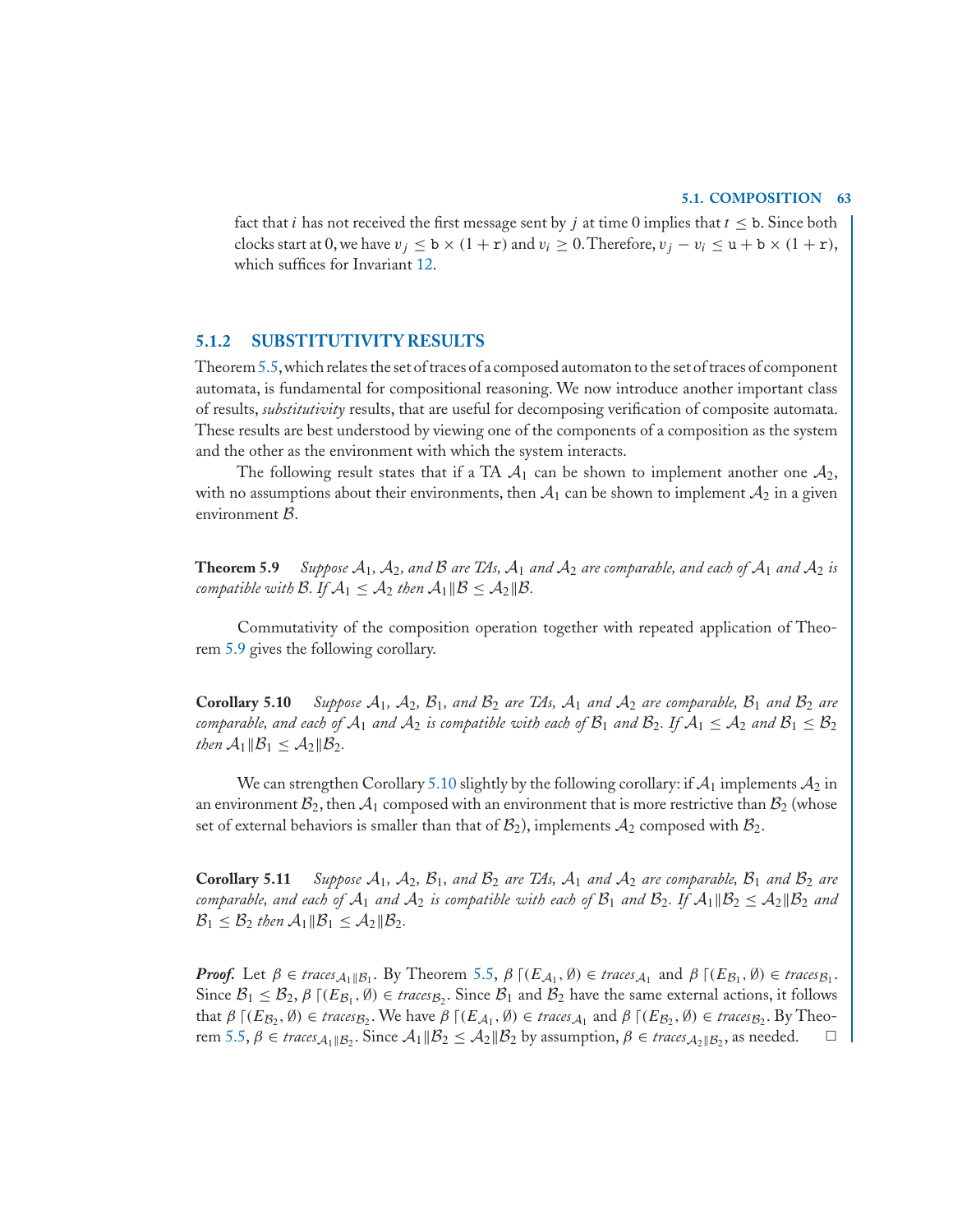fact that $i$ has not received the first message sent by $j$ at time 0 implies that $t \leq \mathtt{b}$. Since both clocks start at 0, we have $v_j \leq \mathtt{b} \times (1 + \mathtt{r})$ and $v_i \geq 0$. Therefore, $v_j - v_i \leq \mathtt{u} + \mathtt{b} \times (1 + \mathtt{r})$, which suffices for Invariant 12.

### 5.1.2 SUBSTITUTIVITY RESULTS

Theorem 5.5, which relates the set of traces of a composed automaton to the set of traces of component automata, is fundamental for compositional reasoning. We now introduce another important class of results, *substitutivity* results, that are useful for decomposing verification of composite automata. These results are best understood by viewing one of the components of a composition as the system and the other as the environment with which the system interacts.

The following result states that if a TA $\mathcal{A}_1$ can be shown to implement another one $\mathcal{A}_2$, with no assumptions about their environments, then $\mathcal{A}_1$ can be shown to implement $\mathcal{A}_2$ in a given environment $\mathcal{B}$.

**Theorem 5.9** *Suppose $\mathcal{A}_1$, $\mathcal{A}_2$, and $\mathcal{B}$ are TAs, $\mathcal{A}_1$ and $\mathcal{A}_2$ are comparable, and each of $\mathcal{A}_1$ and $\mathcal{A}_2$ is compatible with $\mathcal{B}$. If $\mathcal{A}_1 \leq \mathcal{A}_2$ then $\mathcal{A}_1 \| \mathcal{B} \leq \mathcal{A}_2 \| \mathcal{B}$.*

Commutativity of the composition operation together with repeated application of Theorem 5.9 gives the following corollary.

**Corollary 5.10** *Suppose $\mathcal{A}_1$, $\mathcal{A}_2$, $\mathcal{B}_1$, and $\mathcal{B}_2$ are TAs, $\mathcal{A}_1$ and $\mathcal{A}_2$ are comparable, $\mathcal{B}_1$ and $\mathcal{B}_2$ are comparable, and each of $\mathcal{A}_1$ and $\mathcal{A}_2$ is compatible with each of $\mathcal{B}_1$ and $\mathcal{B}_2$. If $\mathcal{A}_1 \leq \mathcal{A}_2$ and $\mathcal{B}_1 \leq \mathcal{B}_2$ then $\mathcal{A}_1 \| \mathcal{B}_1 \leq \mathcal{A}_2 \| \mathcal{B}_2$.*

We can strengthen Corollary 5.10 slightly by the following corollary: if $\mathcal{A}_1$ implements $\mathcal{A}_2$ in an environment $\mathcal{B}_2$, then $\mathcal{A}_1$ composed with an environment that is more restrictive than $\mathcal{B}_2$ (whose set of external behaviors is smaller than that of $\mathcal{B}_2$), implements $\mathcal{A}_2$ composed with $\mathcal{B}_2$.

**Corollary 5.11** *Suppose $\mathcal{A}_1$, $\mathcal{A}_2$, $\mathcal{B}_1$, and $\mathcal{B}_2$ are TAs, $\mathcal{A}_1$ and $\mathcal{A}_2$ are comparable, $\mathcal{B}_1$ and $\mathcal{B}_2$ are comparable, and each of $\mathcal{A}_1$ and $\mathcal{A}_2$ is compatible with each of $\mathcal{B}_1$ and $\mathcal{B}_2$. If $\mathcal{A}_1 \| \mathcal{B}_2 \leq \mathcal{A}_2 \| \mathcal{B}_2$ and $\mathcal{B}_1 \leq \mathcal{B}_2$ then $\mathcal{A}_1 \| \mathcal{B}_1 \leq \mathcal{A}_2 \| \mathcal{B}_2$.*

***Proof.*** Let $\beta \in traces_{\mathcal{A}_1 \| \mathcal{B}_1}$. By Theorem 5.5, $\beta \lceil (E_{\mathcal{A}_1}, \emptyset) \in traces_{\mathcal{A}_1}$ and $\beta \lceil (E_{\mathcal{B}_1}, \emptyset) \in traces_{\mathcal{B}_1}$. Since $\mathcal{B}_1 \leq \mathcal{B}_2$, $\beta \lceil (E_{\mathcal{B}_1}, \emptyset) \in traces_{\mathcal{B}_2}$. Since $\mathcal{B}_1$ and $\mathcal{B}_2$ have the same external actions, it follows that $\beta \lceil (E_{\mathcal{B}_2}, \emptyset) \in traces_{\mathcal{B}_2}$. We have $\beta \lceil (E_{\mathcal{A}_1}, \emptyset) \in traces_{\mathcal{A}_1}$ and $\beta \lceil (E_{\mathcal{B}_2}, \emptyset) \in traces_{\mathcal{B}_2}$. By Theorem 5.5, $\beta \in traces_{\mathcal{A}_1 \| \mathcal{B}_2}$. Since $\mathcal{A}_1 \| \mathcal{B}_2 \leq \mathcal{A}_2 \| \mathcal{B}_2$ by assumption, $\beta \in traces_{\mathcal{A}_2 \| \mathcal{B}_2}$, as needed. □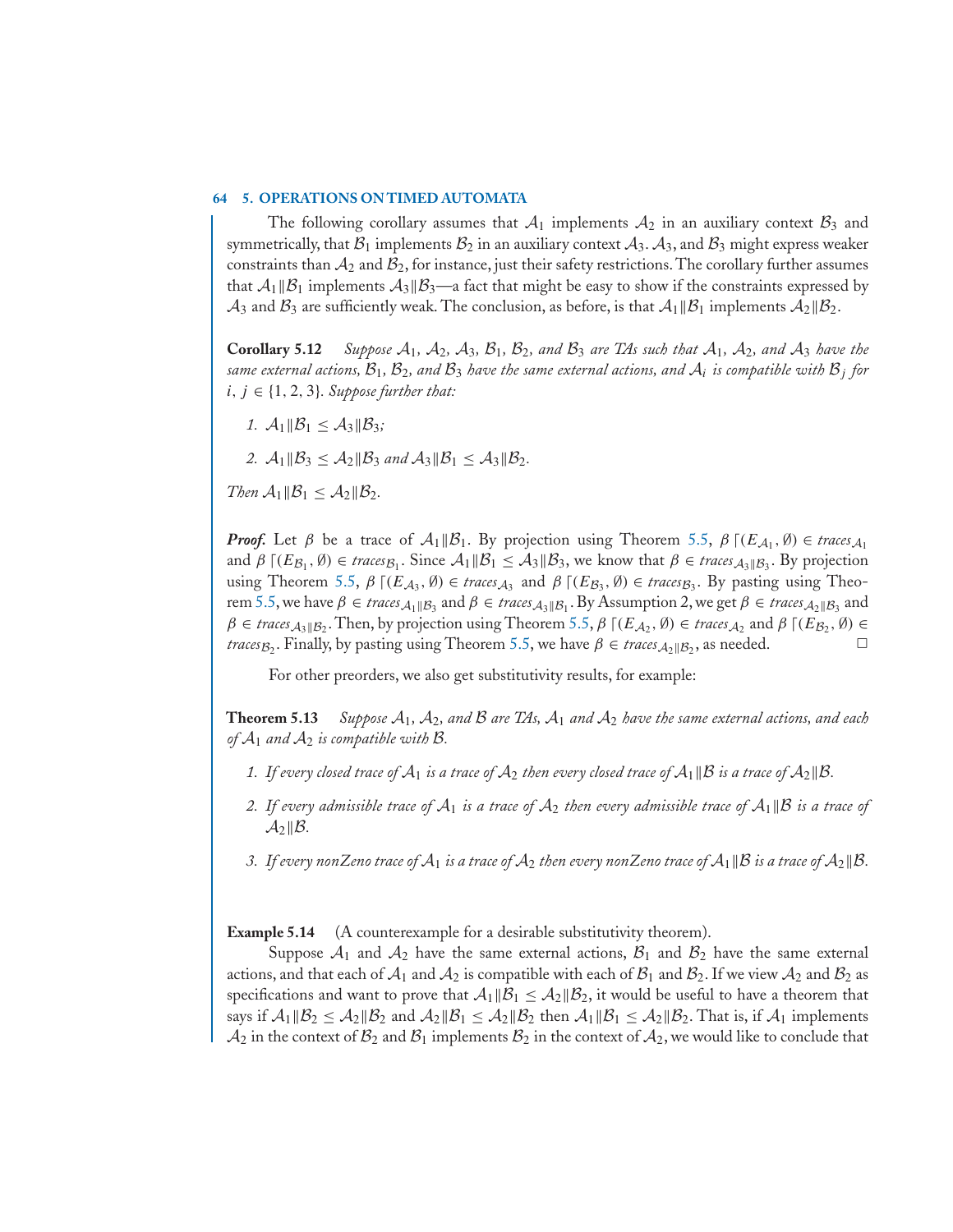The following corollary assumes that $\mathcal{A}_1$ implements $\mathcal{A}_2$ in an auxiliary context $\mathcal{B}_3$ and symmetrically, that $\mathcal{B}_1$ implements $\mathcal{B}_2$ in an auxiliary context $\mathcal{A}_3$. $\mathcal{A}_3$, and $\mathcal{B}_3$ might express weaker constraints than $\mathcal{A}_2$ and $\mathcal{B}_2$, for instance, just their safety restrictions. The corollary further assumes that $\mathcal{A}_1 \| \mathcal{B}_1$ implements $\mathcal{A}_3 \| \mathcal{B}_3$—a fact that might be easy to show if the constraints expressed by $\mathcal{A}_3$ and $\mathcal{B}_3$ are sufficiently weak. The conclusion, as before, is that $\mathcal{A}_1 \| \mathcal{B}_1$ implements $\mathcal{A}_2 \| \mathcal{B}_2$.

**Corollary 5.12** *Suppose $\mathcal{A}_1$, $\mathcal{A}_2$, $\mathcal{A}_3$, $\mathcal{B}_1$, $\mathcal{B}_2$, and $\mathcal{B}_3$ are TAs such that $\mathcal{A}_1$, $\mathcal{A}_2$, and $\mathcal{A}_3$ have the same external actions, $\mathcal{B}_1$, $\mathcal{B}_2$, and $\mathcal{B}_3$ have the same external actions, and $\mathcal{A}_i$ is compatible with $\mathcal{B}_j$ for $i, j \in \{1, 2, 3\}$. Suppose further that:*

1. *$\mathcal{A}_1 \| \mathcal{B}_1 \leq \mathcal{A}_3 \| \mathcal{B}_3$;*
2. *$\mathcal{A}_1 \| \mathcal{B}_3 \leq \mathcal{A}_2 \| \mathcal{B}_3$ and $\mathcal{A}_3 \| \mathcal{B}_1 \leq \mathcal{A}_3 \| \mathcal{B}_2$.*

*Then $\mathcal{A}_1 \| \mathcal{B}_1 \leq \mathcal{A}_2 \| \mathcal{B}_2$.*

***Proof.*** Let $\beta$ be a trace of $\mathcal{A}_1 \| \mathcal{B}_1$. By projection using Theorem 5.5, $\beta \lceil (E_{\mathcal{A}_1}, \emptyset) \in traces_{\mathcal{A}_1}$ and $\beta \lceil (E_{\mathcal{B}_1}, \emptyset) \in traces_{\mathcal{B}_1}$. Since $\mathcal{A}_1 \| \mathcal{B}_1 \leq \mathcal{A}_3 \| \mathcal{B}_3$, we know that $\beta \in traces_{\mathcal{A}_3 \| \mathcal{B}_3}$. By projection using Theorem 5.5, $\beta \lceil (E_{\mathcal{A}_3}, \emptyset) \in traces_{\mathcal{A}_3}$ and $\beta \lceil (E_{\mathcal{B}_3}, \emptyset) \in traces_{\mathcal{B}_3}$. By pasting using Theorem 5.5, we have $\beta \in traces_{\mathcal{A}_1 \| \mathcal{B}_3}$ and $\beta \in traces_{\mathcal{A}_3 \| \mathcal{B}_1}$. By Assumption 2, we get $\beta \in traces_{\mathcal{A}_2 \| \mathcal{B}_3}$ and $\beta \in traces_{\mathcal{A}_3 \| \mathcal{B}_2}$. Then, by projection using Theorem 5.5, $\beta \lceil (E_{\mathcal{A}_2}, \emptyset) \in traces_{\mathcal{A}_2}$ and $\beta \lceil (E_{\mathcal{B}_2}, \emptyset) \in traces_{\mathcal{B}_2}$. Finally, by pasting using Theorem 5.5, we have $\beta \in traces_{\mathcal{A}_2 \| \mathcal{B}_2}$, as needed. □

For other preorders, we also get substitutivity results, for example:

**Theorem 5.13** *Suppose $\mathcal{A}_1$, $\mathcal{A}_2$, and $\mathcal{B}$ are TAs, $\mathcal{A}_1$ and $\mathcal{A}_2$ have the same external actions, and each of $\mathcal{A}_1$ and $\mathcal{A}_2$ is compatible with $\mathcal{B}$.*

1. *If every closed trace of $\mathcal{A}_1$ is a trace of $\mathcal{A}_2$ then every closed trace of $\mathcal{A}_1 \| \mathcal{B}$ is a trace of $\mathcal{A}_2 \| \mathcal{B}$.*
2. *If every admissible trace of $\mathcal{A}_1$ is a trace of $\mathcal{A}_2$ then every admissible trace of $\mathcal{A}_1 \| \mathcal{B}$ is a trace of $\mathcal{A}_2 \| \mathcal{B}$.*
3. *If every nonZeno trace of $\mathcal{A}_1$ is a trace of $\mathcal{A}_2$ then every nonZeno trace of $\mathcal{A}_1 \| \mathcal{B}$ is a trace of $\mathcal{A}_2 \| \mathcal{B}$.*

**Example 5.14** (A counterexample for a desirable substitutivity theorem).

Suppose $\mathcal{A}_1$ and $\mathcal{A}_2$ have the same external actions, $\mathcal{B}_1$ and $\mathcal{B}_2$ have the same external actions, and that each of $\mathcal{A}_1$ and $\mathcal{A}_2$ is compatible with each of $\mathcal{B}_1$ and $\mathcal{B}_2$. If we view $\mathcal{A}_2$ and $\mathcal{B}_2$ as specifications and want to prove that $\mathcal{A}_1 \| \mathcal{B}_1 \leq \mathcal{A}_2 \| \mathcal{B}_2$, it would be useful to have a theorem that says if $\mathcal{A}_1 \| \mathcal{B}_2 \leq \mathcal{A}_2 \| \mathcal{B}_2$ and $\mathcal{A}_2 \| \mathcal{B}_1 \leq \mathcal{A}_2 \| \mathcal{B}_2$ then $\mathcal{A}_1 \| \mathcal{B}_1 \leq \mathcal{A}_2 \| \mathcal{B}_2$. That is, if $\mathcal{A}_1$ implements $\mathcal{A}_2$ in the context of $\mathcal{B}_2$ and $\mathcal{B}_1$ implements $\mathcal{B}_2$ in the context of $\mathcal{A}_2$, we would like to conclude that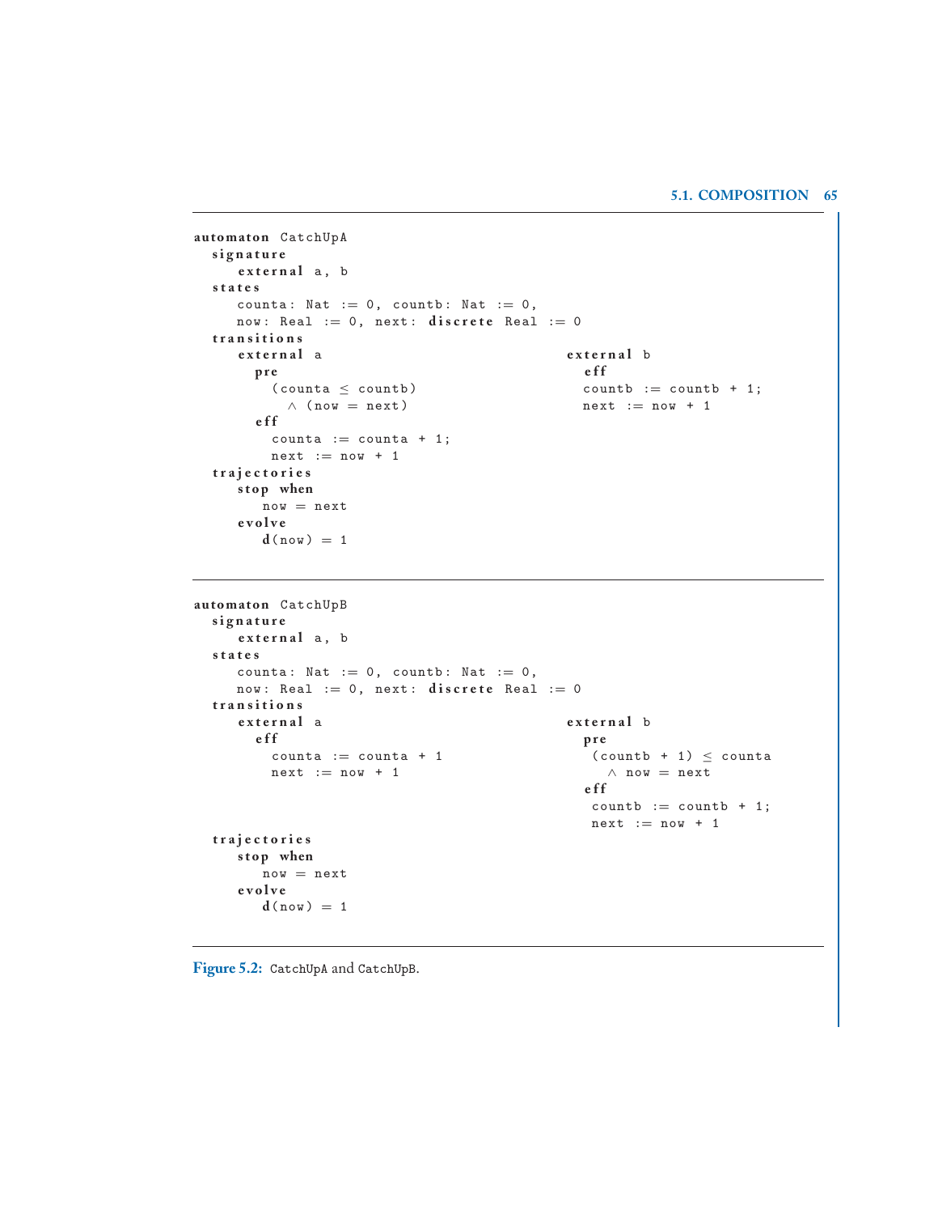```
automaton CatchUpA
  signature
    external a, b
  states
    counta: Nat := 0, countb: Nat := 0,
    now: Real := 0, next: discrete Real := 0
  transitions
    external a
      pre
        (counta ≤ countb)
          ∧ (now = next)
      eff
        counta := counta + 1;
        next := now + 1
    external b
      eff
        countb := countb + 1;
        next := now + 1
  trajectories
    stop when
      now = next
    evolve
      d(now) = 1
```

```
automaton CatchUpB
  signature
    external a, b
  states
    counta: Nat := 0, countb: Nat := 0,
    now: Real := 0, next: discrete Real := 0
  transitions
    external a
      eff
        counta := counta + 1
        next := now + 1
    external b
      pre
        (countb + 1) ≤ counta
          ∧ now = next
      eff
        countb := countb + 1;
        next := now + 1
  trajectories
    stop when
      now = next
    evolve
      d(now) = 1
```

**Figure 5.2:** CatchUpA and CatchUpB.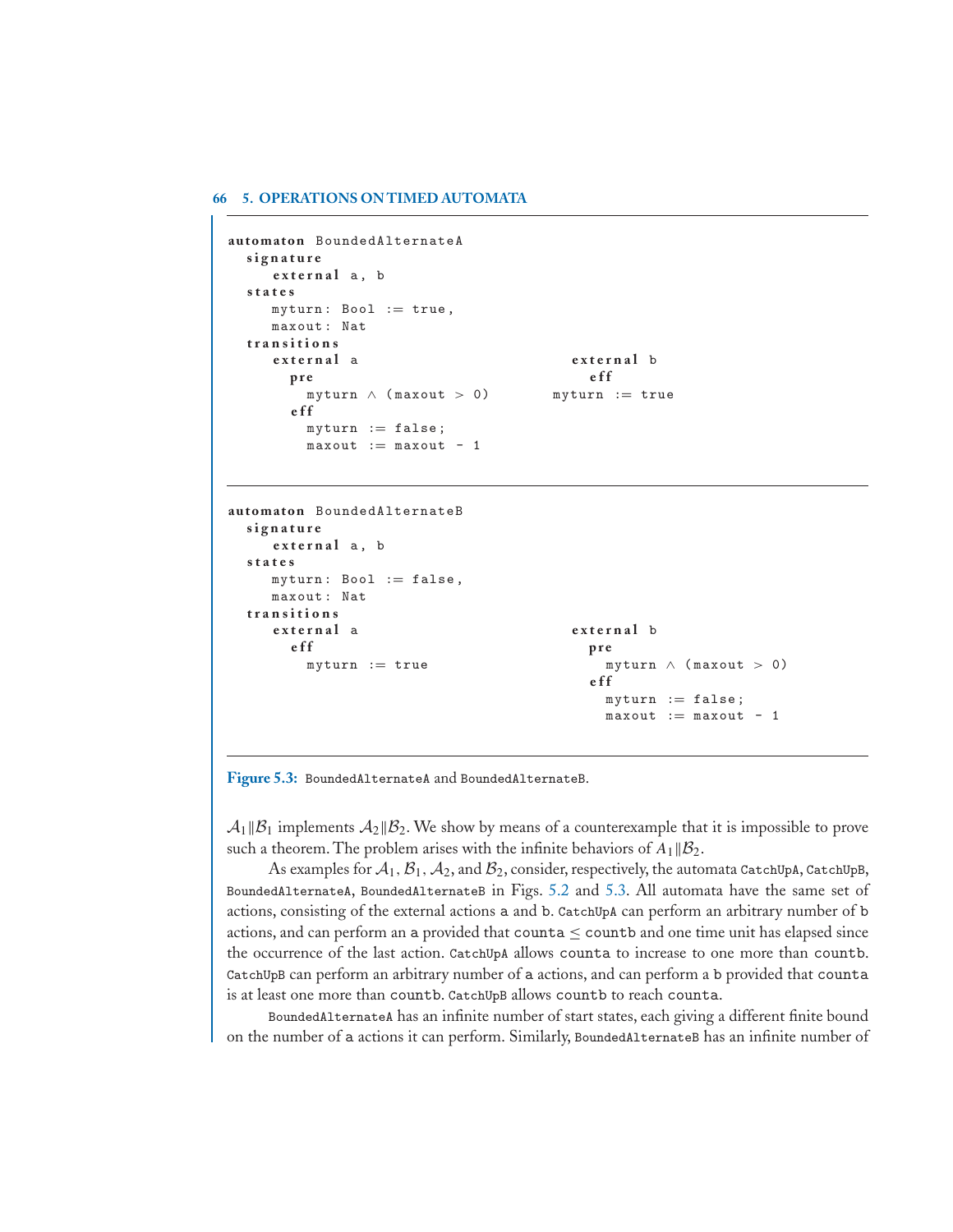```
automaton BoundedAlternateA
  signature
    external a, b
  states
    myturn: Bool := true,
    maxout: Nat
  transitions
    external a                          external b
      pre                                 eff
        myturn ∧ (maxout > 0)           myturn := true
      eff
        myturn := false;
        maxout := maxout - 1
```

```
automaton BoundedAlternateB
  signature
    external a, b
  states
    myturn: Bool := false,
    maxout: Nat
  transitions
    external a                          external b
      eff                                 pre
        myturn := true                      myturn ∧ (maxout > 0)
                                          eff
                                            myturn := false;
                                            maxout := maxout - 1
```

**Figure 5.3:** BoundedAlternateA and BoundedAlternateB.

$\mathcal{A}_1 \| \mathcal{B}_1$ implements $\mathcal{A}_2 \| \mathcal{B}_2$. We show by means of a counterexample that it is impossible to prove such a theorem. The problem arises with the infinite behaviors of $A_1 \| \mathcal{B}_2$.

As examples for $\mathcal{A}_1$, $\mathcal{B}_1$, $\mathcal{A}_2$, and $\mathcal{B}_2$, consider, respectively, the automata `CatchUpA`, `CatchUpB`, `BoundedAlternateA`, `BoundedAlternateB` in Figs. 5.2 and 5.3. All automata have the same set of actions, consisting of the external actions `a` and `b`. `CatchUpA` can perform an arbitrary number of `b` actions, and can perform an `a` provided that `counta` $\leq$ `countb` and one time unit has elapsed since the occurrence of the last action. `CatchUpA` allows `counta` to increase to one more than `countb`. `CatchUpB` can perform an arbitrary number of `a` actions, and can perform a `b` provided that `counta` is at least one more than `countb`. `CatchUpB` allows `countb` to reach `counta`.

`BoundedAlternateA` has an infinite number of start states, each giving a different finite bound on the number of `a` actions it can perform. Similarly, `BoundedAlternateB` has an infinite number of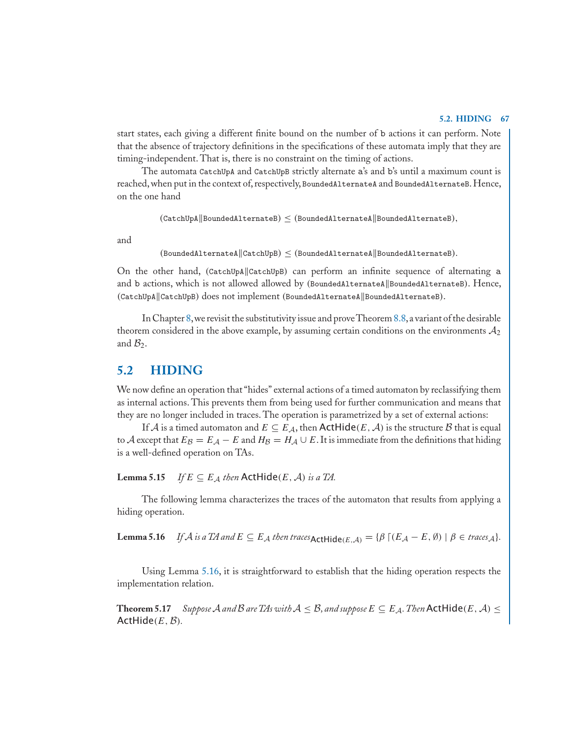start states, each giving a different finite bound on the number of `b` actions it can perform. Note that the absence of trajectory definitions in the specifications of these automata imply that they are timing-independent. That is, there is no constraint on the timing of actions.

The automata `CatchUpA` and `CatchUpB` strictly alternate `a`'s and `b`'s until a maximum count is reached, when put in the context of, respectively, `BoundedAlternateA` and `BoundedAlternateB`. Hence, on the one hand

$$(\texttt{CatchUpA} \| \texttt{BoundedAlternateB}) \leq (\texttt{BoundedAlternateA} \| \texttt{BoundedAlternateB}),$$

and

$$(\texttt{BoundedAlternateA} \| \texttt{CatchUpB}) \leq (\texttt{BoundedAlternateA} \| \texttt{BoundedAlternateB}).$$

On the other hand, $(\texttt{CatchUpA} \| \texttt{CatchUpB})$ can perform an infinite sequence of alternating `a` and `b` actions, which is not allowed allowed by $(\texttt{BoundedAlternateA} \| \texttt{BoundedAlternateB})$. Hence, $(\texttt{CatchUpA} \| \texttt{CatchUpB})$ does not implement $(\texttt{BoundedAlternateA} \| \texttt{BoundedAlternateB})$.

In Chapter 8, we revisit the substitutivity issue and prove Theorem 8.8, a variant of the desirable theorem considered in the above example, by assuming certain conditions on the environments $\mathcal{A}_2$ and $\mathcal{B}_2$.

## 5.2 HIDING

We now define an operation that "hides" external actions of a timed automaton by reclassifying them as internal actions. This prevents them from being used for further communication and means that they are no longer included in traces. The operation is parametrized by a set of external actions:

If $\mathcal{A}$ is a timed automaton and $E \subseteq E_{\mathcal{A}}$, then $\mathsf{ActHide}(E, \mathcal{A})$ is the structure $\mathcal{B}$ that is equal to $\mathcal{A}$ except that $E_{\mathcal{B}} = E_{\mathcal{A}} - E$ and $H_{\mathcal{B}} = H_{\mathcal{A}} \cup E$. It is immediate from the definitions that hiding is a well-defined operation on TAs.

**Lemma 5.15** *If $E \subseteq E_{\mathcal{A}}$ then $\mathsf{ActHide}(E, \mathcal{A})$ is a TA.*

The following lemma characterizes the traces of the automaton that results from applying a hiding operation.

**Lemma 5.16** *If $\mathcal{A}$ is a TA and $E \subseteq E_{\mathcal{A}}$ then $traces_{\mathsf{ActHide}(E,\mathcal{A})} = \{\beta \lceil (E_{\mathcal{A}} - E, \emptyset) \mid \beta \in traces_{\mathcal{A}}\}$.*

Using Lemma 5.16, it is straightforward to establish that the hiding operation respects the implementation relation.

**Theorem 5.17** *Suppose $\mathcal{A}$ and $\mathcal{B}$ are TAs with $\mathcal{A} \leq \mathcal{B}$, and suppose $E \subseteq E_{\mathcal{A}}$. Then $\mathsf{ActHide}(E, \mathcal{A}) \leq \mathsf{ActHide}(E, \mathcal{B})$.*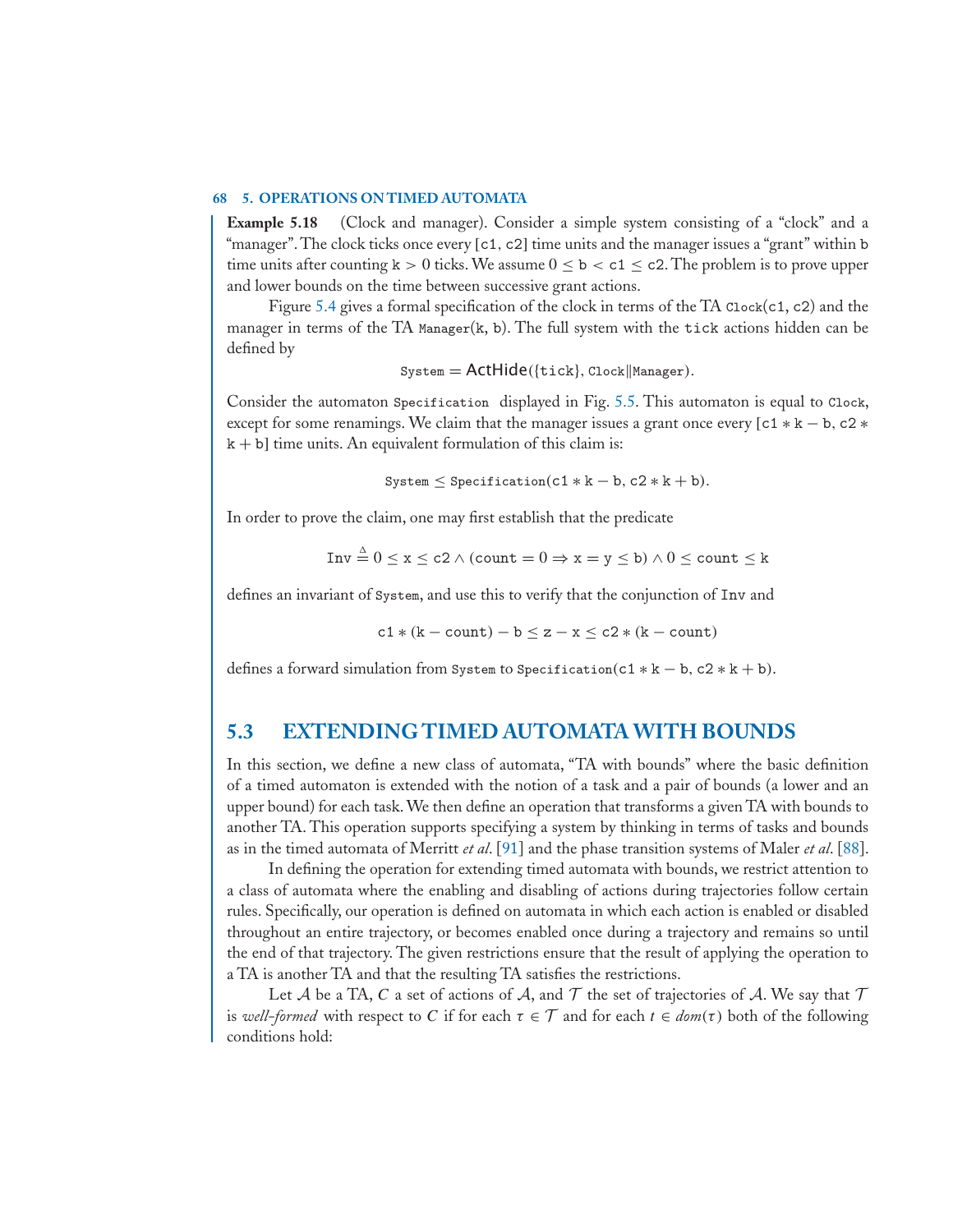**Example 5.18** (Clock and manager). Consider a simple system consisting of a "clock" and a "manager". The clock ticks once every $[\texttt{c1}, \texttt{c2}]$ time units and the manager issues a "grant" within $\texttt{b}$ time units after counting $\texttt{k} > 0$ ticks. We assume $0 \leq \texttt{b} < \texttt{c1} \leq \texttt{c2}$. The problem is to prove upper and lower bounds on the time between successive grant actions.

Figure 5.4 gives a formal specification of the clock in terms of the TA $\texttt{Clock}(\texttt{c1}, \texttt{c2})$ and the manager in terms of the TA $\texttt{Manager}(\texttt{k}, \texttt{b})$. The full system with the $\texttt{tick}$ actions hidden can be defined by

$$\texttt{System} = \mathsf{ActHide}(\{\texttt{tick}\}, \texttt{Clock} \| \texttt{Manager}).$$

Consider the automaton $\texttt{Specification}$ displayed in Fig. 5.5. This automaton is equal to $\texttt{Clock}$, except for some renamings. We claim that the manager issues a grant once every $[\texttt{c1} * \texttt{k} - \texttt{b}, \texttt{c2} * \texttt{k} + \texttt{b}]$ time units. An equivalent formulation of this claim is:

$$\texttt{System} \leq \texttt{Specification}(\texttt{c1} * \texttt{k} - \texttt{b}, \texttt{c2} * \texttt{k} + \texttt{b}).$$

In order to prove the claim, one may first establish that the predicate

$$\texttt{Inv} \stackrel{\Delta}{=} 0 \leq \texttt{x} \leq \texttt{c2} \wedge (\texttt{count} = 0 \Rightarrow \texttt{x} = \texttt{y} \leq \texttt{b}) \wedge 0 \leq \texttt{count} \leq \texttt{k}$$

defines an invariant of $\texttt{System}$, and use this to verify that the conjunction of $\texttt{Inv}$ and

$$\texttt{c1} * (\texttt{k} - \texttt{count}) - \texttt{b} \leq \texttt{z} - \texttt{x} \leq \texttt{c2} * (\texttt{k} - \texttt{count})$$

defines a forward simulation from $\texttt{System}$ to $\texttt{Specification}(\texttt{c1} * \texttt{k} - \texttt{b}, \texttt{c2} * \texttt{k} + \texttt{b})$.

## 5.3 EXTENDING TIMED AUTOMATA WITH BOUNDS

In this section, we define a new class of automata, "TA with bounds" where the basic definition of a timed automaton is extended with the notion of a task and a pair of bounds (a lower and an upper bound) for each task. We then define an operation that transforms a given TA with bounds to another TA. This operation supports specifying a system by thinking in terms of tasks and bounds as in the timed automata of Merritt *et al.* [91] and the phase transition systems of Maler *et al.* [88].

In defining the operation for extending timed automata with bounds, we restrict attention to a class of automata where the enabling and disabling of actions during trajectories follow certain rules. Specifically, our operation is defined on automata in which each action is enabled or disabled throughout an entire trajectory, or becomes enabled once during a trajectory and remains so until the end of that trajectory. The given restrictions ensure that the result of applying the operation to a TA is another TA and that the resulting TA satisfies the restrictions.

Let $\mathcal{A}$ be a TA, $C$ a set of actions of $\mathcal{A}$, and $\mathcal{T}$ the set of trajectories of $\mathcal{A}$. We say that $\mathcal{T}$ is *well-formed* with respect to $C$ if for each $\tau \in \mathcal{T}$ and for each $t \in dom(\tau)$ both of the following conditions hold: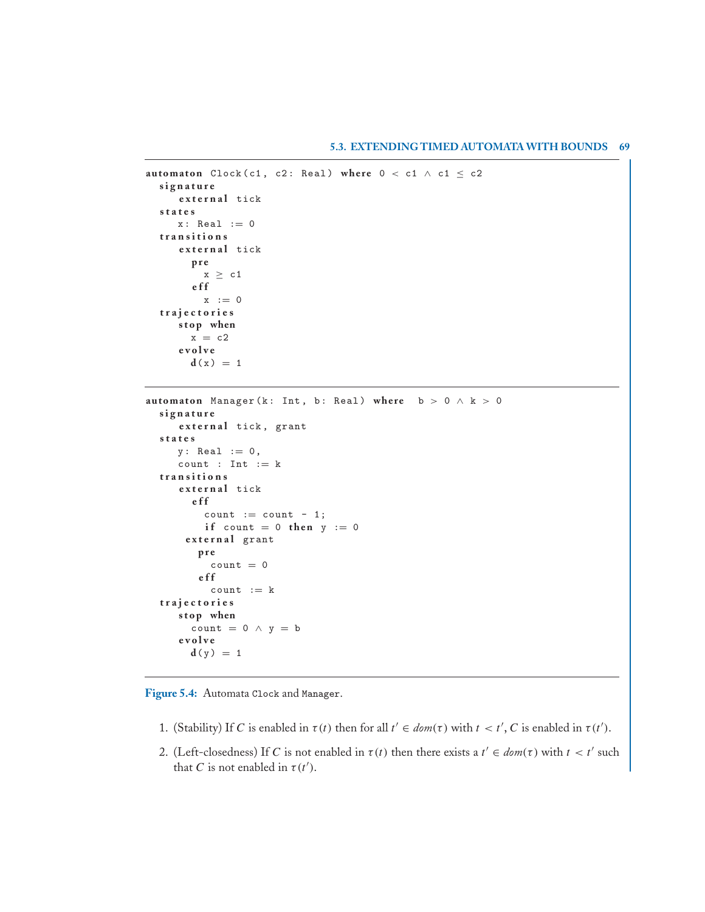```
automaton Clock(c1, c2: Real) where 0 < c1 ∧ c1 ≤ c2
  signature
     external tick
  states
     x: Real := 0
  transitions
     external tick
       pre
         x ≥ c1
       eff
         x := 0
  trajectories
     stop when
       x = c2
     evolve
       d(x) = 1
```

```
automaton Manager(k: Int, b: Real) where  b > 0 ∧ k > 0
  signature
     external tick, grant
  states
     y: Real := 0,
     count : Int := k
  transitions
     external tick
       eff
         count := count - 1;
         if count = 0 then y := 0
      external grant
        pre
          count = 0
        eff
          count := k
  trajectories
     stop when
       count = 0 ∧ y = b
     evolve
       d(y) = 1
```

**Figure 5.4:** Automata `Clock` and `Manager`.

1. (Stability) If $C$ is enabled in $\tau(t)$ then for all $t' \in dom(\tau)$ with $t < t'$, $C$ is enabled in $\tau(t')$.
2. (Left-closedness) If $C$ is not enabled in $\tau(t)$ then there exists a $t' \in dom(\tau)$ with $t < t'$ such that $C$ is not enabled in $\tau(t')$.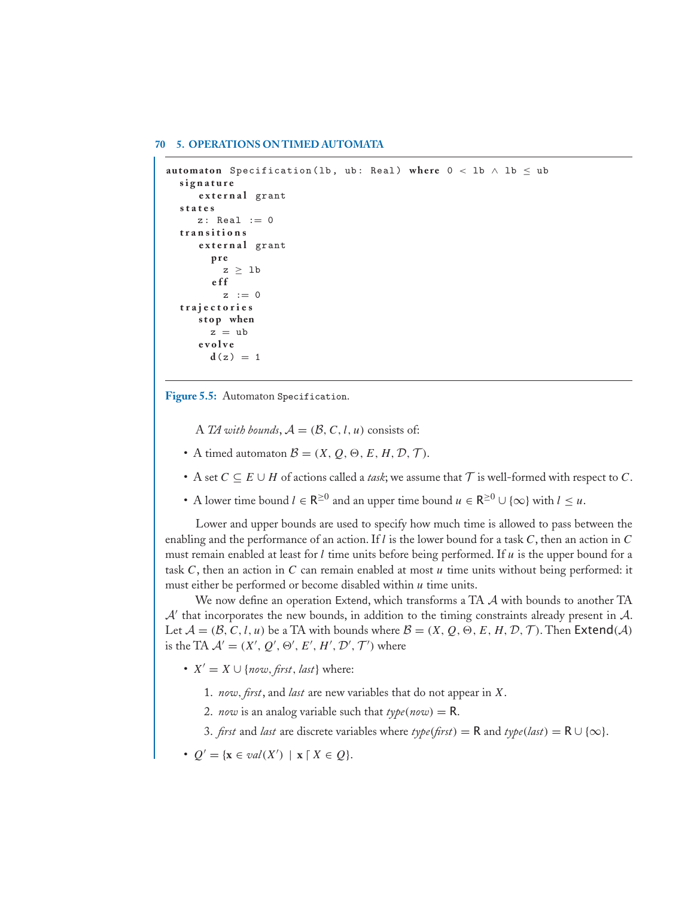```
automaton Specification(lb, ub: Real) where 0 < lb ∧ lb ≤ ub
  signature
    external grant
  states
    z: Real := 0
  transitions
    external grant
      pre
        z ≥ lb
      eff
        z := 0
  trajectories
    stop when
      z = ub
    evolve
      d(z) = 1
```

**Figure 5.5:** Automaton `Specification`.

A *TA with bounds*, $\mathcal{A} = (\mathcal{B}, C, l, u)$ consists of:

- A timed automaton $\mathcal{B} = (X, Q, \Theta, E, H, \mathcal{D}, \mathcal{T})$.
- A set $C \subseteq E \cup H$ of actions called a *task*; we assume that $\mathcal{T}$ is well-formed with respect to $C$.
- A lower time bound $l \in \mathsf{R}^{\geq 0}$ and an upper time bound $u \in \mathsf{R}^{\geq 0} \cup \{\infty\}$ with $l \leq u$.

Lower and upper bounds are used to specify how much time is allowed to pass between the enabling and the performance of an action. If $l$ is the lower bound for a task $C$, then an action in $C$ must remain enabled at least for $l$ time units before being performed. If $u$ is the upper bound for a task $C$, then an action in $C$ can remain enabled at most $u$ time units without being performed: it must either be performed or become disabled within $u$ time units.

We now define an operation Extend, which transforms a TA $\mathcal{A}$ with bounds to another TA $\mathcal{A}'$ that incorporates the new bounds, in addition to the timing constraints already present in $\mathcal{A}$. Let $\mathcal{A} = (\mathcal{B}, C, l, u)$ be a TA with bounds where $\mathcal{B} = (X, Q, \Theta, E, H, \mathcal{D}, \mathcal{T})$. Then $\mathsf{Extend}(\mathcal{A})$ is the TA $\mathcal{A}' = (X', Q', \Theta', E', H', \mathcal{D}', \mathcal{T}')$ where

- $X' = X \cup \{now, first, last\}$ where:
  1. $now$, $first$, and $last$ are new variables that do not appear in $X$.
  2. $now$ is an analog variable such that $type(now) = \mathsf{R}$.
  3. $first$ and $last$ are discrete variables where $type(first) = \mathsf{R}$ and $type(last) = \mathsf{R} \cup \{\infty\}$.
- $Q' = \{\mathbf{x} \in val(X') \mid \mathbf{x} \lceil X \in Q\}$.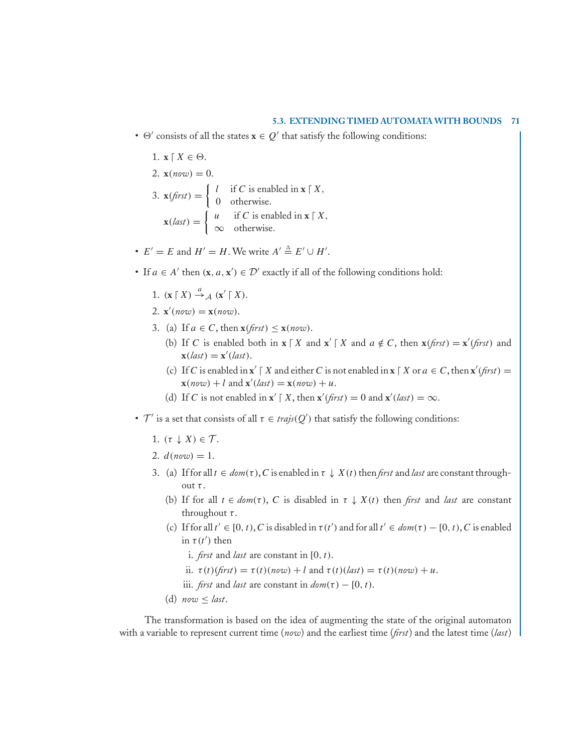- $\Theta'$ consists of all the states $\mathbf{x} \in Q'$ that satisfy the following conditions:

  1. $\mathbf{x} \lceil X \in \Theta$.
  2. $\mathbf{x}(now) = 0$.
  3. $\mathbf{x}(\mathit{first}) = \begin{cases} l & \text{if } C \text{ is enabled in } \mathbf{x} \lceil X, \\ 0 & \text{otherwise.} \end{cases}$

     $\mathbf{x}(\mathit{last}) = \begin{cases} u & \text{if } C \text{ is enabled in } \mathbf{x} \lceil X, \\ \infty & \text{otherwise.} \end{cases}$

- $E' = E$ and $H' = H$. We write $A' \triangleq E' \cup H'$.

- If $a \in A'$ then $(\mathbf{x}, a, \mathbf{x}') \in \mathcal{D}'$ exactly if all of the following conditions hold:

  1. $(\mathbf{x} \lceil X) \xrightarrow{a}_{\mathcal{A}} (\mathbf{x}' \lceil X)$.
  2. $\mathbf{x}'(now) = \mathbf{x}(now)$.
  3. (a) If $a \in C$, then $\mathbf{x}(\mathit{first}) \leq \mathbf{x}(now)$.

     (b) If $C$ is enabled both in $\mathbf{x} \lceil X$ and $\mathbf{x}' \lceil X$ and $a \notin C$, then $\mathbf{x}(\mathit{first}) = \mathbf{x}'(\mathit{first})$ and $\mathbf{x}(\mathit{last}) = \mathbf{x}'(\mathit{last})$.

     (c) If $C$ is enabled in $\mathbf{x}' \lceil X$ and either $C$ is not enabled in $\mathbf{x} \lceil X$ or $a \in C$, then $\mathbf{x}'(\mathit{first}) = \mathbf{x}(now) + l$ and $\mathbf{x}'(\mathit{last}) = \mathbf{x}(now) + u$.

     (d) If $C$ is not enabled in $\mathbf{x}' \lceil X$, then $\mathbf{x}'(\mathit{first}) = 0$ and $\mathbf{x}'(\mathit{last}) = \infty$.

- $\mathcal{T}'$ is a set that consists of all $\tau \in \mathit{trajs}(Q')$ that satisfy the following conditions:

  1. $(\tau \downarrow X) \in \mathcal{T}$.
  2. $d(now) = 1$.
  3. (a) If for all $t \in \mathit{dom}(\tau)$, $C$ is enabled in $\tau \downarrow X(t)$ then *first* and *last* are constant throughout $\tau$.

     (b) If for all $t \in \mathit{dom}(\tau)$, $C$ is disabled in $\tau \downarrow X(t)$ then *first* and *last* are constant throughout $\tau$.

     (c) If for all $t' \in [0, t)$, $C$ is disabled in $\tau(t')$ and for all $t' \in \mathit{dom}(\tau) - [0, t)$, $C$ is enabled in $\tau(t')$ then

       i. *first* and *last* are constant in $[0, t)$.

       ii. $\tau(t)(\mathit{first}) = \tau(t)(now) + l$ and $\tau(t)(\mathit{last}) = \tau(t)(now) + u$.

       iii. *first* and *last* are constant in $\mathit{dom}(\tau) - [0, t)$.

     (d) $now \leq last$.

The transformation is based on the idea of augmenting the state of the original automaton with a variable to represent current time (*now*) and the earliest time (*first*) and the latest time (*last*)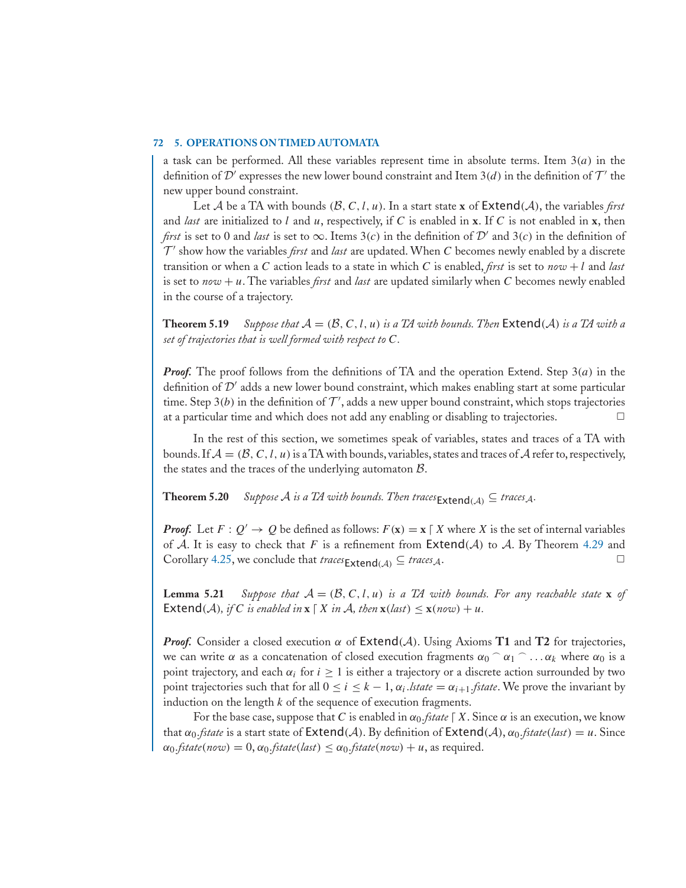a task can be performed. All these variables represent time in absolute terms. Item 3(*a*) in the definition of $\mathcal{D}'$ expresses the new lower bound constraint and Item 3(*d*) in the definition of $\mathcal{T}'$ the new upper bound constraint.

Let $\mathcal{A}$ be a TA with bounds $(\mathcal{B}, C, l, u)$. In a start state $\mathbf{x}$ of $\mathsf{Extend}(\mathcal{A})$, the variables *first* and *last* are initialized to $l$ and $u$, respectively, if $C$ is enabled in $\mathbf{x}$. If $C$ is not enabled in $\mathbf{x}$, then *first* is set to 0 and *last* is set to $\infty$. Items 3(*c*) in the definition of $\mathcal{D}'$ and 3(*c*) in the definition of $\mathcal{T}'$ show how the variables *first* and *last* are updated. When $C$ becomes newly enabled by a discrete transition or when a $C$ action leads to a state in which $C$ is enabled, *first* is set to $now + l$ and *last* is set to $now + u$. The variables *first* and *last* are updated similarly when $C$ becomes newly enabled in the course of a trajectory.

**Theorem 5.19** *Suppose that $\mathcal{A} = (\mathcal{B}, C, l, u)$ is a TA with bounds. Then $\mathsf{Extend}(\mathcal{A})$ is a TA with a set of trajectories that is well formed with respect to $C$.*

***Proof.*** The proof follows from the definitions of TA and the operation Extend. Step 3(*a*) in the definition of $\mathcal{D}'$ adds a new lower bound constraint, which makes enabling start at some particular time. Step 3(*b*) in the definition of $\mathcal{T}'$, adds a new upper bound constraint, which stops trajectories at a particular time and which does not add any enabling or disabling to trajectories. □

In the rest of this section, we sometimes speak of variables, states and traces of a TA with bounds. If $\mathcal{A} = (\mathcal{B}, C, l, u)$ is a TA with bounds, variables, states and traces of $\mathcal{A}$ refer to, respectively, the states and the traces of the underlying automaton $\mathcal{B}$.

**Theorem 5.20** *Suppose $\mathcal{A}$ is a TA with bounds. Then $traces_{\mathsf{Extend}(\mathcal{A})} \subseteq traces_{\mathcal{A}}$.*

***Proof.*** Let $F : Q' \to Q$ be defined as follows: $F(\mathbf{x}) = \mathbf{x} \lceil X$ where $X$ is the set of internal variables of $\mathcal{A}$. It is easy to check that $F$ is a refinement from $\mathsf{Extend}(\mathcal{A})$ to $\mathcal{A}$. By Theorem 4.29 and Corollary 4.25, we conclude that $traces_{\mathsf{Extend}(\mathcal{A})} \subseteq traces_{\mathcal{A}}$. □

**Lemma 5.21** *Suppose that $\mathcal{A} = (\mathcal{B}, C, l, u)$ is a TA with bounds. For any reachable state $\mathbf{x}$ of $\mathsf{Extend}(\mathcal{A})$, if $C$ is enabled in $\mathbf{x} \lceil X$ in $\mathcal{A}$, then $\mathbf{x}(last) \leq \mathbf{x}(now) + u$.*

***Proof.*** Consider a closed execution $\alpha$ of $\mathsf{Extend}(\mathcal{A})$. Using Axioms **T1** and **T2** for trajectories, we can write $\alpha$ as a concatenation of closed execution fragments $\alpha_0 \frown \alpha_1 \frown \ldots \alpha_k$ where $\alpha_0$ is a point trajectory, and each $\alpha_i$ for $i \geq 1$ is either a trajectory or a discrete action surrounded by two point trajectories such that for all $0 \leq i \leq k-1$, $\alpha_i.lstate = \alpha_{i+1}.fstate$. We prove the invariant by induction on the length $k$ of the sequence of execution fragments.

For the base case, suppose that $C$ is enabled in $\alpha_0.fstate \lceil X$. Since $\alpha$ is an execution, we know that $\alpha_0.fstate$ is a start state of $\mathsf{Extend}(\mathcal{A})$. By definition of $\mathsf{Extend}(\mathcal{A})$, $\alpha_0.fstate(last) = u$. Since $\alpha_0.fstate(now) = 0$, $\alpha_0.fstate(last) \leq \alpha_0.fstate(now) + u$, as required.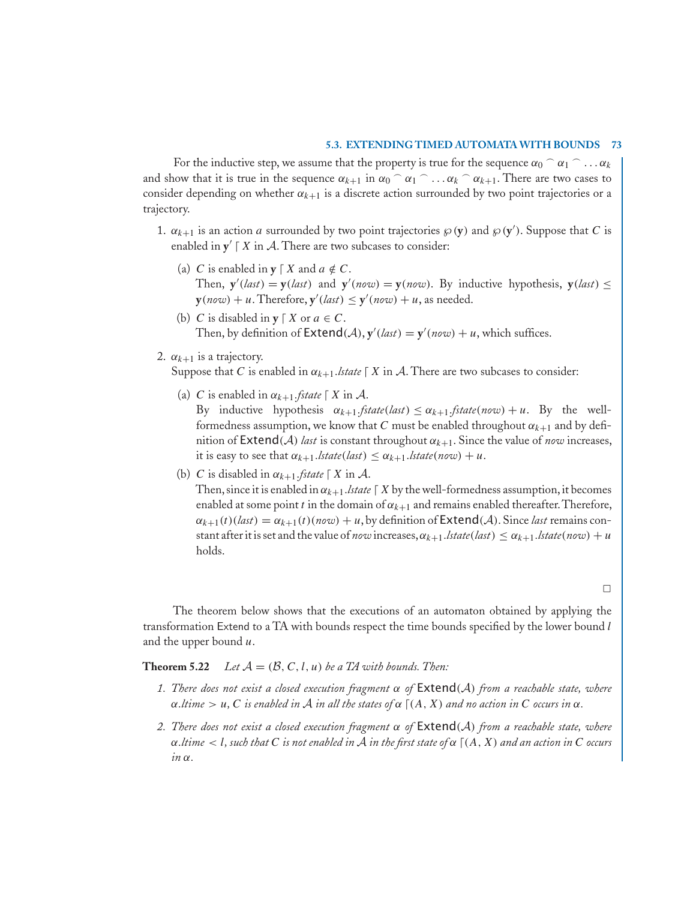For the inductive step, we assume that the property is true for the sequence $\alpha_0 \frown \alpha_1 \frown \ldots \alpha_k$ and show that it is true in the sequence $\alpha_{k+1}$ in $\alpha_0 \frown \alpha_1 \frown \ldots \alpha_k \frown \alpha_{k+1}$. There are two cases to consider depending on whether $\alpha_{k+1}$ is a discrete action surrounded by two point trajectories or a trajectory.

1. $\alpha_{k+1}$ is an action $a$ surrounded by two point trajectories $\wp(\mathbf{y})$ and $\wp(\mathbf{y}')$. Suppose that $C$ is enabled in $\mathbf{y}' \lceil X$ in $\mathcal{A}$. There are two subcases to consider:

   (a) $C$ is enabled in $\mathbf{y} \lceil X$ and $a \notin C$.
   Then, $\mathbf{y}'(last) = \mathbf{y}(last)$ and $\mathbf{y}'(now) = \mathbf{y}(now)$. By inductive hypothesis, $\mathbf{y}(last) \leq \mathbf{y}(now) + u$. Therefore, $\mathbf{y}'(last) \leq \mathbf{y}'(now) + u$, as needed.

   (b) $C$ is disabled in $\mathbf{y} \lceil X$ or $a \in C$.
   Then, by definition of $\mathsf{Extend}(\mathcal{A})$, $\mathbf{y}'(last) = \mathbf{y}'(now) + u$, which suffices.

2. $\alpha_{k+1}$ is a trajectory.
   Suppose that $C$ is enabled in $\alpha_{k+1}.lstate \lceil X$ in $\mathcal{A}$. There are two subcases to consider:

   (a) $C$ is enabled in $\alpha_{k+1}.fstate \lceil X$ in $\mathcal{A}$.
   By inductive hypothesis $\alpha_{k+1}.fstate(last) \leq \alpha_{k+1}.fstate(now) + u$. By the well-formedness assumption, we know that $C$ must be enabled throughout $\alpha_{k+1}$ and by definition of $\mathsf{Extend}(\mathcal{A})$ *last* is constant throughout $\alpha_{k+1}$. Since the value of *now* increases, it is easy to see that $\alpha_{k+1}.lstate(last) \leq \alpha_{k+1}.lstate(now) + u$.

   (b) $C$ is disabled in $\alpha_{k+1}.fstate \lceil X$ in $\mathcal{A}$.
   Then, since it is enabled in $\alpha_{k+1}.lstate \lceil X$ by the well-formedness assumption, it becomes enabled at some point $t$ in the domain of $\alpha_{k+1}$ and remains enabled thereafter. Therefore, $\alpha_{k+1}(t)(last) = \alpha_{k+1}(t)(now) + u$, by definition of $\mathsf{Extend}(\mathcal{A})$. Since *last* remains constant after it is set and the value of *now* increases, $\alpha_{k+1}.lstate(last) \leq \alpha_{k+1}.lstate(now) + u$ holds.

□

The theorem below shows that the executions of an automaton obtained by applying the transformation Extend to a TA with bounds respect the time bounds specified by the lower bound $l$ and the upper bound $u$.

**Theorem 5.22** *Let $\mathcal{A} = (\mathcal{B}, C, l, u)$ be a TA with bounds. Then:*

1. *There does not exist a closed execution fragment $\alpha$ of $\mathsf{Extend}(\mathcal{A})$ from a reachable state, where $\alpha.ltime > u$, $C$ is enabled in $\mathcal{A}$ in all the states of $\alpha \lceil (A, X)$ and no action in $C$ occurs in $\alpha$.*

2. *There does not exist a closed execution fragment $\alpha$ of $\mathsf{Extend}(\mathcal{A})$ from a reachable state, where $\alpha.ltime < l$, such that $C$ is not enabled in $\mathcal{A}$ in the first state of $\alpha \lceil (A, X)$ and an action in $C$ occurs in $\alpha$.*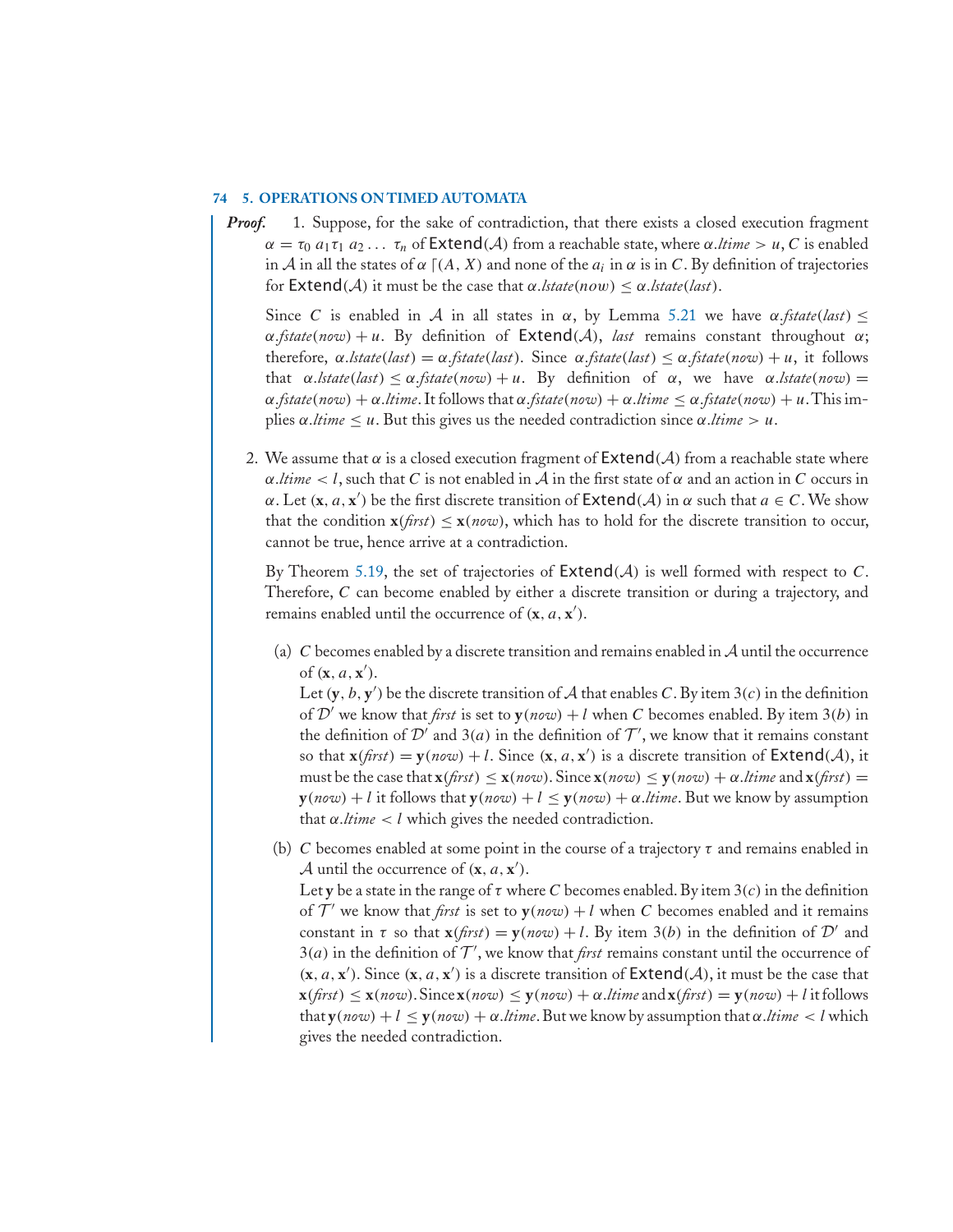***Proof.*** 1. Suppose, for the sake of contradiction, that there exists a closed execution fragment $\alpha = \tau_0\, a_1 \tau_1\, a_2 \ldots\, \tau_n$ of $\mathsf{Extend}(\mathcal{A})$ from a reachable state, where $\alpha.\mathit{ltime} > u$, $C$ is enabled in $\mathcal{A}$ in all the states of $\alpha \lceil (A, X)$ and none of the $a_i$ in $\alpha$ is in $C$. By definition of trajectories for $\mathsf{Extend}(\mathcal{A})$ it must be the case that $\alpha.\mathit{lstate}(\mathit{now}) \leq \alpha.\mathit{lstate}(\mathit{last})$.

Since $C$ is enabled in $\mathcal{A}$ in all states in $\alpha$, by Lemma 5.21 we have $\alpha.\mathit{fstate}(\mathit{last}) \leq \alpha.\mathit{fstate}(\mathit{now}) + u$. By definition of $\mathsf{Extend}(\mathcal{A})$, *last* remains constant throughout $\alpha$; therefore, $\alpha.\mathit{lstate}(\mathit{last}) = \alpha.\mathit{fstate}(\mathit{last})$. Since $\alpha.\mathit{fstate}(\mathit{last}) \leq \alpha.\mathit{fstate}(\mathit{now}) + u$, it follows that $\alpha.\mathit{lstate}(\mathit{last}) \leq \alpha.\mathit{fstate}(\mathit{now}) + u$. By definition of $\alpha$, we have $\alpha.\mathit{lstate}(\mathit{now}) = \alpha.\mathit{fstate}(\mathit{now}) + \alpha.\mathit{ltime}$. It follows that $\alpha.\mathit{fstate}(\mathit{now}) + \alpha.\mathit{ltime} \leq \alpha.\mathit{fstate}(\mathit{now}) + u$. This implies $\alpha.\mathit{ltime} \leq u$. But this gives us the needed contradiction since $\alpha.\mathit{ltime} > u$.

2. We assume that $\alpha$ is a closed execution fragment of $\mathsf{Extend}(\mathcal{A})$ from a reachable state where $\alpha.\mathit{ltime} < l$, such that $C$ is not enabled in $\mathcal{A}$ in the first state of $\alpha$ and an action in $C$ occurs in $\alpha$. Let $(\mathbf{x}, a, \mathbf{x}')$ be the first discrete transition of $\mathsf{Extend}(\mathcal{A})$ in $\alpha$ such that $a \in C$. We show that the condition $\mathbf{x}(\mathit{first}) \leq \mathbf{x}(\mathit{now})$, which has to hold for the discrete transition to occur, cannot be true, hence arrive at a contradiction.

   By Theorem 5.19, the set of trajectories of $\mathsf{Extend}(\mathcal{A})$ is well formed with respect to $C$. Therefore, $C$ can become enabled by either a discrete transition or during a trajectory, and remains enabled until the occurrence of $(\mathbf{x}, a, \mathbf{x}')$.

   (a) $C$ becomes enabled by a discrete transition and remains enabled in $\mathcal{A}$ until the occurrence of $(\mathbf{x}, a, \mathbf{x}')$.
   Let $(\mathbf{y}, b, \mathbf{y}')$ be the discrete transition of $\mathcal{A}$ that enables $C$. By item $3(c)$ in the definition of $\mathcal{D}'$ we know that *first* is set to $\mathbf{y}(\mathit{now}) + l$ when $C$ becomes enabled. By item $3(b)$ in the definition of $\mathcal{D}'$ and $3(a)$ in the definition of $\mathcal{T}'$, we know that it remains constant so that $\mathbf{x}(\mathit{first}) = \mathbf{y}(\mathit{now}) + l$. Since $(\mathbf{x}, a, \mathbf{x}')$ is a discrete transition of $\mathsf{Extend}(\mathcal{A})$, it must be the case that $\mathbf{x}(\mathit{first}) \leq \mathbf{x}(\mathit{now})$. Since $\mathbf{x}(\mathit{now}) \leq \mathbf{y}(\mathit{now}) + \alpha.\mathit{ltime}$ and $\mathbf{x}(\mathit{first}) = \mathbf{y}(\mathit{now}) + l$ it follows that $\mathbf{y}(\mathit{now}) + l \leq \mathbf{y}(\mathit{now}) + \alpha.\mathit{ltime}$. But we know by assumption that $\alpha.\mathit{ltime} < l$ which gives the needed contradiction.

   (b) $C$ becomes enabled at some point in the course of a trajectory $\tau$ and remains enabled in $\mathcal{A}$ until the occurrence of $(\mathbf{x}, a, \mathbf{x}')$.
   Let $\mathbf{y}$ be a state in the range of $\tau$ where $C$ becomes enabled. By item $3(c)$ in the definition of $\mathcal{T}'$ we know that *first* is set to $\mathbf{y}(\mathit{now}) + l$ when $C$ becomes enabled and it remains constant in $\tau$ so that $\mathbf{x}(\mathit{first}) = \mathbf{y}(\mathit{now}) + l$. By item $3(b)$ in the definition of $\mathcal{D}'$ and $3(a)$ in the definition of $\mathcal{T}'$, we know that *first* remains constant until the occurrence of $(\mathbf{x}, a, \mathbf{x}')$. Since $(\mathbf{x}, a, \mathbf{x}')$ is a discrete transition of $\mathsf{Extend}(\mathcal{A})$, it must be the case that $\mathbf{x}(\mathit{first}) \leq \mathbf{x}(\mathit{now})$. Since $\mathbf{x}(\mathit{now}) \leq \mathbf{y}(\mathit{now}) + \alpha.\mathit{ltime}$ and $\mathbf{x}(\mathit{first}) = \mathbf{y}(\mathit{now}) + l$ it follows that $\mathbf{y}(\mathit{now}) + l \leq \mathbf{y}(\mathit{now}) + \alpha.\mathit{ltime}$. But we know by assumption that $\alpha.\mathit{ltime} < l$ which gives the needed contradiction.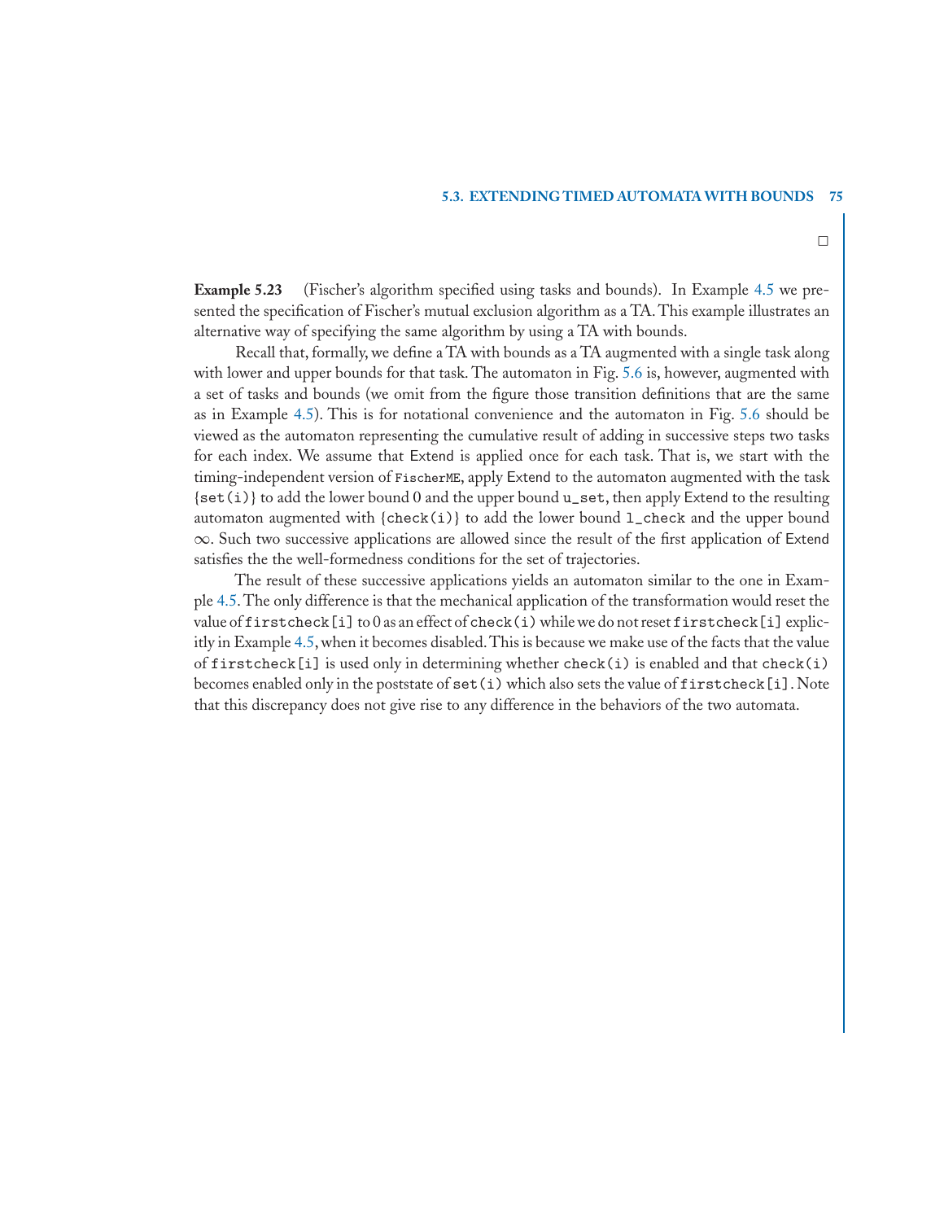□

**Example 5.23** (Fischer's algorithm specified using tasks and bounds). In Example 4.5 we presented the specification of Fischer's mutual exclusion algorithm as a TA. This example illustrates an alternative way of specifying the same algorithm by using a TA with bounds.

Recall that, formally, we define a TA with bounds as a TA augmented with a single task along with lower and upper bounds for that task. The automaton in Fig. 5.6 is, however, augmented with a set of tasks and bounds (we omit from the figure those transition definitions that are the same as in Example 4.5). This is for notational convenience and the automaton in Fig. 5.6 should be viewed as the automaton representing the cumulative result of adding in successive steps two tasks for each index. We assume that Extend is applied once for each task. That is, we start with the timing-independent version of `FischerME`, apply Extend to the automaton augmented with the task {`set(i)`} to add the lower bound 0 and the upper bound `u_set`, then apply Extend to the resulting automaton augmented with {`check(i)`} to add the lower bound `l_check` and the upper bound $\infty$. Such two successive applications are allowed since the result of the first application of Extend satisfies the the well-formedness conditions for the set of trajectories.

The result of these successive applications yields an automaton similar to the one in Example 4.5. The only difference is that the mechanical application of the transformation would reset the value of `firstcheck[i]` to 0 as an effect of `check(i)` while we do not reset `firstcheck[i]` explicitly in Example 4.5, when it becomes disabled. This is because we make use of the facts that the value of `firstcheck[i]` is used only in determining whether `check(i)` is enabled and that `check(i)` becomes enabled only in the poststate of `set(i)` which also sets the value of `firstcheck[i]`. Note that this discrepancy does not give rise to any difference in the behaviors of the two automata.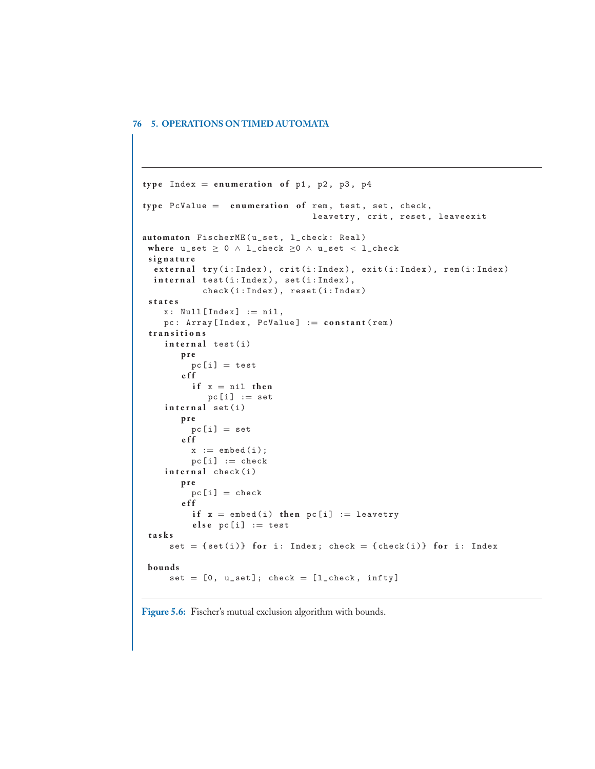```
type Index = enumeration of p1, p2, p3, p4

type PcValue =  enumeration of rem, test, set, check,
                               leavetry, crit, reset, leaveexit

automaton FischerME(u_set, l_check: Real)
 where u_set ≥ 0 ∧ l_check ≥0 ∧ u_set < l_check
 signature
  external try(i:Index), crit(i:Index), exit(i:Index), rem(i:Index)
  internal test(i:Index), set(i:Index),
           check(i:Index), reset(i:Index)
 states
    x: Null[Index] := nil,
    pc: Array[Index, PcValue] := constant(rem)
 transitions
    internal test(i)
       pre
         pc[i] = test
       eff
         if x = nil then
            pc[i] := set
    internal set(i)
       pre
         pc[i] = set
       eff
         x := embed(i);
         pc[i] := check
    internal check(i)
       pre
         pc[i] = check
       eff
         if x = embed(i) then pc[i] := leavetry
         else pc[i] := test
 tasks
     set = {set(i)} for i: Index; check = {check(i)} for i: Index

 bounds
     set = [0, u_set]; check = [l_check, infty]
```

**Figure 5.6:** Fischer's mutual exclusion algorithm with bounds.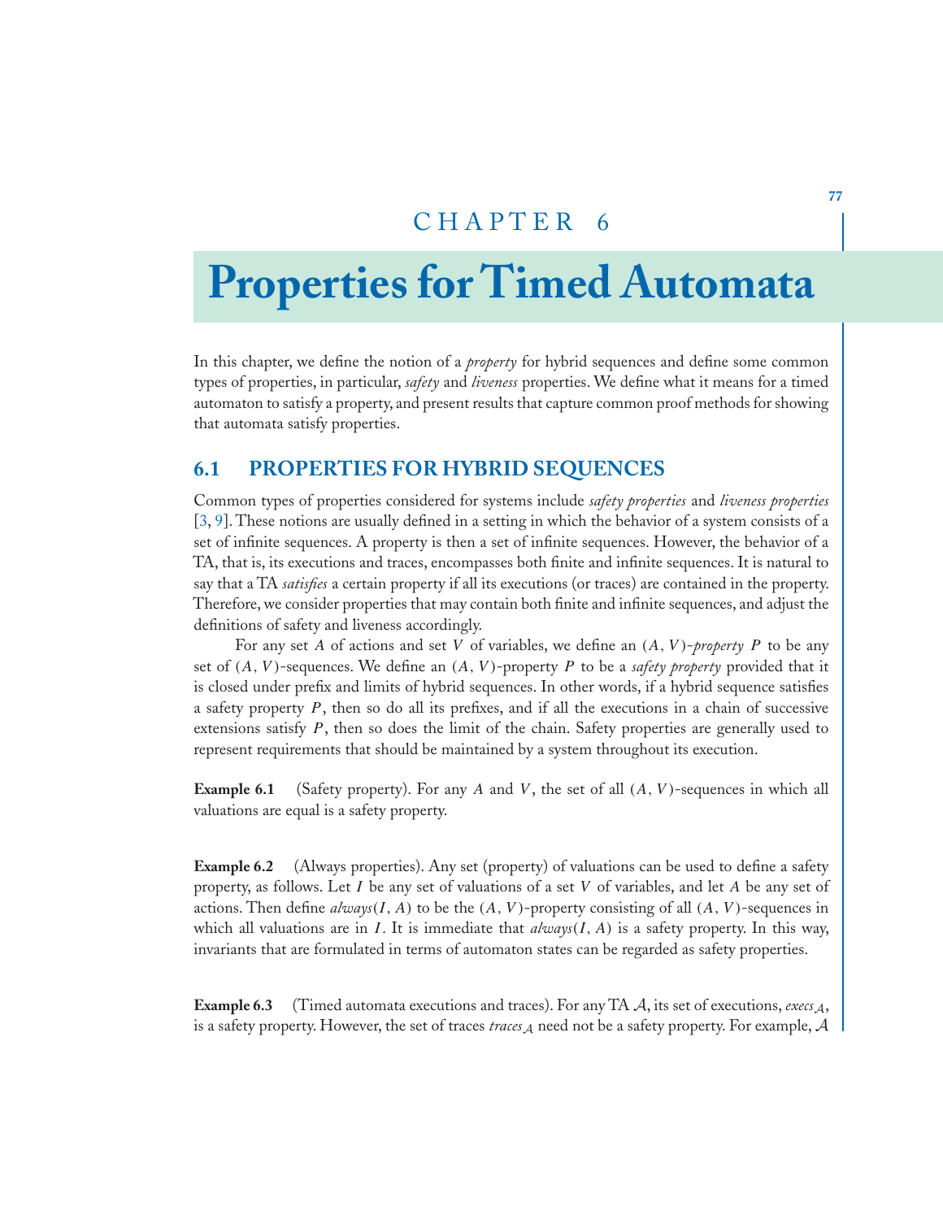# CHAPTER 6

# Properties for Timed Automata

In this chapter, we define the notion of a *property* for hybrid sequences and define some common types of properties, in particular, *safety* and *liveness* properties. We define what it means for a timed automaton to satisfy a property, and present results that capture common proof methods for showing that automata satisfy properties.

## 6.1 PROPERTIES FOR HYBRID SEQUENCES

Common types of properties considered for systems include *safety properties* and *liveness properties* [3, 9]. These notions are usually defined in a setting in which the behavior of a system consists of a set of infinite sequences. A property is then a set of infinite sequences. However, the behavior of a TA, that is, its executions and traces, encompasses both finite and infinite sequences. It is natural to say that a TA *satisfies* a certain property if all its executions (or traces) are contained in the property. Therefore, we consider properties that may contain both finite and infinite sequences, and adjust the definitions of safety and liveness accordingly.

For any set $A$ of actions and set $V$ of variables, we define an $(A, V)$-*property* $P$ to be any set of $(A, V)$-sequences. We define an $(A, V)$-property $P$ to be a *safety property* provided that it is closed under prefix and limits of hybrid sequences. In other words, if a hybrid sequence satisfies a safety property $P$, then so do all its prefixes, and if all the executions in a chain of successive extensions satisfy $P$, then so does the limit of the chain. Safety properties are generally used to represent requirements that should be maintained by a system throughout its execution.

**Example 6.1** (Safety property). For any $A$ and $V$, the set of all $(A, V)$-sequences in which all valuations are equal is a safety property.

**Example 6.2** (Always properties). Any set (property) of valuations can be used to define a safety property, as follows. Let $I$ be any set of valuations of a set $V$ of variables, and let $A$ be any set of actions. Then define *always*$(I, A)$ to be the $(A, V)$-property consisting of all $(A, V)$-sequences in which all valuations are in $I$. It is immediate that *always*$(I, A)$ is a safety property. In this way, invariants that are formulated in terms of automaton states can be regarded as safety properties.

**Example 6.3** (Timed automata executions and traces). For any TA $\mathcal{A}$, its set of executions, $execs_{\mathcal{A}}$, is a safety property. However, the set of traces $traces_{\mathcal{A}}$ need not be a safety property. For example, $\mathcal{A}$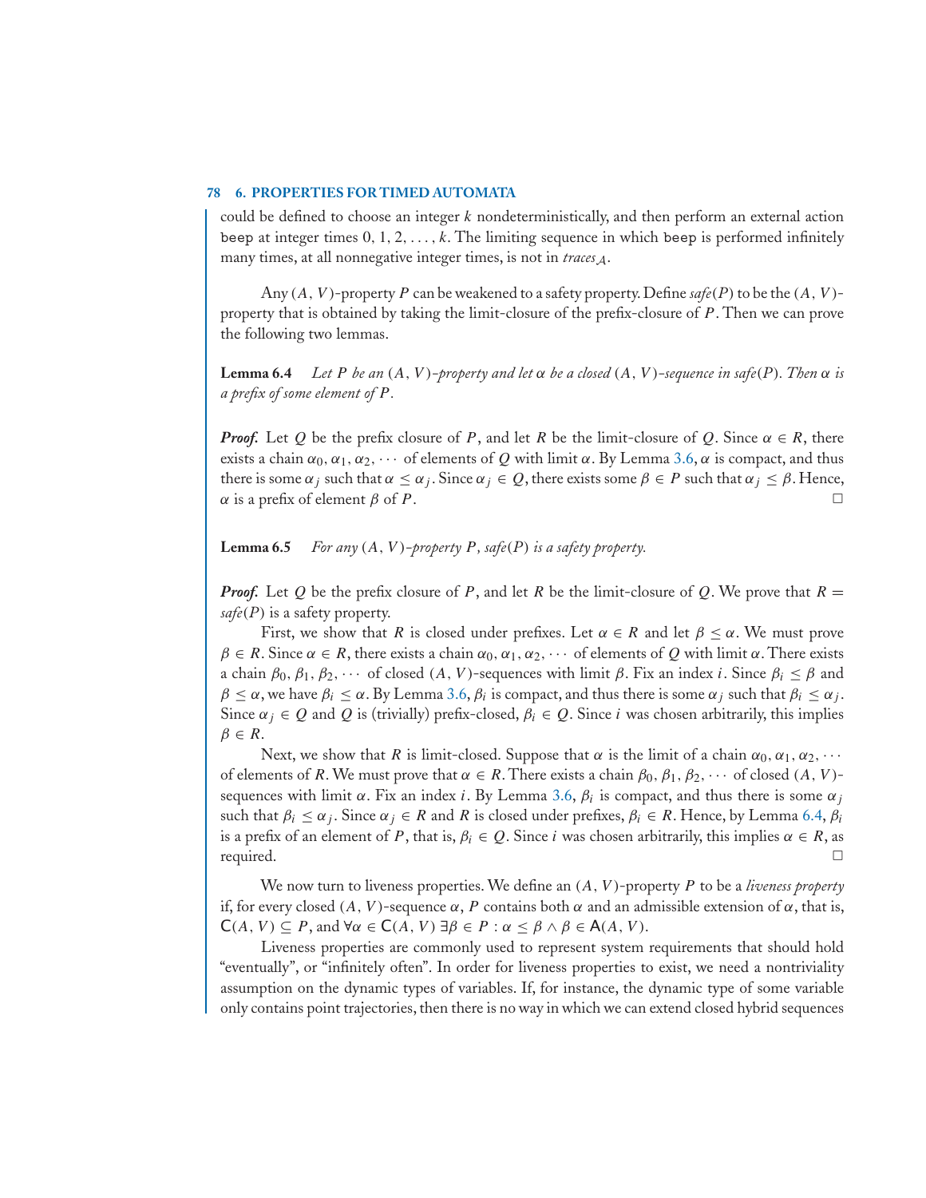could be defined to choose an integer $k$ nondeterministically, and then perform an external action `beep` at integer times $0, 1, 2, \ldots, k$. The limiting sequence in which `beep` is performed infinitely many times, at all nonnegative integer times, is not in $traces_A$.

Any $(A, V)$-property $P$ can be weakened to a safety property. Define $safe(P)$ to be the $(A, V)$-property that is obtained by taking the limit-closure of the prefix-closure of $P$. Then we can prove the following two lemmas.

**Lemma 6.4** *Let $P$ be an $(A, V)$-property and let $\alpha$ be a closed $(A, V)$-sequence in $safe(P)$. Then $\alpha$ is a prefix of some element of $P$.*

***Proof.*** Let $Q$ be the prefix closure of $P$, and let $R$ be the limit-closure of $Q$. Since $\alpha \in R$, there exists a chain $\alpha_0, \alpha_1, \alpha_2, \cdots$ of elements of $Q$ with limit $\alpha$. By Lemma 3.6, $\alpha$ is compact, and thus there is some $\alpha_j$ such that $\alpha \leq \alpha_j$. Since $\alpha_j \in Q$, there exists some $\beta \in P$ such that $\alpha_j \leq \beta$. Hence, $\alpha$ is a prefix of element $\beta$ of $P$. □

**Lemma 6.5** *For any $(A, V)$-property $P$, $safe(P)$ is a safety property.*

***Proof.*** Let $Q$ be the prefix closure of $P$, and let $R$ be the limit-closure of $Q$. We prove that $R = safe(P)$ is a safety property.

First, we show that $R$ is closed under prefixes. Let $\alpha \in R$ and let $\beta \leq \alpha$. We must prove $\beta \in R$. Since $\alpha \in R$, there exists a chain $\alpha_0, \alpha_1, \alpha_2, \cdots$ of elements of $Q$ with limit $\alpha$. There exists a chain $\beta_0, \beta_1, \beta_2, \cdots$ of closed $(A, V)$-sequences with limit $\beta$. Fix an index $i$. Since $\beta_i \leq \beta$ and $\beta \leq \alpha$, we have $\beta_i \leq \alpha$. By Lemma 3.6, $\beta_i$ is compact, and thus there is some $\alpha_j$ such that $\beta_i \leq \alpha_j$. Since $\alpha_j \in Q$ and $Q$ is (trivially) prefix-closed, $\beta_i \in Q$. Since $i$ was chosen arbitrarily, this implies $\beta \in R$.

Next, we show that $R$ is limit-closed. Suppose that $\alpha$ is the limit of a chain $\alpha_0, \alpha_1, \alpha_2, \cdots$ of elements of $R$. We must prove that $\alpha \in R$. There exists a chain $\beta_0, \beta_1, \beta_2, \cdots$ of closed $(A, V)$-sequences with limit $\alpha$. Fix an index $i$. By Lemma 3.6, $\beta_i$ is compact, and thus there is some $\alpha_j$ such that $\beta_i \leq \alpha_j$. Since $\alpha_j \in R$ and $R$ is closed under prefixes, $\beta_i \in R$. Hence, by Lemma 6.4, $\beta_i$ is a prefix of an element of $P$, that is, $\beta_i \in Q$. Since $i$ was chosen arbitrarily, this implies $\alpha \in R$, as required. □

We now turn to liveness properties. We define an $(A, V)$-property $P$ to be a *liveness property* if, for every closed $(A, V)$-sequence $\alpha$, $P$ contains both $\alpha$ and an admissible extension of $\alpha$, that is, $\mathsf{C}(A, V) \subseteq P$, and $\forall \alpha \in \mathsf{C}(A, V)\ \exists \beta \in P : \alpha \leq \beta \wedge \beta \in \mathsf{A}(A, V)$.

Liveness properties are commonly used to represent system requirements that should hold "eventually", or "infinitely often". In order for liveness properties to exist, we need a nontriviality assumption on the dynamic types of variables. If, for instance, the dynamic type of some variable only contains point trajectories, then there is no way in which we can extend closed hybrid sequences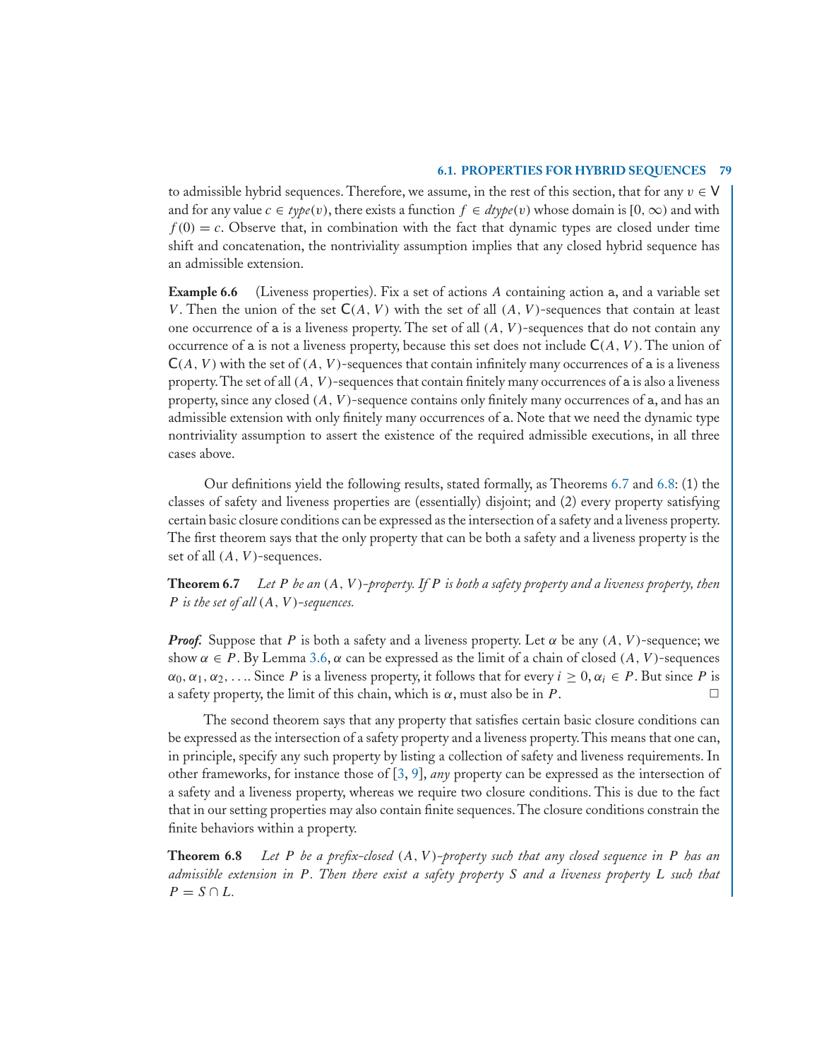to admissible hybrid sequences. Therefore, we assume, in the rest of this section, that for any $v \in \mathsf{V}$ and for any value $c \in type(v)$, there exists a function $f \in dtype(v)$ whose domain is $[0, \infty)$ and with $f(0) = c$. Observe that, in combination with the fact that dynamic types are closed under time shift and concatenation, the nontriviality assumption implies that any closed hybrid sequence has an admissible extension.

**Example 6.6** (Liveness properties). Fix a set of actions $A$ containing action $\mathsf{a}$, and a variable set $V$. Then the union of the set $\mathsf{C}(A, V)$ with the set of all $(A, V)$-sequences that contain at least one occurrence of $\mathsf{a}$ is a liveness property. The set of all $(A, V)$-sequences that do not contain any occurrence of $\mathsf{a}$ is not a liveness property, because this set does not include $\mathsf{C}(A, V)$. The union of $\mathsf{C}(A, V)$ with the set of $(A, V)$-sequences that contain infinitely many occurrences of $\mathsf{a}$ is a liveness property. The set of all $(A, V)$-sequences that contain finitely many occurrences of $\mathsf{a}$ is also a liveness property, since any closed $(A, V)$-sequence contains only finitely many occurrences of $\mathsf{a}$, and has an admissible extension with only finitely many occurrences of $\mathsf{a}$. Note that we need the dynamic type nontriviality assumption to assert the existence of the required admissible executions, in all three cases above.

Our definitions yield the following results, stated formally, as Theorems 6.7 and 6.8: (1) the classes of safety and liveness properties are (essentially) disjoint; and (2) every property satisfying certain basic closure conditions can be expressed as the intersection of a safety and a liveness property. The first theorem says that the only property that can be both a safety and a liveness property is the set of all $(A, V)$-sequences.

**Theorem 6.7** *Let $P$ be an $(A, V)$-property. If $P$ is both a safety property and a liveness property, then $P$ is the set of all $(A, V)$-sequences.*

***Proof.*** Suppose that $P$ is both a safety and a liveness property. Let $\alpha$ be any $(A, V)$-sequence; we show $\alpha \in P$. By Lemma 3.6, $\alpha$ can be expressed as the limit of a chain of closed $(A, V)$-sequences $\alpha_0, \alpha_1, \alpha_2, \ldots$. Since $P$ is a liveness property, it follows that for every $i \geq 0$, $\alpha_i \in P$. But since $P$ is a safety property, the limit of this chain, which is $\alpha$, must also be in $P$. □

The second theorem says that any property that satisfies certain basic closure conditions can be expressed as the intersection of a safety property and a liveness property. This means that one can, in principle, specify any such property by listing a collection of safety and liveness requirements. In other frameworks, for instance those of [3, 9], *any* property can be expressed as the intersection of a safety and a liveness property, whereas we require two closure conditions. This is due to the fact that in our setting properties may also contain finite sequences. The closure conditions constrain the finite behaviors within a property.

**Theorem 6.8** *Let $P$ be a prefix-closed $(A, V)$-property such that any closed sequence in $P$ has an admissible extension in $P$. Then there exist a safety property $S$ and a liveness property $L$ such that $P = S \cap L$.*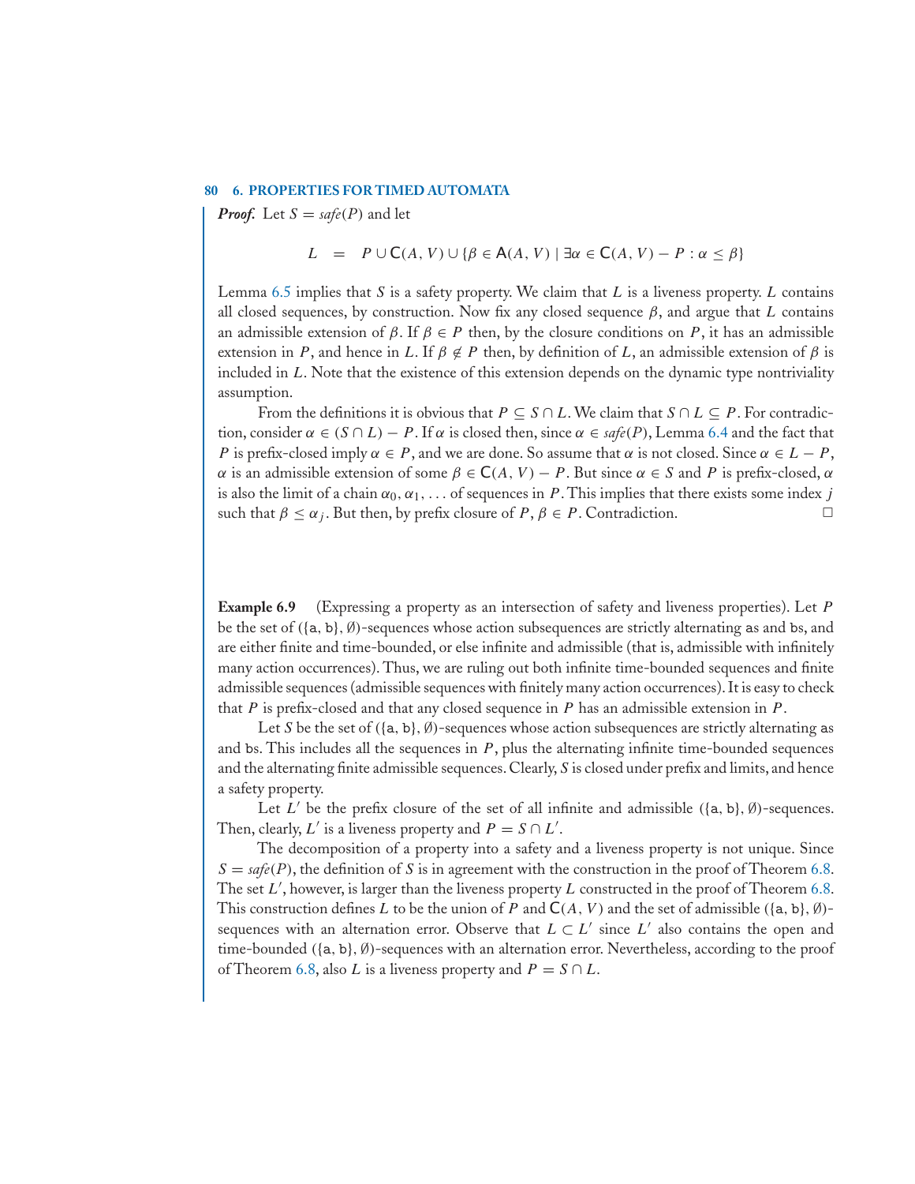***Proof.*** Let $S = \mathit{safe}(P)$ and let

$$L \quad = \quad P \cup \mathsf{C}(A, V) \cup \{\beta \in \mathsf{A}(A, V) \mid \exists \alpha \in \mathsf{C}(A, V) - P : \alpha \leq \beta\}$$

Lemma 6.5 implies that $S$ is a safety property. We claim that $L$ is a liveness property. $L$ contains all closed sequences, by construction. Now fix any closed sequence $\beta$, and argue that $L$ contains an admissible extension of $\beta$. If $\beta \in P$ then, by the closure conditions on $P$, it has an admissible extension in $P$, and hence in $L$. If $\beta \notin P$ then, by definition of $L$, an admissible extension of $\beta$ is included in $L$. Note that the existence of this extension depends on the dynamic type nontriviality assumption.

From the definitions it is obvious that $P \subseteq S \cap L$. We claim that $S \cap L \subseteq P$. For contradiction, consider $\alpha \in (S \cap L) - P$. If $\alpha$ is closed then, since $\alpha \in \mathit{safe}(P)$, Lemma 6.4 and the fact that $P$ is prefix-closed imply $\alpha \in P$, and we are done. So assume that $\alpha$ is not closed. Since $\alpha \in L - P$, $\alpha$ is an admissible extension of some $\beta \in \mathsf{C}(A, V) - P$. But since $\alpha \in S$ and $P$ is prefix-closed, $\alpha$ is also the limit of a chain $\alpha_0, \alpha_1, \ldots$ of sequences in $P$. This implies that there exists some index $j$ such that $\beta \leq \alpha_j$. But then, by prefix closure of $P$, $\beta \in P$. Contradiction. □

**Example 6.9** (Expressing a property as an intersection of safety and liveness properties). Let $P$ be the set of $(\{\mathtt{a}, \mathtt{b}\}, \emptyset)$-sequences whose action subsequences are strictly alternating as and bs, and are either finite and time-bounded, or else infinite and admissible (that is, admissible with infinitely many action occurrences). Thus, we are ruling out both infinite time-bounded sequences and finite admissible sequences (admissible sequences with finitely many action occurrences). It is easy to check that $P$ is prefix-closed and that any closed sequence in $P$ has an admissible extension in $P$.

Let $S$ be the set of $(\{\mathtt{a}, \mathtt{b}\}, \emptyset)$-sequences whose action subsequences are strictly alternating as and bs. This includes all the sequences in $P$, plus the alternating infinite time-bounded sequences and the alternating finite admissible sequences. Clearly, $S$ is closed under prefix and limits, and hence a safety property.

Let $L'$ be the prefix closure of the set of all infinite and admissible $(\{\mathtt{a}, \mathtt{b}\}, \emptyset)$-sequences. Then, clearly, $L'$ is a liveness property and $P = S \cap L'$.

The decomposition of a property into a safety and a liveness property is not unique. Since $S = \mathit{safe}(P)$, the definition of $S$ is in agreement with the construction in the proof of Theorem 6.8. The set $L'$, however, is larger than the liveness property $L$ constructed in the proof of Theorem 6.8. This construction defines $L$ to be the union of $P$ and $\mathsf{C}(A, V)$ and the set of admissible $(\{\mathtt{a}, \mathtt{b}\}, \emptyset)$-sequences with an alternation error. Observe that $L \subset L'$ since $L'$ also contains the open and time-bounded $(\{\mathtt{a}, \mathtt{b}\}, \emptyset)$-sequences with an alternation error. Nevertheless, according to the proof of Theorem 6.8, also $L$ is a liveness property and $P = S \cap L$.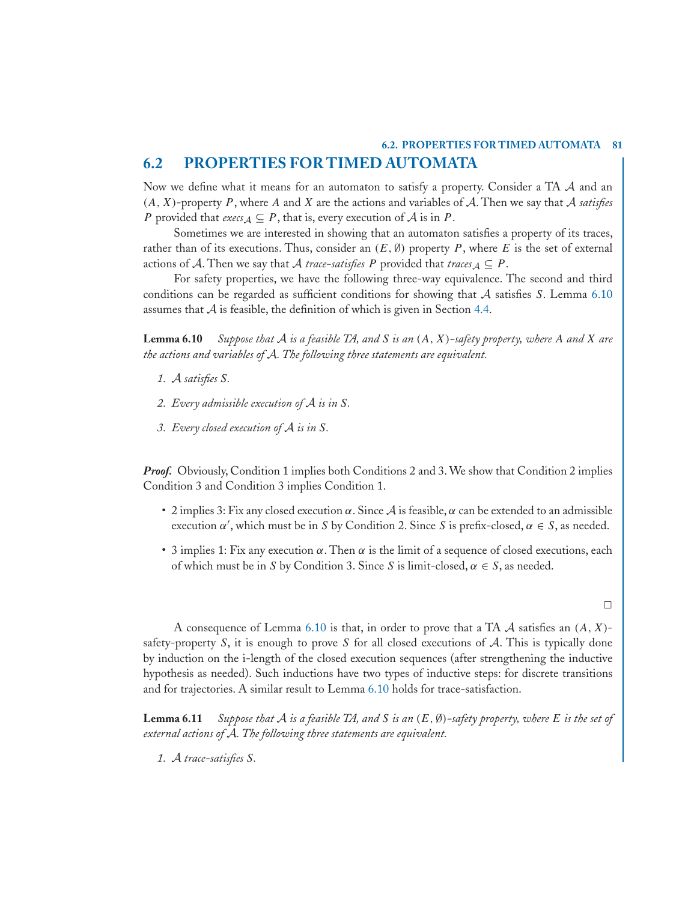## 6.2 PROPERTIES FOR TIMED AUTOMATA

Now we define what it means for an automaton to satisfy a property. Consider a TA $\mathcal{A}$ and an $(A, X)$-property $P$, where $A$ and $X$ are the actions and variables of $\mathcal{A}$. Then we say that $\mathcal{A}$ *satisfies* $P$ provided that $execs_{\mathcal{A}} \subseteq P$, that is, every execution of $\mathcal{A}$ is in $P$.

Sometimes we are interested in showing that an automaton satisfies a property of its traces, rather than of its executions. Thus, consider an $(E, \emptyset)$ property $P$, where $E$ is the set of external actions of $\mathcal{A}$. Then we say that $\mathcal{A}$ *trace-satisfies* $P$ provided that $traces_{\mathcal{A}} \subseteq P$.

For safety properties, we have the following three-way equivalence. The second and third conditions can be regarded as sufficient conditions for showing that $\mathcal{A}$ satisfies $S$. Lemma 6.10 assumes that $\mathcal{A}$ is feasible, the definition of which is given in Section 4.4.

**Lemma 6.10** *Suppose that $\mathcal{A}$ is a feasible TA, and $S$ is an $(A, X)$-safety property, where $A$ and $X$ are the actions and variables of $\mathcal{A}$. The following three statements are equivalent.*

1. *$\mathcal{A}$ satisfies $S$.*
2. *Every admissible execution of $\mathcal{A}$ is in $S$.*
3. *Every closed execution of $\mathcal{A}$ is in $S$.*

***Proof.*** Obviously, Condition 1 implies both Conditions 2 and 3. We show that Condition 2 implies Condition 3 and Condition 3 implies Condition 1.

- 2 implies 3: Fix any closed execution $\alpha$. Since $\mathcal{A}$ is feasible, $\alpha$ can be extended to an admissible execution $\alpha'$, which must be in $S$ by Condition 2. Since $S$ is prefix-closed, $\alpha \in S$, as needed.
- 3 implies 1: Fix any execution $\alpha$. Then $\alpha$ is the limit of a sequence of closed executions, each of which must be in $S$ by Condition 3. Since $S$ is limit-closed, $\alpha \in S$, as needed.

□

A consequence of Lemma 6.10 is that, in order to prove that a TA $\mathcal{A}$ satisfies an $(A, X)$-safety-property $S$, it is enough to prove $S$ for all closed executions of $\mathcal{A}$. This is typically done by induction on the i-length of the closed execution sequences (after strengthening the inductive hypothesis as needed). Such inductions have two types of inductive steps: for discrete transitions and for trajectories. A similar result to Lemma 6.10 holds for trace-satisfaction.

**Lemma 6.11** *Suppose that $\mathcal{A}$ is a feasible TA, and $S$ is an $(E, \emptyset)$-safety property, where $E$ is the set of external actions of $\mathcal{A}$. The following three statements are equivalent.*

1. *$\mathcal{A}$ trace-satisfies $S$.*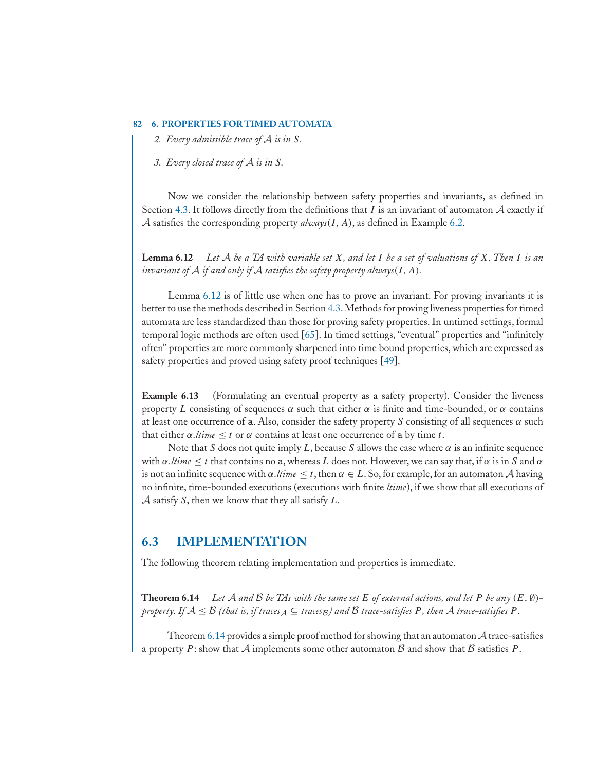2. *Every admissible trace of $\mathcal{A}$ is in $S$.*

3. *Every closed trace of $\mathcal{A}$ is in $S$.*

Now we consider the relationship between safety properties and invariants, as defined in Section 4.3. It follows directly from the definitions that $I$ is an invariant of automaton $\mathcal{A}$ exactly if $\mathcal{A}$ satisfies the corresponding property $always(I, A)$, as defined in Example 6.2.

**Lemma 6.12** *Let $\mathcal{A}$ be a TA with variable set $X$, and let $I$ be a set of valuations of $X$. Then $I$ is an invariant of $\mathcal{A}$ if and only if $\mathcal{A}$ satisfies the safety property $always(I, A)$.*

Lemma 6.12 is of little use when one has to prove an invariant. For proving invariants it is better to use the methods described in Section 4.3. Methods for proving liveness properties for timed automata are less standardized than those for proving safety properties. In untimed settings, formal temporal logic methods are often used [65]. In timed settings, "eventual" properties and "infinitely often" properties are more commonly sharpened into time bound properties, which are expressed as safety properties and proved using safety proof techniques [49].

**Example 6.13** (Formulating an eventual property as a safety property). Consider the liveness property $L$ consisting of sequences $\alpha$ such that either $\alpha$ is finite and time-bounded, or $\alpha$ contains at least one occurrence of a. Also, consider the safety property $S$ consisting of all sequences $\alpha$ such that either $\alpha.ltime \leq t$ or $\alpha$ contains at least one occurrence of a by time $t$.

Note that $S$ does not quite imply $L$, because $S$ allows the case where $\alpha$ is an infinite sequence with $\alpha.ltime \leq t$ that contains no a, whereas $L$ does not. However, we can say that, if $\alpha$ is in $S$ and $\alpha$ is not an infinite sequence with $\alpha.ltime \leq t$, then $\alpha \in L$. So, for example, for an automaton $\mathcal{A}$ having no infinite, time-bounded executions (executions with finite *ltime*), if we show that all executions of $\mathcal{A}$ satisfy $S$, then we know that they all satisfy $L$.

## 6.3 IMPLEMENTATION

The following theorem relating implementation and properties is immediate.

**Theorem 6.14** *Let $\mathcal{A}$ and $\mathcal{B}$ be TAs with the same set $E$ of external actions, and let $P$ be any $(E, \emptyset)$-property. If $\mathcal{A} \leq \mathcal{B}$ (that is, if $traces_{\mathcal{A}} \subseteq traces_{\mathcal{B}}$) and $\mathcal{B}$ trace-satisfies $P$, then $\mathcal{A}$ trace-satisfies $P$.*

Theorem 6.14 provides a simple proof method for showing that an automaton $\mathcal{A}$ trace-satisfies a property $P$: show that $\mathcal{A}$ implements some other automaton $\mathcal{B}$ and show that $\mathcal{B}$ satisfies $P$.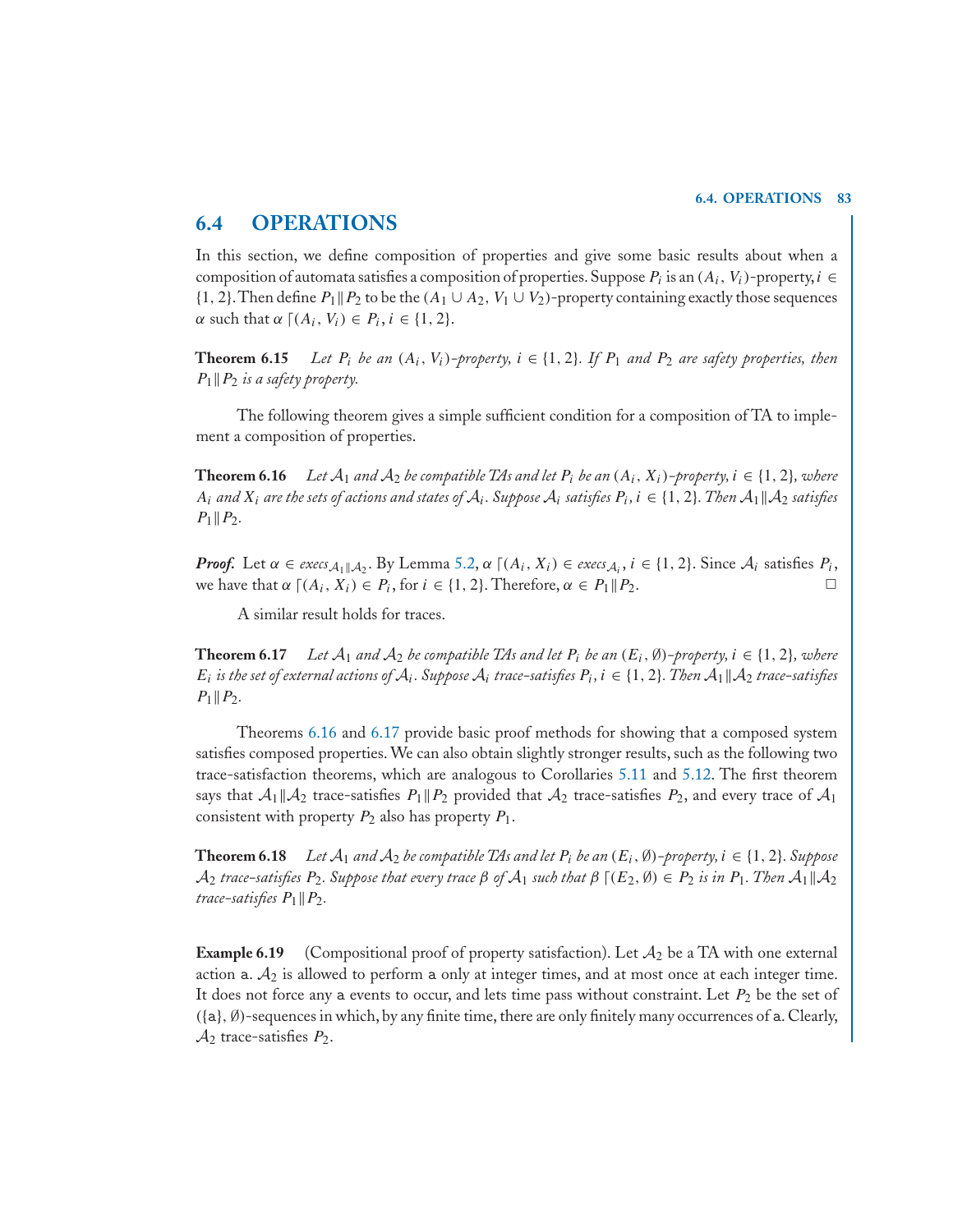## 6.4 OPERATIONS

In this section, we define composition of properties and give some basic results about when a composition of automata satisfies a composition of properties. Suppose $P_i$ is an $(A_i, V_i)$-property, $i \in \{1, 2\}$. Then define $P_1 \| P_2$ to be the $(A_1 \cup A_2, V_1 \cup V_2)$-property containing exactly those sequences $\alpha$ such that $\alpha \lceil (A_i, V_i) \in P_i$, $i \in \{1, 2\}$.

**Theorem 6.15** *Let $P_i$ be an $(A_i, V_i)$-property, $i \in \{1, 2\}$. If $P_1$ and $P_2$ are safety properties, then $P_1 \| P_2$ is a safety property.*

The following theorem gives a simple sufficient condition for a composition of TA to implement a composition of properties.

**Theorem 6.16** *Let $\mathcal{A}_1$ and $\mathcal{A}_2$ be compatible TAs and let $P_i$ be an $(A_i, X_i)$-property, $i \in \{1, 2\}$, where $A_i$ and $X_i$ are the sets of actions and states of $\mathcal{A}_i$. Suppose $\mathcal{A}_i$ satisfies $P_i$, $i \in \{1, 2\}$. Then $\mathcal{A}_1 \| \mathcal{A}_2$ satisfies $P_1 \| P_2$.*

***Proof.*** Let $\alpha \in execs_{\mathcal{A}_1 \| \mathcal{A}_2}$. By Lemma 5.2, $\alpha \lceil (A_i, X_i) \in execs_{\mathcal{A}_i}$, $i \in \{1, 2\}$. Since $\mathcal{A}_i$ satisfies $P_i$, we have that $\alpha \lceil (A_i, X_i) \in P_i$, for $i \in \{1, 2\}$. Therefore, $\alpha \in P_1 \| P_2$. □

A similar result holds for traces.

**Theorem 6.17** *Let $\mathcal{A}_1$ and $\mathcal{A}_2$ be compatible TAs and let $P_i$ be an $(E_i, \emptyset)$-property, $i \in \{1, 2\}$, where $E_i$ is the set of external actions of $\mathcal{A}_i$. Suppose $\mathcal{A}_i$ trace-satisfies $P_i$, $i \in \{1, 2\}$. Then $\mathcal{A}_1 \| \mathcal{A}_2$ trace-satisfies $P_1 \| P_2$.*

Theorems 6.16 and 6.17 provide basic proof methods for showing that a composed system satisfies composed properties. We can also obtain slightly stronger results, such as the following two trace-satisfaction theorems, which are analogous to Corollaries 5.11 and 5.12. The first theorem says that $\mathcal{A}_1 \| \mathcal{A}_2$ trace-satisfies $P_1 \| P_2$ provided that $\mathcal{A}_2$ trace-satisfies $P_2$, and every trace of $\mathcal{A}_1$ consistent with property $P_2$ also has property $P_1$.

**Theorem 6.18** *Let $\mathcal{A}_1$ and $\mathcal{A}_2$ be compatible TAs and let $P_i$ be an $(E_i, \emptyset)$-property, $i \in \{1, 2\}$. Suppose $\mathcal{A}_2$ trace-satisfies $P_2$. Suppose that every trace $\beta$ of $\mathcal{A}_1$ such that $\beta \lceil (E_2, \emptyset) \in P_2$ is in $P_1$. Then $\mathcal{A}_1 \| \mathcal{A}_2$ trace-satisfies $P_1 \| P_2$.*

**Example 6.19** (Compositional proof of property satisfaction). Let $\mathcal{A}_2$ be a TA with one external action a. $\mathcal{A}_2$ is allowed to perform a only at integer times, and at most once at each integer time. It does not force any a events to occur, and lets time pass without constraint. Let $P_2$ be the set of $(\{a\}, \emptyset)$-sequences in which, by any finite time, there are only finitely many occurrences of a. Clearly, $\mathcal{A}_2$ trace-satisfies $P_2$.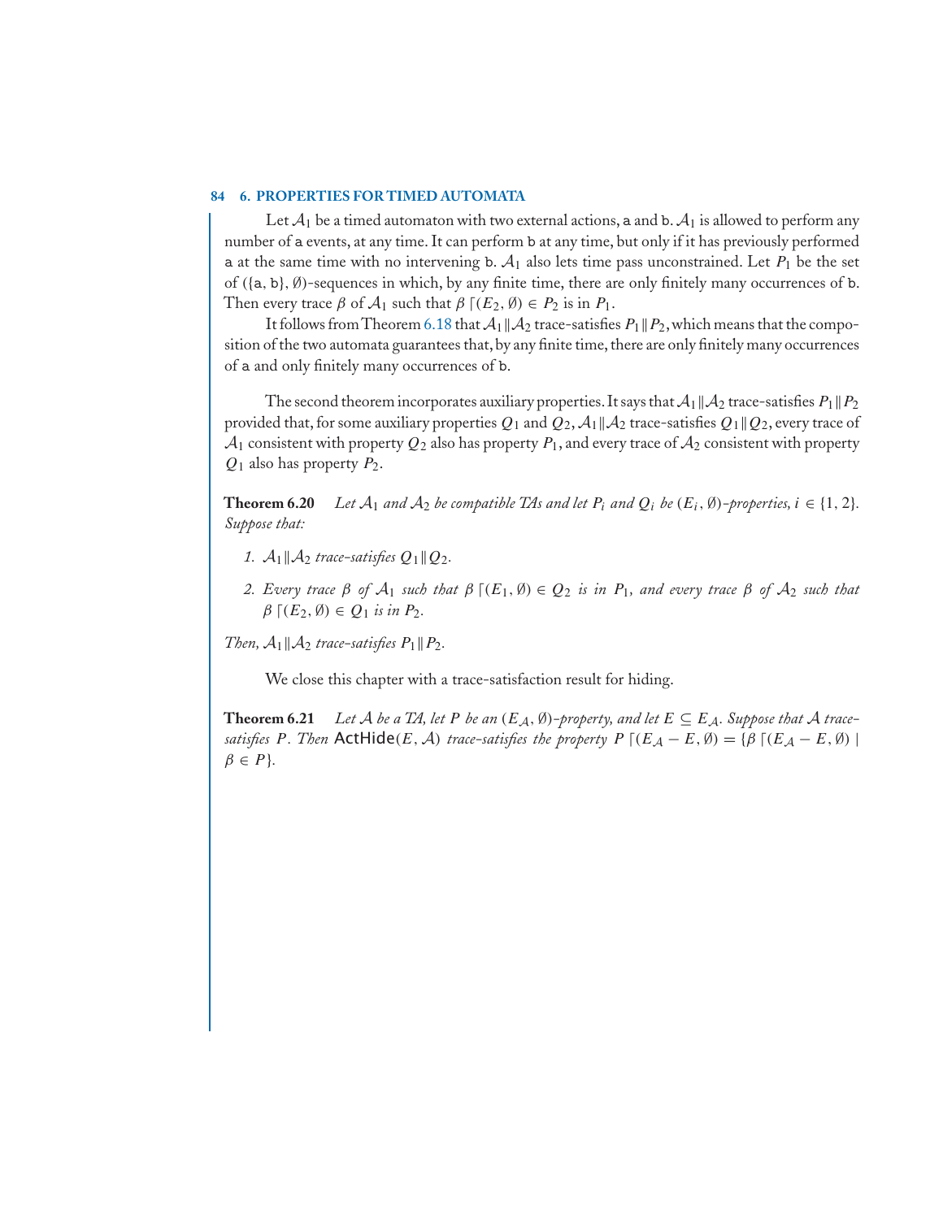Let $\mathcal{A}_1$ be a timed automaton with two external actions, a and b. $\mathcal{A}_1$ is allowed to perform any number of a events, at any time. It can perform b at any time, but only if it has previously performed a at the same time with no intervening b. $\mathcal{A}_1$ also lets time pass unconstrained. Let $P_1$ be the set of $(\{a, b\}, \emptyset)$-sequences in which, by any finite time, there are only finitely many occurrences of b. Then every trace $\beta$ of $\mathcal{A}_1$ such that $\beta \lceil (E_2, \emptyset) \in P_2$ is in $P_1$.

It follows from Theorem 6.18 that $\mathcal{A}_1 \| \mathcal{A}_2$ trace-satisfies $P_1 \| P_2$, which means that the composition of the two automata guarantees that, by any finite time, there are only finitely many occurrences of a and only finitely many occurrences of b.

The second theorem incorporates auxiliary properties. It says that $\mathcal{A}_1 \| \mathcal{A}_2$ trace-satisfies $P_1 \| P_2$ provided that, for some auxiliary properties $Q_1$ and $Q_2$, $\mathcal{A}_1 \| \mathcal{A}_2$ trace-satisfies $Q_1 \| Q_2$, every trace of $\mathcal{A}_1$ consistent with property $Q_2$ also has property $P_1$, and every trace of $\mathcal{A}_2$ consistent with property $Q_1$ also has property $P_2$.

**Theorem 6.20** *Let $\mathcal{A}_1$ and $\mathcal{A}_2$ be compatible TAs and let $P_i$ and $Q_i$ be $(E_i, \emptyset)$-properties, $i \in \{1, 2\}$. Suppose that:*

1. *$\mathcal{A}_1 \| \mathcal{A}_2$ trace-satisfies $Q_1 \| Q_2$.*
2. *Every trace $\beta$ of $\mathcal{A}_1$ such that $\beta \lceil (E_1, \emptyset) \in Q_2$ is in $P_1$, and every trace $\beta$ of $\mathcal{A}_2$ such that $\beta \lceil (E_2, \emptyset) \in Q_1$ is in $P_2$.*

*Then, $\mathcal{A}_1 \| \mathcal{A}_2$ trace-satisfies $P_1 \| P_2$.*

We close this chapter with a trace-satisfaction result for hiding.

**Theorem 6.21** *Let $\mathcal{A}$ be a TA, let $P$ be an $(E_{\mathcal{A}}, \emptyset)$-property, and let $E \subseteq E_{\mathcal{A}}$. Suppose that $\mathcal{A}$ trace-satisfies $P$. Then* $\mathsf{ActHide}(E, \mathcal{A})$ *trace-satisfies the property $P \lceil (E_{\mathcal{A}} - E, \emptyset) = \{\beta \lceil (E_{\mathcal{A}} - E, \emptyset) \mid \beta \in P\}$.*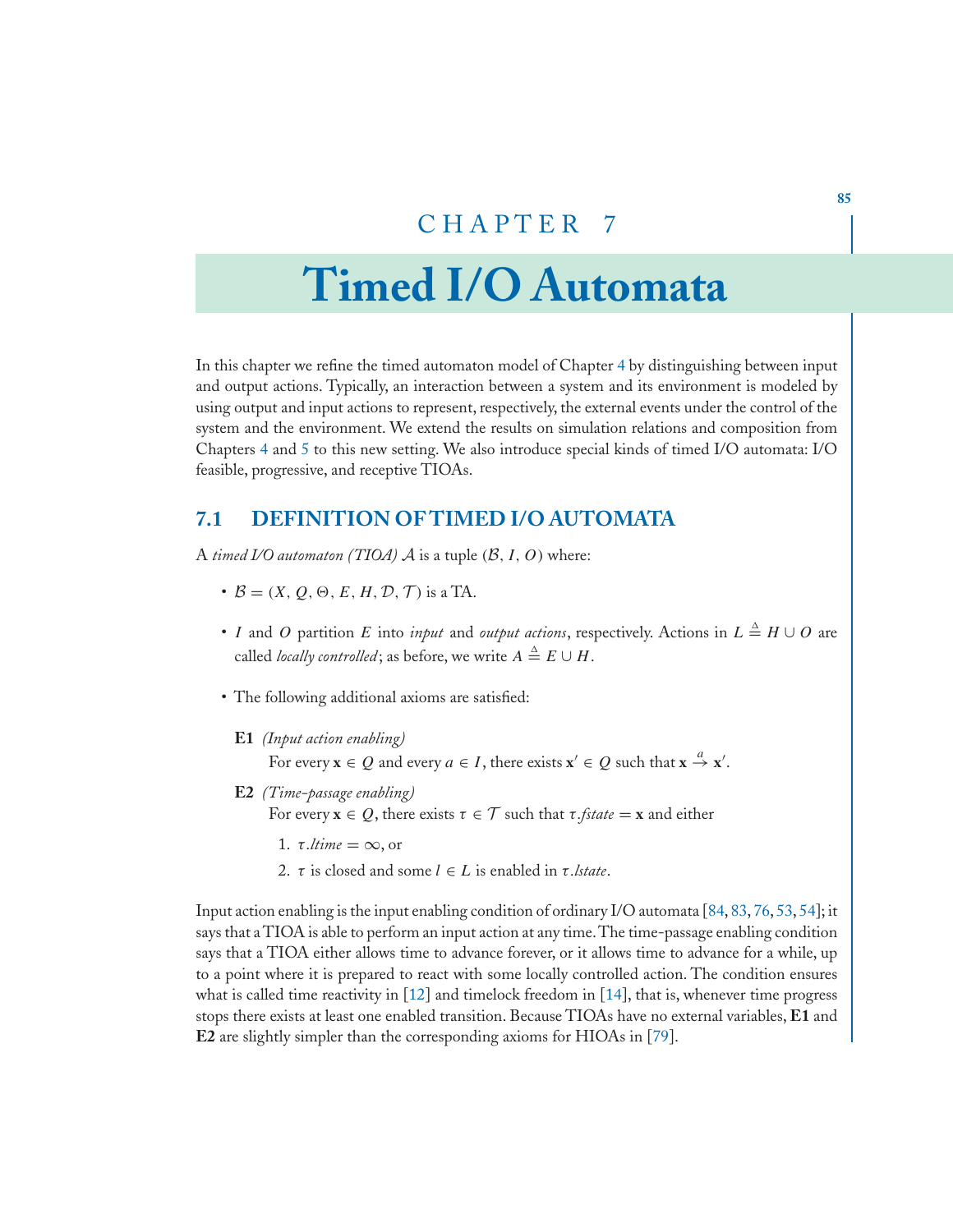# CHAPTER 7

# Timed I/O Automata

In this chapter we refine the timed automaton model of Chapter 4 by distinguishing between input and output actions. Typically, an interaction between a system and its environment is modeled by using output and input actions to represent, respectively, the external events under the control of the system and the environment. We extend the results on simulation relations and composition from Chapters 4 and 5 to this new setting. We also introduce special kinds of timed I/O automata: I/O feasible, progressive, and receptive TIOAs.

## 7.1 DEFINITION OF TIMED I/O AUTOMATA

A *timed I/O automaton (TIOA)* $\mathcal{A}$ is a tuple $(\mathcal{B}, I, O)$ where:

- $\mathcal{B} = (X, Q, \Theta, E, H, \mathcal{D}, \mathcal{T})$ is a TA.
- $I$ and $O$ partition $E$ into *input* and *output actions*, respectively. Actions in $L \triangleq H \cup O$ are called *locally controlled*; as before, we write $A \triangleq E \cup H$.
- The following additional axioms are satisfied:

**E1** *(Input action enabling)*
For every $\mathbf{x} \in Q$ and every $a \in I$, there exists $\mathbf{x}' \in Q$ such that $\mathbf{x} \xrightarrow{a} \mathbf{x}'$.

**E2** *(Time-passage enabling)*
For every $\mathbf{x} \in Q$, there exists $\tau \in \mathcal{T}$ such that $\tau.\mathit{fstate} = \mathbf{x}$ and either

1. $\tau.\mathit{ltime} = \infty$, or
2. $\tau$ is closed and some $l \in L$ is enabled in $\tau.\mathit{lstate}$.

Input action enabling is the input enabling condition of ordinary I/O automata [84, 83, 76, 53, 54]; it says that a TIOA is able to perform an input action at any time. The time-passage enabling condition says that a TIOA either allows time to advance forever, or it allows time to advance for a while, up to a point where it is prepared to react with some locally controlled action. The condition ensures what is called time reactivity in [12] and timelock freedom in [14], that is, whenever time progress stops there exists at least one enabled transition. Because TIOAs have no external variables, **E1** and **E2** are slightly simpler than the corresponding axioms for HIOAs in [79].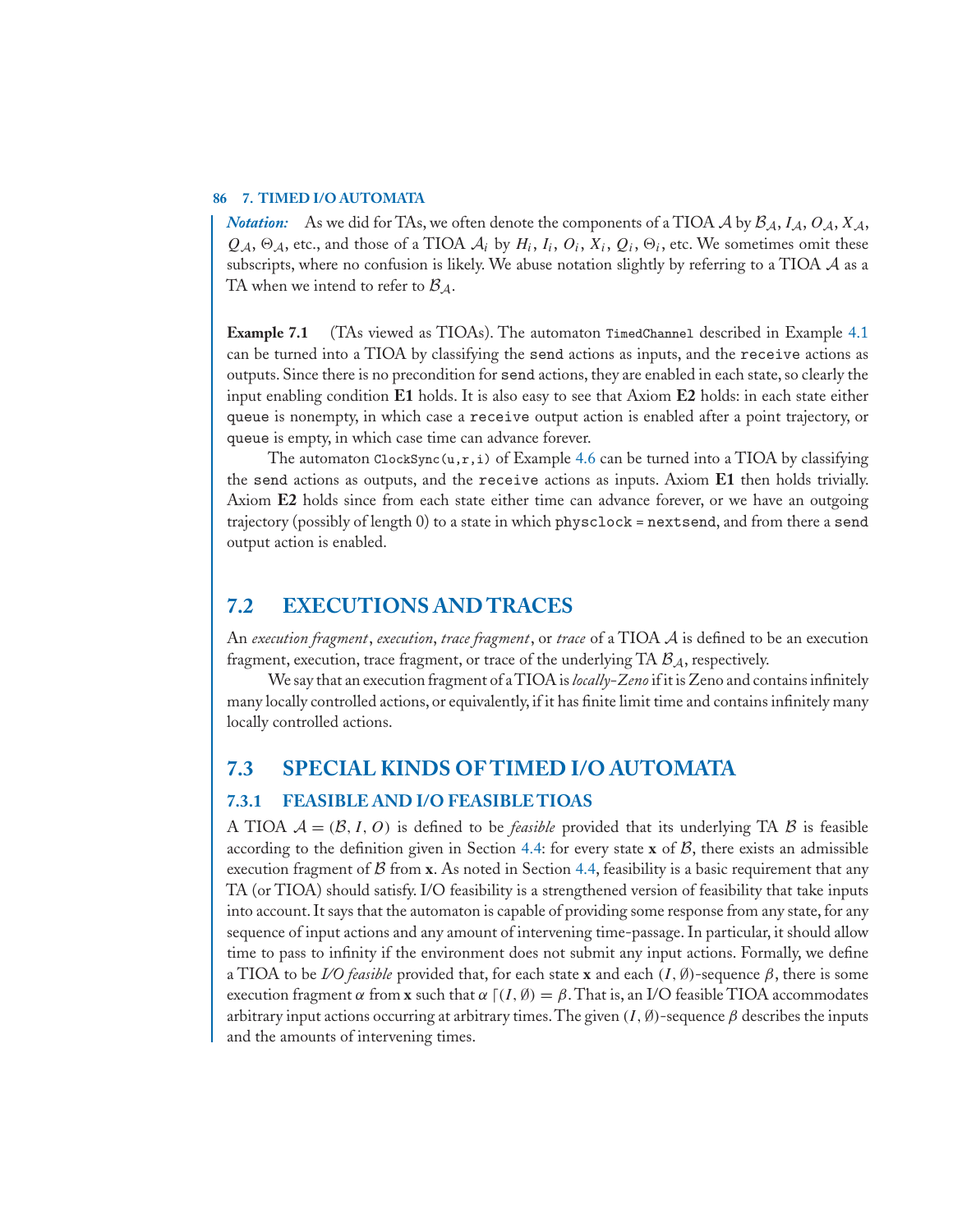*Notation:* As we did for TAs, we often denote the components of a TIOA $\mathcal{A}$ by $\mathcal{B}_{\mathcal{A}}$, $I_{\mathcal{A}}$, $O_{\mathcal{A}}$, $X_{\mathcal{A}}$, $Q_{\mathcal{A}}$, $\Theta_{\mathcal{A}}$, etc., and those of a TIOA $\mathcal{A}_i$ by $H_i$, $I_i$, $O_i$, $X_i$, $Q_i$, $\Theta_i$, etc. We sometimes omit these subscripts, where no confusion is likely. We abuse notation slightly by referring to a TIOA $\mathcal{A}$ as a TA when we intend to refer to $\mathcal{B}_{\mathcal{A}}$.

**Example 7.1** (TAs viewed as TIOAs). The automaton `TimedChannel` described in Example 4.1 can be turned into a TIOA by classifying the `send` actions as inputs, and the `receive` actions as outputs. Since there is no precondition for `send` actions, they are enabled in each state, so clearly the input enabling condition **E1** holds. It is also easy to see that Axiom **E2** holds: in each state either `queue` is nonempty, in which case a `receive` output action is enabled after a point trajectory, or `queue` is empty, in which case time can advance forever.

The automaton `ClockSync(u,r,i)` of Example 4.6 can be turned into a TIOA by classifying the `send` actions as outputs, and the `receive` actions as inputs. Axiom **E1** then holds trivially. Axiom **E2** holds since from each state either time can advance forever, or we have an outgoing trajectory (possibly of length 0) to a state in which `physclock` = `nextsend`, and from there a `send` output action is enabled.

## 7.2 EXECUTIONS AND TRACES

An *execution fragment*, *execution*, *trace fragment*, or *trace* of a TIOA $\mathcal{A}$ is defined to be an execution fragment, execution, trace fragment, or trace of the underlying TA $\mathcal{B}_{\mathcal{A}}$, respectively.

We say that an execution fragment of a TIOA is *locally-Zeno* if it is Zeno and contains infinitely many locally controlled actions, or equivalently, if it has finite limit time and contains infinitely many locally controlled actions.

## 7.3 SPECIAL KINDS OF TIMED I/O AUTOMATA

### 7.3.1 FEASIBLE AND I/O FEASIBLE TIOAS

A TIOA $\mathcal{A} = (\mathcal{B}, I, O)$ is defined to be *feasible* provided that its underlying TA $\mathcal{B}$ is feasible according to the definition given in Section 4.4: for every state $\mathbf{x}$ of $\mathcal{B}$, there exists an admissible execution fragment of $\mathcal{B}$ from $\mathbf{x}$. As noted in Section 4.4, feasibility is a basic requirement that any TA (or TIOA) should satisfy. I/O feasibility is a strengthened version of feasibility that take inputs into account. It says that the automaton is capable of providing some response from any state, for any sequence of input actions and any amount of intervening time-passage. In particular, it should allow time to pass to infinity if the environment does not submit any input actions. Formally, we define a TIOA to be *I/O feasible* provided that, for each state $\mathbf{x}$ and each $(I, \emptyset)$-sequence $\beta$, there is some execution fragment $\alpha$ from $\mathbf{x}$ such that $\alpha \lceil (I, \emptyset) = \beta$. That is, an I/O feasible TIOA accommodates arbitrary input actions occurring at arbitrary times. The given $(I, \emptyset)$-sequence $\beta$ describes the inputs and the amounts of intervening times.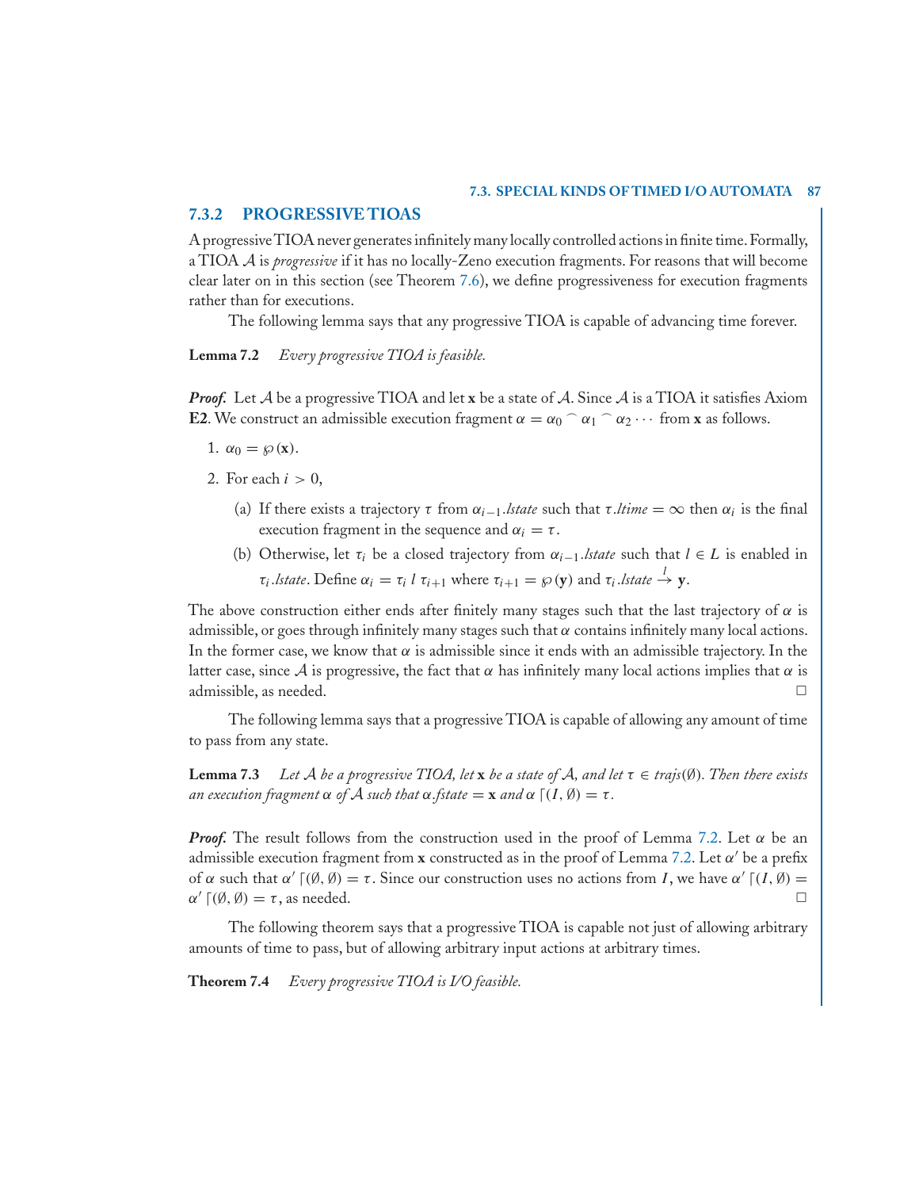### 7.3.2 PROGRESSIVE TIOAS

A progressive TIOA never generates infinitely many locally controlled actions in finite time. Formally, a TIOA $\mathcal{A}$ is *progressive* if it has no locally-Zeno execution fragments. For reasons that will become clear later on in this section (see Theorem 7.6), we define progressiveness for execution fragments rather than for executions.

The following lemma says that any progressive TIOA is capable of advancing time forever.

**Lemma 7.2** *Every progressive TIOA is feasible.*

***Proof.*** Let $\mathcal{A}$ be a progressive TIOA and let $\mathbf{x}$ be a state of $\mathcal{A}$. Since $\mathcal{A}$ is a TIOA it satisfies Axiom **E2**. We construct an admissible execution fragment $\alpha = \alpha_0 \frown \alpha_1 \frown \alpha_2 \cdots$ from $\mathbf{x}$ as follows.

1. $\alpha_0 = \wp(\mathbf{x})$.
2. For each $i > 0$,
   (a) If there exists a trajectory $\tau$ from $\alpha_{i-1}.lstate$ such that $\tau.ltime = \infty$ then $\alpha_i$ is the final execution fragment in the sequence and $\alpha_i = \tau$.
   (b) Otherwise, let $\tau_i$ be a closed trajectory from $\alpha_{i-1}.lstate$ such that $l \in L$ is enabled in $\tau_i.lstate$. Define $\alpha_i = \tau_i \; l \; \tau_{i+1}$ where $\tau_{i+1} = \wp(\mathbf{y})$ and $\tau_i.lstate \xrightarrow{l} \mathbf{y}$.

The above construction either ends after finitely many stages such that the last trajectory of $\alpha$ is admissible, or goes through infinitely many stages such that $\alpha$ contains infinitely many local actions. In the former case, we know that $\alpha$ is admissible since it ends with an admissible trajectory. In the latter case, since $\mathcal{A}$ is progressive, the fact that $\alpha$ has infinitely many local actions implies that $\alpha$ is admissible, as needed. □

The following lemma says that a progressive TIOA is capable of allowing any amount of time to pass from any state.

**Lemma 7.3** *Let $\mathcal{A}$ be a progressive TIOA, let $\mathbf{x}$ be a state of $\mathcal{A}$, and let $\tau \in trajs(\emptyset)$. Then there exists an execution fragment $\alpha$ of $\mathcal{A}$ such that $\alpha.fstate = \mathbf{x}$ and $\alpha \lceil (I, \emptyset) = \tau$.*

***Proof.*** The result follows from the construction used in the proof of Lemma 7.2. Let $\alpha$ be an admissible execution fragment from $\mathbf{x}$ constructed as in the proof of Lemma 7.2. Let $\alpha'$ be a prefix of $\alpha$ such that $\alpha' \lceil (\emptyset, \emptyset) = \tau$. Since our construction uses no actions from $I$, we have $\alpha' \lceil (I, \emptyset) = \alpha' \lceil (\emptyset, \emptyset) = \tau$, as needed. □

The following theorem says that a progressive TIOA is capable not just of allowing arbitrary amounts of time to pass, but of allowing arbitrary input actions at arbitrary times.

**Theorem 7.4** *Every progressive TIOA is I/O feasible.*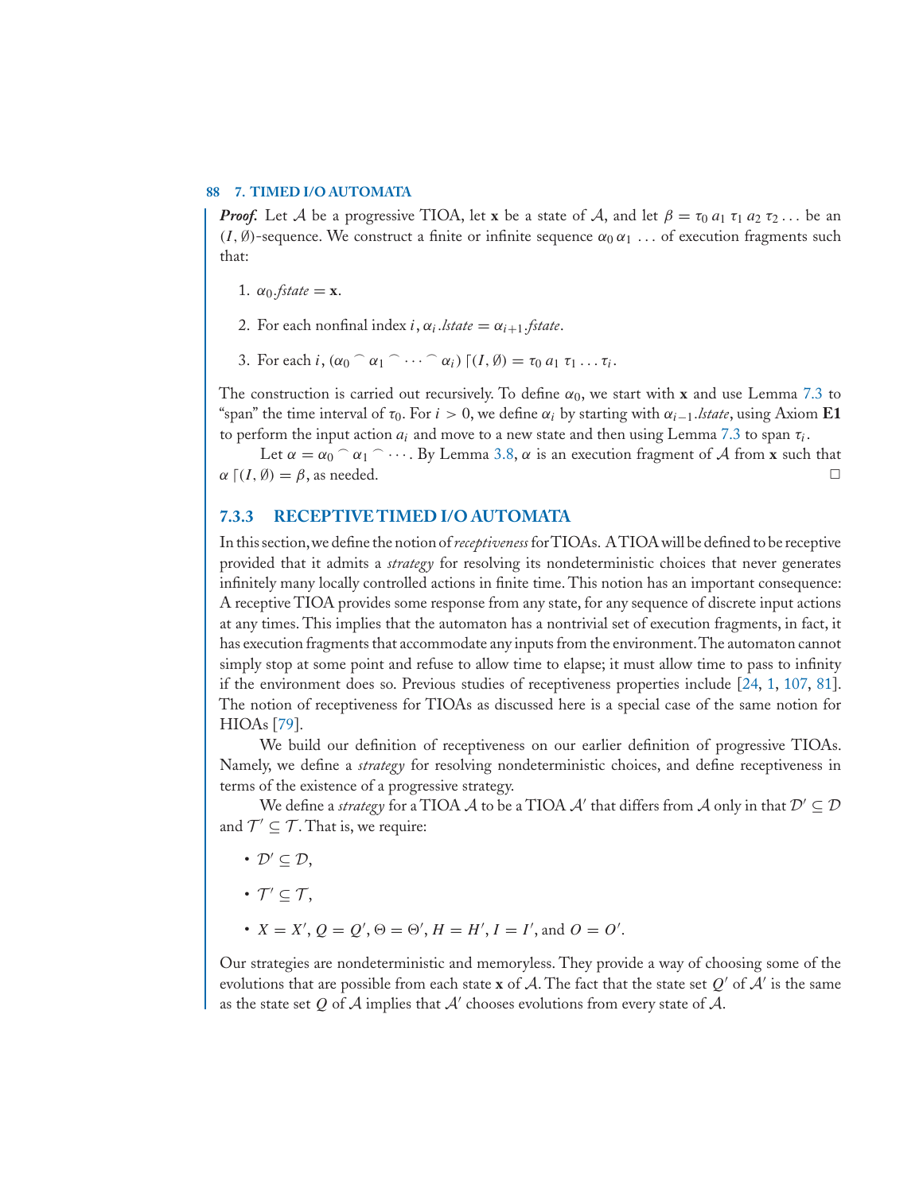***Proof.*** Let $\mathcal{A}$ be a progressive TIOA, let $\mathbf{x}$ be a state of $\mathcal{A}$, and let $\beta = \tau_0\, a_1\, \tau_1\, a_2\, \tau_2 \ldots$ be an $(I, \emptyset)$-sequence. We construct a finite or infinite sequence $\alpha_0\, \alpha_1\, \ldots$ of execution fragments such that:

1. $\alpha_0.\mathit{fstate} = \mathbf{x}$.
2. For each nonfinal index $i$, $\alpha_i.\mathit{lstate} = \alpha_{i+1}.\mathit{fstate}$.
3. For each $i$, $(\alpha_0 \frown \alpha_1 \frown \cdots \frown \alpha_i) \lceil (I, \emptyset) = \tau_0\, a_1\, \tau_1 \ldots \tau_i$.

The construction is carried out recursively. To define $\alpha_0$, we start with $\mathbf{x}$ and use Lemma 7.3 to "span" the time interval of $\tau_0$. For $i > 0$, we define $\alpha_i$ by starting with $\alpha_{i-1}.\mathit{lstate}$, using Axiom **E1** to perform the input action $a_i$ and move to a new state and then using Lemma 7.3 to span $\tau_i$.

Let $\alpha = \alpha_0 \frown \alpha_1 \frown \cdots$. By Lemma 3.8, $\alpha$ is an execution fragment of $\mathcal{A}$ from $\mathbf{x}$ such that $\alpha \lceil (I, \emptyset) = \beta$, as needed. □

### 7.3.3 RECEPTIVE TIMED I/O AUTOMATA

In this section, we define the notion of *receptiveness* for TIOAs. A TIOA will be defined to be receptive provided that it admits a *strategy* for resolving its nondeterministic choices that never generates infinitely many locally controlled actions in finite time. This notion has an important consequence: A receptive TIOA provides some response from any state, for any sequence of discrete input actions at any times. This implies that the automaton has a nontrivial set of execution fragments, in fact, it has execution fragments that accommodate any inputs from the environment. The automaton cannot simply stop at some point and refuse to allow time to elapse; it must allow time to pass to infinity if the environment does so. Previous studies of receptiveness properties include [24, 1, 107, 81]. The notion of receptiveness for TIOAs as discussed here is a special case of the same notion for HIOAs [79].

We build our definition of receptiveness on our earlier definition of progressive TIOAs. Namely, we define a *strategy* for resolving nondeterministic choices, and define receptiveness in terms of the existence of a progressive strategy.

We define a *strategy* for a TIOA $\mathcal{A}$ to be a TIOA $\mathcal{A}'$ that differs from $\mathcal{A}$ only in that $\mathcal{D}' \subseteq \mathcal{D}$ and $\mathcal{T}' \subseteq \mathcal{T}$. That is, we require:

- $\mathcal{D}' \subseteq \mathcal{D}$,
- $\mathcal{T}' \subseteq \mathcal{T}$,
- $X = X'$, $Q = Q'$, $\Theta = \Theta'$, $H = H'$, $I = I'$, and $O = O'$.

Our strategies are nondeterministic and memoryless. They provide a way of choosing some of the evolutions that are possible from each state $\mathbf{x}$ of $\mathcal{A}$. The fact that the state set $Q'$ of $\mathcal{A}'$ is the same as the state set $Q$ of $\mathcal{A}$ implies that $\mathcal{A}'$ chooses evolutions from every state of $\mathcal{A}$.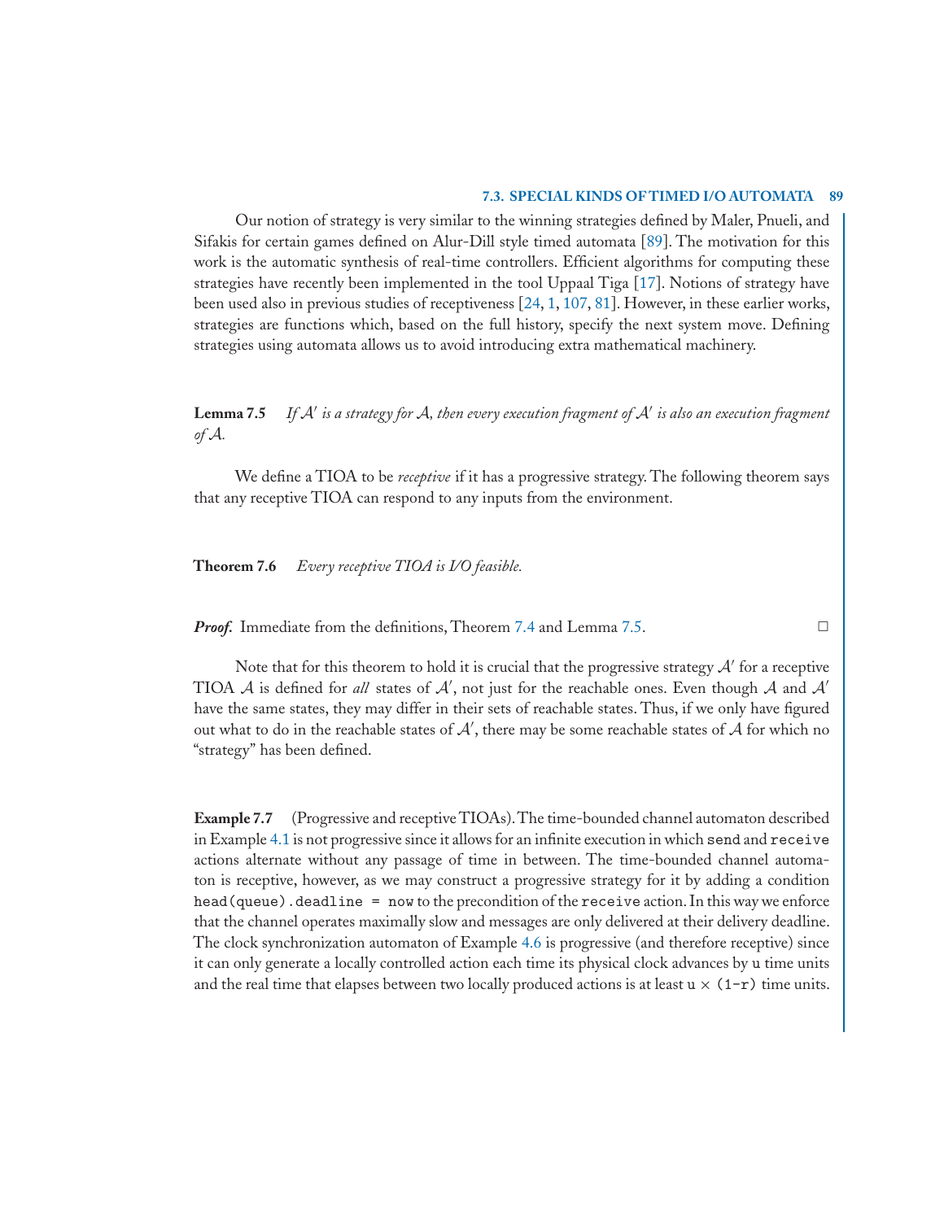Our notion of strategy is very similar to the winning strategies defined by Maler, Pnueli, and Sifakis for certain games defined on Alur-Dill style timed automata [89]. The motivation for this work is the automatic synthesis of real-time controllers. Efficient algorithms for computing these strategies have recently been implemented in the tool Uppaal Tiga [17]. Notions of strategy have been used also in previous studies of receptiveness [24, 1, 107, 81]. However, in these earlier works, strategies are functions which, based on the full history, specify the next system move. Defining strategies using automata allows us to avoid introducing extra mathematical machinery.

**Lemma 7.5** *If $\mathcal{A}'$ is a strategy for $\mathcal{A}$, then every execution fragment of $\mathcal{A}'$ is also an execution fragment of $\mathcal{A}$.*

We define a TIOA to be *receptive* if it has a progressive strategy. The following theorem says that any receptive TIOA can respond to any inputs from the environment.

**Theorem 7.6** *Every receptive TIOA is I/O feasible.*

***Proof.*** Immediate from the definitions, Theorem 7.4 and Lemma 7.5. □

Note that for this theorem to hold it is crucial that the progressive strategy $\mathcal{A}'$ for a receptive TIOA $\mathcal{A}$ is defined for *all* states of $\mathcal{A}'$, not just for the reachable ones. Even though $\mathcal{A}$ and $\mathcal{A}'$ have the same states, they may differ in their sets of reachable states. Thus, if we only have figured out what to do in the reachable states of $\mathcal{A}'$, there may be some reachable states of $\mathcal{A}$ for which no "strategy" has been defined.

**Example 7.7** (Progressive and receptive TIOAs). The time-bounded channel automaton described in Example 4.1 is not progressive since it allows for an infinite execution in which `send` and `receive` actions alternate without any passage of time in between. The time-bounded channel automaton is receptive, however, as we may construct a progressive strategy for it by adding a condition `head(queue).deadline = now` to the precondition of the `receive` action. In this way we enforce that the channel operates maximally slow and messages are only delivered at their delivery deadline. The clock synchronization automaton of Example 4.6 is progressive (and therefore receptive) since it can only generate a locally controlled action each time its physical clock advances by `u` time units and the real time that elapses between two locally produced actions is at least `u` × `(1-r)` time units.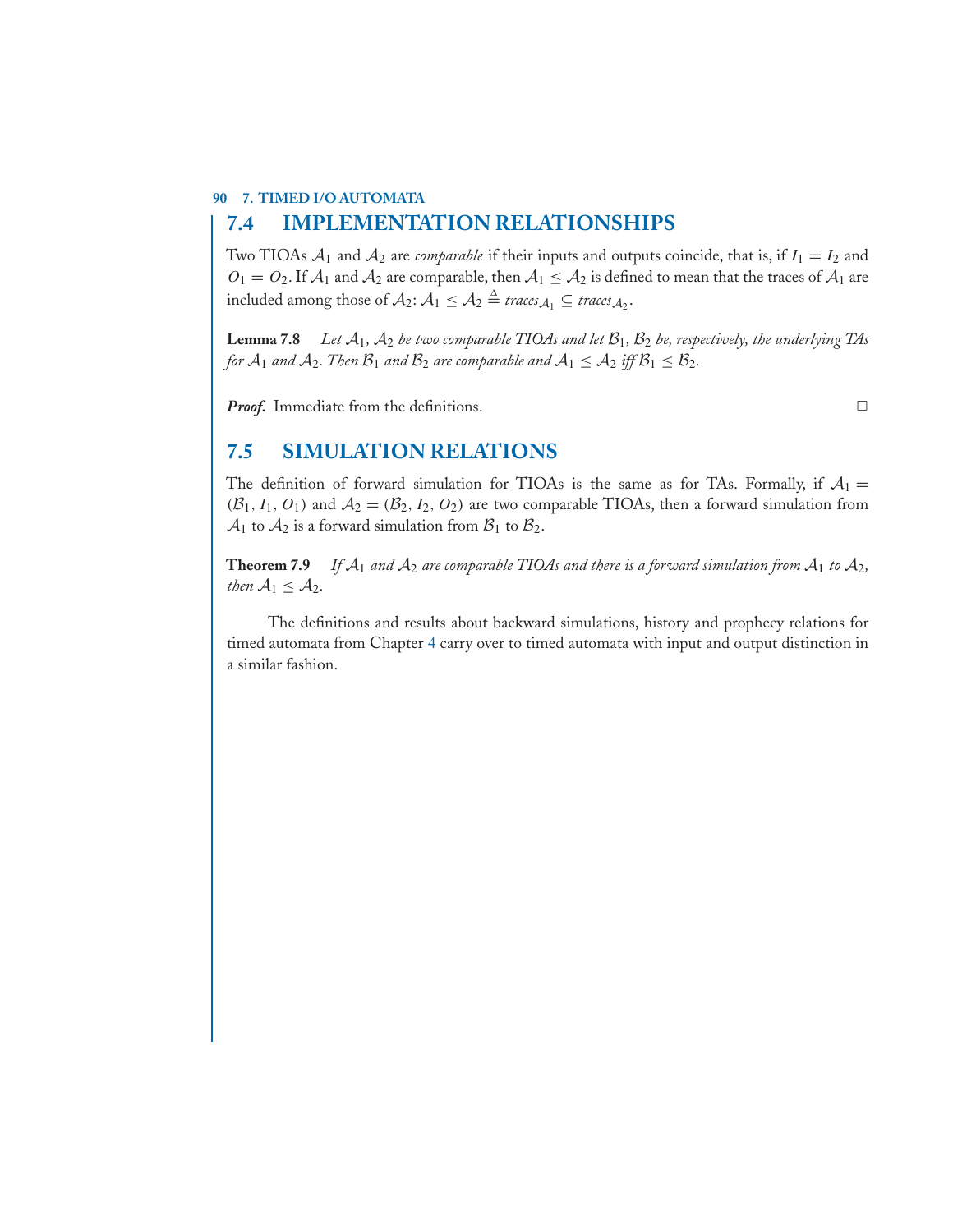## 7.4 IMPLEMENTATION RELATIONSHIPS

Two TIOAs $\mathcal{A}_1$ and $\mathcal{A}_2$ are *comparable* if their inputs and outputs coincide, that is, if $I_1 = I_2$ and $O_1 = O_2$. If $\mathcal{A}_1$ and $\mathcal{A}_2$ are comparable, then $\mathcal{A}_1 \leq \mathcal{A}_2$ is defined to mean that the traces of $\mathcal{A}_1$ are included among those of $\mathcal{A}_2$: $\mathcal{A}_1 \leq \mathcal{A}_2 \triangleq \mathit{traces}_{\mathcal{A}_1} \subseteq \mathit{traces}_{\mathcal{A}_2}$.

**Lemma 7.8** *Let $\mathcal{A}_1$, $\mathcal{A}_2$ be two comparable TIOAs and let $\mathcal{B}_1$, $\mathcal{B}_2$ be, respectively, the underlying TAs for $\mathcal{A}_1$ and $\mathcal{A}_2$. Then $\mathcal{B}_1$ and $\mathcal{B}_2$ are comparable and $\mathcal{A}_1 \leq \mathcal{A}_2$ iff $\mathcal{B}_1 \leq \mathcal{B}_2$.*

***Proof.*** Immediate from the definitions. □

## 7.5 SIMULATION RELATIONS

The definition of forward simulation for TIOAs is the same as for TAs. Formally, if $\mathcal{A}_1 = (\mathcal{B}_1, I_1, O_1)$ and $\mathcal{A}_2 = (\mathcal{B}_2, I_2, O_2)$ are two comparable TIOAs, then a forward simulation from $\mathcal{A}_1$ to $\mathcal{A}_2$ is a forward simulation from $\mathcal{B}_1$ to $\mathcal{B}_2$.

**Theorem 7.9** *If $\mathcal{A}_1$ and $\mathcal{A}_2$ are comparable TIOAs and there is a forward simulation from $\mathcal{A}_1$ to $\mathcal{A}_2$, then $\mathcal{A}_1 \leq \mathcal{A}_2$.*

The definitions and results about backward simulations, history and prophecy relations for timed automata from Chapter 4 carry over to timed automata with input and output distinction in a similar fashion.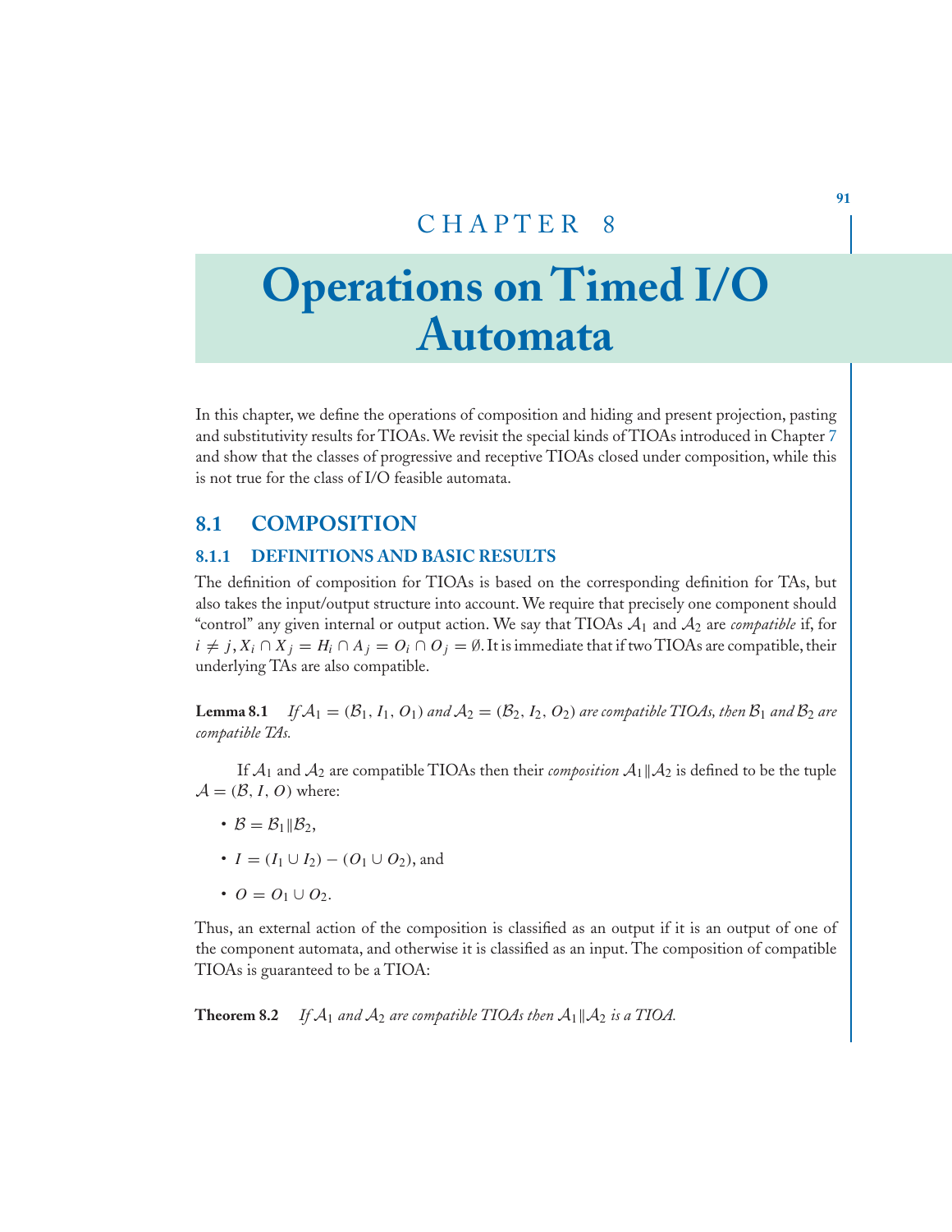# CHAPTER 8

# Operations on Timed I/O Automata

In this chapter, we define the operations of composition and hiding and present projection, pasting and substitutivity results for TIOAs. We revisit the special kinds of TIOAs introduced in Chapter 7 and show that the classes of progressive and receptive TIOAs closed under composition, while this is not true for the class of I/O feasible automata.

## 8.1 COMPOSITION

### 8.1.1 DEFINITIONS AND BASIC RESULTS

The definition of composition for TIOAs is based on the corresponding definition for TAs, but also takes the input/output structure into account. We require that precisely one component should "control" any given internal or output action. We say that TIOAs $\mathcal{A}_1$ and $\mathcal{A}_2$ are *compatible* if, for $i \neq j$, $X_i \cap X_j = H_i \cap A_j = O_i \cap O_j = \emptyset$. It is immediate that if two TIOAs are compatible, their underlying TAs are also compatible.

**Lemma 8.1** *If $\mathcal{A}_1 = (\mathcal{B}_1, I_1, O_1)$ and $\mathcal{A}_2 = (\mathcal{B}_2, I_2, O_2)$ are compatible TIOAs, then $\mathcal{B}_1$ and $\mathcal{B}_2$ are compatible TAs.*

If $\mathcal{A}_1$ and $\mathcal{A}_2$ are compatible TIOAs then their *composition* $\mathcal{A}_1 \| \mathcal{A}_2$ is defined to be the tuple $\mathcal{A} = (\mathcal{B}, I, O)$ where:

- $\mathcal{B} = \mathcal{B}_1 \| \mathcal{B}_2$,
- $I = (I_1 \cup I_2) - (O_1 \cup O_2)$, and
- $O = O_1 \cup O_2$.

Thus, an external action of the composition is classified as an output if it is an output of one of the component automata, and otherwise it is classified as an input. The composition of compatible TIOAs is guaranteed to be a TIOA:

**Theorem 8.2** *If $\mathcal{A}_1$ and $\mathcal{A}_2$ are compatible TIOAs then $\mathcal{A}_1 \| \mathcal{A}_2$ is a TIOA.*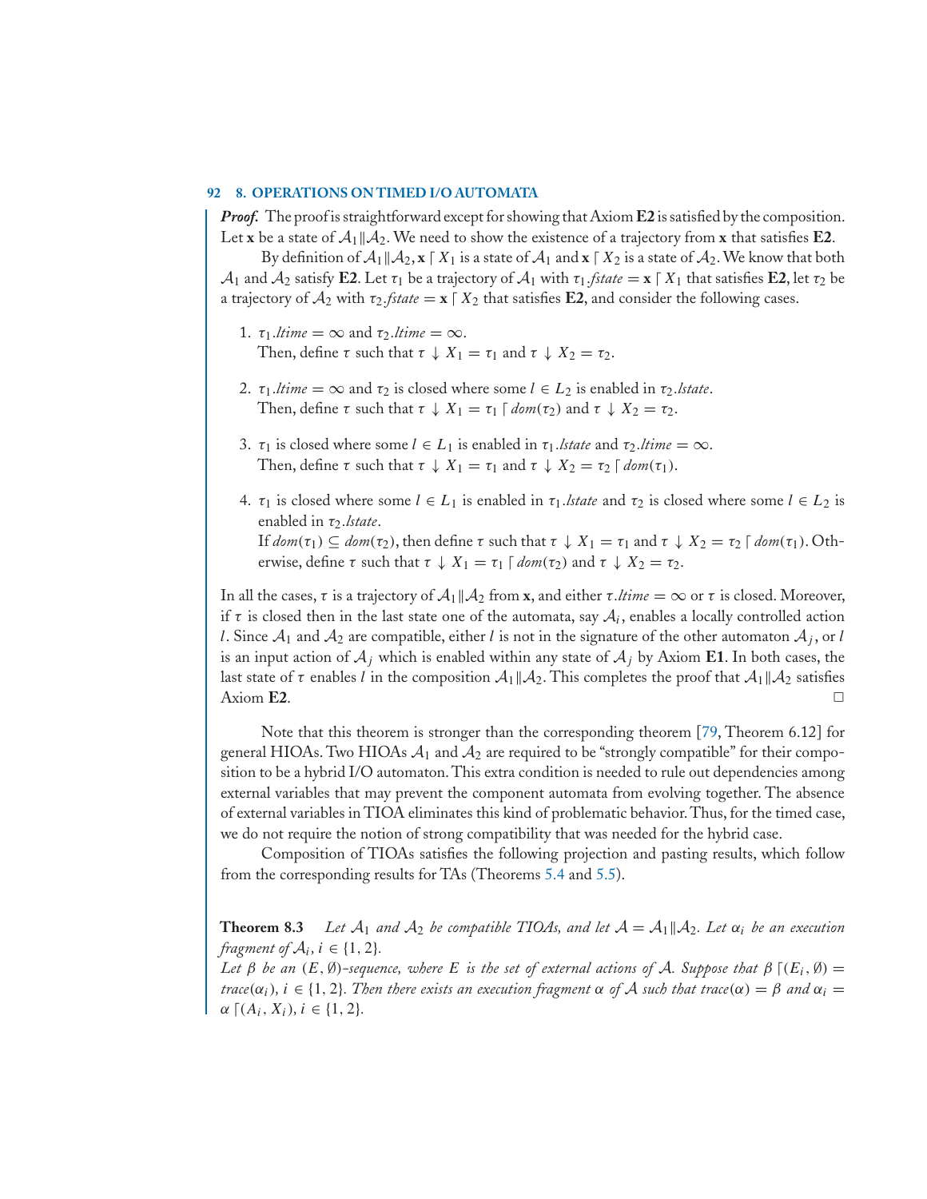***Proof.*** The proof is straightforward except for showing that Axiom **E2** is satisfied by the composition. Let $\mathbf{x}$ be a state of $\mathcal{A}_1 \| \mathcal{A}_2$. We need to show the existence of a trajectory from $\mathbf{x}$ that satisfies **E2**.

By definition of $\mathcal{A}_1 \| \mathcal{A}_2$, $\mathbf{x} \lceil X_1$ is a state of $\mathcal{A}_1$ and $\mathbf{x} \lceil X_2$ is a state of $\mathcal{A}_2$. We know that both $\mathcal{A}_1$ and $\mathcal{A}_2$ satisfy **E2**. Let $\tau_1$ be a trajectory of $\mathcal{A}_1$ with $\tau_1.\mathit{fstate} = \mathbf{x} \lceil X_1$ that satisfies **E2**, let $\tau_2$ be a trajectory of $\mathcal{A}_2$ with $\tau_2.\mathit{fstate} = \mathbf{x} \lceil X_2$ that satisfies **E2**, and consider the following cases.

1. $\tau_1.\mathit{ltime} = \infty$ and $\tau_2.\mathit{ltime} = \infty$.
   Then, define $\tau$ such that $\tau \downarrow X_1 = \tau_1$ and $\tau \downarrow X_2 = \tau_2$.

2. $\tau_1.\mathit{ltime} = \infty$ and $\tau_2$ is closed where some $l \in L_2$ is enabled in $\tau_2.\mathit{lstate}$.
   Then, define $\tau$ such that $\tau \downarrow X_1 = \tau_1 \lceil \mathit{dom}(\tau_2)$ and $\tau \downarrow X_2 = \tau_2$.

3. $\tau_1$ is closed where some $l \in L_1$ is enabled in $\tau_1.\mathit{lstate}$ and $\tau_2.\mathit{ltime} = \infty$.
   Then, define $\tau$ such that $\tau \downarrow X_1 = \tau_1$ and $\tau \downarrow X_2 = \tau_2 \lceil \mathit{dom}(\tau_1)$.

4. $\tau_1$ is closed where some $l \in L_1$ is enabled in $\tau_1.\mathit{lstate}$ and $\tau_2$ is closed where some $l \in L_2$ is enabled in $\tau_2.\mathit{lstate}$.
   If $\mathit{dom}(\tau_1) \subseteq \mathit{dom}(\tau_2)$, then define $\tau$ such that $\tau \downarrow X_1 = \tau_1$ and $\tau \downarrow X_2 = \tau_2 \lceil \mathit{dom}(\tau_1)$. Otherwise, define $\tau$ such that $\tau \downarrow X_1 = \tau_1 \lceil \mathit{dom}(\tau_2)$ and $\tau \downarrow X_2 = \tau_2$.

In all the cases, $\tau$ is a trajectory of $\mathcal{A}_1 \| \mathcal{A}_2$ from $\mathbf{x}$, and either $\tau.\mathit{ltime} = \infty$ or $\tau$ is closed. Moreover, if $\tau$ is closed then in the last state one of the automata, say $\mathcal{A}_i$, enables a locally controlled action $l$. Since $\mathcal{A}_1$ and $\mathcal{A}_2$ are compatible, either $l$ is not in the signature of the other automaton $\mathcal{A}_j$, or $l$ is an input action of $\mathcal{A}_j$ which is enabled within any state of $\mathcal{A}_j$ by Axiom **E1**. In both cases, the last state of $\tau$ enables $l$ in the composition $\mathcal{A}_1 \| \mathcal{A}_2$. This completes the proof that $\mathcal{A}_1 \| \mathcal{A}_2$ satisfies Axiom **E2**. □

Note that this theorem is stronger than the corresponding theorem [79, Theorem 6.12] for general HIOAs. Two HIOAs $\mathcal{A}_1$ and $\mathcal{A}_2$ are required to be "strongly compatible" for their composition to be a hybrid I/O automaton. This extra condition is needed to rule out dependencies among external variables that may prevent the component automata from evolving together. The absence of external variables in TIOA eliminates this kind of problematic behavior. Thus, for the timed case, we do not require the notion of strong compatibility that was needed for the hybrid case.

Composition of TIOAs satisfies the following projection and pasting results, which follow from the corresponding results for TAs (Theorems 5.4 and 5.5).

**Theorem 8.3** *Let $\mathcal{A}_1$ and $\mathcal{A}_2$ be compatible TIOAs, and let $\mathcal{A} = \mathcal{A}_1 \| \mathcal{A}_2$. Let $\alpha_i$ be an execution fragment of $\mathcal{A}_i$, $i \in \{1, 2\}$.*
*Let $\beta$ be an $(E, \emptyset)$-sequence, where $E$ is the set of external actions of $\mathcal{A}$. Suppose that $\beta \lceil (E_i, \emptyset) = \mathit{trace}(\alpha_i)$, $i \in \{1, 2\}$. Then there exists an execution fragment $\alpha$ of $\mathcal{A}$ such that $\mathit{trace}(\alpha) = \beta$ and $\alpha_i = \alpha \lceil (A_i, X_i)$, $i \in \{1, 2\}$.*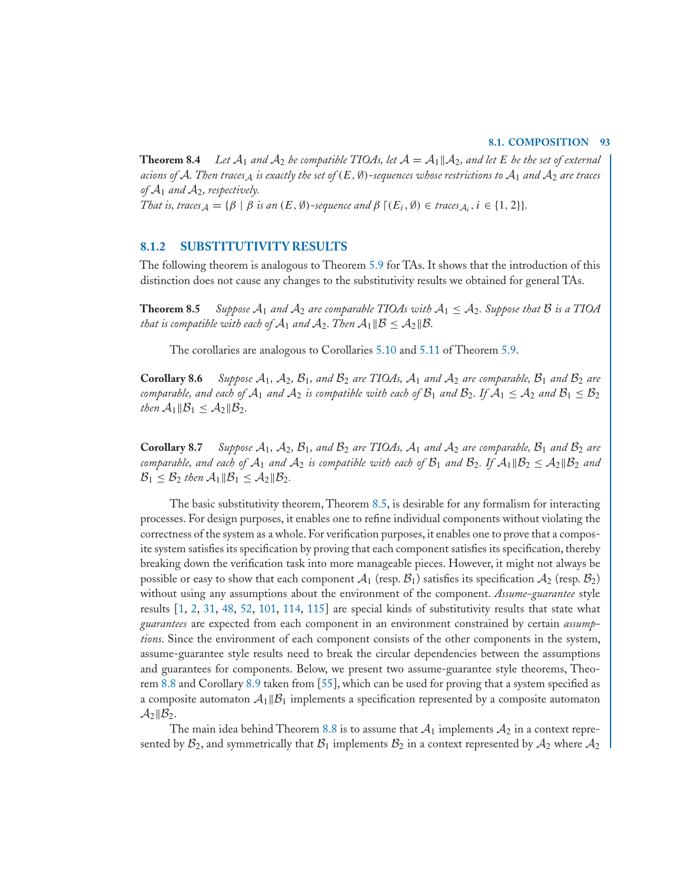**Theorem 8.4** *Let $\mathcal{A}_1$ and $\mathcal{A}_2$ be compatible TIOAs, let $\mathcal{A} = \mathcal{A}_1 \| \mathcal{A}_2$, and let $E$ be the set of external acions of $\mathcal{A}$. Then $traces_{\mathcal{A}}$ is exactly the set of $(E, \emptyset)$-sequences whose restrictions to $\mathcal{A}_1$ and $\mathcal{A}_2$ are traces of $\mathcal{A}_1$ and $\mathcal{A}_2$, respectively.*

*That is, $traces_{\mathcal{A}} = \{\beta \mid \beta$ is an $(E, \emptyset)$-sequence and $\beta \lceil (E_i, \emptyset) \in traces_{\mathcal{A}_i}, i \in \{1, 2\}\}$.*

### 8.1.2 SUBSTITUTIVITY RESULTS

The following theorem is analogous to Theorem 5.9 for TAs. It shows that the introduction of this distinction does not cause any changes to the substitutivity results we obtained for general TAs.

**Theorem 8.5** *Suppose $\mathcal{A}_1$ and $\mathcal{A}_2$ are comparable TIOAs with $\mathcal{A}_1 \leq \mathcal{A}_2$. Suppose that $\mathcal{B}$ is a TIOA that is compatible with each of $\mathcal{A}_1$ and $\mathcal{A}_2$. Then $\mathcal{A}_1 \| \mathcal{B} \leq \mathcal{A}_2 \| \mathcal{B}$.*

The corollaries are analogous to Corollaries 5.10 and 5.11 of Theorem 5.9.

**Corollary 8.6** *Suppose $\mathcal{A}_1$, $\mathcal{A}_2$, $\mathcal{B}_1$, and $\mathcal{B}_2$ are TIOAs, $\mathcal{A}_1$ and $\mathcal{A}_2$ are comparable, $\mathcal{B}_1$ and $\mathcal{B}_2$ are comparable, and each of $\mathcal{A}_1$ and $\mathcal{A}_2$ is compatible with each of $\mathcal{B}_1$ and $\mathcal{B}_2$. If $\mathcal{A}_1 \leq \mathcal{A}_2$ and $\mathcal{B}_1 \leq \mathcal{B}_2$ then $\mathcal{A}_1 \| \mathcal{B}_1 \leq \mathcal{A}_2 \| \mathcal{B}_2$.*

**Corollary 8.7** *Suppose $\mathcal{A}_1$, $\mathcal{A}_2$, $\mathcal{B}_1$, and $\mathcal{B}_2$ are TIOAs, $\mathcal{A}_1$ and $\mathcal{A}_2$ are comparable, $\mathcal{B}_1$ and $\mathcal{B}_2$ are comparable, and each of $\mathcal{A}_1$ and $\mathcal{A}_2$ is compatible with each of $\mathcal{B}_1$ and $\mathcal{B}_2$. If $\mathcal{A}_1 \| \mathcal{B}_2 \leq \mathcal{A}_2 \| \mathcal{B}_2$ and $\mathcal{B}_1 \leq \mathcal{B}_2$ then $\mathcal{A}_1 \| \mathcal{B}_1 \leq \mathcal{A}_2 \| \mathcal{B}_2$.*

The basic substitutivity theorem, Theorem 8.5, is desirable for any formalism for interacting processes. For design purposes, it enables one to refine individual components without violating the correctness of the system as a whole. For verification purposes, it enables one to prove that a composite system satisfies its specification by proving that each component satisfies its specification, thereby breaking down the verification task into more manageable pieces. However, it might not always be possible or easy to show that each component $\mathcal{A}_1$ (resp. $\mathcal{B}_1$) satisfies its specification $\mathcal{A}_2$ (resp. $\mathcal{B}_2$) without using any assumptions about the environment of the component. *Assume-guarantee* style results [1, 2, 31, 48, 52, 101, 114, 115] are special kinds of substitutivity results that state what *guarantees* are expected from each component in an environment constrained by certain *assumptions*. Since the environment of each component consists of the other components in the system, assume-guarantee style results need to break the circular dependencies between the assumptions and guarantees for components. Below, we present two assume-guarantee style theorems, Theorem 8.8 and Corollary 8.9 taken from [55], which can be used for proving that a system specified as a composite automaton $\mathcal{A}_1 \| \mathcal{B}_1$ implements a specification represented by a composite automaton $\mathcal{A}_2 \| \mathcal{B}_2$.

The main idea behind Theorem 8.8 is to assume that $\mathcal{A}_1$ implements $\mathcal{A}_2$ in a context represented by $\mathcal{B}_2$, and symmetrically that $\mathcal{B}_1$ implements $\mathcal{B}_2$ in a context represented by $\mathcal{A}_2$ where $\mathcal{A}_2$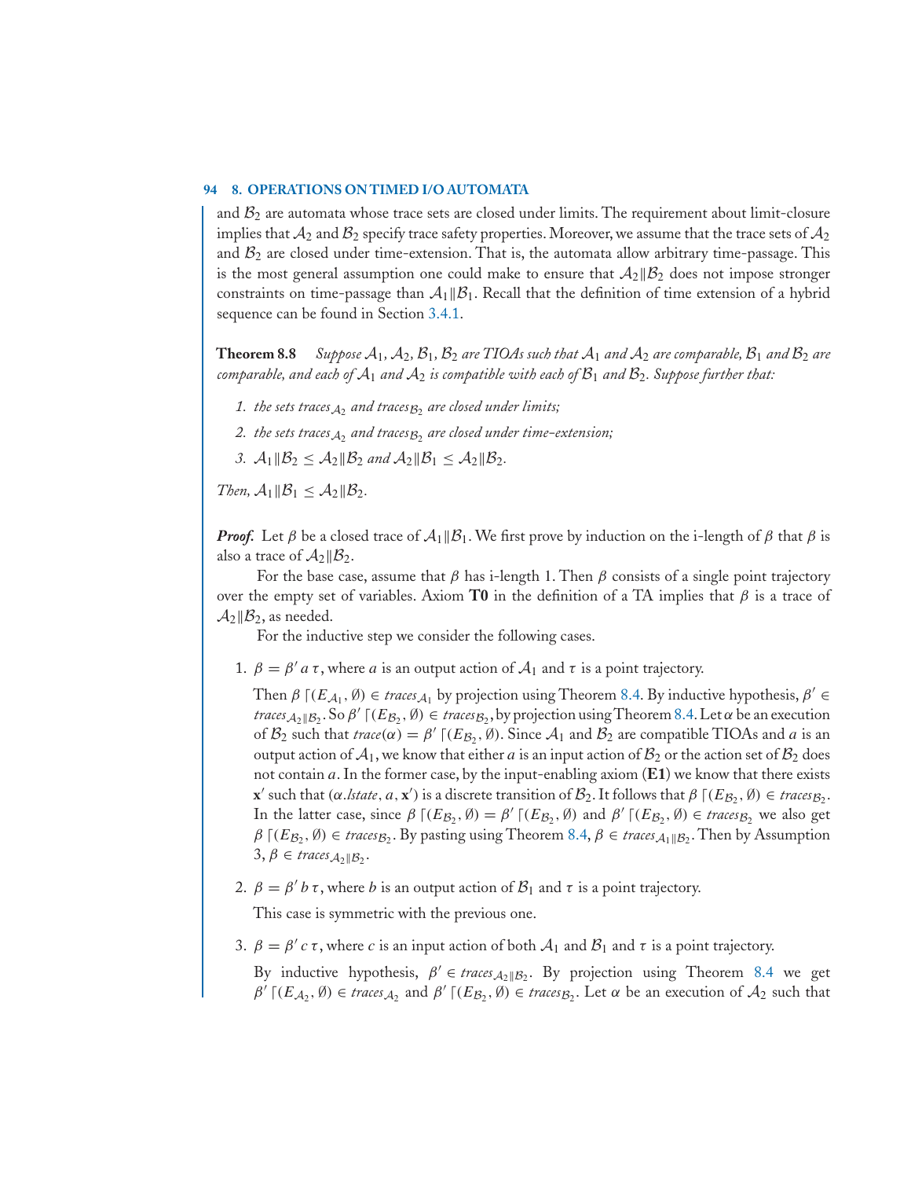and $\mathcal{B}_2$ are automata whose trace sets are closed under limits. The requirement about limit-closure implies that $\mathcal{A}_2$ and $\mathcal{B}_2$ specify trace safety properties. Moreover, we assume that the trace sets of $\mathcal{A}_2$ and $\mathcal{B}_2$ are closed under time-extension. That is, the automata allow arbitrary time-passage. This is the most general assumption one could make to ensure that $\mathcal{A}_2 \| \mathcal{B}_2$ does not impose stronger constraints on time-passage than $\mathcal{A}_1 \| \mathcal{B}_1$. Recall that the definition of time extension of a hybrid sequence can be found in Section 3.4.1.

**Theorem 8.8** *Suppose $\mathcal{A}_1$, $\mathcal{A}_2$, $\mathcal{B}_1$, $\mathcal{B}_2$ are TIOAs such that $\mathcal{A}_1$ and $\mathcal{A}_2$ are comparable, $\mathcal{B}_1$ and $\mathcal{B}_2$ are comparable, and each of $\mathcal{A}_1$ and $\mathcal{A}_2$ is compatible with each of $\mathcal{B}_1$ and $\mathcal{B}_2$. Suppose further that:*

1. *the sets $traces_{\mathcal{A}_2}$ and $traces_{\mathcal{B}_2}$ are closed under limits;*
2. *the sets $traces_{\mathcal{A}_2}$ and $traces_{\mathcal{B}_2}$ are closed under time-extension;*
3. *$\mathcal{A}_1 \| \mathcal{B}_2 \leq \mathcal{A}_2 \| \mathcal{B}_2$ and $\mathcal{A}_2 \| \mathcal{B}_1 \leq \mathcal{A}_2 \| \mathcal{B}_2$.*

*Then, $\mathcal{A}_1 \| \mathcal{B}_1 \leq \mathcal{A}_2 \| \mathcal{B}_2$.*

***Proof.*** Let $\beta$ be a closed trace of $\mathcal{A}_1 \| \mathcal{B}_1$. We first prove by induction on the i-length of $\beta$ that $\beta$ is also a trace of $\mathcal{A}_2 \| \mathcal{B}_2$.

For the base case, assume that $\beta$ has i-length 1. Then $\beta$ consists of a single point trajectory over the empty set of variables. Axiom **T0** in the definition of a TA implies that $\beta$ is a trace of $\mathcal{A}_2 \| \mathcal{B}_2$, as needed.

For the inductive step we consider the following cases.

1. $\beta = \beta' \, a \, \tau$, where $a$ is an output action of $\mathcal{A}_1$ and $\tau$ is a point trajectory.

   Then $\beta \lceil (E_{\mathcal{A}_1}, \emptyset) \in traces_{\mathcal{A}_1}$ by projection using Theorem 8.4. By inductive hypothesis, $\beta' \in traces_{\mathcal{A}_2 \| \mathcal{B}_2}$. So $\beta' \lceil (E_{\mathcal{B}_2}, \emptyset) \in traces_{\mathcal{B}_2}$, by projection using Theorem 8.4. Let $\alpha$ be an execution of $\mathcal{B}_2$ such that $trace(\alpha) = \beta' \lceil (E_{\mathcal{B}_2}, \emptyset)$. Since $\mathcal{A}_1$ and $\mathcal{B}_2$ are compatible TIOAs and $a$ is an output action of $\mathcal{A}_1$, we know that either $a$ is an input action of $\mathcal{B}_2$ or the action set of $\mathcal{B}_2$ does not contain $a$. In the former case, by the input-enabling axiom (**E1**) we know that there exists $\mathbf{x}'$ such that $(\alpha.lstate, a, \mathbf{x}')$ is a discrete transition of $\mathcal{B}_2$. It follows that $\beta \lceil (E_{\mathcal{B}_2}, \emptyset) \in traces_{\mathcal{B}_2}$. In the latter case, since $\beta \lceil (E_{\mathcal{B}_2}, \emptyset) = \beta' \lceil (E_{\mathcal{B}_2}, \emptyset)$ and $\beta' \lceil (E_{\mathcal{B}_2}, \emptyset) \in traces_{\mathcal{B}_2}$ we also get $\beta \lceil (E_{\mathcal{B}_2}, \emptyset) \in traces_{\mathcal{B}_2}$. By pasting using Theorem 8.4, $\beta \in traces_{\mathcal{A}_1 \| \mathcal{B}_2}$. Then by Assumption 3, $\beta \in traces_{\mathcal{A}_2 \| \mathcal{B}_2}$.

2. $\beta = \beta' \, b \, \tau$, where $b$ is an output action of $\mathcal{B}_1$ and $\tau$ is a point trajectory.

   This case is symmetric with the previous one.

3. $\beta = \beta' \, c \, \tau$, where $c$ is an input action of both $\mathcal{A}_1$ and $\mathcal{B}_1$ and $\tau$ is a point trajectory.

   By inductive hypothesis, $\beta' \in traces_{\mathcal{A}_2 \| \mathcal{B}_2}$. By projection using Theorem 8.4 we get $\beta' \lceil (E_{\mathcal{A}_2}, \emptyset) \in traces_{\mathcal{A}_2}$ and $\beta' \lceil (E_{\mathcal{B}_2}, \emptyset) \in traces_{\mathcal{B}_2}$. Let $\alpha$ be an execution of $\mathcal{A}_2$ such that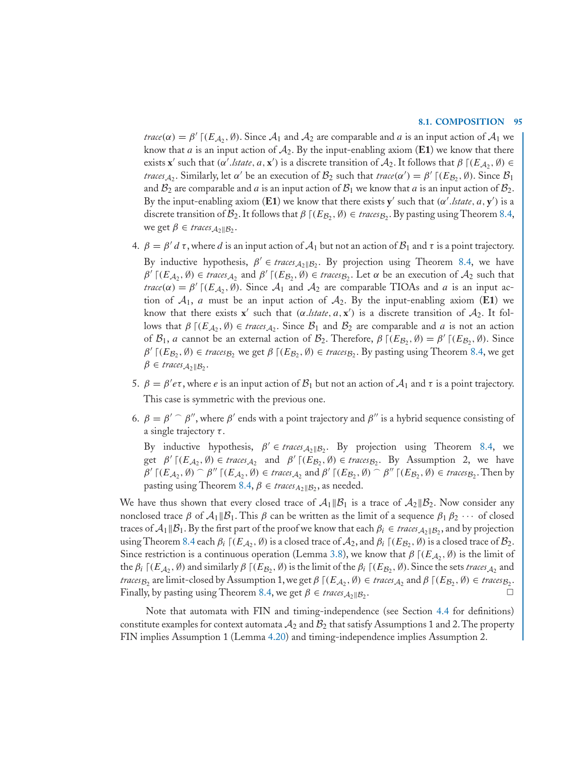$trace(\alpha) = \beta' \lceil (E_{\mathcal{A}_2}, \emptyset)$. Since $\mathcal{A}_1$ and $\mathcal{A}_2$ are comparable and $a$ is an input action of $\mathcal{A}_1$ we know that $a$ is an input action of $\mathcal{A}_2$. By the input-enabling axiom (**E1**) we know that there exists $\mathbf{x}'$ such that $(\alpha'.lstate, a, \mathbf{x}')$ is a discrete transition of $\mathcal{A}_2$. It follows that $\beta \lceil (E_{\mathcal{A}_2}, \emptyset) \in traces_{\mathcal{A}_2}$. Similarly, let $\alpha'$ be an execution of $\mathcal{B}_2$ such that $trace(\alpha') = \beta' \lceil (E_{\mathcal{B}_2}, \emptyset)$. Since $\mathcal{B}_1$ and $\mathcal{B}_2$ are comparable and $a$ is an input action of $\mathcal{B}_1$ we know that $a$ is an input action of $\mathcal{B}_2$. By the input-enabling axiom (**E1**) we know that there exists $\mathbf{y}'$ such that $(\alpha'.lstate, a, \mathbf{y}')$ is a discrete transition of $\mathcal{B}_2$. It follows that $\beta \lceil (E_{\mathcal{B}_2}, \emptyset) \in traces_{\mathcal{B}_2}$. By pasting using Theorem 8.4, we get $\beta \in traces_{\mathcal{A}_2 \| \mathcal{B}_2}$.

4. $\beta = \beta' \, d \, \tau$, where $d$ is an input action of $\mathcal{A}_1$ but not an action of $\mathcal{B}_1$ and $\tau$ is a point trajectory.
   By inductive hypothesis, $\beta' \in traces_{\mathcal{A}_2 \| \mathcal{B}_2}$. By projection using Theorem 8.4, we have $\beta' \lceil (E_{\mathcal{A}_2}, \emptyset) \in traces_{\mathcal{A}_2}$ and $\beta' \lceil (E_{\mathcal{B}_2}, \emptyset) \in traces_{\mathcal{B}_2}$. Let $\alpha$ be an execution of $\mathcal{A}_2$ such that $trace(\alpha) = \beta' \lceil (E_{\mathcal{A}_2}, \emptyset)$. Since $\mathcal{A}_1$ and $\mathcal{A}_2$ are comparable TIOAs and $a$ is an input action of $\mathcal{A}_1$, $a$ must be an input action of $\mathcal{A}_2$. By the input-enabling axiom (**E1**) we know that there exists $\mathbf{x}'$ such that $(\alpha.lstate, a, \mathbf{x}')$ is a discrete transition of $\mathcal{A}_2$. It follows that $\beta \lceil (E_{\mathcal{A}_2}, \emptyset) \in traces_{\mathcal{A}_2}$. Since $\mathcal{B}_1$ and $\mathcal{B}_2$ are comparable and $a$ is not an action of $\mathcal{B}_1$, $a$ cannot be an external action of $\mathcal{B}_2$. Therefore, $\beta \lceil (E_{\mathcal{B}_2}, \emptyset) = \beta' \lceil (E_{\mathcal{B}_2}, \emptyset)$. Since $\beta' \lceil (E_{\mathcal{B}_2}, \emptyset) \in traces_{\mathcal{B}_2}$ we get $\beta \lceil (E_{\mathcal{B}_2}, \emptyset) \in traces_{\mathcal{B}_2}$. By pasting using Theorem 8.4, we get $\beta \in traces_{\mathcal{A}_2 \| \mathcal{B}_2}$.

5. $\beta = \beta' e \tau$, where $e$ is an input action of $\mathcal{B}_1$ but not an action of $\mathcal{A}_1$ and $\tau$ is a point trajectory.
   This case is symmetric with the previous one.

6. $\beta = \beta' \frown \beta''$, where $\beta'$ ends with a point trajectory and $\beta''$ is a hybrid sequence consisting of a single trajectory $\tau$.
   By inductive hypothesis, $\beta' \in traces_{\mathcal{A}_2 \| \mathcal{B}_2}$. By projection using Theorem 8.4, we get $\beta' \lceil (E_{\mathcal{A}_2}, \emptyset) \in traces_{\mathcal{A}_2}$ and $\beta' \lceil (E_{\mathcal{B}_2}, \emptyset) \in traces_{\mathcal{B}_2}$. By Assumption 2, we have $\beta' \lceil (E_{\mathcal{A}_2}, \emptyset) \frown \beta'' \lceil (E_{\mathcal{A}_2}, \emptyset) \in traces_{\mathcal{A}_2}$ and $\beta' \lceil (E_{\mathcal{B}_2}, \emptyset) \frown \beta'' \lceil (E_{\mathcal{B}_2}, \emptyset) \in traces_{\mathcal{B}_2}$. Then by pasting using Theorem 8.4, $\beta \in traces_{\mathcal{A}_2 \| \mathcal{B}_2}$, as needed.

We have thus shown that every closed trace of $\mathcal{A}_1 \| \mathcal{B}_1$ is a trace of $\mathcal{A}_2 \| \mathcal{B}_2$. Now consider any nonclosed trace $\beta$ of $\mathcal{A}_1 \| \mathcal{B}_1$. This $\beta$ can be written as the limit of a sequence $\beta_1 \beta_2 \cdots$ of closed traces of $\mathcal{A}_1 \| \mathcal{B}_1$. By the first part of the proof we know that each $\beta_i \in traces_{\mathcal{A}_2 \| \mathcal{B}_2}$, and by projection using Theorem 8.4 each $\beta_i \lceil (E_{\mathcal{A}_2}, \emptyset)$ is a closed trace of $\mathcal{A}_2$, and $\beta_i \lceil (E_{\mathcal{B}_2}, \emptyset)$ is a closed trace of $\mathcal{B}_2$. Since restriction is a continuous operation (Lemma 3.8), we know that $\beta \lceil (E_{\mathcal{A}_2}, \emptyset)$ is the limit of the $\beta_i \lceil (E_{\mathcal{A}_2}, \emptyset)$ and similarly $\beta \lceil (E_{\mathcal{B}_2}, \emptyset)$ is the limit of the $\beta_i \lceil (E_{\mathcal{B}_2}, \emptyset)$. Since the sets $traces_{\mathcal{A}_2}$ and $traces_{\mathcal{B}_2}$ are limit-closed by Assumption 1, we get $\beta \lceil (E_{\mathcal{A}_2}, \emptyset) \in traces_{\mathcal{A}_2}$ and $\beta \lceil (E_{\mathcal{B}_2}, \emptyset) \in traces_{\mathcal{B}_2}$. Finally, by pasting using Theorem 8.4, we get $\beta \in traces_{\mathcal{A}_2 \| \mathcal{B}_2}$. □

Note that automata with FIN and timing-independence (see Section 4.4 for definitions) constitute examples for context automata $\mathcal{A}_2$ and $\mathcal{B}_2$ that satisfy Assumptions 1 and 2. The property FIN implies Assumption 1 (Lemma 4.20) and timing-independence implies Assumption 2.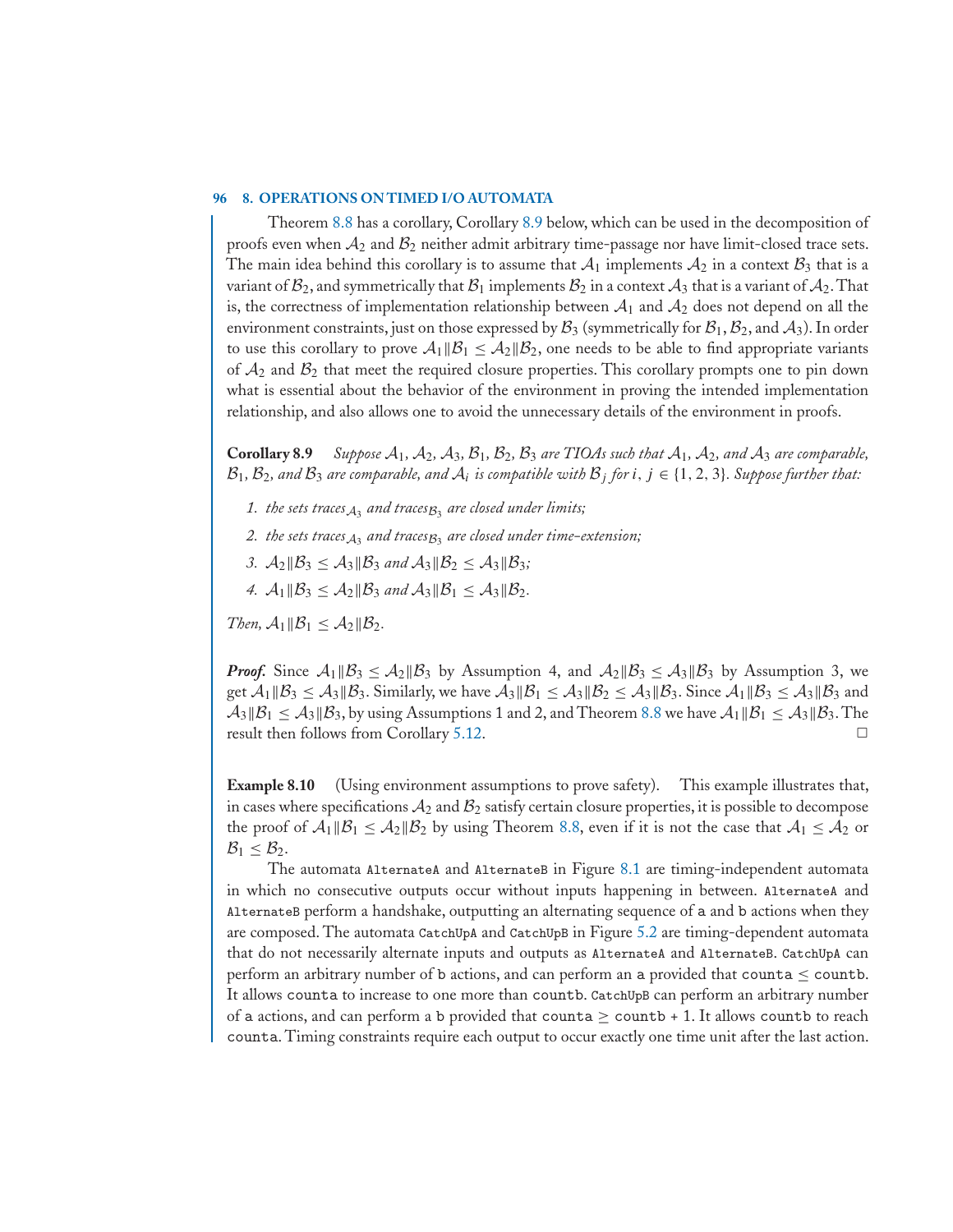Theorem 8.8 has a corollary, Corollary 8.9 below, which can be used in the decomposition of proofs even when $\mathcal{A}_2$ and $\mathcal{B}_2$ neither admit arbitrary time-passage nor have limit-closed trace sets. The main idea behind this corollary is to assume that $\mathcal{A}_1$ implements $\mathcal{A}_2$ in a context $\mathcal{B}_3$ that is a variant of $\mathcal{B}_2$, and symmetrically that $\mathcal{B}_1$ implements $\mathcal{B}_2$ in a context $\mathcal{A}_3$ that is a variant of $\mathcal{A}_2$. That is, the correctness of implementation relationship between $\mathcal{A}_1$ and $\mathcal{A}_2$ does not depend on all the environment constraints, just on those expressed by $\mathcal{B}_3$ (symmetrically for $\mathcal{B}_1$, $\mathcal{B}_2$, and $\mathcal{A}_3$). In order to use this corollary to prove $\mathcal{A}_1 \| \mathcal{B}_1 \leq \mathcal{A}_2 \| \mathcal{B}_2$, one needs to be able to find appropriate variants of $\mathcal{A}_2$ and $\mathcal{B}_2$ that meet the required closure properties. This corollary prompts one to pin down what is essential about the behavior of the environment in proving the intended implementation relationship, and also allows one to avoid the unnecessary details of the environment in proofs.

**Corollary 8.9** *Suppose $\mathcal{A}_1$, $\mathcal{A}_2$, $\mathcal{A}_3$, $\mathcal{B}_1$, $\mathcal{B}_2$, $\mathcal{B}_3$ are TIOAs such that $\mathcal{A}_1$, $\mathcal{A}_2$, and $\mathcal{A}_3$ are comparable, $\mathcal{B}_1$, $\mathcal{B}_2$, and $\mathcal{B}_3$ are comparable, and $\mathcal{A}_i$ is compatible with $\mathcal{B}_j$ for $i, j \in \{1, 2, 3\}$. Suppose further that:*

1. *the sets $traces_{\mathcal{A}_3}$ and $traces_{\mathcal{B}_3}$ are closed under limits;*
2. *the sets $traces_{\mathcal{A}_3}$ and $traces_{\mathcal{B}_3}$ are closed under time-extension;*
3. *$\mathcal{A}_2 \| \mathcal{B}_3 \leq \mathcal{A}_3 \| \mathcal{B}_3$ and $\mathcal{A}_3 \| \mathcal{B}_2 \leq \mathcal{A}_3 \| \mathcal{B}_3$;*
4. *$\mathcal{A}_1 \| \mathcal{B}_3 \leq \mathcal{A}_2 \| \mathcal{B}_3$ and $\mathcal{A}_3 \| \mathcal{B}_1 \leq \mathcal{A}_3 \| \mathcal{B}_2$.*

*Then, $\mathcal{A}_1 \| \mathcal{B}_1 \leq \mathcal{A}_2 \| \mathcal{B}_2$.*

***Proof.*** Since $\mathcal{A}_1 \| \mathcal{B}_3 \leq \mathcal{A}_2 \| \mathcal{B}_3$ by Assumption 4, and $\mathcal{A}_2 \| \mathcal{B}_3 \leq \mathcal{A}_3 \| \mathcal{B}_3$ by Assumption 3, we get $\mathcal{A}_1 \| \mathcal{B}_3 \leq \mathcal{A}_3 \| \mathcal{B}_3$. Similarly, we have $\mathcal{A}_3 \| \mathcal{B}_1 \leq \mathcal{A}_3 \| \mathcal{B}_2 \leq \mathcal{A}_3 \| \mathcal{B}_3$. Since $\mathcal{A}_1 \| \mathcal{B}_3 \leq \mathcal{A}_3 \| \mathcal{B}_3$ and $\mathcal{A}_3 \| \mathcal{B}_1 \leq \mathcal{A}_3 \| \mathcal{B}_3$, by using Assumptions 1 and 2, and Theorem 8.8 we have $\mathcal{A}_1 \| \mathcal{B}_1 \leq \mathcal{A}_3 \| \mathcal{B}_3$. The result then follows from Corollary 5.12. □

**Example 8.10** (Using environment assumptions to prove safety). This example illustrates that, in cases where specifications $\mathcal{A}_2$ and $\mathcal{B}_2$ satisfy certain closure properties, it is possible to decompose the proof of $\mathcal{A}_1 \| \mathcal{B}_1 \leq \mathcal{A}_2 \| \mathcal{B}_2$ by using Theorem 8.8, even if it is not the case that $\mathcal{A}_1 \leq \mathcal{A}_2$ or $\mathcal{B}_1 \leq \mathcal{B}_2$.

The automata `AlternateA` and `AlternateB` in Figure 8.1 are timing-independent automata in which no consecutive outputs occur without inputs happening in between. `AlternateA` and `AlternateB` perform a handshake, outputting an alternating sequence of `a` and `b` actions when they are composed. The automata `CatchUpA` and `CatchUpB` in Figure 5.2 are timing-dependent automata that do not necessarily alternate inputs and outputs as `AlternateA` and `AlternateB`. `CatchUpA` can perform an arbitrary number of `b` actions, and can perform an `a` provided that `counta` ≤ `countb`. It allows `counta` to increase to one more than `countb`. `CatchUpB` can perform an arbitrary number of `a` actions, and can perform a `b` provided that `counta` ≥ `countb + 1`. It allows `countb` to reach `counta`. Timing constraints require each output to occur exactly one time unit after the last action.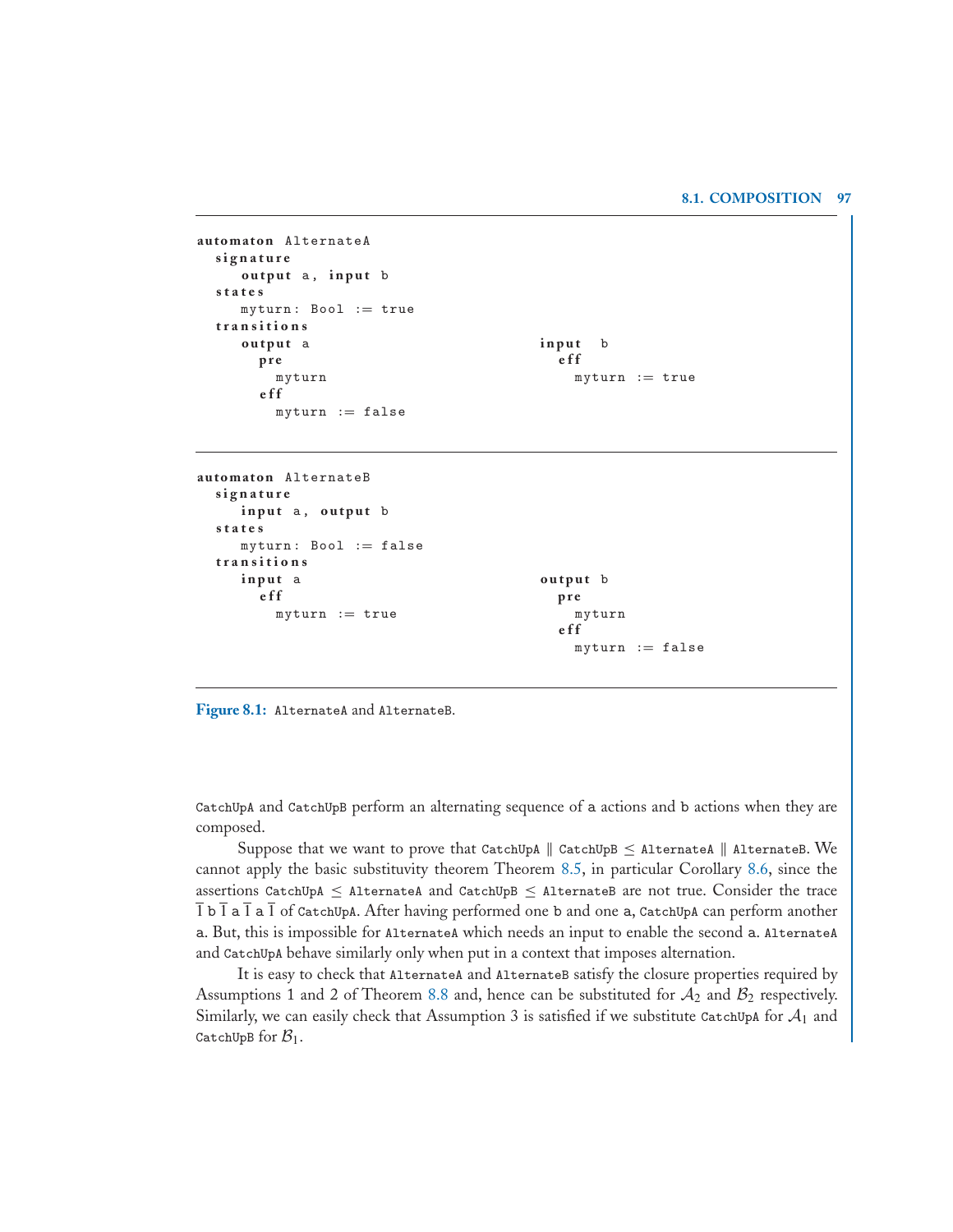```
automaton AlternateA
  signature
    output a, input b
  states
    myturn: Bool := true
  transitions
    output a
      pre
        myturn
      eff
        myturn := false

    input b
      eff
        myturn := true
```

```
automaton AlternateB
  signature
    input a, output b
  states
    myturn: Bool := false
  transitions
    input a
      eff
        myturn := true

    output b
      pre
        myturn
      eff
        myturn := false
```

**Figure 8.1:** `AlternateA` and `AlternateB`.

`CatchUpA` and `CatchUpB` perform an alternating sequence of `a` actions and `b` actions when they are composed.

Suppose that we want to prove that `CatchUpA` $\|$ `CatchUpB` $\leq$ `AlternateA` $\|$ `AlternateB`. We cannot apply the basic substituvity theorem Theorem 8.5, in particular Corollary 8.6, since the assertions `CatchUpA` $\leq$ `AlternateA` and `CatchUpB` $\leq$ `AlternateB` are not true. Consider the trace $\overline{1}$ `b` $\overline{1}$ `a` $\overline{1}$ `a` $\overline{1}$ of `CatchUpA`. After having performed one `b` and one `a`, `CatchUpA` can perform another `a`. But, this is impossible for `AlternateA` which needs an input to enable the second `a`. `AlternateA` and `CatchUpA` behave similarly only when put in a context that imposes alternation.

It is easy to check that `AlternateA` and `AlternateB` satisfy the closure properties required by Assumptions 1 and 2 of Theorem 8.8 and, hence can be substituted for $\mathcal{A}_2$ and $\mathcal{B}_2$ respectively. Similarly, we can easily check that Assumption 3 is satisfied if we substitute `CatchUpA` for $\mathcal{A}_1$ and `CatchUpB` for $\mathcal{B}_1$.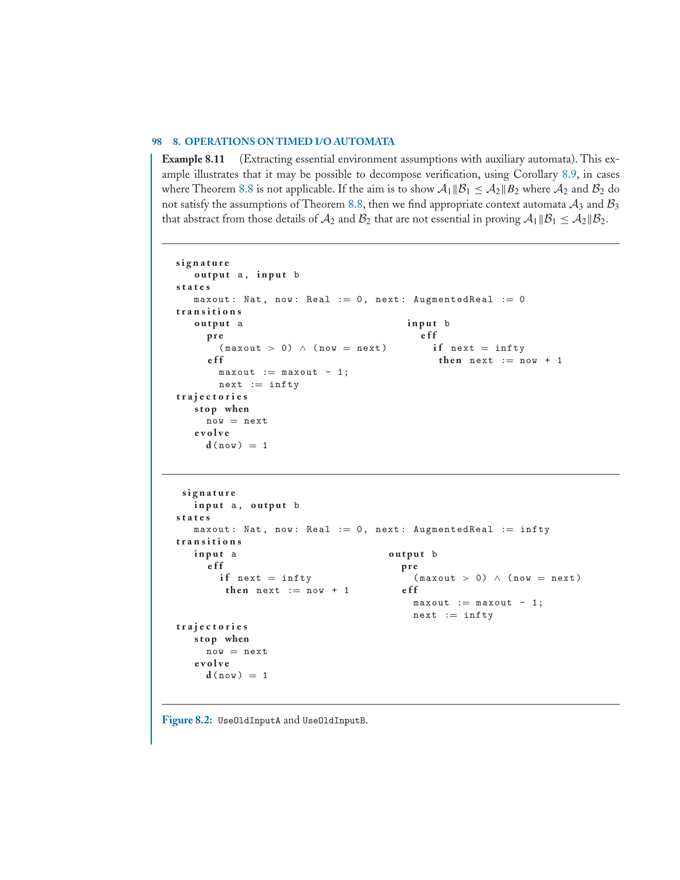**Example 8.11** (Extracting essential environment assumptions with auxiliary automata). This example illustrates that it may be possible to decompose verification, using Corollary 8.9, in cases where Theorem 8.8 is not applicable. If the aim is to show $\mathcal{A}_1 \| \mathcal{B}_1 \leq \mathcal{A}_2 \| \mathcal{B}_2$ where $\mathcal{A}_2$ and $\mathcal{B}_2$ do not satisfy the assumptions of Theorem 8.8, then we find appropriate context automata $\mathcal{A}_3$ and $\mathcal{B}_3$ that abstract from those details of $\mathcal{A}_2$ and $\mathcal{B}_2$ that are not essential in proving $\mathcal{A}_1 \| \mathcal{B}_1 \leq \mathcal{A}_2 \| \mathcal{B}_2$.

```
signature
   output a, input b
states
   maxout: Nat, now: Real := 0, next: AugmentedReal := 0
transitions
   output a                                input b
     pre                                     eff
       (maxout > 0) ∧ (now = next)             if next = infty
     eff                                        then next := now + 1
       maxout := maxout - 1;
       next := infty
trajectories
   stop when
     now = next
   evolve
     d(now) = 1
```

```
signature
   input a, output b
states
   maxout: Nat, now: Real := 0, next: AugmentedReal := infty
transitions
   input a                              output b
     eff                                  pre
       if next = infty                      (maxout > 0) ∧ (now = next)
        then next := now + 1              eff
                                            maxout := maxout - 1;
                                            next := infty
trajectories
   stop when
     now = next
   evolve
     d(now) = 1
```

**Figure 8.2:** `UseOldInputA` and `UseOldInputB`.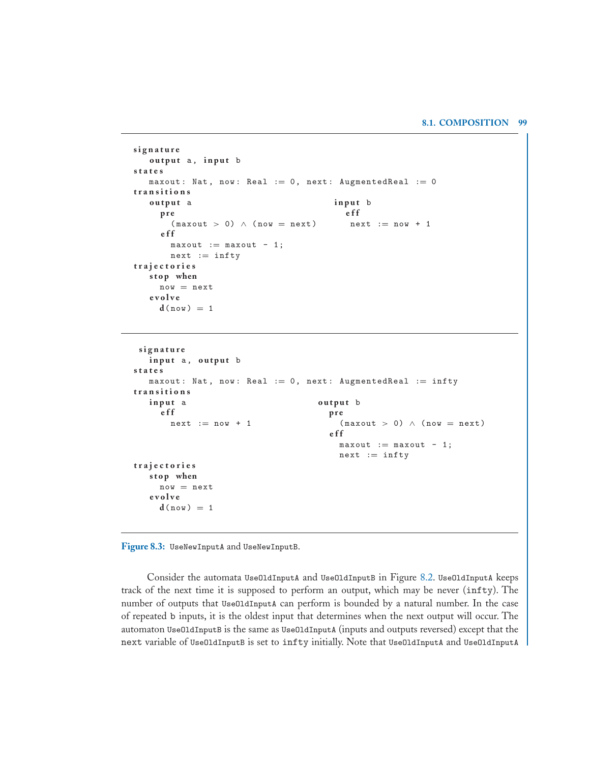```
signature
   output a, input b
states
   maxout: Nat, now: Real := 0, next: AugmentedReal := 0
transitions
   output a                                   input b
     pre                                        eff
       (maxout > 0) ∧ (now = next)                next := now + 1
     eff
       maxout := maxout - 1;
       next := infty
trajectories
   stop when
     now = next
   evolve
     d(now) = 1
```

```
signature
   input a, output b
states
   maxout: Nat, now: Real := 0, next: AugmentedReal := infty
transitions
   input a                                 output b
     eff                                     pre
       next := now + 1                         (maxout > 0) ∧ (now = next)
                                             eff
                                               maxout := maxout - 1;
                                               next := infty
trajectories
   stop when
     now = next
   evolve
     d(now) = 1
```

**Figure 8.3:** `UseNewInputA` and `UseNewInputB`.

Consider the automata `UseOldInputA` and `UseOldInputB` in Figure 8.2. `UseOldInputA` keeps track of the next time it is supposed to perform an output, which may be never (`infty`). The number of outputs that `UseOldInputA` can perform is bounded by a natural number. In the case of repeated `b` inputs, it is the oldest input that determines when the next output will occur. The automaton `UseOldInputB` is the same as `UseOldInputA` (inputs and outputs reversed) except that the `next` variable of `UseOldInputB` is set to `infty` initially. Note that `UseOldInputA` and `UseOldInputA`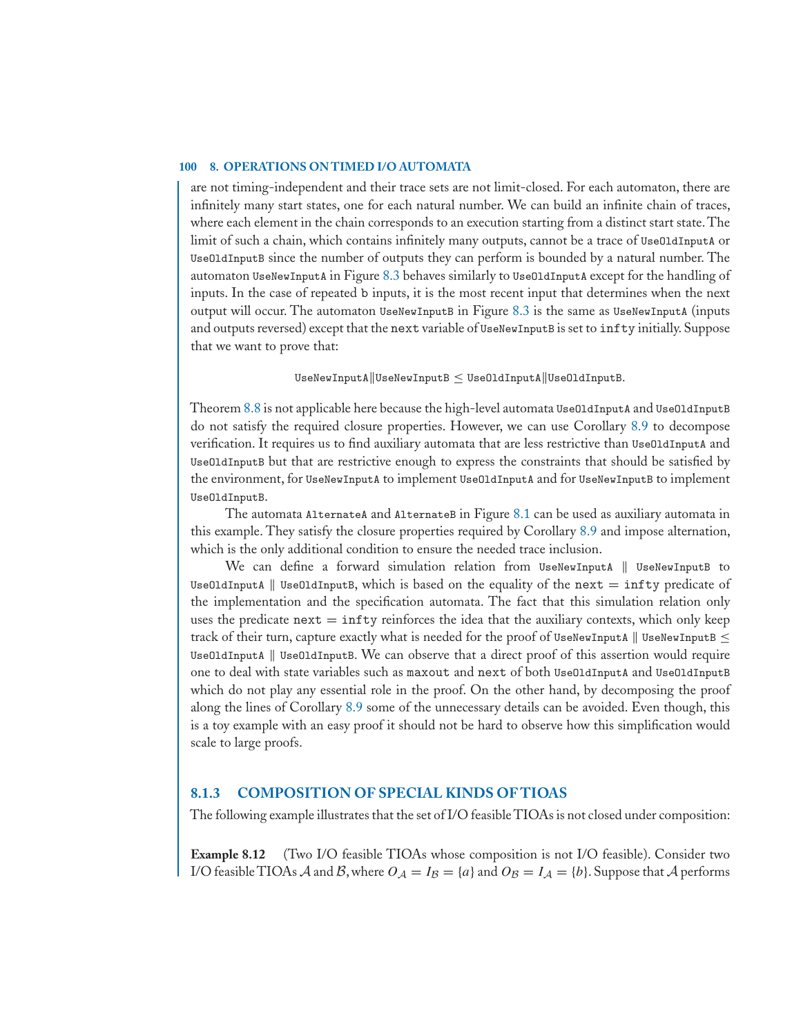are not timing-independent and their trace sets are not limit-closed. For each automaton, there are infinitely many start states, one for each natural number. We can build an infinite chain of traces, where each element in the chain corresponds to an execution starting from a distinct start state. The limit of such a chain, which contains infinitely many outputs, cannot be a trace of `UseOldInputA` or `UseOldInputB` since the number of outputs they can perform is bounded by a natural number. The automaton `UseNewInputA` in Figure 8.3 behaves similarly to `UseOldInputA` except for the handling of inputs. In the case of repeated `b` inputs, it is the most recent input that determines when the next output will occur. The automaton `UseNewInputB` in Figure 8.3 is the same as `UseNewInputA` (inputs and outputs reversed) except that the `next` variable of `UseNewInputB` is set to `infty` initially. Suppose that we want to prove that:

$$\texttt{UseNewInputA} \| \texttt{UseNewInputB} \leq \texttt{UseOldInputA} \| \texttt{UseOldInputB}.$$

Theorem 8.8 is not applicable here because the high-level automata `UseOldInputA` and `UseOldInputB` do not satisfy the required closure properties. However, we can use Corollary 8.9 to decompose verification. It requires us to find auxiliary automata that are less restrictive than `UseOldInputA` and `UseOldInputB` but that are restrictive enough to express the constraints that should be satisfied by the environment, for `UseNewInputA` to implement `UseOldInputA` and for `UseNewInputB` to implement `UseOldInputB`.

The automata `AlternateA` and `AlternateB` in Figure 8.1 can be used as auxiliary automata in this example. They satisfy the closure properties required by Corollary 8.9 and impose alternation, which is the only additional condition to ensure the needed trace inclusion.

We can define a forward simulation relation from `UseNewInputA` ‖ `UseNewInputB` to `UseOldInputA` ‖ `UseOldInputB`, which is based on the equality of the `next = infty` predicate of the implementation and the specification automata. The fact that this simulation relation only uses the predicate `next = infty` reinforces the idea that the auxiliary contexts, which only keep track of their turn, capture exactly what is needed for the proof of `UseNewInputA` ‖ `UseNewInputB` ≤ `UseOldInputA` ‖ `UseOldInputB`. We can observe that a direct proof of this assertion would require one to deal with state variables such as `maxout` and `next` of both `UseOldInputA` and `UseOldInputB` which do not play any essential role in the proof. On the other hand, by decomposing the proof along the lines of Corollary 8.9 some of the unnecessary details can be avoided. Even though, this is a toy example with an easy proof it should not be hard to observe how this simplification would scale to large proofs.

### 8.1.3 COMPOSITION OF SPECIAL KINDS OF TIOAS

The following example illustrates that the set of I/O feasible TIOAs is not closed under composition:

**Example 8.12** (Two I/O feasible TIOAs whose composition is not I/O feasible). Consider two I/O feasible TIOAs $\mathcal{A}$ and $\mathcal{B}$, where $O_{\mathcal{A}} = I_{\mathcal{B}} = \{a\}$ and $O_{\mathcal{B}} = I_{\mathcal{A}} = \{b\}$. Suppose that $\mathcal{A}$ performs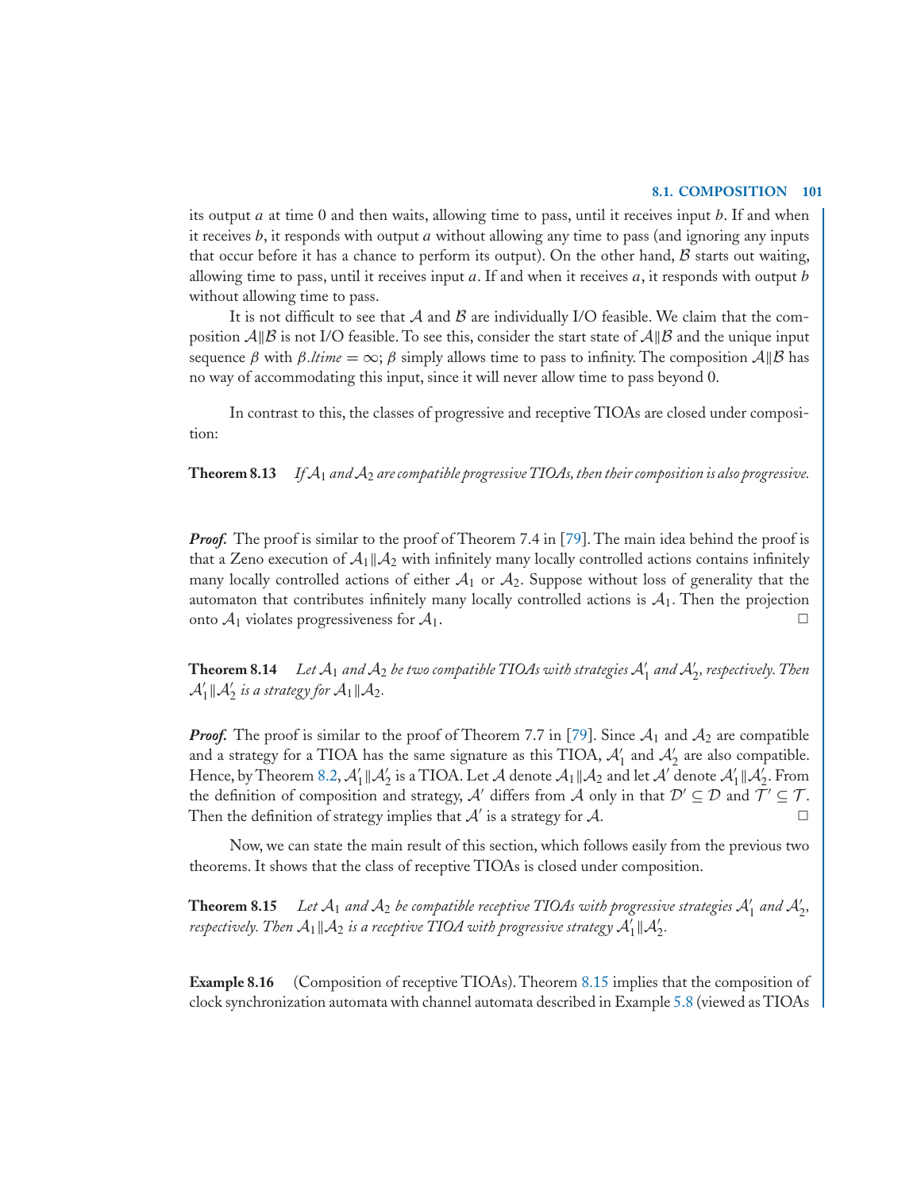its output $a$ at time 0 and then waits, allowing time to pass, until it receives input $b$. If and when it receives $b$, it responds with output $a$ without allowing any time to pass (and ignoring any inputs that occur before it has a chance to perform its output). On the other hand, $\mathcal{B}$ starts out waiting, allowing time to pass, until it receives input $a$. If and when it receives $a$, it responds with output $b$ without allowing time to pass.

It is not difficult to see that $\mathcal{A}$ and $\mathcal{B}$ are individually I/O feasible. We claim that the composition $\mathcal{A}\|\mathcal{B}$ is not I/O feasible. To see this, consider the start state of $\mathcal{A}\|\mathcal{B}$ and the unique input sequence $\beta$ with $\beta.ltime = \infty$; $\beta$ simply allows time to pass to infinity. The composition $\mathcal{A}\|\mathcal{B}$ has no way of accommodating this input, since it will never allow time to pass beyond 0.

In contrast to this, the classes of progressive and receptive TIOAs are closed under composition:

**Theorem 8.13** *If $\mathcal{A}_1$ and $\mathcal{A}_2$ are compatible progressive TIOAs, then their composition is also progressive.*

***Proof.*** The proof is similar to the proof of Theorem 7.4 in [79]. The main idea behind the proof is that a Zeno execution of $\mathcal{A}_1\|\mathcal{A}_2$ with infinitely many locally controlled actions contains infinitely many locally controlled actions of either $\mathcal{A}_1$ or $\mathcal{A}_2$. Suppose without loss of generality that the automaton that contributes infinitely many locally controlled actions is $\mathcal{A}_1$. Then the projection onto $\mathcal{A}_1$ violates progressiveness for $\mathcal{A}_1$. □

**Theorem 8.14** *Let $\mathcal{A}_1$ and $\mathcal{A}_2$ be two compatible TIOAs with strategies $\mathcal{A}'_1$ and $\mathcal{A}'_2$, respectively. Then $\mathcal{A}'_1\|\mathcal{A}'_2$ is a strategy for $\mathcal{A}_1\|\mathcal{A}_2$.*

***Proof.*** The proof is similar to the proof of Theorem 7.7 in [79]. Since $\mathcal{A}_1$ and $\mathcal{A}_2$ are compatible and a strategy for a TIOA has the same signature as this TIOA, $\mathcal{A}'_1$ and $\mathcal{A}'_2$ are also compatible. Hence, by Theorem 8.2, $\mathcal{A}'_1\|\mathcal{A}'_2$ is a TIOA. Let $\mathcal{A}$ denote $\mathcal{A}_1\|\mathcal{A}_2$ and let $\mathcal{A}'$ denote $\mathcal{A}'_1\|\mathcal{A}'_2$. From the definition of composition and strategy, $\mathcal{A}'$ differs from $\mathcal{A}$ only in that $\mathcal{D}' \subseteq \mathcal{D}$ and $\mathcal{T}' \subseteq \mathcal{T}$. Then the definition of strategy implies that $\mathcal{A}'$ is a strategy for $\mathcal{A}$. □

Now, we can state the main result of this section, which follows easily from the previous two theorems. It shows that the class of receptive TIOAs is closed under composition.

**Theorem 8.15** *Let $\mathcal{A}_1$ and $\mathcal{A}_2$ be compatible receptive TIOAs with progressive strategies $\mathcal{A}'_1$ and $\mathcal{A}'_2$, respectively. Then $\mathcal{A}_1\|\mathcal{A}_2$ is a receptive TIOA with progressive strategy $\mathcal{A}'_1\|\mathcal{A}'_2$.*

**Example 8.16** (Composition of receptive TIOAs). Theorem 8.15 implies that the composition of clock synchronization automata with channel automata described in Example 5.8 (viewed as TIOAs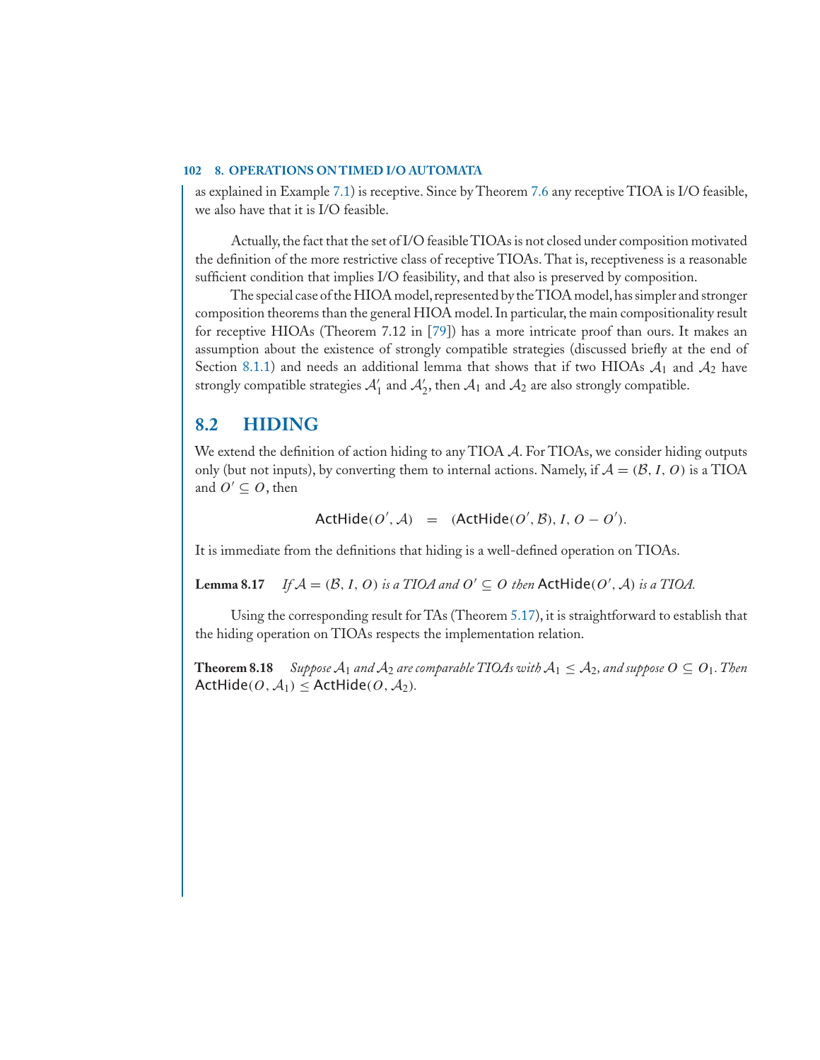as explained in Example 7.1) is receptive. Since by Theorem 7.6 any receptive TIOA is I/O feasible, we also have that it is I/O feasible.

Actually, the fact that the set of I/O feasible TIOAs is not closed under composition motivated the definition of the more restrictive class of receptive TIOAs. That is, receptiveness is a reasonable sufficient condition that implies I/O feasibility, and that also is preserved by composition.

The special case of the HIOA model, represented by the TIOA model, has simpler and stronger composition theorems than the general HIOA model. In particular, the main compositionality result for receptive HIOAs (Theorem 7.12 in [79]) has a more intricate proof than ours. It makes an assumption about the existence of strongly compatible strategies (discussed briefly at the end of Section 8.1.1) and needs an additional lemma that shows that if two HIOAs $\mathcal{A}_1$ and $\mathcal{A}_2$ have strongly compatible strategies $\mathcal{A}'_1$ and $\mathcal{A}'_2$, then $\mathcal{A}_1$ and $\mathcal{A}_2$ are also strongly compatible.

## 8.2 HIDING

We extend the definition of action hiding to any TIOA $\mathcal{A}$. For TIOAs, we consider hiding outputs only (but not inputs), by converting them to internal actions. Namely, if $\mathcal{A} = (\mathcal{B}, I, O)$ is a TIOA and $O' \subseteq O$, then

$$\mathsf{ActHide}(O', \mathcal{A}) \quad = \quad (\mathsf{ActHide}(O', \mathcal{B}), I, O - O').$$

It is immediate from the definitions that hiding is a well-defined operation on TIOAs.

**Lemma 8.17** *If $\mathcal{A} = (\mathcal{B}, I, O)$ is a TIOA and $O' \subseteq O$ then $\mathsf{ActHide}(O', \mathcal{A})$ is a TIOA.*

Using the corresponding result for TAs (Theorem 5.17), it is straightforward to establish that the hiding operation on TIOAs respects the implementation relation.

**Theorem 8.18** *Suppose $\mathcal{A}_1$ and $\mathcal{A}_2$ are comparable TIOAs with $\mathcal{A}_1 \leq \mathcal{A}_2$, and suppose $O \subseteq O_1$. Then $\mathsf{ActHide}(O, \mathcal{A}_1) \leq \mathsf{ActHide}(O, \mathcal{A}_2)$.*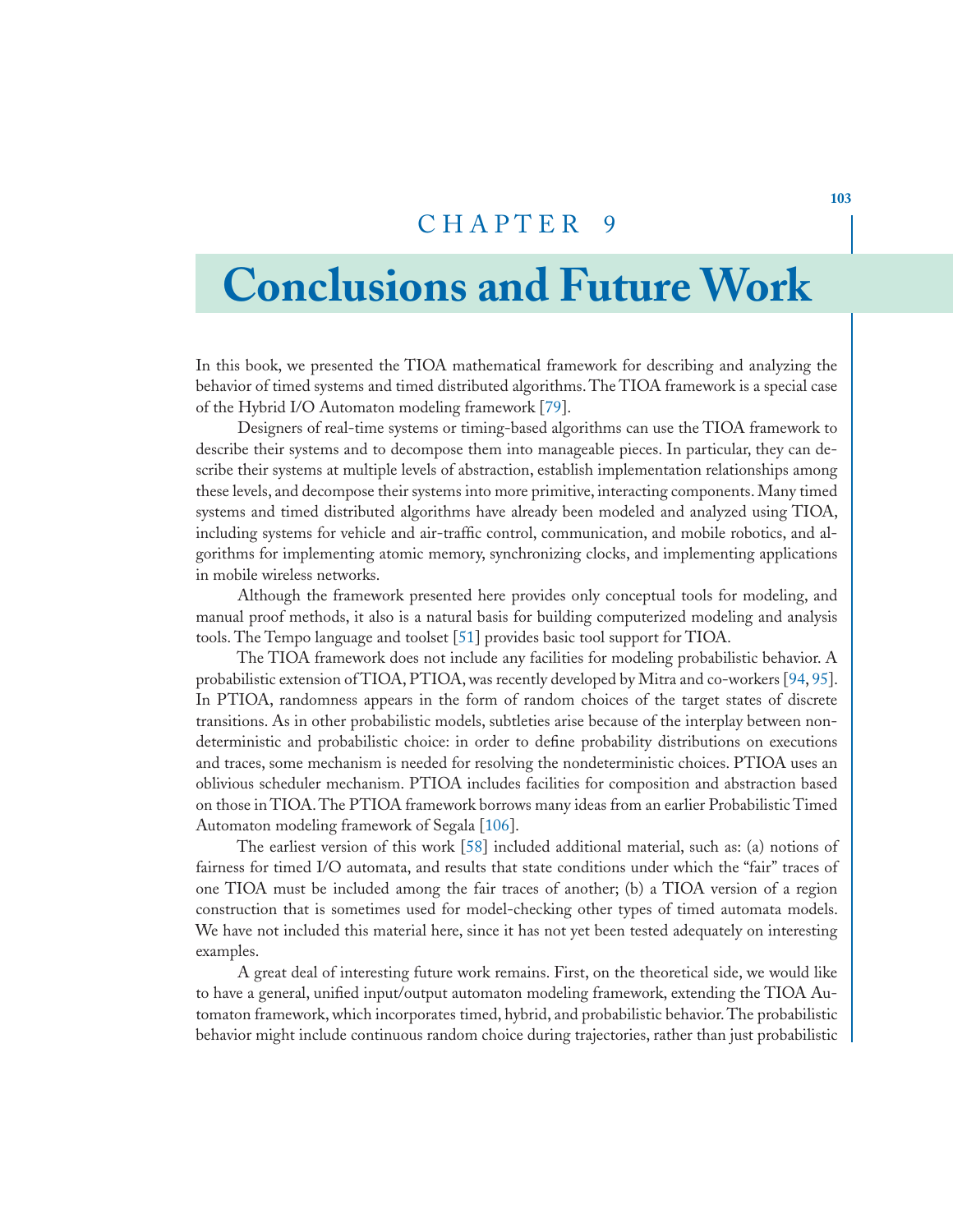# CHAPTER 9

# Conclusions and Future Work

In this book, we presented the TIOA mathematical framework for describing and analyzing the behavior of timed systems and timed distributed algorithms. The TIOA framework is a special case of the Hybrid I/O Automaton modeling framework [79].

Designers of real-time systems or timing-based algorithms can use the TIOA framework to describe their systems and to decompose them into manageable pieces. In particular, they can describe their systems at multiple levels of abstraction, establish implementation relationships among these levels, and decompose their systems into more primitive, interacting components. Many timed systems and timed distributed algorithms have already been modeled and analyzed using TIOA, including systems for vehicle and air-traffic control, communication, and mobile robotics, and algorithms for implementing atomic memory, synchronizing clocks, and implementing applications in mobile wireless networks.

Although the framework presented here provides only conceptual tools for modeling, and manual proof methods, it also is a natural basis for building computerized modeling and analysis tools. The Tempo language and toolset [51] provides basic tool support for TIOA.

The TIOA framework does not include any facilities for modeling probabilistic behavior. A probabilistic extension of TIOA, PTIOA, was recently developed by Mitra and co-workers [94, 95]. In PTIOA, randomness appears in the form of random choices of the target states of discrete transitions. As in other probabilistic models, subtleties arise because of the interplay between nondeterministic and probabilistic choice: in order to define probability distributions on executions and traces, some mechanism is needed for resolving the nondeterministic choices. PTIOA uses an oblivious scheduler mechanism. PTIOA includes facilities for composition and abstraction based on those in TIOA. The PTIOA framework borrows many ideas from an earlier Probabilistic Timed Automaton modeling framework of Segala [106].

The earliest version of this work [58] included additional material, such as: (a) notions of fairness for timed I/O automata, and results that state conditions under which the "fair" traces of one TIOA must be included among the fair traces of another; (b) a TIOA version of a region construction that is sometimes used for model-checking other types of timed automata models. We have not included this material here, since it has not yet been tested adequately on interesting examples.

A great deal of interesting future work remains. First, on the theoretical side, we would like to have a general, unified input/output automaton modeling framework, extending the TIOA Automaton framework, which incorporates timed, hybrid, and probabilistic behavior. The probabilistic behavior might include continuous random choice during trajectories, rather than just probabilistic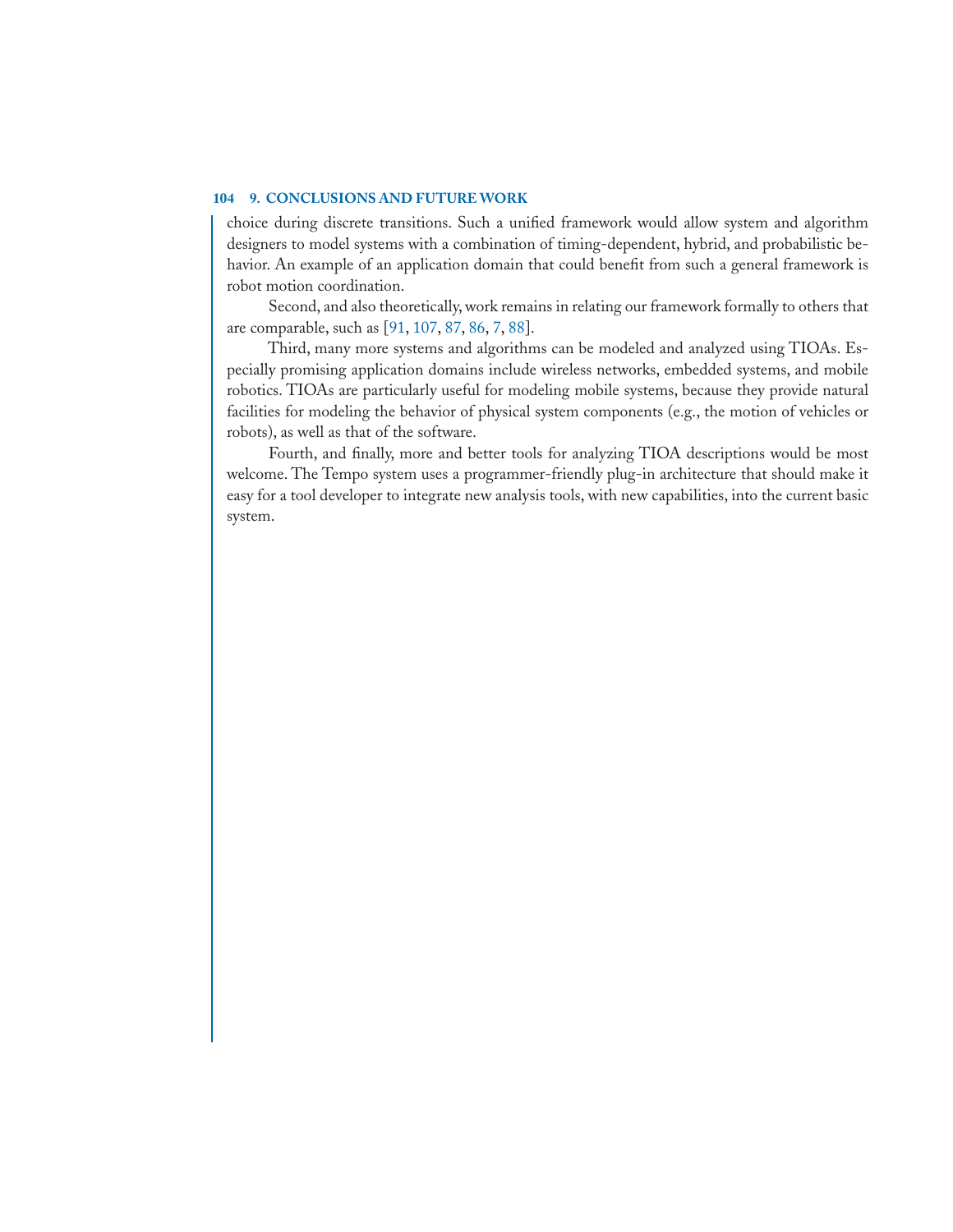choice during discrete transitions. Such a unified framework would allow system and algorithm designers to model systems with a combination of timing-dependent, hybrid, and probabilistic behavior. An example of an application domain that could benefit from such a general framework is robot motion coordination.

Second, and also theoretically, work remains in relating our framework formally to others that are comparable, such as [91, 107, 87, 86, 7, 88].

Third, many more systems and algorithms can be modeled and analyzed using TIOAs. Especially promising application domains include wireless networks, embedded systems, and mobile robotics. TIOAs are particularly useful for modeling mobile systems, because they provide natural facilities for modeling the behavior of physical system components (e.g., the motion of vehicles or robots), as well as that of the software.

Fourth, and finally, more and better tools for analyzing TIOA descriptions would be most welcome. The Tempo system uses a programmer-friendly plug-in architecture that should make it easy for a tool developer to integrate new analysis tools, with new capabilities, into the current basic system.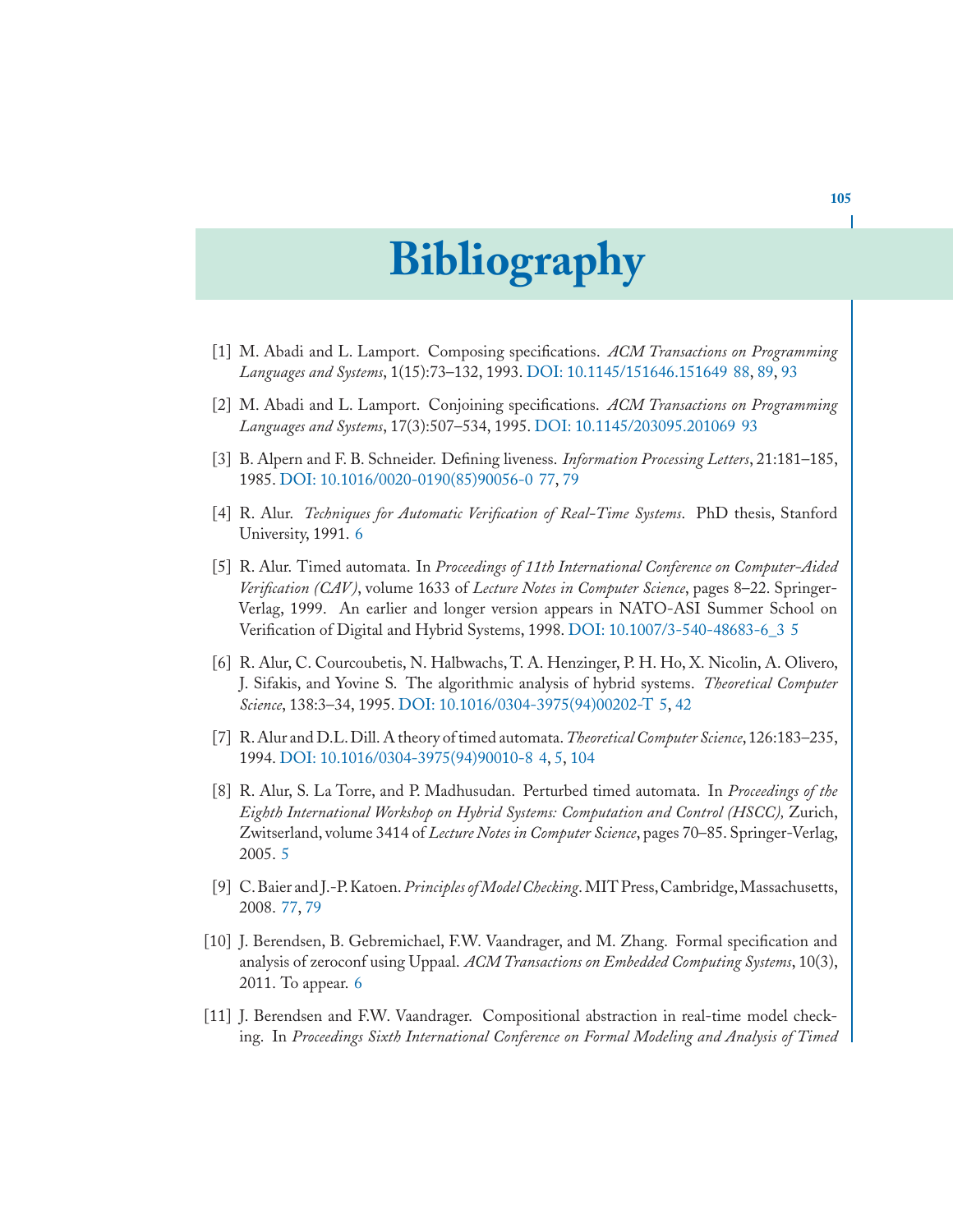# Bibliography

[1] M. Abadi and L. Lamport. Composing specifications. *ACM Transactions on Programming Languages and Systems*, 1(15):73–132, 1993. DOI: 10.1145/151646.151649 88, 89, 93

[2] M. Abadi and L. Lamport. Conjoining specifications. *ACM Transactions on Programming Languages and Systems*, 17(3):507–534, 1995. DOI: 10.1145/203095.201069 93

[3] B. Alpern and F. B. Schneider. Defining liveness. *Information Processing Letters*, 21:181–185, 1985. DOI: 10.1016/0020-0190(85)90056-0 77, 79

[4] R. Alur. *Techniques for Automatic Verification of Real-Time Systems*. PhD thesis, Stanford University, 1991. 6

[5] R. Alur. Timed automata. In *Proceedings of 11th International Conference on Computer-Aided Verification (CAV)*, volume 1633 of *Lecture Notes in Computer Science*, pages 8–22. Springer-Verlag, 1999. An earlier and longer version appears in NATO-ASI Summer School on Verification of Digital and Hybrid Systems, 1998. DOI: 10.1007/3-540-48683-6_3 5

[6] R. Alur, C. Courcoubetis, N. Halbwachs, T. A. Henzinger, P. H. Ho, X. Nicolin, A. Olivero, J. Sifakis, and Yovine S. The algorithmic analysis of hybrid systems. *Theoretical Computer Science*, 138:3–34, 1995. DOI: 10.1016/0304-3975(94)00202-T 5, 42

[7] R. Alur and D.L. Dill. A theory of timed automata. *Theoretical Computer Science*, 126:183–235, 1994. DOI: 10.1016/0304-3975(94)90010-8 4, 5, 104

[8] R. Alur, S. La Torre, and P. Madhusudan. Perturbed timed automata. In *Proceedings of the Eighth International Workshop on Hybrid Systems: Computation and Control (HSCC),* Zurich, Zwitserland, volume 3414 of *Lecture Notes in Computer Science*, pages 70–85. Springer-Verlag, 2005. 5

[9] C. Baier and J.-P. Katoen. *Principles of Model Checking*. MIT Press, Cambridge, Massachusetts, 2008. 77, 79

[10] J. Berendsen, B. Gebremichael, F.W. Vaandrager, and M. Zhang. Formal specification and analysis of zeroconf using Uppaal. *ACM Transactions on Embedded Computing Systems*, 10(3), 2011. To appear. 6

[11] J. Berendsen and F.W. Vaandrager. Compositional abstraction in real-time model checking. In *Proceedings Sixth International Conference on Formal Modeling and Analysis of Timed*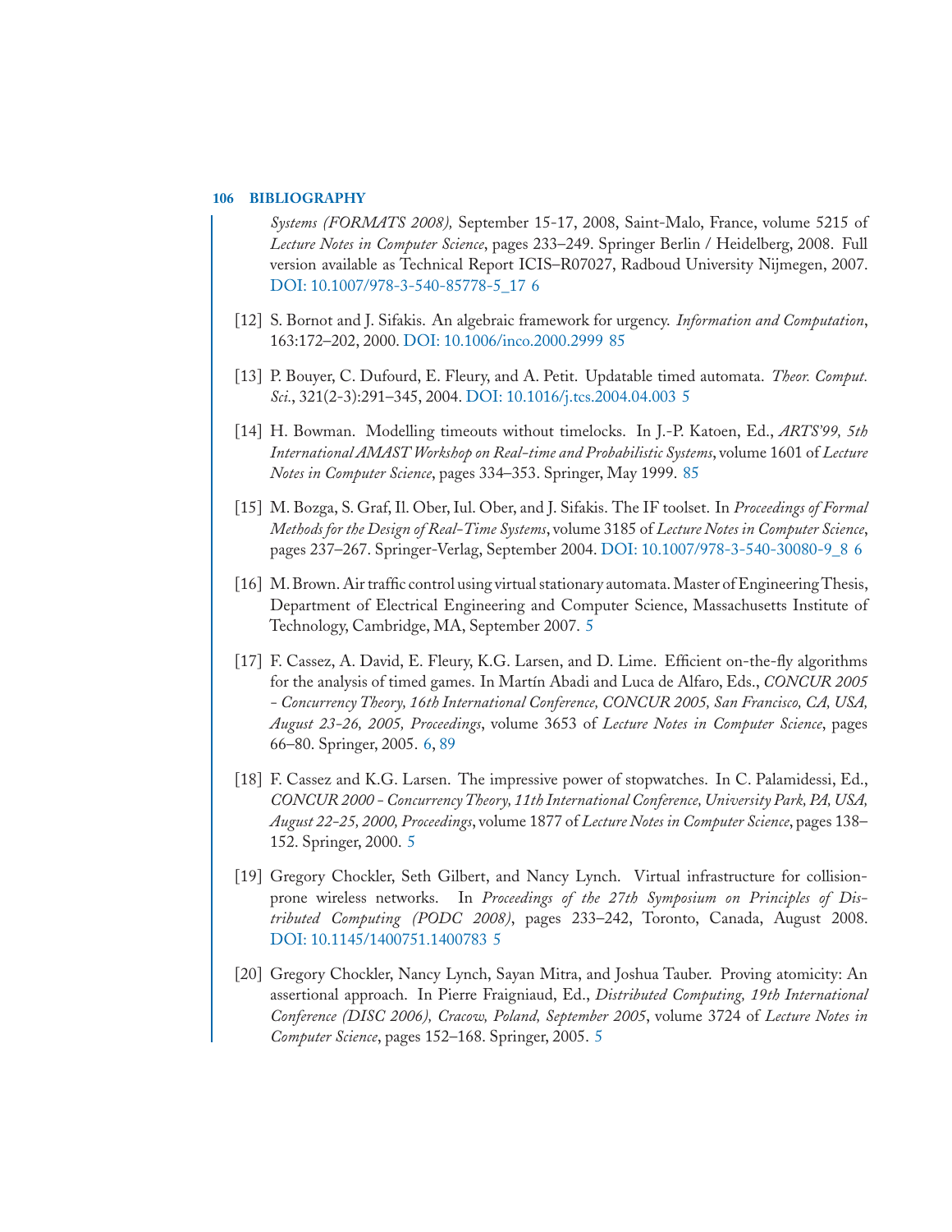*Systems (FORMATS 2008),* September 15-17, 2008, Saint-Malo, France, volume 5215 of *Lecture Notes in Computer Science*, pages 233–249. Springer Berlin / Heidelberg, 2008. Full version available as Technical Report ICIS–R07027, Radboud University Nijmegen, 2007. DOI: 10.1007/978-3-540-85778-5_17 6

[12] S. Bornot and J. Sifakis. An algebraic framework for urgency. *Information and Computation*, 163:172–202, 2000. DOI: 10.1006/inco.2000.2999 85

[13] P. Bouyer, C. Dufourd, E. Fleury, and A. Petit. Updatable timed automata. *Theor. Comput. Sci.*, 321(2-3):291–345, 2004. DOI: 10.1016/j.tcs.2004.04.003 5

[14] H. Bowman. Modelling timeouts without timelocks. In J.-P. Katoen, Ed., *ARTS'99, 5th International AMAST Workshop on Real-time and Probabilistic Systems*, volume 1601 of *Lecture Notes in Computer Science*, pages 334–353. Springer, May 1999. 85

[15] M. Bozga, S. Graf, Il. Ober, Iul. Ober, and J. Sifakis. The IF toolset. In *Proceedings of Formal Methods for the Design of Real-Time Systems*, volume 3185 of *Lecture Notes in Computer Science*, pages 237–267. Springer-Verlag, September 2004. DOI: 10.1007/978-3-540-30080-9_8 6

[16] M. Brown. Air traffic control using virtual stationary automata. Master of Engineering Thesis, Department of Electrical Engineering and Computer Science, Massachusetts Institute of Technology, Cambridge, MA, September 2007. 5

[17] F. Cassez, A. David, E. Fleury, K.G. Larsen, and D. Lime. Efficient on-the-fly algorithms for the analysis of timed games. In Martín Abadi and Luca de Alfaro, Eds., *CONCUR 2005 - Concurrency Theory, 16th International Conference, CONCUR 2005, San Francisco, CA, USA, August 23-26, 2005, Proceedings*, volume 3653 of *Lecture Notes in Computer Science*, pages 66–80. Springer, 2005. 6, 89

[18] F. Cassez and K.G. Larsen. The impressive power of stopwatches. In C. Palamidessi, Ed., *CONCUR 2000 - Concurrency Theory, 11th International Conference, University Park, PA, USA, August 22-25, 2000, Proceedings*, volume 1877 of *Lecture Notes in Computer Science*, pages 138–152. Springer, 2000. 5

[19] Gregory Chockler, Seth Gilbert, and Nancy Lynch. Virtual infrastructure for collision-prone wireless networks. In *Proceedings of the 27th Symposium on Principles of Distributed Computing (PODC 2008)*, pages 233–242, Toronto, Canada, August 2008. DOI: 10.1145/1400751.1400783 5

[20] Gregory Chockler, Nancy Lynch, Sayan Mitra, and Joshua Tauber. Proving atomicity: An assertional approach. In Pierre Fraigniaud, Ed., *Distributed Computing, 19th International Conference (DISC 2006), Cracow, Poland, September 2005*, volume 3724 of *Lecture Notes in Computer Science*, pages 152–168. Springer, 2005. 5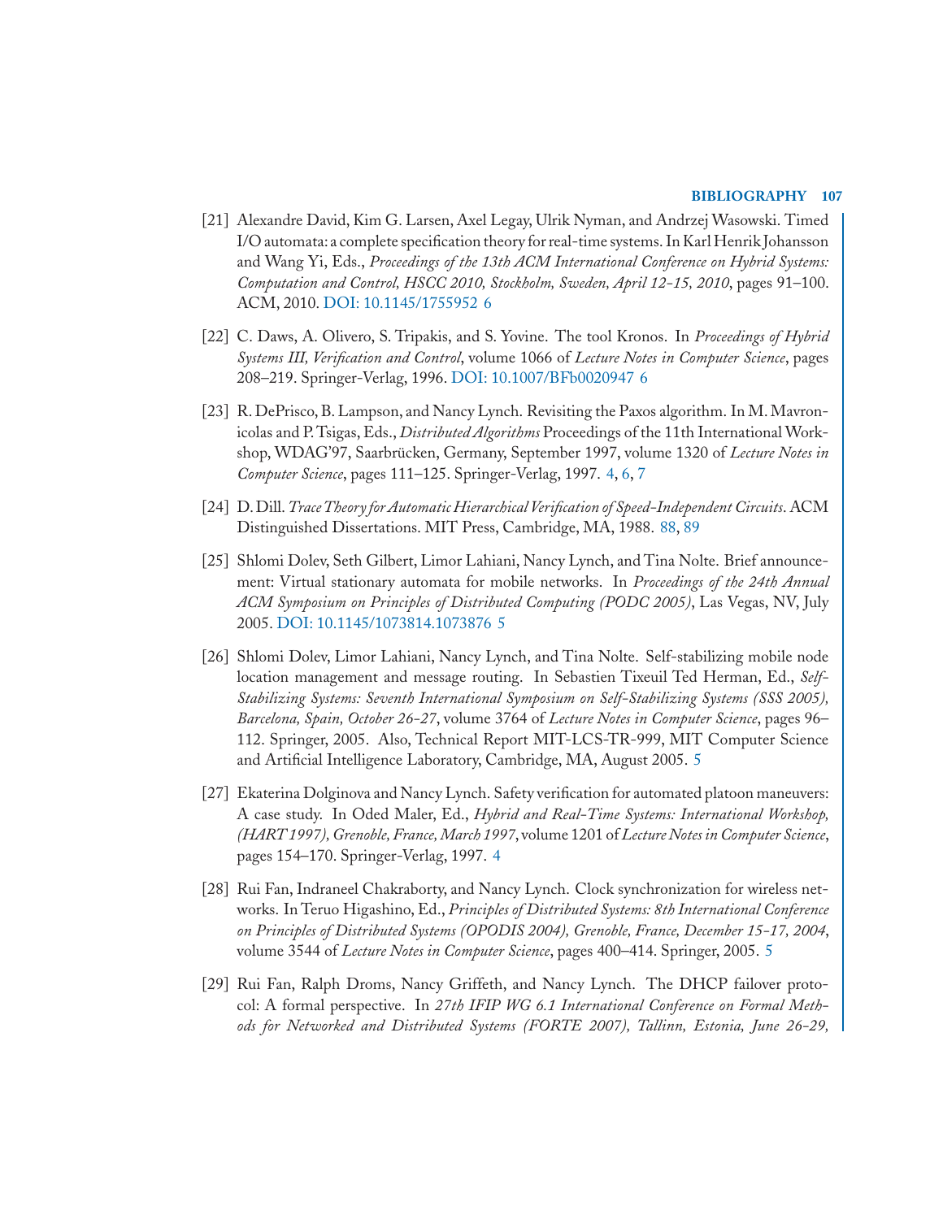[21] Alexandre David, Kim G. Larsen, Axel Legay, Ulrik Nyman, and Andrzej Wasowski. Timed I/O automata: a complete specification theory for real-time systems. In Karl Henrik Johansson and Wang Yi, Eds., *Proceedings of the 13th ACM International Conference on Hybrid Systems: Computation and Control, HSCC 2010, Stockholm, Sweden, April 12-15, 2010*, pages 91–100. ACM, 2010. DOI: 10.1145/1755952 6

[22] C. Daws, A. Olivero, S. Tripakis, and S. Yovine. The tool Kronos. In *Proceedings of Hybrid Systems III, Verification and Control*, volume 1066 of *Lecture Notes in Computer Science*, pages 208–219. Springer-Verlag, 1996. DOI: 10.1007/BFb0020947 6

[23] R. DePrisco, B. Lampson, and Nancy Lynch. Revisiting the Paxos algorithm. In M. Mavronicolas and P. Tsigas, Eds., *Distributed Algorithms* Proceedings of the 11th International Workshop, WDAG'97, Saarbrücken, Germany, September 1997, volume 1320 of *Lecture Notes in Computer Science*, pages 111–125. Springer-Verlag, 1997. 4, 6, 7

[24] D. Dill. *Trace Theory for Automatic Hierarchical Verification of Speed-Independent Circuits*. ACM Distinguished Dissertations. MIT Press, Cambridge, MA, 1988. 88, 89

[25] Shlomi Dolev, Seth Gilbert, Limor Lahiani, Nancy Lynch, and Tina Nolte. Brief announcement: Virtual stationary automata for mobile networks. In *Proceedings of the 24th Annual ACM Symposium on Principles of Distributed Computing (PODC 2005)*, Las Vegas, NV, July 2005. DOI: 10.1145/1073814.1073876 5

[26] Shlomi Dolev, Limor Lahiani, Nancy Lynch, and Tina Nolte. Self-stabilizing mobile node location management and message routing. In Sebastien Tixeuil Ted Herman, Ed., *Self-Stabilizing Systems: Seventh International Symposium on Self-Stabilizing Systems (SSS 2005), Barcelona, Spain, October 26-27*, volume 3764 of *Lecture Notes in Computer Science*, pages 96–112. Springer, 2005. Also, Technical Report MIT-LCS-TR-999, MIT Computer Science and Artificial Intelligence Laboratory, Cambridge, MA, August 2005. 5

[27] Ekaterina Dolginova and Nancy Lynch. Safety verification for automated platoon maneuvers: A case study. In Oded Maler, Ed., *Hybrid and Real-Time Systems: International Workshop, (HART 1997), Grenoble, France, March 1997*, volume 1201 of *Lecture Notes in Computer Science*, pages 154–170. Springer-Verlag, 1997. 4

[28] Rui Fan, Indraneel Chakraborty, and Nancy Lynch. Clock synchronization for wireless networks. In Teruo Higashino, Ed., *Principles of Distributed Systems: 8th International Conference on Principles of Distributed Systems (OPODIS 2004), Grenoble, France, December 15-17, 2004*, volume 3544 of *Lecture Notes in Computer Science*, pages 400–414. Springer, 2005. 5

[29] Rui Fan, Ralph Droms, Nancy Griffeth, and Nancy Lynch. The DHCP failover protocol: A formal perspective. In *27th IFIP WG 6.1 International Conference on Formal Methods for Networked and Distributed Systems (FORTE 2007), Tallinn, Estonia, June 26-29,*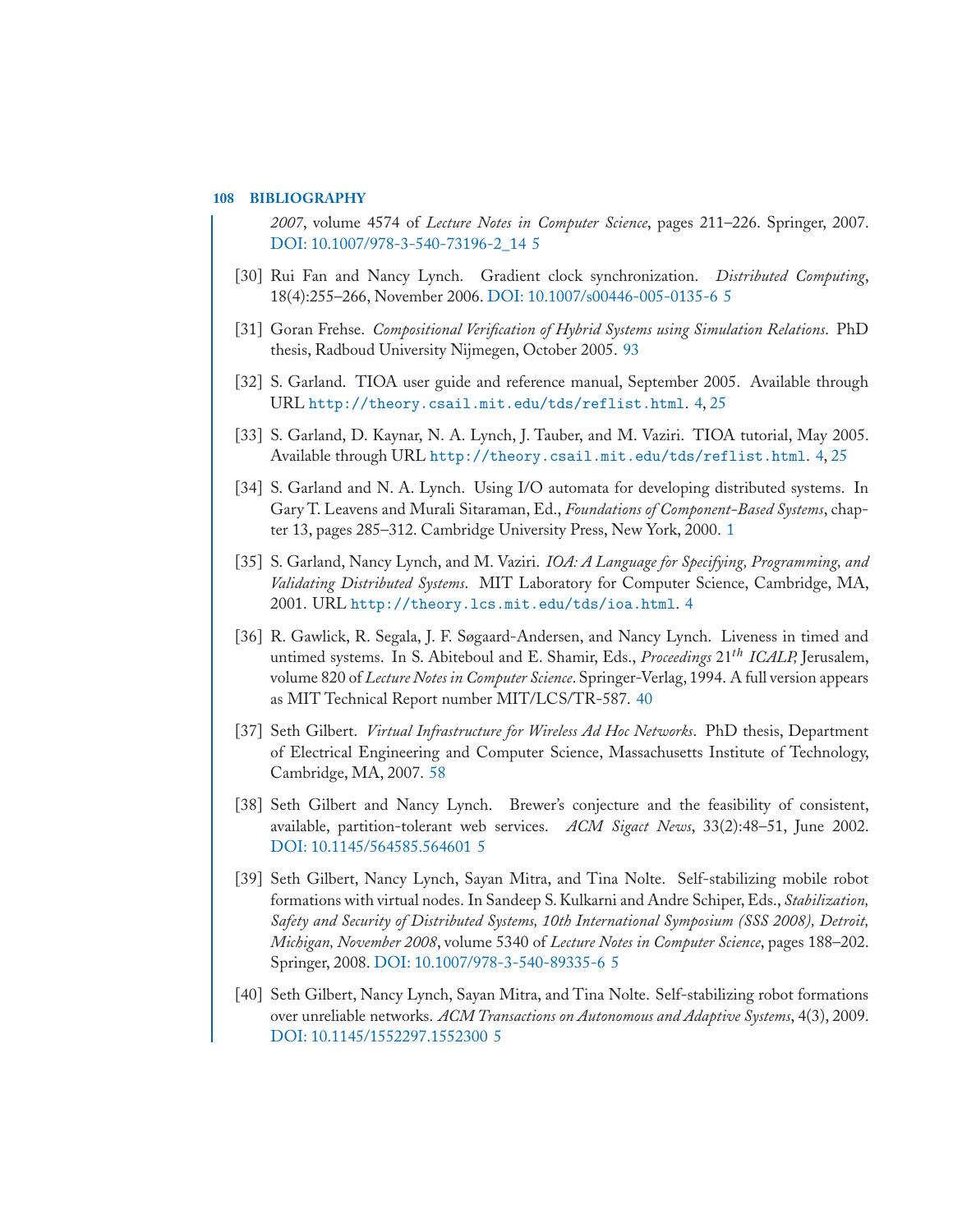*2007*, volume 4574 of *Lecture Notes in Computer Science*, pages 211–226. Springer, 2007. DOI: 10.1007/978-3-540-73196-2_14 5

[30] Rui Fan and Nancy Lynch. Gradient clock synchronization. *Distributed Computing*, 18(4):255–266, November 2006. DOI: 10.1007/s00446-005-0135-6 5

[31] Goran Frehse. *Compositional Verification of Hybrid Systems using Simulation Relations*. PhD thesis, Radboud University Nijmegen, October 2005. 93

[32] S. Garland. TIOA user guide and reference manual, September 2005. Available through URL `http://theory.csail.mit.edu/tds/reflist.html`. 4, 25

[33] S. Garland, D. Kaynar, N. A. Lynch, J. Tauber, and M. Vaziri. TIOA tutorial, May 2005. Available through URL `http://theory.csail.mit.edu/tds/reflist.html`. 4, 25

[34] S. Garland and N. A. Lynch. Using I/O automata for developing distributed systems. In Gary T. Leavens and Murali Sitaraman, Ed., *Foundations of Component-Based Systems*, chapter 13, pages 285–312. Cambridge University Press, New York, 2000. 1

[35] S. Garland, Nancy Lynch, and M. Vaziri. *IOA: A Language for Specifying, Programming, and Validating Distributed Systems*. MIT Laboratory for Computer Science, Cambridge, MA, 2001. URL `http://theory.lcs.mit.edu/tds/ioa.html`. 4

[36] R. Gawlick, R. Segala, J. F. Søgaard-Andersen, and Nancy Lynch. Liveness in timed and untimed systems. In S. Abiteboul and E. Shamir, Eds., *Proceedings* $21^{th}$ *ICALP*, Jerusalem, volume 820 of *Lecture Notes in Computer Science*. Springer-Verlag, 1994. A full version appears as MIT Technical Report number MIT/LCS/TR-587. 40

[37] Seth Gilbert. *Virtual Infrastructure for Wireless Ad Hoc Networks*. PhD thesis, Department of Electrical Engineering and Computer Science, Massachusetts Institute of Technology, Cambridge, MA, 2007. 58

[38] Seth Gilbert and Nancy Lynch. Brewer's conjecture and the feasibility of consistent, available, partition-tolerant web services. *ACM Sigact News*, 33(2):48–51, June 2002. DOI: 10.1145/564585.564601 5

[39] Seth Gilbert, Nancy Lynch, Sayan Mitra, and Tina Nolte. Self-stabilizing mobile robot formations with virtual nodes. In Sandeep S. Kulkarni and Andre Schiper, Eds., *Stabilization, Safety and Security of Distributed Systems, 10th International Symposium (SSS 2008), Detroit, Michigan, November 2008*, volume 5340 of *Lecture Notes in Computer Science*, pages 188–202. Springer, 2008. DOI: 10.1007/978-3-540-89335-6 5

[40] Seth Gilbert, Nancy Lynch, Sayan Mitra, and Tina Nolte. Self-stabilizing robot formations over unreliable networks. *ACM Transactions on Autonomous and Adaptive Systems*, 4(3), 2009. DOI: 10.1145/1552297.1552300 5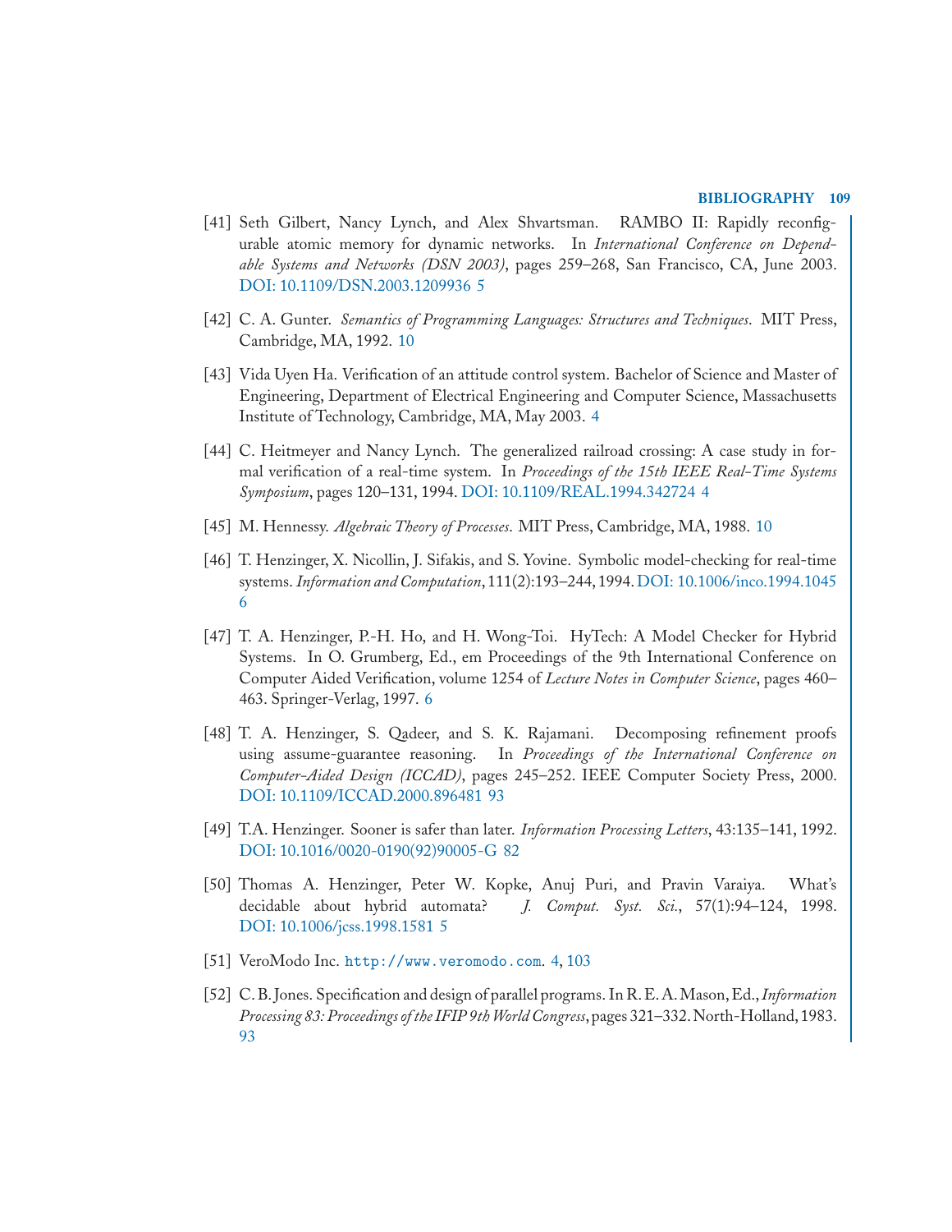[41] Seth Gilbert, Nancy Lynch, and Alex Shvartsman. RAMBO II: Rapidly reconfigurable atomic memory for dynamic networks. In *International Conference on Dependable Systems and Networks (DSN 2003)*, pages 259–268, San Francisco, CA, June 2003. DOI: 10.1109/DSN.2003.1209936 5

[42] C. A. Gunter. *Semantics of Programming Languages: Structures and Techniques*. MIT Press, Cambridge, MA, 1992. 10

[43] Vida Uyen Ha. Verification of an attitude control system. Bachelor of Science and Master of Engineering, Department of Electrical Engineering and Computer Science, Massachusetts Institute of Technology, Cambridge, MA, May 2003. 4

[44] C. Heitmeyer and Nancy Lynch. The generalized railroad crossing: A case study in formal verification of a real-time system. In *Proceedings of the 15th IEEE Real-Time Systems Symposium*, pages 120–131, 1994. DOI: 10.1109/REAL.1994.342724 4

[45] M. Hennessy. *Algebraic Theory of Processes*. MIT Press, Cambridge, MA, 1988. 10

[46] T. Henzinger, X. Nicollin, J. Sifakis, and S. Yovine. Symbolic model-checking for real-time systems. *Information and Computation*, 111(2):193–244, 1994. DOI: 10.1006/inco.1994.1045 6

[47] T. A. Henzinger, P.-H. Ho, and H. Wong-Toi. HyTech: A Model Checker for Hybrid Systems. In O. Grumberg, Ed., em Proceedings of the 9th International Conference on Computer Aided Verification, volume 1254 of *Lecture Notes in Computer Science*, pages 460–463. Springer-Verlag, 1997. 6

[48] T. A. Henzinger, S. Qadeer, and S. K. Rajamani. Decomposing refinement proofs using assume-guarantee reasoning. In *Proceedings of the International Conference on Computer-Aided Design (ICCAD)*, pages 245–252. IEEE Computer Society Press, 2000. DOI: 10.1109/ICCAD.2000.896481 93

[49] T.A. Henzinger. Sooner is safer than later. *Information Processing Letters*, 43:135–141, 1992. DOI: 10.1016/0020-0190(92)90005-G 82

[50] Thomas A. Henzinger, Peter W. Kopke, Anuj Puri, and Pravin Varaiya. What's decidable about hybrid automata? *J. Comput. Syst. Sci.*, 57(1):94–124, 1998. DOI: 10.1006/jcss.1998.1581 5

[51] VeroModo Inc. `http://www.veromodo.com`. 4, 103

[52] C. B. Jones. Specification and design of parallel programs. In R. E. A. Mason, Ed., *Information Processing 83: Proceedings of the IFIP 9th World Congress*, pages 321–332. North-Holland, 1983. 93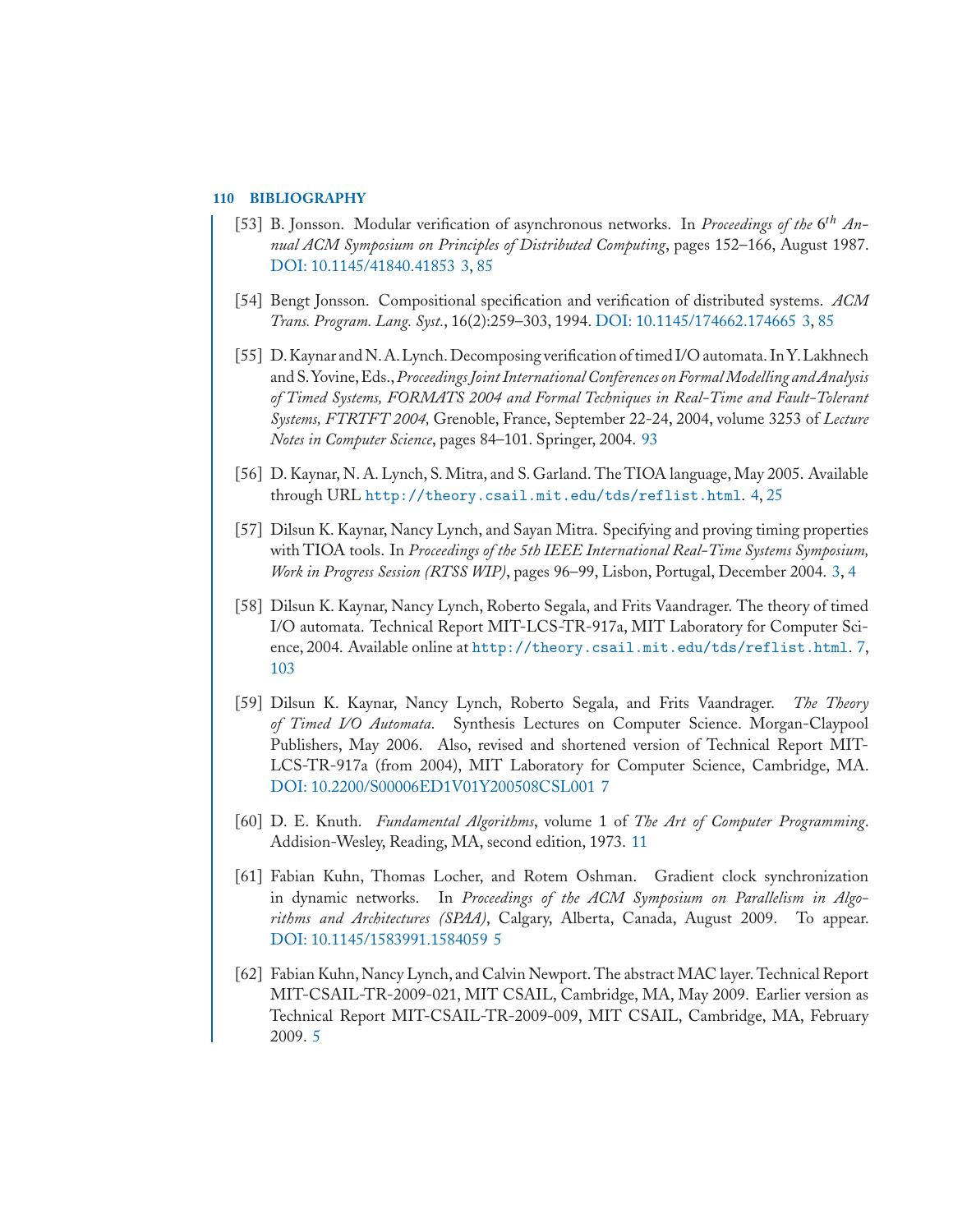[53] B. Jonsson. Modular verification of asynchronous networks. In *Proceedings of the* $6^{th}$ *Annual ACM Symposium on Principles of Distributed Computing*, pages 152–166, August 1987. DOI: 10.1145/41840.41853 3, 85

[54] Bengt Jonsson. Compositional specification and verification of distributed systems. *ACM Trans. Program. Lang. Syst.*, 16(2):259–303, 1994. DOI: 10.1145/174662.174665 3, 85

[55] D. Kaynar and N. A. Lynch. Decomposing verification of timed I/O automata. In Y. Lakhnech and S. Yovine, Eds., *Proceedings Joint International Conferences on Formal Modelling and Analysis of Timed Systems, FORMATS 2004 and Formal Techniques in Real-Time and Fault-Tolerant Systems, FTRTFT 2004,* Grenoble, France, September 22-24, 2004, volume 3253 of *Lecture Notes in Computer Science*, pages 84–101. Springer, 2004. 93

[56] D. Kaynar, N. A. Lynch, S. Mitra, and S. Garland. The TIOA language, May 2005. Available through URL `http://theory.csail.mit.edu/tds/reflist.html`. 4, 25

[57] Dilsun K. Kaynar, Nancy Lynch, and Sayan Mitra. Specifying and proving timing properties with TIOA tools. In *Proceedings of the 5th IEEE International Real-Time Systems Symposium, Work in Progress Session (RTSS WIP)*, pages 96–99, Lisbon, Portugal, December 2004. 3, 4

[58] Dilsun K. Kaynar, Nancy Lynch, Roberto Segala, and Frits Vaandrager. The theory of timed I/O automata. Technical Report MIT-LCS-TR-917a, MIT Laboratory for Computer Science, 2004. Available online at `http://theory.csail.mit.edu/tds/reflist.html`. 7, 103

[59] Dilsun K. Kaynar, Nancy Lynch, Roberto Segala, and Frits Vaandrager. *The Theory of Timed I/O Automata*. Synthesis Lectures on Computer Science. Morgan-Claypool Publishers, May 2006. Also, revised and shortened version of Technical Report MIT-LCS-TR-917a (from 2004), MIT Laboratory for Computer Science, Cambridge, MA. DOI: 10.2200/S00006ED1V01Y200508CSL001 7

[60] D. E. Knuth. *Fundamental Algorithms*, volume 1 of *The Art of Computer Programming*. Addision-Wesley, Reading, MA, second edition, 1973. 11

[61] Fabian Kuhn, Thomas Locher, and Rotem Oshman. Gradient clock synchronization in dynamic networks. In *Proceedings of the ACM Symposium on Parallelism in Algorithms and Architectures (SPAA)*, Calgary, Alberta, Canada, August 2009. To appear. DOI: 10.1145/1583991.1584059 5

[62] Fabian Kuhn, Nancy Lynch, and Calvin Newport. The abstract MAC layer. Technical Report MIT-CSAIL-TR-2009-021, MIT CSAIL, Cambridge, MA, May 2009. Earlier version as Technical Report MIT-CSAIL-TR-2009-009, MIT CSAIL, Cambridge, MA, February 2009. 5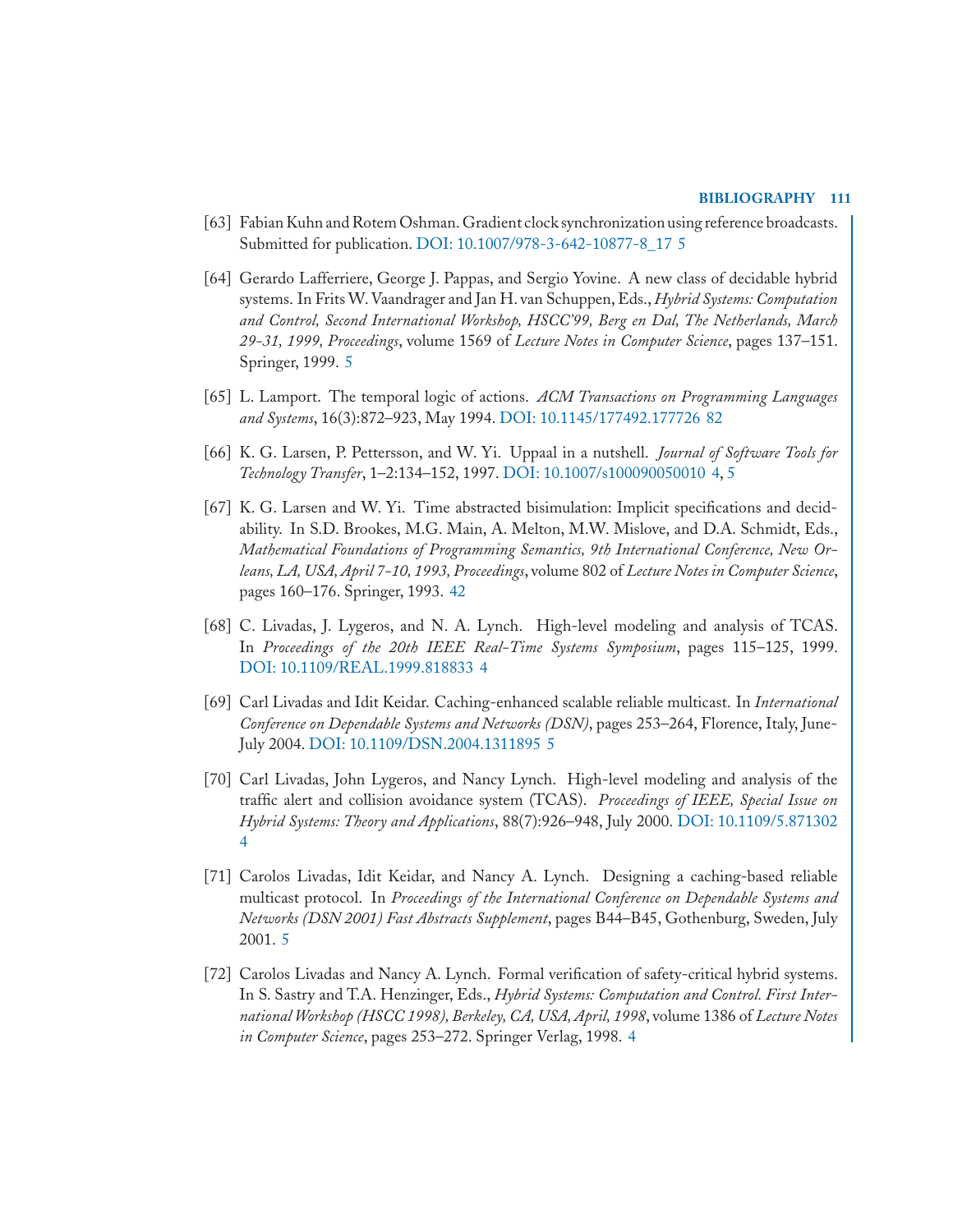[63] Fabian Kuhn and Rotem Oshman. Gradient clock synchronization using reference broadcasts. Submitted for publication. DOI: 10.1007/978-3-642-10877-8_17 5

[64] Gerardo Lafferriere, George J. Pappas, and Sergio Yovine. A new class of decidable hybrid systems. In Frits W. Vaandrager and Jan H. van Schuppen, Eds., *Hybrid Systems: Computation and Control, Second International Workshop, HSCC'99, Berg en Dal, The Netherlands, March 29-31, 1999, Proceedings*, volume 1569 of *Lecture Notes in Computer Science*, pages 137–151. Springer, 1999. 5

[65] L. Lamport. The temporal logic of actions. *ACM Transactions on Programming Languages and Systems*, 16(3):872–923, May 1994. DOI: 10.1145/177492.177726 82

[66] K. G. Larsen, P. Pettersson, and W. Yi. Uppaal in a nutshell. *Journal of Software Tools for Technology Transfer*, 1–2:134–152, 1997. DOI: 10.1007/s100090050010 4, 5

[67] K. G. Larsen and W. Yi. Time abstracted bisimulation: Implicit specifications and decidability. In S.D. Brookes, M.G. Main, A. Melton, M.W. Mislove, and D.A. Schmidt, Eds., *Mathematical Foundations of Programming Semantics, 9th International Conference, New Orleans, LA, USA, April 7-10, 1993, Proceedings*, volume 802 of *Lecture Notes in Computer Science*, pages 160–176. Springer, 1993. 42

[68] C. Livadas, J. Lygeros, and N. A. Lynch. High-level modeling and analysis of TCAS. In *Proceedings of the 20th IEEE Real-Time Systems Symposium*, pages 115–125, 1999. DOI: 10.1109/REAL.1999.818833 4

[69] Carl Livadas and Idit Keidar. Caching-enhanced scalable reliable multicast. In *International Conference on Dependable Systems and Networks (DSN)*, pages 253–264, Florence, Italy, June-July 2004. DOI: 10.1109/DSN.2004.1311895 5

[70] Carl Livadas, John Lygeros, and Nancy Lynch. High-level modeling and analysis of the traffic alert and collision avoidance system (TCAS). *Proceedings of IEEE, Special Issue on Hybrid Systems: Theory and Applications*, 88(7):926–948, July 2000. DOI: 10.1109/5.871302 4

[71] Carolos Livadas, Idit Keidar, and Nancy A. Lynch. Designing a caching-based reliable multicast protocol. In *Proceedings of the International Conference on Dependable Systems and Networks (DSN 2001) Fast Abstracts Supplement*, pages B44–B45, Gothenburg, Sweden, July 2001. 5

[72] Carolos Livadas and Nancy A. Lynch. Formal verification of safety-critical hybrid systems. In S. Sastry and T.A. Henzinger, Eds., *Hybrid Systems: Computation and Control. First International Workshop (HSCC 1998), Berkeley, CA, USA, April, 1998*, volume 1386 of *Lecture Notes in Computer Science*, pages 253–272. Springer Verlag, 1998. 4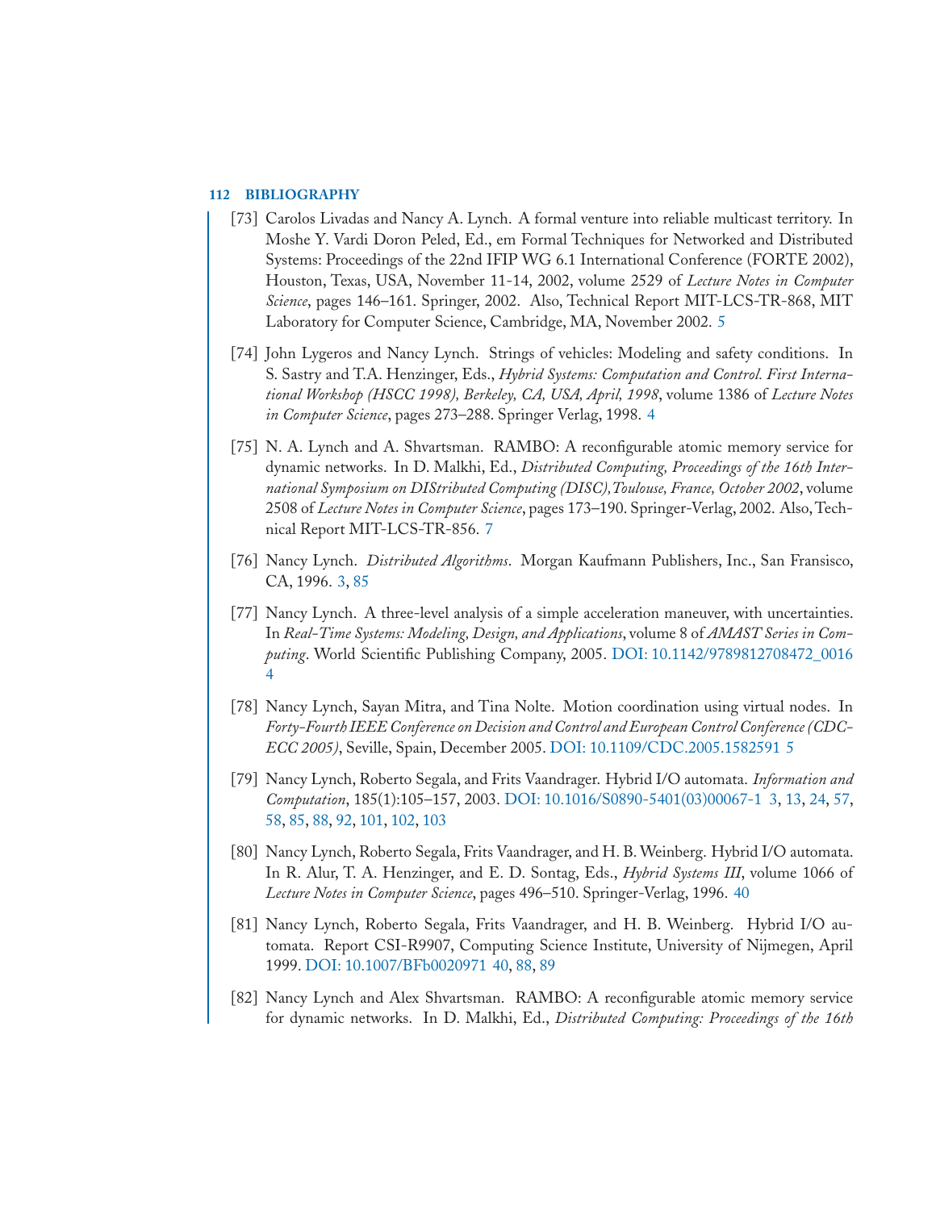[73] Carolos Livadas and Nancy A. Lynch. A formal venture into reliable multicast territory. In Moshe Y. Vardi Doron Peled, Ed., em Formal Techniques for Networked and Distributed Systems: Proceedings of the 22nd IFIP WG 6.1 International Conference (FORTE 2002), Houston, Texas, USA, November 11-14, 2002, volume 2529 of *Lecture Notes in Computer Science*, pages 146–161. Springer, 2002. Also, Technical Report MIT-LCS-TR-868, MIT Laboratory for Computer Science, Cambridge, MA, November 2002. 5

[74] John Lygeros and Nancy Lynch. Strings of vehicles: Modeling and safety conditions. In S. Sastry and T.A. Henzinger, Eds., *Hybrid Systems: Computation and Control. First International Workshop (HSCC 1998), Berkeley, CA, USA, April, 1998*, volume 1386 of *Lecture Notes in Computer Science*, pages 273–288. Springer Verlag, 1998. 4

[75] N. A. Lynch and A. Shvartsman. RAMBO: A reconfigurable atomic memory service for dynamic networks. In D. Malkhi, Ed., *Distributed Computing, Proceedings of the 16th International Symposium on DIStributed Computing (DISC),Toulouse, France, October 2002*, volume 2508 of *Lecture Notes in Computer Science*, pages 173–190. Springer-Verlag, 2002. Also, Technical Report MIT-LCS-TR-856. 7

[76] Nancy Lynch. *Distributed Algorithms*. Morgan Kaufmann Publishers, Inc., San Fransisco, CA, 1996. 3, 85

[77] Nancy Lynch. A three-level analysis of a simple acceleration maneuver, with uncertainties. In *Real-Time Systems: Modeling, Design, and Applications*, volume 8 of *AMAST Series in Computing*. World Scientific Publishing Company, 2005. DOI: 10.1142/9789812708472_0016 4

[78] Nancy Lynch, Sayan Mitra, and Tina Nolte. Motion coordination using virtual nodes. In *Forty-Fourth IEEE Conference on Decision and Control and European Control Conference (CDC-ECC 2005)*, Seville, Spain, December 2005. DOI: 10.1109/CDC.2005.1582591 5

[79] Nancy Lynch, Roberto Segala, and Frits Vaandrager. Hybrid I/O automata. *Information and Computation*, 185(1):105–157, 2003. DOI: 10.1016/S0890-5401(03)00067-1 3, 13, 24, 57, 58, 85, 88, 92, 101, 102, 103

[80] Nancy Lynch, Roberto Segala, Frits Vaandrager, and H. B. Weinberg. Hybrid I/O automata. In R. Alur, T. A. Henzinger, and E. D. Sontag, Eds., *Hybrid Systems III*, volume 1066 of *Lecture Notes in Computer Science*, pages 496–510. Springer-Verlag, 1996. 40

[81] Nancy Lynch, Roberto Segala, Frits Vaandrager, and H. B. Weinberg. Hybrid I/O automata. Report CSI-R9907, Computing Science Institute, University of Nijmegen, April 1999. DOI: 10.1007/BFb0020971 40, 88, 89

[82] Nancy Lynch and Alex Shvartsman. RAMBO: A reconfigurable atomic memory service for dynamic networks. In D. Malkhi, Ed., *Distributed Computing: Proceedings of the 16th*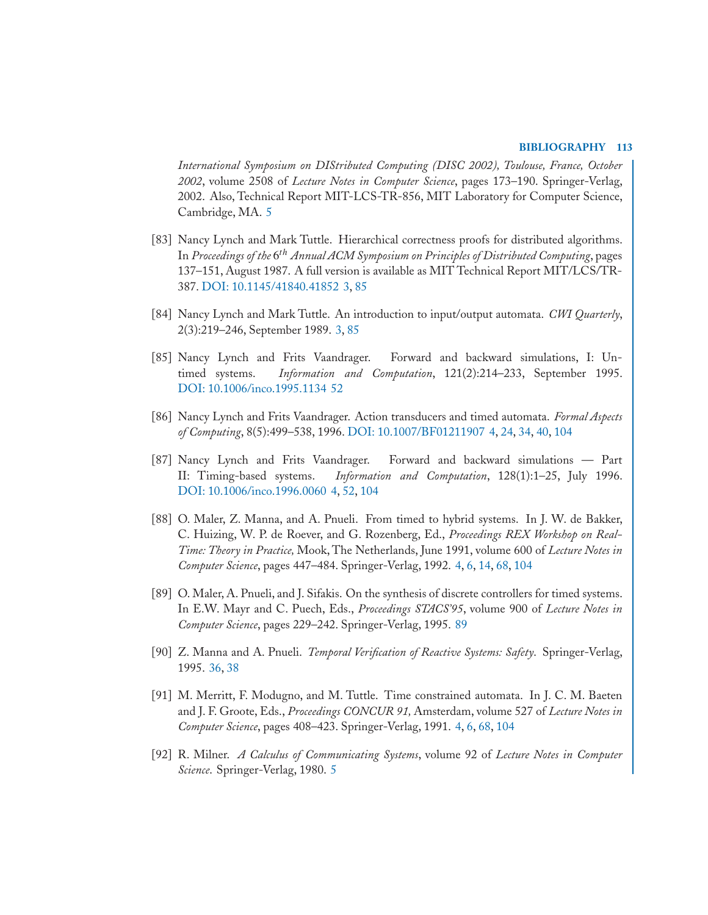*International Symposium on DIStributed Computing (DISC 2002), Toulouse, France, October 2002*, volume 2508 of *Lecture Notes in Computer Science*, pages 173–190. Springer-Verlag, 2002. Also, Technical Report MIT-LCS-TR-856, MIT Laboratory for Computer Science, Cambridge, MA. 5

[83] Nancy Lynch and Mark Tuttle. Hierarchical correctness proofs for distributed algorithms. In *Proceedings of the* $6^{th}$ *Annual ACM Symposium on Principles of Distributed Computing*, pages 137–151, August 1987. A full version is available as MIT Technical Report MIT/LCS/TR-387. DOI: 10.1145/41840.41852 3, 85

[84] Nancy Lynch and Mark Tuttle. An introduction to input/output automata. *CWI Quarterly*, 2(3):219–246, September 1989. 3, 85

[85] Nancy Lynch and Frits Vaandrager. Forward and backward simulations, I: Untimed systems. *Information and Computation*, 121(2):214–233, September 1995. DOI: 10.1006/inco.1995.1134 52

[86] Nancy Lynch and Frits Vaandrager. Action transducers and timed automata. *Formal Aspects of Computing*, 8(5):499–538, 1996. DOI: 10.1007/BF01211907 4, 24, 34, 40, 104

[87] Nancy Lynch and Frits Vaandrager. Forward and backward simulations — Part II: Timing-based systems. *Information and Computation*, 128(1):1–25, July 1996. DOI: 10.1006/inco.1996.0060 4, 52, 104

[88] O. Maler, Z. Manna, and A. Pnueli. From timed to hybrid systems. In J. W. de Bakker, C. Huizing, W. P. de Roever, and G. Rozenberg, Ed., *Proceedings REX Workshop on Real-Time: Theory in Practice,* Mook, The Netherlands, June 1991, volume 600 of *Lecture Notes in Computer Science*, pages 447–484. Springer-Verlag, 1992. 4, 6, 14, 68, 104

[89] O. Maler, A. Pnueli, and J. Sifakis. On the synthesis of discrete controllers for timed systems. In E.W. Mayr and C. Puech, Eds., *Proceedings STACS'95*, volume 900 of *Lecture Notes in Computer Science*, pages 229–242. Springer-Verlag, 1995. 89

[90] Z. Manna and A. Pnueli. *Temporal Verification of Reactive Systems: Safety*. Springer-Verlag, 1995. 36, 38

[91] M. Merritt, F. Modugno, and M. Tuttle. Time constrained automata. In J. C. M. Baeten and J. F. Groote, Eds., *Proceedings CONCUR 91,* Amsterdam, volume 527 of *Lecture Notes in Computer Science*, pages 408–423. Springer-Verlag, 1991. 4, 6, 68, 104

[92] R. Milner. *A Calculus of Communicating Systems*, volume 92 of *Lecture Notes in Computer Science*. Springer-Verlag, 1980. 5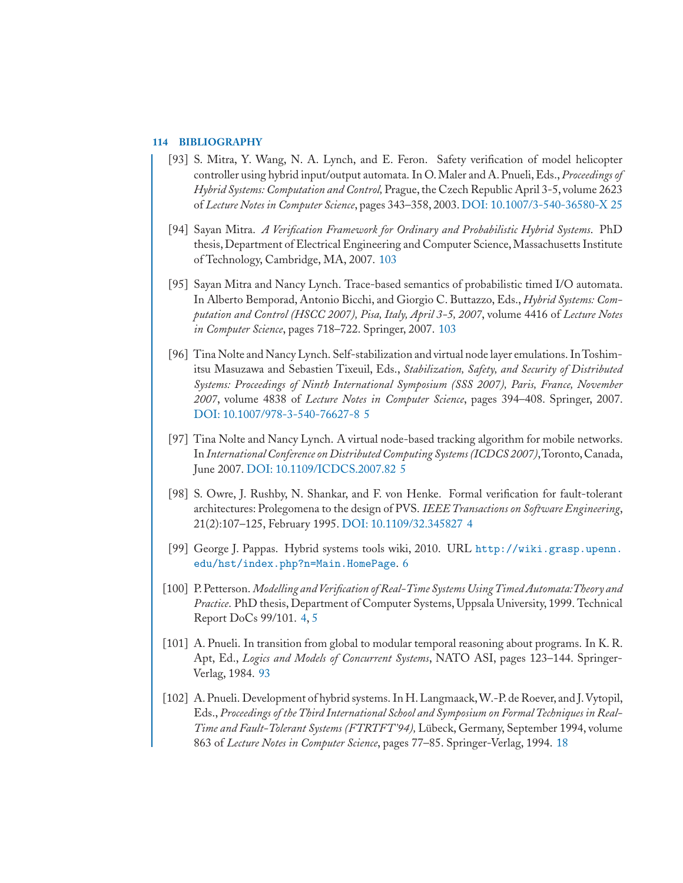[93] S. Mitra, Y. Wang, N. A. Lynch, and E. Feron. Safety verification of model helicopter controller using hybrid input/output automata. In O. Maler and A. Pnueli, Eds., *Proceedings of Hybrid Systems: Computation and Control,* Prague, the Czech Republic April 3-5, volume 2623 of *Lecture Notes in Computer Science*, pages 343–358, 2003. DOI: 10.1007/3-540-36580-X 25

[94] Sayan Mitra. *A Verification Framework for Ordinary and Probabilistic Hybrid Systems*. PhD thesis, Department of Electrical Engineering and Computer Science, Massachusetts Institute of Technology, Cambridge, MA, 2007. 103

[95] Sayan Mitra and Nancy Lynch. Trace-based semantics of probabilistic timed I/O automata. In Alberto Bemporad, Antonio Bicchi, and Giorgio C. Buttazzo, Eds., *Hybrid Systems: Computation and Control (HSCC 2007), Pisa, Italy, April 3-5, 2007*, volume 4416 of *Lecture Notes in Computer Science*, pages 718–722. Springer, 2007. 103

[96] Tina Nolte and Nancy Lynch. Self-stabilization and virtual node layer emulations. In Toshimitsu Masuzawa and Sebastien Tixeuil, Eds., *Stabilization, Safety, and Security of Distributed Systems: Proceedings of Ninth International Symposium (SSS 2007), Paris, France, November 2007*, volume 4838 of *Lecture Notes in Computer Science*, pages 394–408. Springer, 2007. DOI: 10.1007/978-3-540-76627-8 5

[97] Tina Nolte and Nancy Lynch. A virtual node-based tracking algorithm for mobile networks. In *International Conference on Distributed Computing Systems (ICDCS 2007)*, Toronto, Canada, June 2007. DOI: 10.1109/ICDCS.2007.82 5

[98] S. Owre, J. Rushby, N. Shankar, and F. von Henke. Formal verification for fault-tolerant architectures: Prolegomena to the design of PVS. *IEEE Transactions on Software Engineering*, 21(2):107–125, February 1995. DOI: 10.1109/32.345827 4

[99] George J. Pappas. Hybrid systems tools wiki, 2010. URL `http://wiki.grasp.upenn.edu/hst/index.php?n=Main.HomePage`. 6

[100] P. Petterson. *Modelling and Verification of Real-Time Systems Using Timed Automata: Theory and Practice*. PhD thesis, Department of Computer Systems, Uppsala University, 1999. Technical Report DoCs 99/101. 4, 5

[101] A. Pnueli. In transition from global to modular temporal reasoning about programs. In K. R. Apt, Ed., *Logics and Models of Concurrent Systems*, NATO ASI, pages 123–144. Springer-Verlag, 1984. 93

[102] A. Pnueli. Development of hybrid systems. In H. Langmaack, W.-P. de Roever, and J. Vytopil, Eds., *Proceedings of the Third International School and Symposium on Formal Techniques in Real-Time and Fault-Tolerant Systems (FTRTFT'94),* Lübeck, Germany, September 1994, volume 863 of *Lecture Notes in Computer Science*, pages 77–85. Springer-Verlag, 1994. 18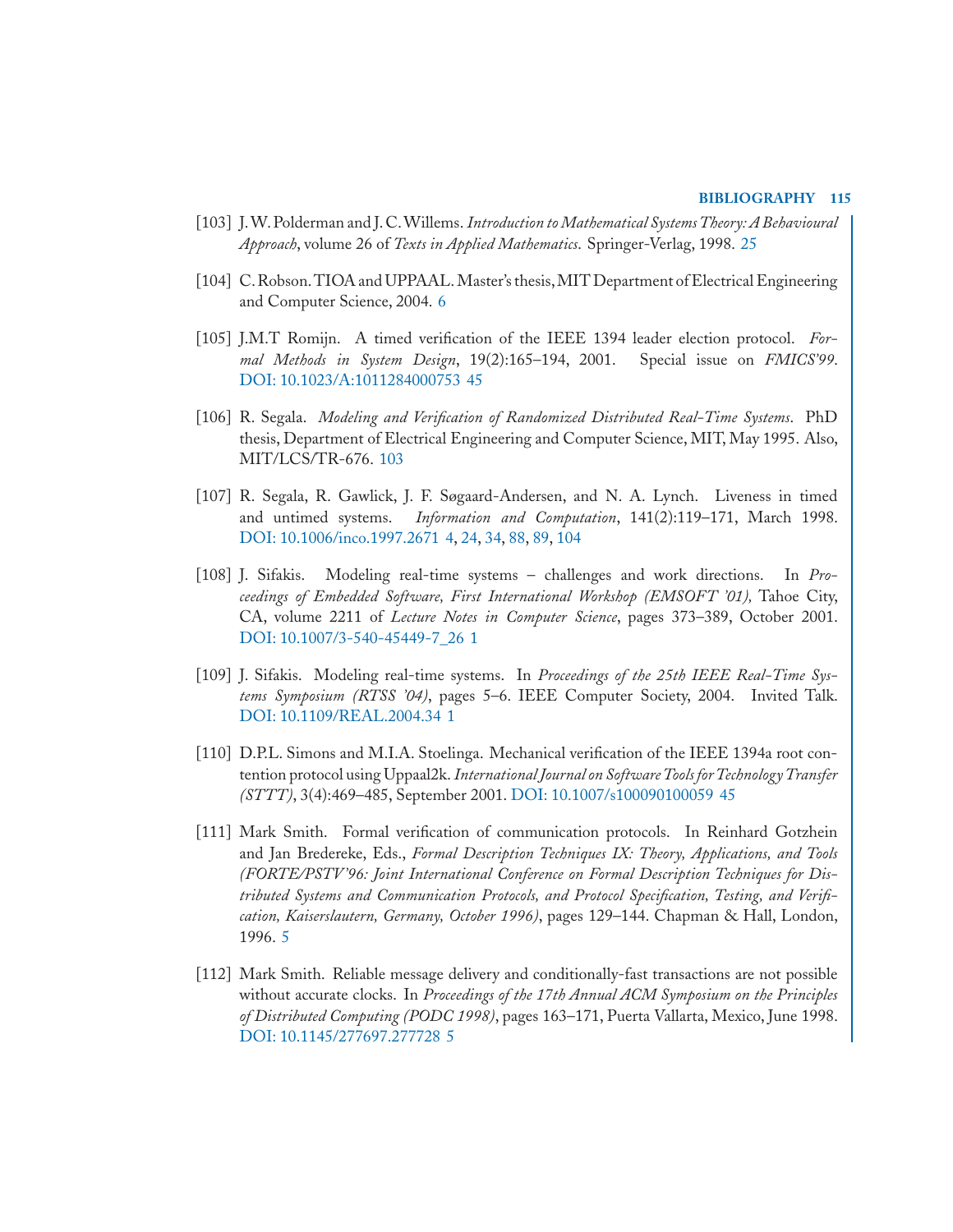[103] J. W. Polderman and J. C. Willems. *Introduction to Mathematical Systems Theory: A Behavioural Approach*, volume 26 of *Texts in Applied Mathematics*. Springer-Verlag, 1998. 25

[104] C. Robson. TIOA and UPPAAL. Master's thesis, MIT Department of Electrical Engineering and Computer Science, 2004. 6

[105] J.M.T Romijn. A timed verification of the IEEE 1394 leader election protocol. *Formal Methods in System Design*, 19(2):165–194, 2001. Special issue on *FMICS'99*. DOI: 10.1023/A:1011284000753 45

[106] R. Segala. *Modeling and Verification of Randomized Distributed Real-Time Systems*. PhD thesis, Department of Electrical Engineering and Computer Science, MIT, May 1995. Also, MIT/LCS/TR-676. 103

[107] R. Segala, R. Gawlick, J. F. Søgaard-Andersen, and N. A. Lynch. Liveness in timed and untimed systems. *Information and Computation*, 141(2):119–171, March 1998. DOI: 10.1006/inco.1997.2671 4, 24, 34, 88, 89, 104

[108] J. Sifakis. Modeling real-time systems – challenges and work directions. In *Proceedings of Embedded Software, First International Workshop (EMSOFT '01),* Tahoe City, CA, volume 2211 of *Lecture Notes in Computer Science*, pages 373–389, October 2001. DOI: 10.1007/3-540-45449-7_26 1

[109] J. Sifakis. Modeling real-time systems. In *Proceedings of the 25th IEEE Real-Time Systems Symposium (RTSS '04)*, pages 5–6. IEEE Computer Society, 2004. Invited Talk. DOI: 10.1109/REAL.2004.34 1

[110] D.P.L. Simons and M.I.A. Stoelinga. Mechanical verification of the IEEE 1394a root contention protocol using Uppaal2k. *International Journal on Software Tools for Technology Transfer (STTT)*, 3(4):469–485, September 2001. DOI: 10.1007/s100090100059 45

[111] Mark Smith. Formal verification of communication protocols. In Reinhard Gotzhein and Jan Bredereke, Eds., *Formal Description Techniques IX: Theory, Applications, and Tools (FORTE/PSTV'96: Joint International Conference on Formal Description Techniques for Distributed Systems and Communication Protocols, and Protocol Specification, Testing, and Verification, Kaiserslautern, Germany, October 1996)*, pages 129–144. Chapman & Hall, London, 1996. 5

[112] Mark Smith. Reliable message delivery and conditionally-fast transactions are not possible without accurate clocks. In *Proceedings of the 17th Annual ACM Symposium on the Principles of Distributed Computing (PODC 1998)*, pages 163–171, Puerta Vallarta, Mexico, June 1998. DOI: 10.1145/277697.277728 5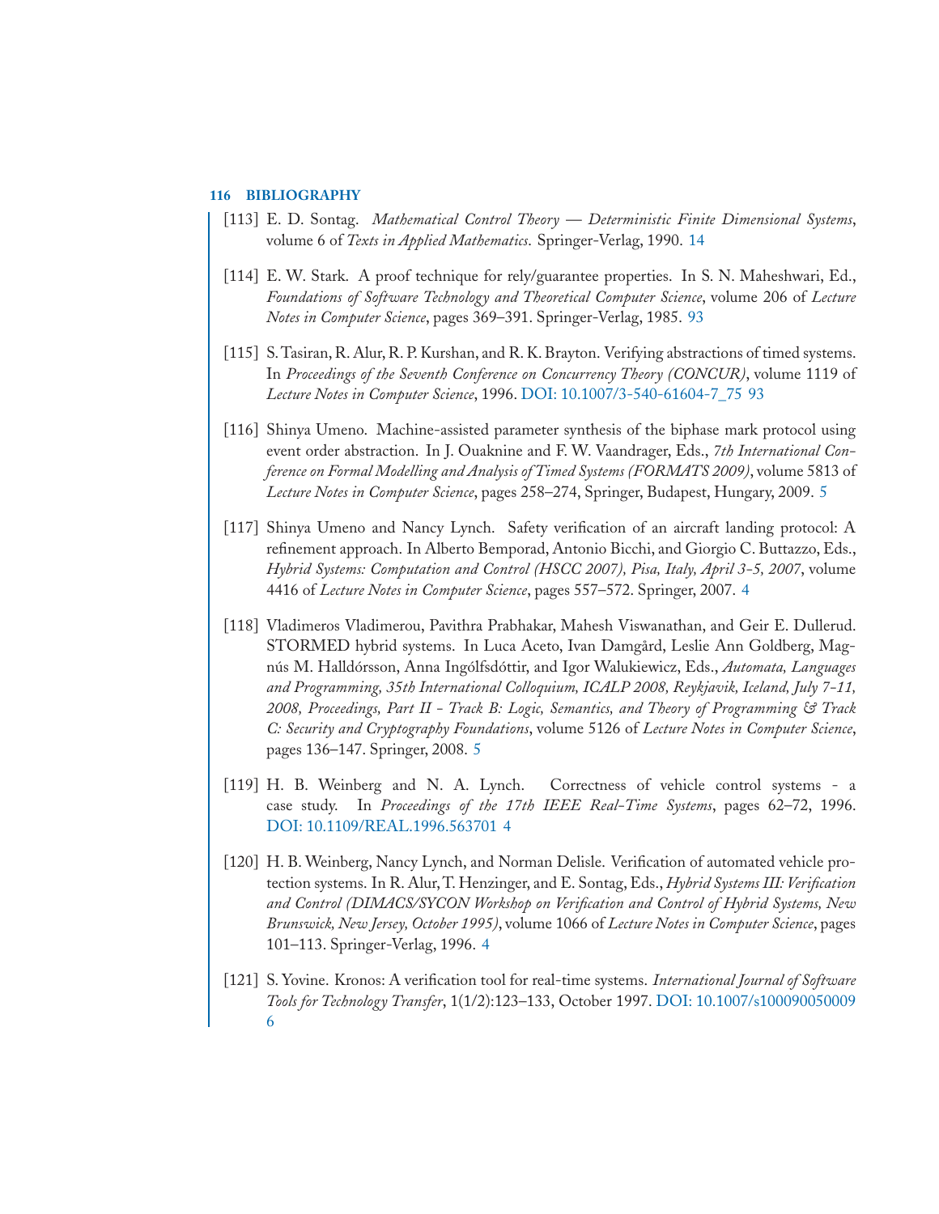[113] E. D. Sontag. *Mathematical Control Theory — Deterministic Finite Dimensional Systems*, volume 6 of *Texts in Applied Mathematics*. Springer-Verlag, 1990. 14

[114] E. W. Stark. A proof technique for rely/guarantee properties. In S. N. Maheshwari, Ed., *Foundations of Software Technology and Theoretical Computer Science*, volume 206 of *Lecture Notes in Computer Science*, pages 369–391. Springer-Verlag, 1985. 93

[115] S. Tasiran, R. Alur, R. P. Kurshan, and R. K. Brayton. Verifying abstractions of timed systems. In *Proceedings of the Seventh Conference on Concurrency Theory (CONCUR)*, volume 1119 of *Lecture Notes in Computer Science*, 1996. DOI: 10.1007/3-540-61604-7_75 93

[116] Shinya Umeno. Machine-assisted parameter synthesis of the biphase mark protocol using event order abstraction. In J. Ouaknine and F. W. Vaandrager, Eds., *7th International Conference on Formal Modelling and Analysis of Timed Systems (FORMATS 2009)*, volume 5813 of *Lecture Notes in Computer Science*, pages 258–274, Springer, Budapest, Hungary, 2009. 5

[117] Shinya Umeno and Nancy Lynch. Safety verification of an aircraft landing protocol: A refinement approach. In Alberto Bemporad, Antonio Bicchi, and Giorgio C. Buttazzo, Eds., *Hybrid Systems: Computation and Control (HSCC 2007), Pisa, Italy, April 3-5, 2007*, volume 4416 of *Lecture Notes in Computer Science*, pages 557–572. Springer, 2007. 4

[118] Vladimeros Vladimerou, Pavithra Prabhakar, Mahesh Viswanathan, and Geir E. Dullerud. STORMED hybrid systems. In Luca Aceto, Ivan Damgård, Leslie Ann Goldberg, Magnús M. Halldórsson, Anna Ingólfsdóttir, and Igor Walukiewicz, Eds., *Automata, Languages and Programming, 35th International Colloquium, ICALP 2008, Reykjavik, Iceland, July 7-11, 2008, Proceedings, Part II - Track B: Logic, Semantics, and Theory of Programming & Track C: Security and Cryptography Foundations*, volume 5126 of *Lecture Notes in Computer Science*, pages 136–147. Springer, 2008. 5

[119] H. B. Weinberg and N. A. Lynch. Correctness of vehicle control systems - a case study. In *Proceedings of the 17th IEEE Real-Time Systems*, pages 62–72, 1996. DOI: 10.1109/REAL.1996.563701 4

[120] H. B. Weinberg, Nancy Lynch, and Norman Delisle. Verification of automated vehicle protection systems. In R. Alur, T. Henzinger, and E. Sontag, Eds., *Hybrid Systems III: Verification and Control (DIMACS/SYCON Workshop on Verification and Control of Hybrid Systems, New Brunswick, New Jersey, October 1995)*, volume 1066 of *Lecture Notes in Computer Science*, pages 101–113. Springer-Verlag, 1996. 4

[121] S. Yovine. Kronos: A verification tool for real-time systems. *International Journal of Software Tools for Technology Transfer*, 1(1/2):123–133, October 1997. DOI: 10.1007/s100090050009 6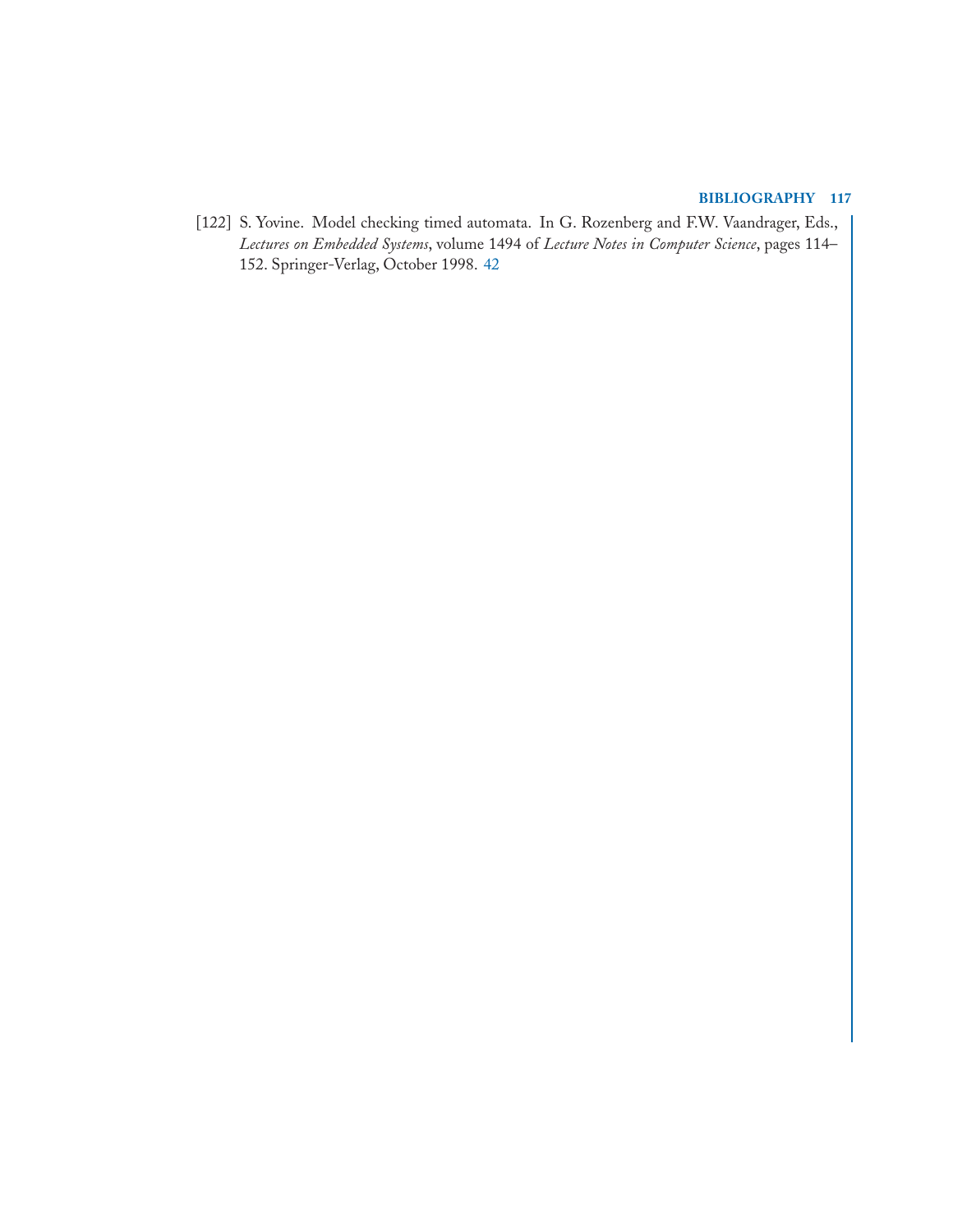[122] S. Yovine. Model checking timed automata. In G. Rozenberg and F.W. Vaandrager, Eds., *Lectures on Embedded Systems*, volume 1494 of *Lecture Notes in Computer Science*, pages 114–152. Springer-Verlag, October 1998. 42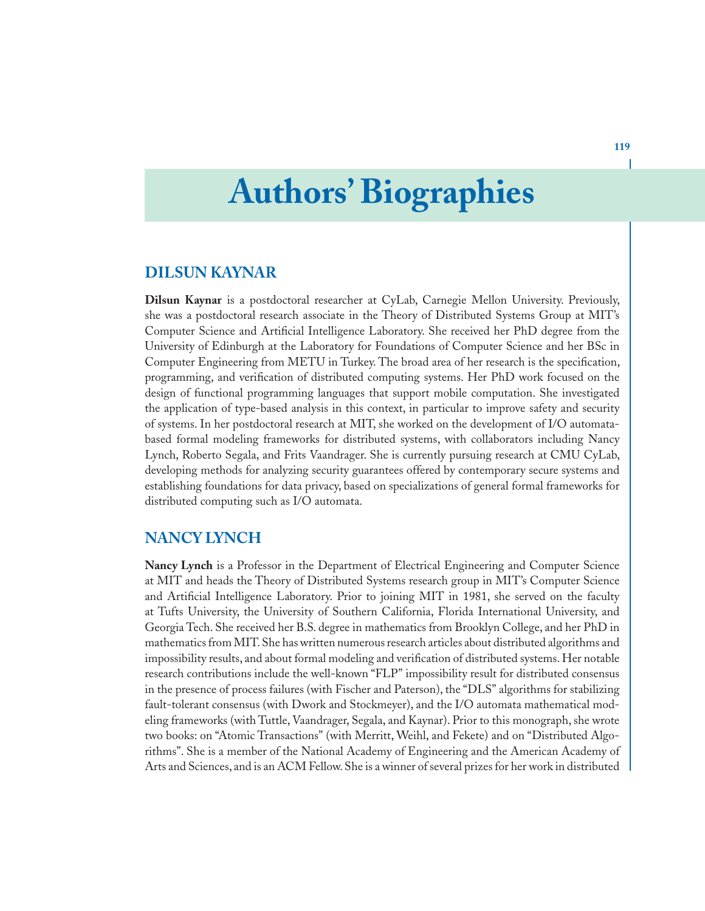# Authors' Biographies

## DILSUN KAYNAR

**Dilsun Kaynar** is a postdoctoral researcher at CyLab, Carnegie Mellon University. Previously, she was a postdoctoral research associate in the Theory of Distributed Systems Group at MIT's Computer Science and Artificial Intelligence Laboratory. She received her PhD degree from the University of Edinburgh at the Laboratory for Foundations of Computer Science and her BSc in Computer Engineering from METU in Turkey. The broad area of her research is the specification, programming, and verification of distributed computing systems. Her PhD work focused on the design of functional programming languages that support mobile computation. She investigated the application of type-based analysis in this context, in particular to improve safety and security of systems. In her postdoctoral research at MIT, she worked on the development of I/O automata-based formal modeling frameworks for distributed systems, with collaborators including Nancy Lynch, Roberto Segala, and Frits Vaandrager. She is currently pursuing research at CMU CyLab, developing methods for analyzing security guarantees offered by contemporary secure systems and establishing foundations for data privacy, based on specializations of general formal frameworks for distributed computing such as I/O automata.

## NANCY LYNCH

**Nancy Lynch** is a Professor in the Department of Electrical Engineering and Computer Science at MIT and heads the Theory of Distributed Systems research group in MIT's Computer Science and Artificial Intelligence Laboratory. Prior to joining MIT in 1981, she served on the faculty at Tufts University, the University of Southern California, Florida International University, and Georgia Tech. She received her B.S. degree in mathematics from Brooklyn College, and her PhD in mathematics from MIT. She has written numerous research articles about distributed algorithms and impossibility results, and about formal modeling and verification of distributed systems. Her notable research contributions include the well-known "FLP" impossibility result for distributed consensus in the presence of process failures (with Fischer and Paterson), the "DLS" algorithms for stabilizing fault-tolerant consensus (with Dwork and Stockmeyer), and the I/O automata mathematical modeling frameworks (with Tuttle, Vaandrager, Segala, and Kaynar). Prior to this monograph, she wrote two books: on "Atomic Transactions" (with Merritt, Weihl, and Fekete) and on "Distributed Algorithms". She is a member of the National Academy of Engineering and the American Academy of Arts and Sciences, and is an ACM Fellow. She is a winner of several prizes for her work in distributed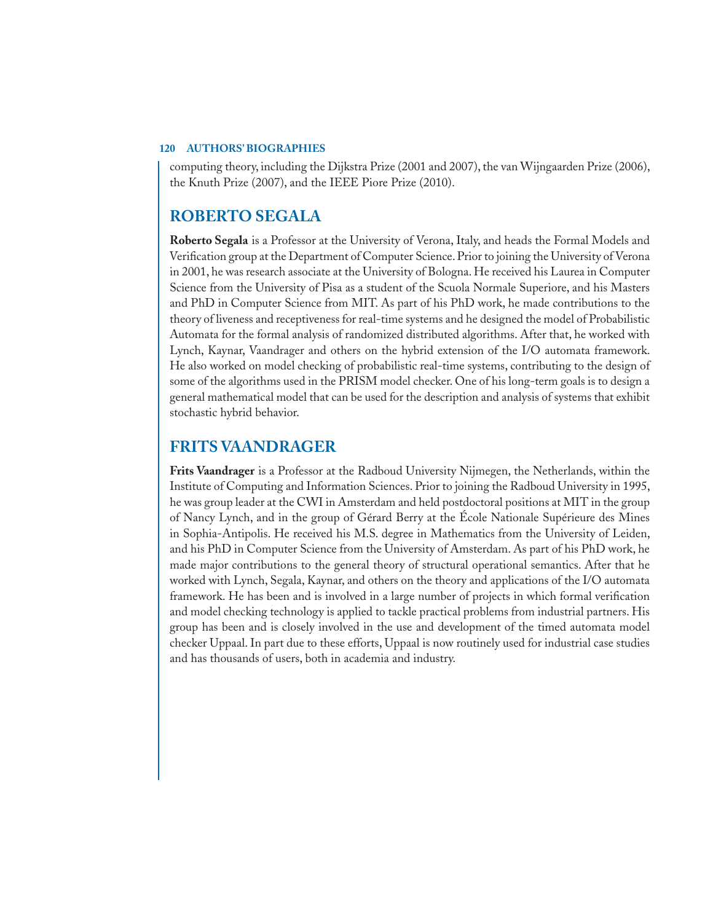computing theory, including the Dijkstra Prize (2001 and 2007), the van Wijngaarden Prize (2006), the Knuth Prize (2007), and the IEEE Piore Prize (2010).

## ROBERTO SEGALA

**Roberto Segala** is a Professor at the University of Verona, Italy, and heads the Formal Models and Verification group at the Department of Computer Science. Prior to joining the University of Verona in 2001, he was research associate at the University of Bologna. He received his Laurea in Computer Science from the University of Pisa as a student of the Scuola Normale Superiore, and his Masters and PhD in Computer Science from MIT. As part of his PhD work, he made contributions to the theory of liveness and receptiveness for real-time systems and he designed the model of Probabilistic Automata for the formal analysis of randomized distributed algorithms. After that, he worked with Lynch, Kaynar, Vaandrager and others on the hybrid extension of the I/O automata framework. He also worked on model checking of probabilistic real-time systems, contributing to the design of some of the algorithms used in the PRISM model checker. One of his long-term goals is to design a general mathematical model that can be used for the description and analysis of systems that exhibit stochastic hybrid behavior.

## FRITS VAANDRAGER

**Frits Vaandrager** is a Professor at the Radboud University Nijmegen, the Netherlands, within the Institute of Computing and Information Sciences. Prior to joining the Radboud University in 1995, he was group leader at the CWI in Amsterdam and held postdoctoral positions at MIT in the group of Nancy Lynch, and in the group of Gérard Berry at the École Nationale Supérieure des Mines in Sophia-Antipolis. He received his M.S. degree in Mathematics from the University of Leiden, and his PhD in Computer Science from the University of Amsterdam. As part of his PhD work, he made major contributions to the general theory of structural operational semantics. After that he worked with Lynch, Segala, Kaynar, and others on the theory and applications of the I/O automata framework. He has been and is involved in a large number of projects in which formal verification and model checking technology is applied to tackle practical problems from industrial partners. His group has been and is closely involved in the use and development of the timed automata model checker Uppaal. In part due to these efforts, Uppaal is now routinely used for industrial case studies and has thousands of users, both in academia and industry.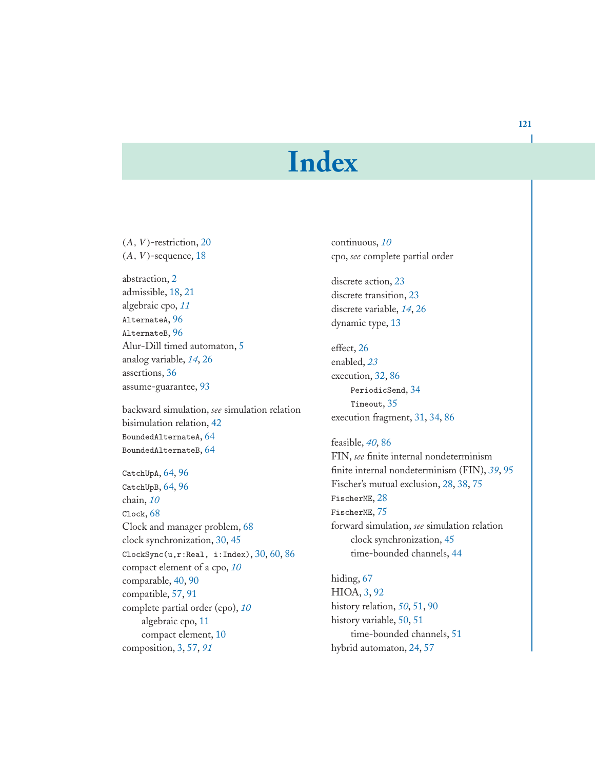# Index

$(A, V)$-restriction, 20
$(A, V)$-sequence, 18

abstraction, 2
admissible, 18, 21
algebraic cpo, *11*
`AlternateA`, 96
`AlternateB`, 96
Alur-Dill timed automaton, 5
analog variable, *14*, 26
assertions, 36
assume-guarantee, 93

backward simulation, *see* simulation relation
bisimulation relation, 42
`BoundedAlternateA`, 64
`BoundedAlternateB`, 64

`CatchUpA`, 64, 96
`CatchUpB`, 64, 96
chain, *10*
`Clock`, 68
Clock and manager problem, 68
clock synchronization, 30, 45
`ClockSync(u,r:Real, i:Index)`, 30, 60, 86
compact element of a cpo, *10*
comparable, 40, 90
compatible, 57, 91
complete partial order (cpo), *10*
  algebraic cpo, 11
  compact element, 10
composition, 3, 57, *91*

continuous, *10*
cpo, *see* complete partial order

discrete action, 23
discrete transition, 23
discrete variable, *14*, 26
dynamic type, 13

effect, 26
enabled, *23*
execution, 32, 86
  `PeriodicSend`, 34
  `Timeout`, 35
execution fragment, 31, 34, 86

feasible, *40*, 86
FIN, *see* finite internal nondeterminism
finite internal nondeterminism (FIN), *39*, 95
Fischer's mutual exclusion, 28, 38, 75
`FischerME`, 28
`FischerME`, 75
forward simulation, *see* simulation relation
  clock synchronization, 45
  time-bounded channels, 44

hiding, 67
HIOA, 3, 92
history relation, *50*, 51, 90
history variable, 50, 51
  time-bounded channels, 51
hybrid automaton, 24, 57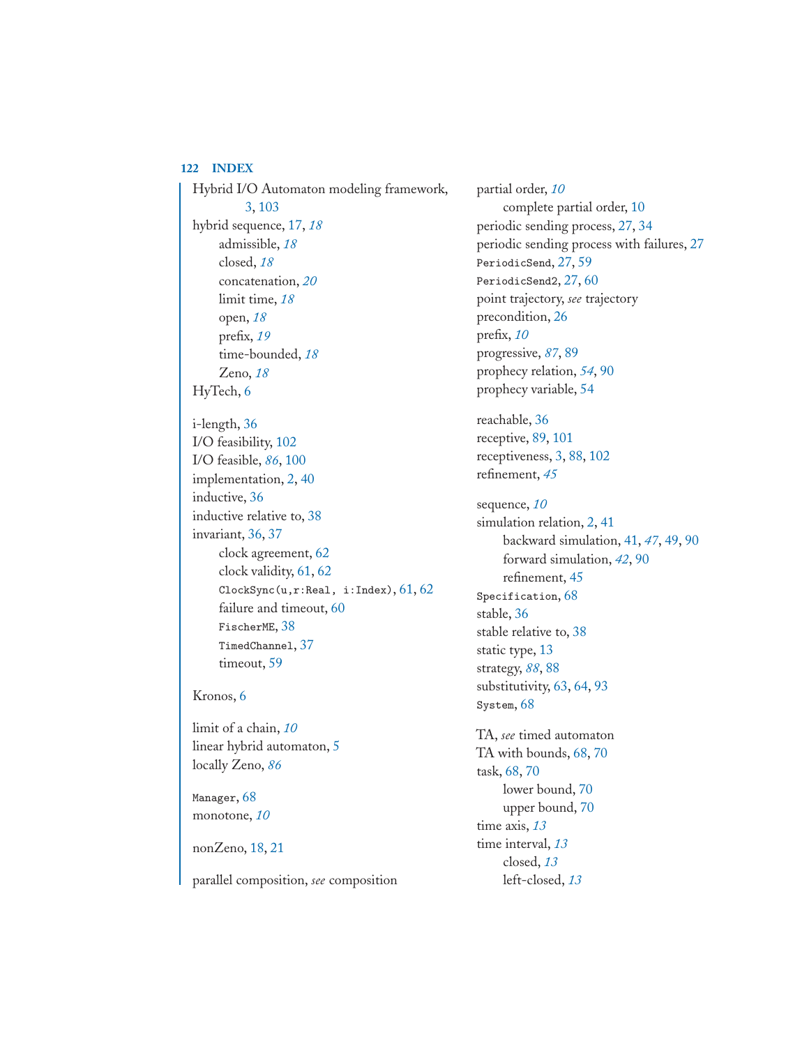Hybrid I/O Automaton modeling framework, 3, 103
hybrid sequence, 17, *18*
  admissible, *18*
  closed, *18*
  concatenation, *20*
  limit time, *18*
  open, *18*
  prefix, *19*
  time-bounded, *18*
  Zeno, *18*
HyTech, 6

i-length, 36
I/O feasibility, 102
I/O feasible, *86*, 100
implementation, 2, 40
inductive, 36
inductive relative to, 38
invariant, 36, 37
  clock agreement, 62
  clock validity, 61, 62
  `ClockSync(u,r:Real, i:Index)`, 61, 62
  failure and timeout, 60
  `FischerME`, 38
  `TimedChannel`, 37
  timeout, 59

Kronos, 6

limit of a chain, *10*
linear hybrid automaton, 5
locally Zeno, *86*

`Manager`, 68
monotone, *10*

nonZeno, 18, 21

parallel composition, *see* composition
partial order, *10*
  complete partial order, 10
periodic sending process, 27, 34
periodic sending process with failures, 27
`PeriodicSend`, 27, 59
`PeriodicSend2`, 27, 60
point trajectory, *see* trajectory
precondition, 26
prefix, *10*
progressive, *87*, 89
prophecy relation, *54*, 90
prophecy variable, 54

reachable, 36
receptive, 89, 101
receptiveness, 3, 88, 102
refinement, *45*

sequence, *10*
simulation relation, 2, 41
  backward simulation, 41, *47*, 49, 90
  forward simulation, *42*, 90
  refinement, 45
`Specification`, 68
stable, 36
stable relative to, 38
static type, 13
strategy, *88*, 88
substitutivity, 63, 64, 93
`System`, 68

TA, *see* timed automaton
TA with bounds, 68, 70
task, 68, 70
  lower bound, 70
  upper bound, 70
time axis, *13*
time interval, *13*
  closed, *13*
  left-closed, *13*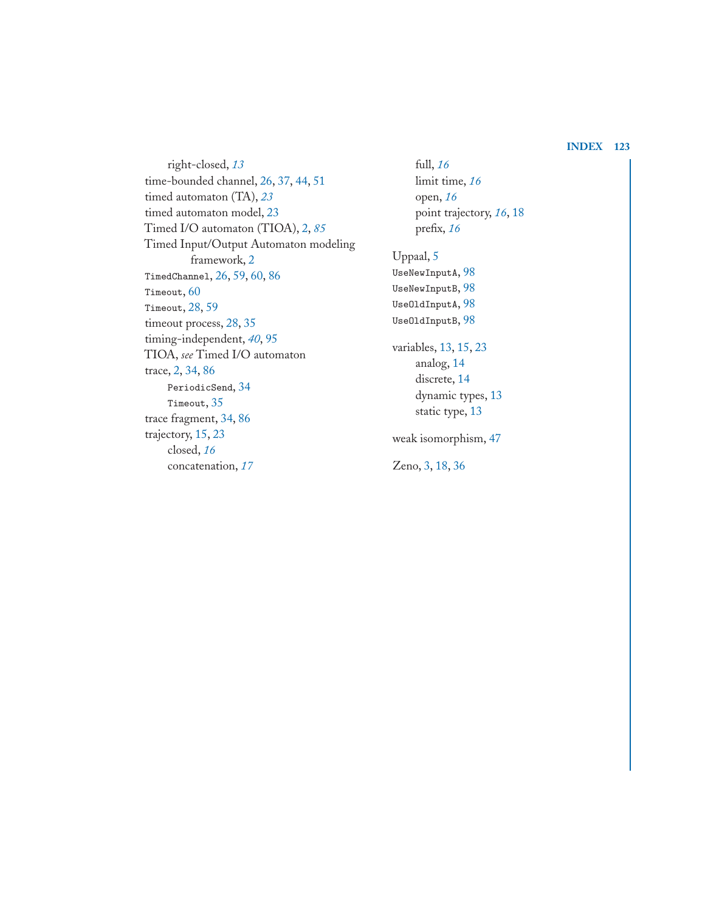right-closed, *13*
time-bounded channel, 26, 37, 44, 51
timed automaton (TA), *23*
timed automaton model, 23
Timed I/O automaton (TIOA), 2, *85*
Timed Input/Output Automaton modeling framework, 2
`TimedChannel`, 26, 59, 60, 86
`Timeout`, 60
`Timeout`, 28, 59
timeout process, 28, 35
timing-independent, *40*, 95
TIOA, *see* Timed I/O automaton
trace, 2, 34, 86
    `PeriodicSend`, 34
    `Timeout`, 35
trace fragment, 34, 86
trajectory, 15, 23
    closed, *16*
    concatenation, *17*
    full, *16*
    limit time, *16*
    open, *16*
    point trajectory, *16*, 18
    prefix, *16*

Uppaal, 5
`UseNewInputA`, 98
`UseNewInputB`, 98
`UseOldInputA`, 98
`UseOldInputB`, 98

variables, 13, 15, 23
    analog, 14
    discrete, 14
    dynamic types, 13
    static type, 13

weak isomorphism, 47

Zeno, 3, 18, 36